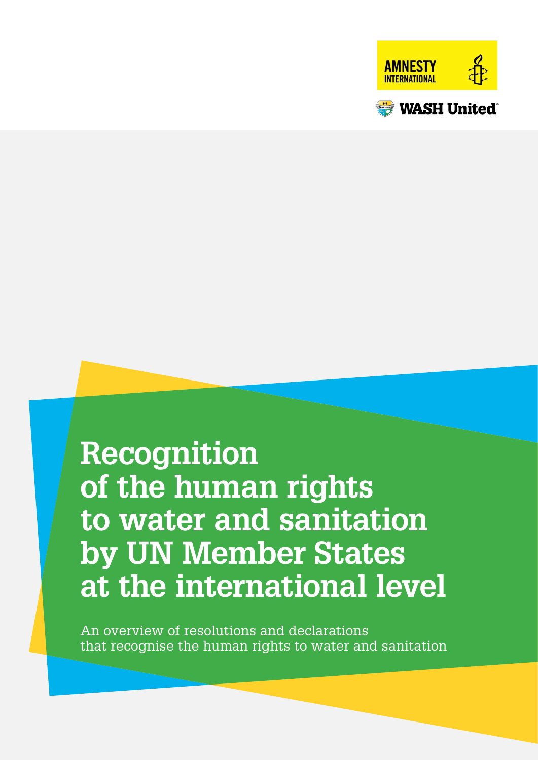AMNESTY INTERNATIONAL

WASH United

# Recognition of the human rights to water and sanitation by UN Member States at the international level

An overview of resolutions and declarations that recognise the human rights to water and sanitation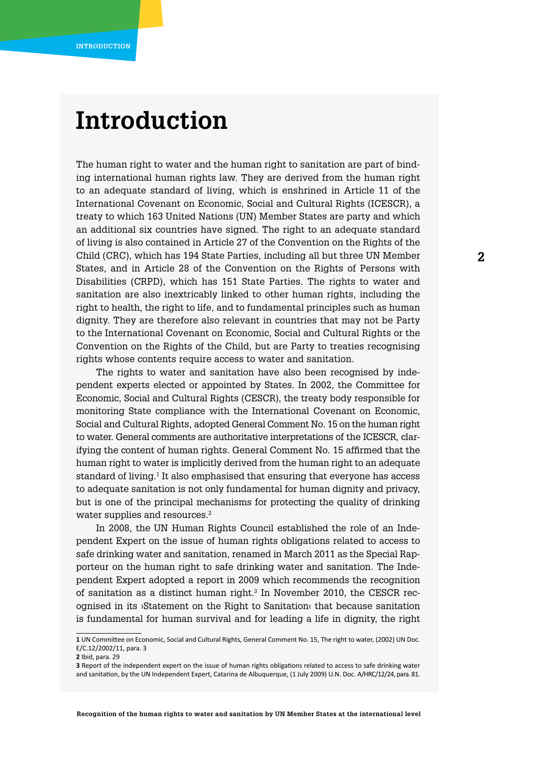# Introduction

The human right to water and the human right to sanitation are part of binding international human rights law. They are derived from the human right to an adequate standard of living, which is enshrined in Article 11 of the International Covenant on Economic, Social and Cultural Rights (ICESCR), a treaty to which 163 United Nations (UN) Member States are party and which an additional six countries have signed. The right to an adequate standard of living is also contained in Article 27 of the Convention on the Rights of the Child (CRC), which has 194 State Parties, including all but three UN Member States, and in Article 28 of the Convention on the Rights of Persons with Disabilities (CRPD), which has 151 State Parties. The rights to water and sanitation are also inextricably linked to other human rights, including the right to health, the right to life, and to fundamental principles such as human dignity. They are therefore also relevant in countries that may not be Party to the International Covenant on Economic, Social and Cultural Rights or the Convention on the Rights of the Child, but are Party to treaties recognising rights whose contents require access to water and sanitation.

The rights to water and sanitation have also been recognised by independent experts elected or appointed by States. In 2002, the Committee for Economic, Social and Cultural Rights (CESCR), the treaty body responsible for monitoring State compliance with the International Covenant on Economic, Social and Cultural Rights, adopted General Comment No. 15 on the human right to water. General comments are authoritative interpretations of the ICESCR, clarifying the content of human rights. General Comment No. 15 affirmed that the human right to water is implicitly derived from the human right to an adequate standard of living.[1] It also emphasised that ensuring that everyone has access to adequate sanitation is not only fundamental for human dignity and privacy, but is one of the principal mechanisms for protecting the quality of drinking water supplies and resources.[2]

In 2008, the UN Human Rights Council established the role of an Independent Expert on the issue of human rights obligations related to access to safe drinking water and sanitation, renamed in March 2011 as the Special Rapporteur on the human right to safe drinking water and sanitation. The Independent Expert adopted a report in 2009 which recommends the recognition of sanitation as a distinct human right.[3] In November 2010, the CESCR recognised in its ›Statement on the Right to Sanitation‹ that because sanitation is fundamental for human survival and for leading a life in dignity, the right

---

**1** UN Committee on Economic, Social and Cultural Rights, General Comment No. 15, The right to water, (2002) UN Doc. E/C.12/2002/11, para. 3

**2** Ibid, para. 29

**3** Report of the independent expert on the issue of human rights obligations related to access to safe drinking water and sanitation, by the UN Independent Expert, Catarina de Albuquerque, (1 July 2009) U.N. Doc. A/HRC/12/24, para. 81.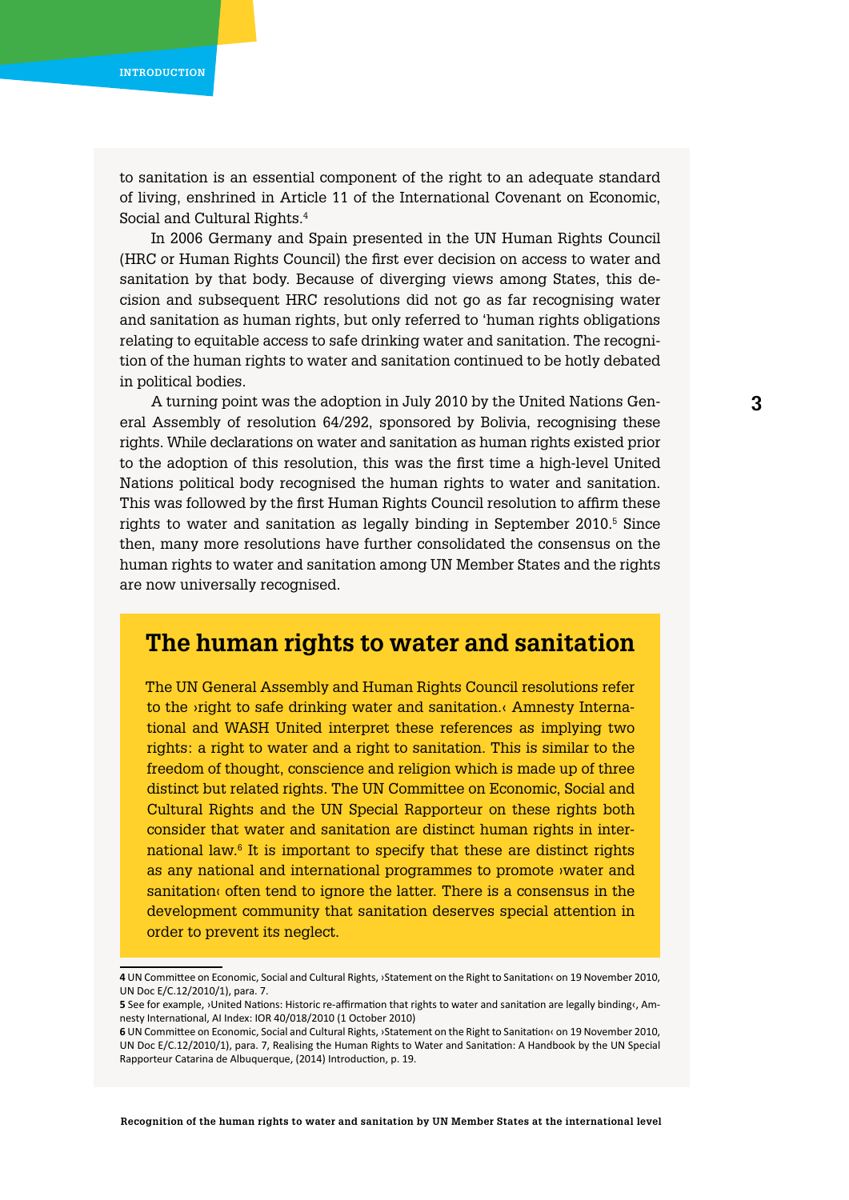to sanitation is an essential component of the right to an adequate standard of living, enshrined in Article 11 of the International Covenant on Economic, Social and Cultural Rights.[4]

In 2006 Germany and Spain presented in the UN Human Rights Council (HRC or Human Rights Council) the first ever decision on access to water and sanitation by that body. Because of diverging views among States, this decision and subsequent HRC resolutions did not go as far recognising water and sanitation as human rights, but only referred to 'human rights obligations relating to equitable access to safe drinking water and sanitation. The recognition of the human rights to water and sanitation continued to be hotly debated in political bodies.

A turning point was the adoption in July 2010 by the United Nations General Assembly of resolution 64/292, sponsored by Bolivia, recognising these rights. While declarations on water and sanitation as human rights existed prior to the adoption of this resolution, this was the first time a high-level United Nations political body recognised the human rights to water and sanitation. This was followed by the first Human Rights Council resolution to affirm these rights to water and sanitation as legally binding in September 2010.[5] Since then, many more resolutions have further consolidated the consensus on the human rights to water and sanitation among UN Member States and the rights are now universally recognised.

## The human rights to water and sanitation

The UN General Assembly and Human Rights Council resolutions refer to the ›right to safe drinking water and sanitation.‹ Amnesty International and WASH United interpret these references as implying two rights: a right to water and a right to sanitation. This is similar to the freedom of thought, conscience and religion which is made up of three distinct but related rights. The UN Committee on Economic, Social and Cultural Rights and the UN Special Rapporteur on these rights both consider that water and sanitation are distinct human rights in international law.[6] It is important to specify that these are distinct rights as any national and international programmes to promote ›water and sanitation‹ often tend to ignore the latter. There is a consensus in the development community that sanitation deserves special attention in order to prevent its neglect.

---

**4** UN Committee on Economic, Social and Cultural Rights, ›Statement on the Right to Sanitation‹ on 19 November 2010, UN Doc E/C.12/2010/1), para. 7.

**5** See for example, ›United Nations: Historic re-affirmation that rights to water and sanitation are legally binding‹, Amnesty International, AI Index: IOR 40/018/2010 (1 October 2010)

**6** UN Committee on Economic, Social and Cultural Rights, ›Statement on the Right to Sanitation‹ on 19 November 2010, UN Doc E/C.12/2010/1), para. 7, Realising the Human Rights to Water and Sanitation: A Handbook by the UN Special Rapporteur Catarina de Albuquerque, (2014) Introduction, p. 19.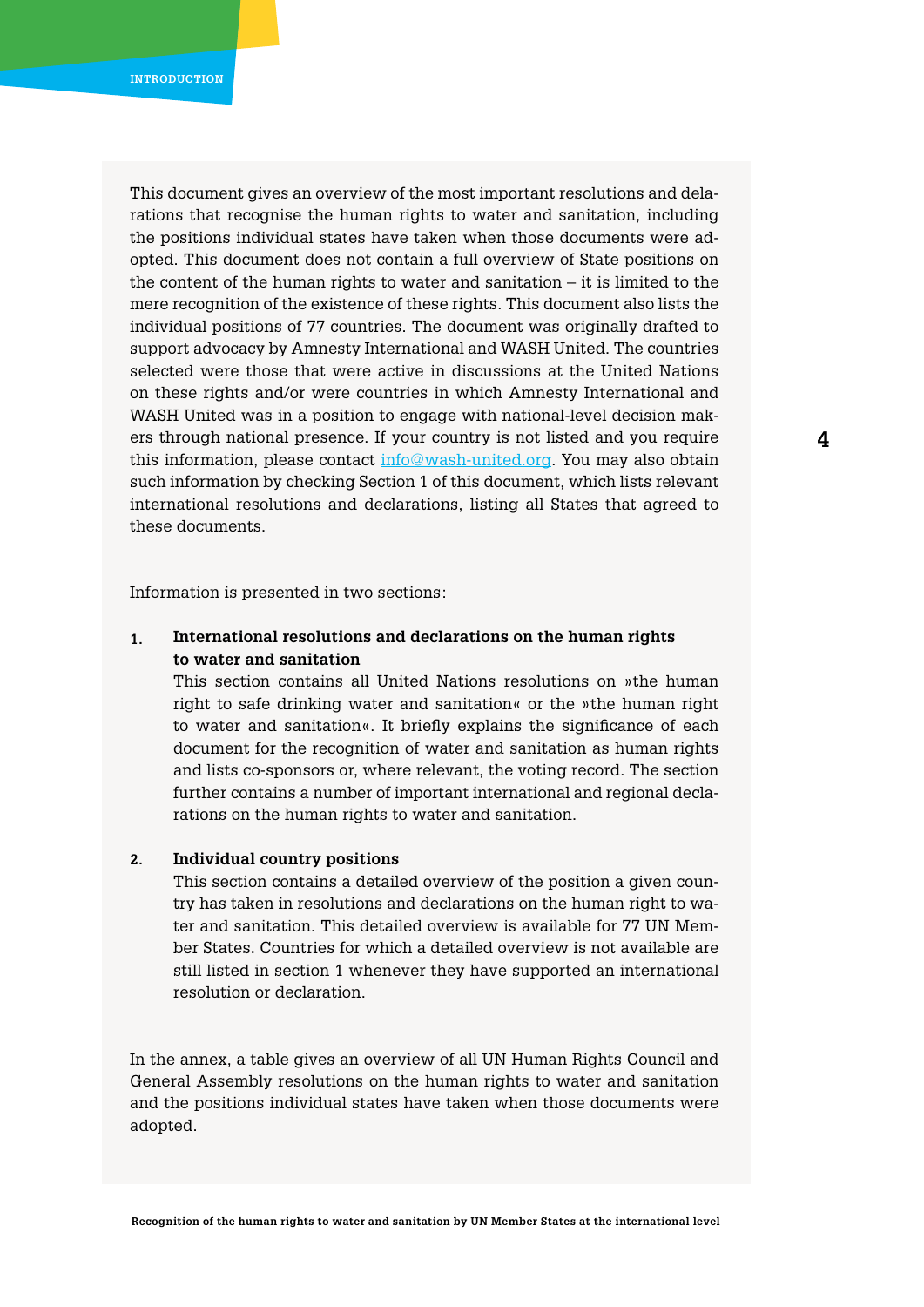This document gives an overview of the most important resolutions and declarations that recognise the human rights to water and sanitation, including the positions individual states have taken when those documents were adopted. This document does not contain a full overview of State positions on the content of the human rights to water and sanitation – it is limited to the mere recognition of the existence of these rights. This document also lists the individual positions of 77 countries. The document was originally drafted to support advocacy by Amnesty International and WASH United. The countries selected were those that were active in discussions at the United Nations on these rights and/or were countries in which Amnesty International and WASH United was in a position to engage with national-level decision makers through national presence. If your country is not listed and you require this information, please contact [info@wash-united.org](mailto:info@wash-united.org). You may also obtain such information by checking Section 1 of this document, which lists relevant international resolutions and declarations, listing all States that agreed to these documents.

Information is presented in two sections:

1. **International resolutions and declarations on the human rights to water and sanitation**
   This section contains all United Nations resolutions on »the human right to safe drinking water and sanitation« or the »the human right to water and sanitation«. It briefly explains the significance of each document for the recognition of water and sanitation as human rights and lists co-sponsors or, where relevant, the voting record. The section further contains a number of important international and regional declarations on the human rights to water and sanitation.

2. **Individual country positions**
   This section contains a detailed overview of the position a given country has taken in resolutions and declarations on the human right to water and sanitation. This detailed overview is available for 77 UN Member States. Countries for which a detailed overview is not available are still listed in section 1 whenever they have supported an international resolution or declaration.

In the annex, a table gives an overview of all UN Human Rights Council and General Assembly resolutions on the human rights to water and sanitation and the positions individual states have taken when those documents were adopted.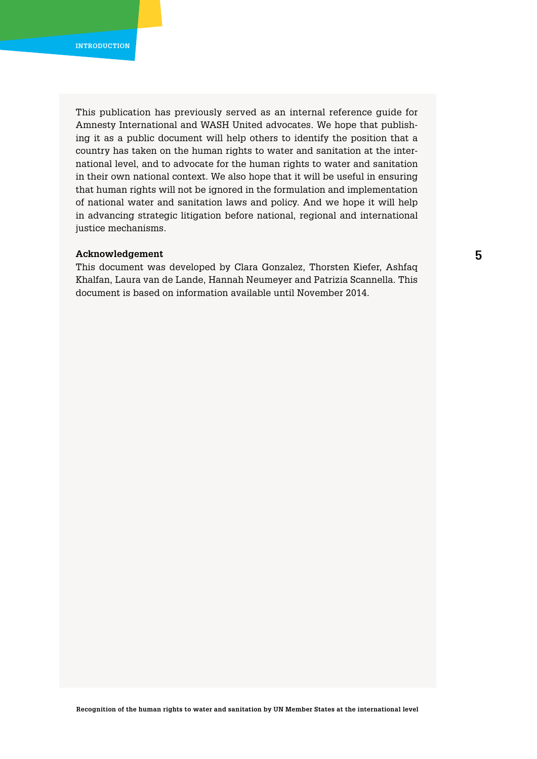This publication has previously served as an internal reference guide for Amnesty International and WASH United advocates. We hope that publishing it as a public document will help others to identify the position that a country has taken on the human rights to water and sanitation at the international level, and to advocate for the human rights to water and sanitation in their own national context. We also hope that it will be useful in ensuring that human rights will not be ignored in the formulation and implementation of national water and sanitation laws and policy. And we hope it will help in advancing strategic litigation before national, regional and international justice mechanisms.

**Acknowledgement**

This document was developed by Clara Gonzalez, Thorsten Kiefer, Ashfaq Khalfan, Laura van de Lande, Hannah Neumeyer and Patrizia Scannella. This document is based on information available until November 2014.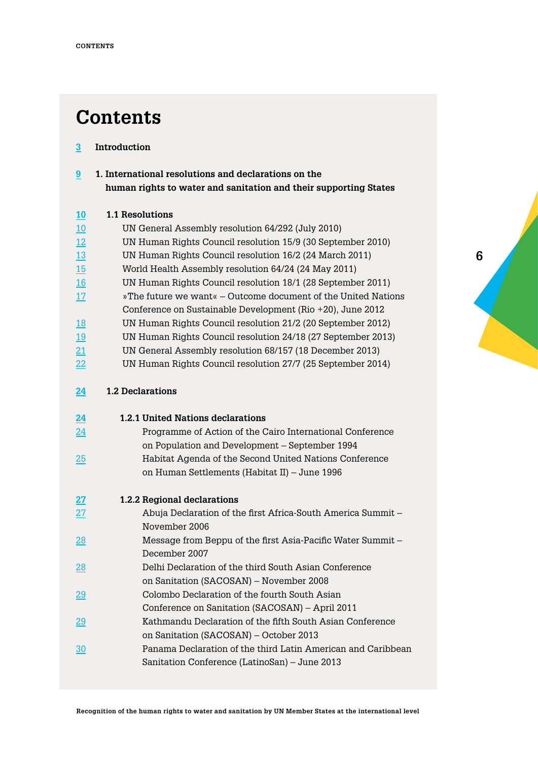# Contents

3 **Introduction**

9 **1. International resolutions and declarations on the human rights to water and sanitation and their supporting States**

10 **1.1 Resolutions**

- 10 UN General Assembly resolution 64/292 (July 2010)
- 12 UN Human Rights Council resolution 15/9 (30 September 2010)
- 13 UN Human Rights Council resolution 16/2 (24 March 2011)
- 15 World Health Assembly resolution 64/24 (24 May 2011)
- 16 UN Human Rights Council resolution 18/1 (28 September 2011)
- 17 »The future we want« – Outcome document of the United Nations Conference on Sustainable Development (Rio +20), June 2012
- 18 UN Human Rights Council resolution 21/2 (20 September 2012)
- 19 UN Human Rights Council resolution 24/18 (27 September 2013)
- 21 UN General Assembly resolution 68/157 (18 December 2013)
- 22 UN Human Rights Council resolution 27/7 (25 September 2014)

24 **1.2 Declarations**

24 **1.2.1 United Nations declarations**

- 24 Programme of Action of the Cairo International Conference on Population and Development – September 1994
- 25 Habitat Agenda of the Second United Nations Conference on Human Settlements (Habitat II) – June 1996

27 **1.2.2 Regional declarations**

- 27 Abuja Declaration of the first Africa-South America Summit – November 2006
- 28 Message from Beppu of the first Asia-Pacific Water Summit – December 2007
- 28 Delhi Declaration of the third South Asian Conference on Sanitation (SACOSAN) – November 2008
- 29 Colombo Declaration of the fourth South Asian Conference on Sanitation (SACOSAN) – April 2011
- 29 Kathmandu Declaration of the fifth South Asian Conference on Sanitation (SACOSAN) – October 2013
- 30 Panama Declaration of the third Latin American and Caribbean Sanitation Conference (LatinoSan) – June 2013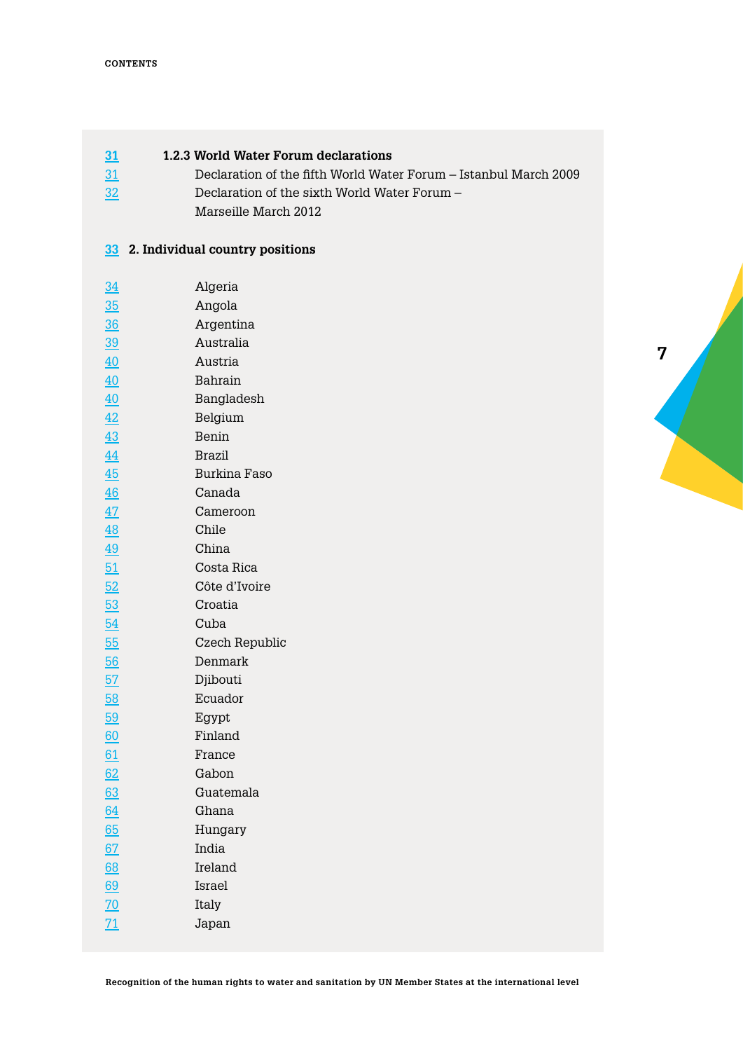| | |
|---|---|
| **31** | **1.2.3 World Water Forum declarations** |
| 31 | Declaration of the fifth World Water Forum – Istanbul March 2009 |
| 32 | Declaration of the sixth World Water Forum – Marseille March 2012 |
| **33** | **2. Individual country positions** |
| 34 | Algeria |
| 35 | Angola |
| 36 | Argentina |
| 39 | Australia |
| 40 | Austria |
| 40 | Bahrain |
| 40 | Bangladesh |
| 42 | Belgium |
| 43 | Benin |
| 44 | Brazil |
| 45 | Burkina Faso |
| 46 | Canada |
| 47 | Cameroon |
| 48 | Chile |
| 49 | China |
| 51 | Costa Rica |
| 52 | Côte d'Ivoire |
| 53 | Croatia |
| 54 | Cuba |
| 55 | Czech Republic |
| 56 | Denmark |
| 57 | Djibouti |
| 58 | Ecuador |
| 59 | Egypt |
| 60 | Finland |
| 61 | France |
| 62 | Gabon |
| 63 | Guatemala |
| 64 | Ghana |
| 65 | Hungary |
| 67 | India |
| 68 | Ireland |
| 69 | Israel |
| 70 | Italy |
| 71 | Japan |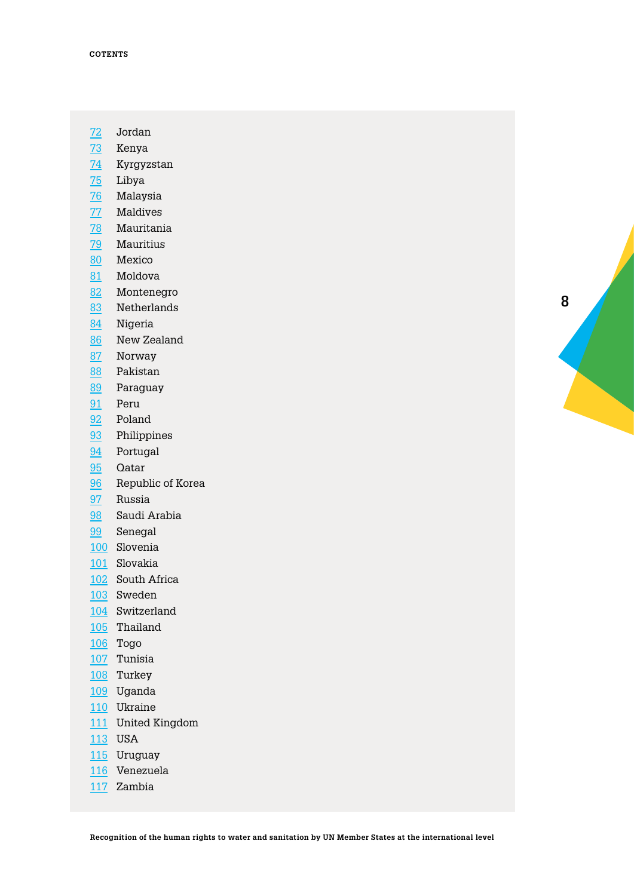72 Jordan
73 Kenya
74 Kyrgyzstan
75 Libya
76 Malaysia
77 Maldives
78 Mauritania
79 Mauritius
80 Mexico
81 Moldova
82 Montenegro
83 Netherlands
84 Nigeria
86 New Zealand
87 Norway
88 Pakistan
89 Paraguay
91 Peru
92 Poland
93 Philippines
94 Portugal
95 Qatar
96 Republic of Korea
97 Russia
98 Saudi Arabia
99 Senegal
100 Slovenia
101 Slovakia
102 South Africa
103 Sweden
104 Switzerland
105 Thailand
106 Togo
107 Tunisia
108 Turkey
109 Uganda
110 Ukraine
111 United Kingdom
113 USA
115 Uruguay
116 Venezuela
117 Zambia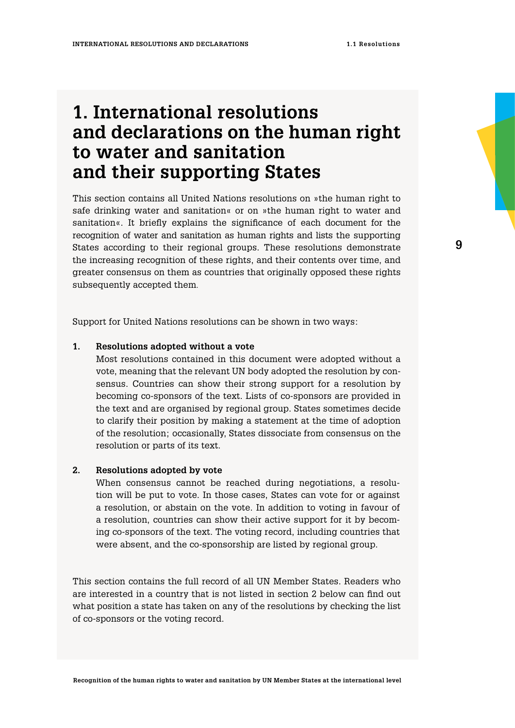# 1. International resolutions and declarations on the human right to water and sanitation and their supporting States

This section contains all United Nations resolutions on »the human right to safe drinking water and sanitation« or on »the human right to water and sanitation«. It briefly explains the significance of each document for the recognition of water and sanitation as human rights and lists the supporting States according to their regional groups. These resolutions demonstrate the increasing recognition of these rights, and their contents over time, and greater consensus on them as countries that originally opposed these rights subsequently accepted them.

Support for United Nations resolutions can be shown in two ways:

1. **Resolutions adopted without a vote**
   Most resolutions contained in this document were adopted without a vote, meaning that the relevant UN body adopted the resolution by consensus. Countries can show their strong support for a resolution by becoming co-sponsors of the text. Lists of co-sponsors are provided in the text and are organised by regional group. States sometimes decide to clarify their position by making a statement at the time of adoption of the resolution; occasionally, States dissociate from consensus on the resolution or parts of its text.

2. **Resolutions adopted by vote**
   When consensus cannot be reached during negotiations, a resolution will be put to vote. In those cases, States can vote for or against a resolution, or abstain on the vote. In addition to voting in favour of a resolution, countries can show their active support for it by becoming co-sponsors of the text. The voting record, including countries that were absent, and the co-sponsorship are listed by regional group.

This section contains the full record of all UN Member States. Readers who are interested in a country that is not listed in section 2 below can find out what position a state has taken on any of the resolutions by checking the list of co-sponsors or the voting record.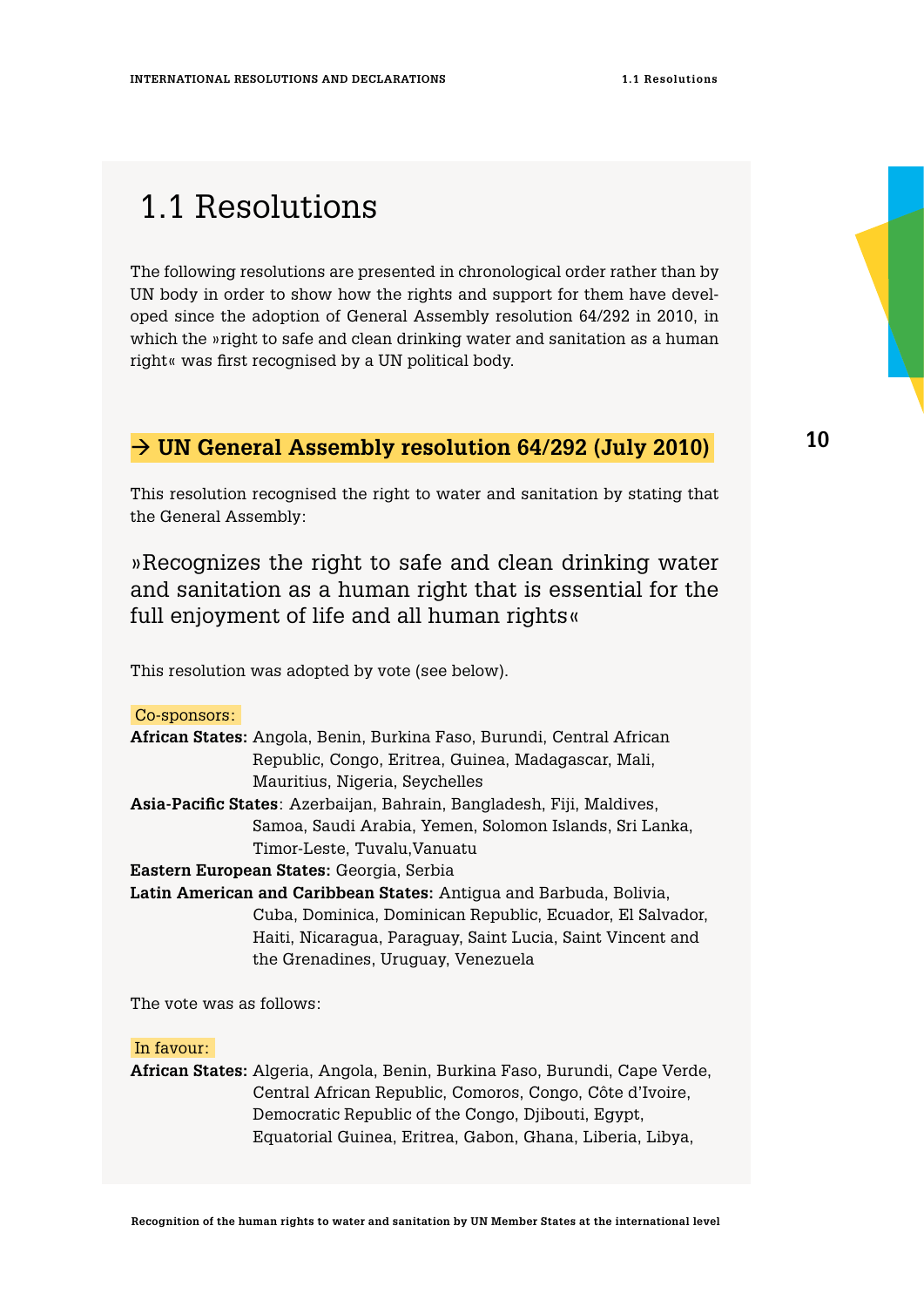# 1.1 Resolutions

The following resolutions are presented in chronological order rather than by UN body in order to show how the rights and support for them have developed since the adoption of General Assembly resolution 64/292 in 2010, in which the »right to safe and clean drinking water and sanitation as a human right« was first recognised by a UN political body.

## → UN General Assembly resolution 64/292 (July 2010)

This resolution recognised the right to water and sanitation by stating that the General Assembly:

»Recognizes the right to safe and clean drinking water and sanitation as a human right that is essential for the full enjoyment of life and all human rights«

This resolution was adopted by vote (see below).

Co-sponsors:

**African States:** Angola, Benin, Burkina Faso, Burundi, Central African Republic, Congo, Eritrea, Guinea, Madagascar, Mali, Mauritius, Nigeria, Seychelles

**Asia-Pacific States**: Azerbaijan, Bahrain, Bangladesh, Fiji, Maldives, Samoa, Saudi Arabia, Yemen, Solomon Islands, Sri Lanka, Timor-Leste, Tuvalu,Vanuatu

**Eastern European States:** Georgia, Serbia

**Latin American and Caribbean States:** Antigua and Barbuda, Bolivia, Cuba, Dominica, Dominican Republic, Ecuador, El Salvador, Haiti, Nicaragua, Paraguay, Saint Lucia, Saint Vincent and the Grenadines, Uruguay, Venezuela

The vote was as follows:

In favour:

**African States:** Algeria, Angola, Benin, Burkina Faso, Burundi, Cape Verde, Central African Republic, Comoros, Congo, Côte d'Ivoire, Democratic Republic of the Congo, Djibouti, Egypt, Equatorial Guinea, Eritrea, Gabon, Ghana, Liberia, Libya,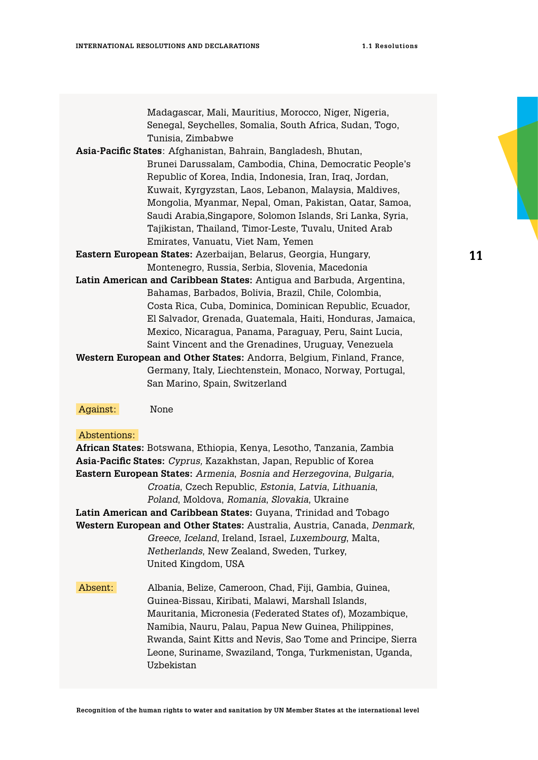Madagascar, Mali, Mauritius, Morocco, Niger, Nigeria, Senegal, Seychelles, Somalia, South Africa, Sudan, Togo, Tunisia, Zimbabwe

**Asia-Pacific States**: Afghanistan, Bahrain, Bangladesh, Bhutan, Brunei Darussalam, Cambodia, China, Democratic People's Republic of Korea, India, Indonesia, Iran, Iraq, Jordan, Kuwait, Kyrgyzstan, Laos, Lebanon, Malaysia, Maldives, Mongolia, Myanmar, Nepal, Oman, Pakistan, Qatar, Samoa, Saudi Arabia,Singapore, Solomon Islands, Sri Lanka, Syria, Tajikistan, Thailand, Timor-Leste, Tuvalu, United Arab Emirates, Vanuatu, Viet Nam, Yemen

**Eastern European States:** Azerbaijan, Belarus, Georgia, Hungary, Montenegro, Russia, Serbia, Slovenia, Macedonia

**Latin American and Caribbean States:** Antigua and Barbuda, Argentina, Bahamas, Barbados, Bolivia, Brazil, Chile, Colombia, Costa Rica, Cuba, Dominica, Dominican Republic, Ecuador, El Salvador, Grenada, Guatemala, Haiti, Honduras, Jamaica, Mexico, Nicaragua, Panama, Paraguay, Peru, Saint Lucia, Saint Vincent and the Grenadines, Uruguay, Venezuela

**Western European and Other States:** Andorra, Belgium, Finland, France, Germany, Italy, Liechtenstein, Monaco, Norway, Portugal, San Marino, Spain, Switzerland

Against: None

Abstentions:

**African States:** Botswana, Ethiopia, Kenya, Lesotho, Tanzania, Zambia

**Asia-Pacific States:** *Cyprus,* Kazakhstan, Japan, Republic of Korea

**Eastern European States:** *Armenia*, *Bosnia and Herzegovina*, *Bulgaria*, *Croatia*, Czech Republic, *Estonia*, *Latvia*, *Lithuania*, *Poland*, Moldova, *Romania*, *Slovakia*, Ukraine

**Latin American and Caribbean States:** Guyana, Trinidad and Tobago

**Western European and Other States:** Australia, Austria, Canada, *Denmark*, *Greece*, *Iceland*, Ireland, Israel, *Luxembourg*, Malta, *Netherlands*, New Zealand, Sweden, Turkey, United Kingdom, USA

Absent: Albania, Belize, Cameroon, Chad, Fiji, Gambia, Guinea, Guinea-Bissau, Kiribati, Malawi, Marshall Islands, Mauritania, Micronesia (Federated States of), Mozambique, Namibia, Nauru, Palau, Papua New Guinea, Philippines, Rwanda, Saint Kitts and Nevis, Sao Tome and Principe, Sierra Leone, Suriname, Swaziland, Tonga, Turkmenistan, Uganda, Uzbekistan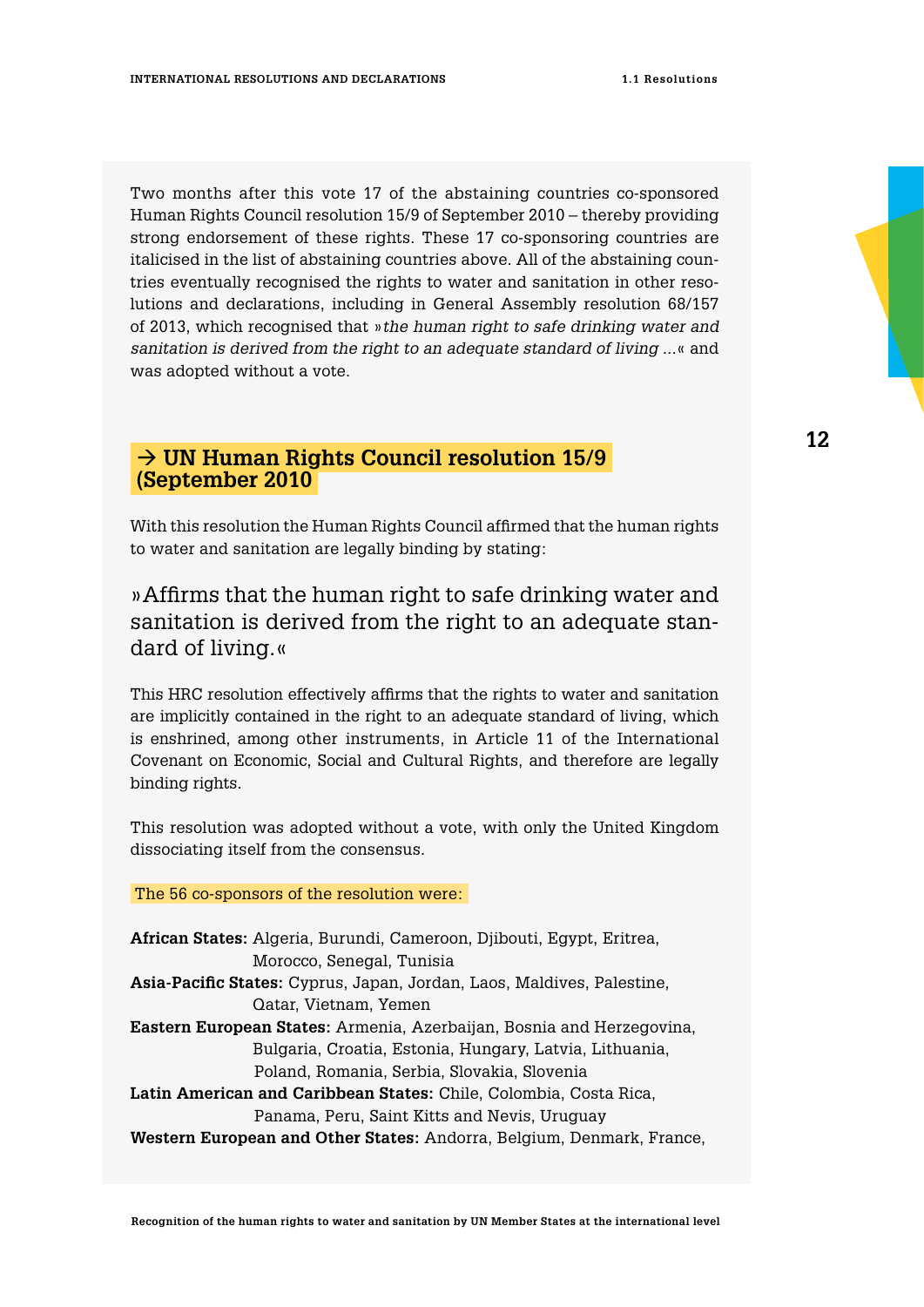Two months after this vote 17 of the abstaining countries co-sponsored Human Rights Council resolution 15/9 of September 2010 – thereby providing strong endorsement of these rights. These 17 co-sponsoring countries are italicised in the list of abstaining countries above. All of the abstaining countries eventually recognised the rights to water and sanitation in other resolutions and declarations, including in General Assembly resolution 68/157 of 2013, which recognised that »*the human right to safe drinking water and sanitation is derived from the right to an adequate standard of living …*« and was adopted without a vote.

## → UN Human Rights Council resolution 15/9 (September 2010

With this resolution the Human Rights Council affirmed that the human rights to water and sanitation are legally binding by stating:

> »Affirms that the human right to safe drinking water and sanitation is derived from the right to an adequate standard of living.«

This HRC resolution effectively affirms that the rights to water and sanitation are implicitly contained in the right to an adequate standard of living, which is enshrined, among other instruments, in Article 11 of the International Covenant on Economic, Social and Cultural Rights, and therefore are legally binding rights.

This resolution was adopted without a vote, with only the United Kingdom dissociating itself from the consensus.

The 56 co-sponsors of the resolution were:

**African States:** Algeria, Burundi, Cameroon, Djibouti, Egypt, Eritrea, Morocco, Senegal, Tunisia
**Asia-Pacific States:** Cyprus, Japan, Jordan, Laos, Maldives, Palestine, Qatar, Vietnam, Yemen
**Eastern European States:** Armenia, Azerbaijan, Bosnia and Herzegovina, Bulgaria, Croatia, Estonia, Hungary, Latvia, Lithuania, Poland, Romania, Serbia, Slovakia, Slovenia
**Latin American and Caribbean States:** Chile, Colombia, Costa Rica, Panama, Peru, Saint Kitts and Nevis, Uruguay
**Western European and Other States:** Andorra, Belgium, Denmark, France,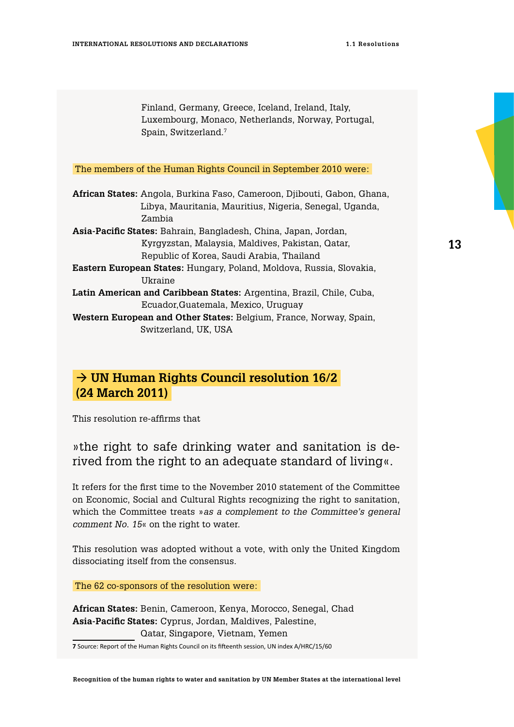Finland, Germany, Greece, Iceland, Ireland, Italy, Luxembourg, Monaco, Netherlands, Norway, Portugal, Spain, Switzerland.[7]

The members of the Human Rights Council in September 2010 were:

**African States:** Angola, Burkina Faso, Cameroon, Djibouti, Gabon, Ghana, Libya, Mauritania, Mauritius, Nigeria, Senegal, Uganda, Zambia
**Asia-Pacific States:** Bahrain, Bangladesh, China, Japan, Jordan, Kyrgyzstan, Malaysia, Maldives, Pakistan, Qatar, Republic of Korea, Saudi Arabia, Thailand
**Eastern European States:** Hungary, Poland, Moldova, Russia, Slovakia, Ukraine
**Latin American and Caribbean States:** Argentina, Brazil, Chile, Cuba, Ecuador,Guatemala, Mexico, Uruguay
**Western European and Other States:** Belgium, France, Norway, Spain, Switzerland, UK, USA

## → UN Human Rights Council resolution 16/2 (24 March 2011)

This resolution re-affirms that

»the right to safe drinking water and sanitation is derived from the right to an adequate standard of living«.

It refers for the first time to the November 2010 statement of the Committee on Economic, Social and Cultural Rights recognizing the right to sanitation, which the Committee treats »*as a complement to the Committee's general comment No. 15*« on the right to water.

This resolution was adopted without a vote, with only the United Kingdom dissociating itself from the consensus.

The 62 co-sponsors of the resolution were:

**African States:** Benin, Cameroon, Kenya, Morocco, Senegal, Chad
**Asia-Pacific States:** Cyprus, Jordan, Maldives, Palestine, Qatar, Singapore, Vietnam, Yemen

---

**7** Source: Report of the Human Rights Council on its fifteenth session, UN index A/HRC/15/60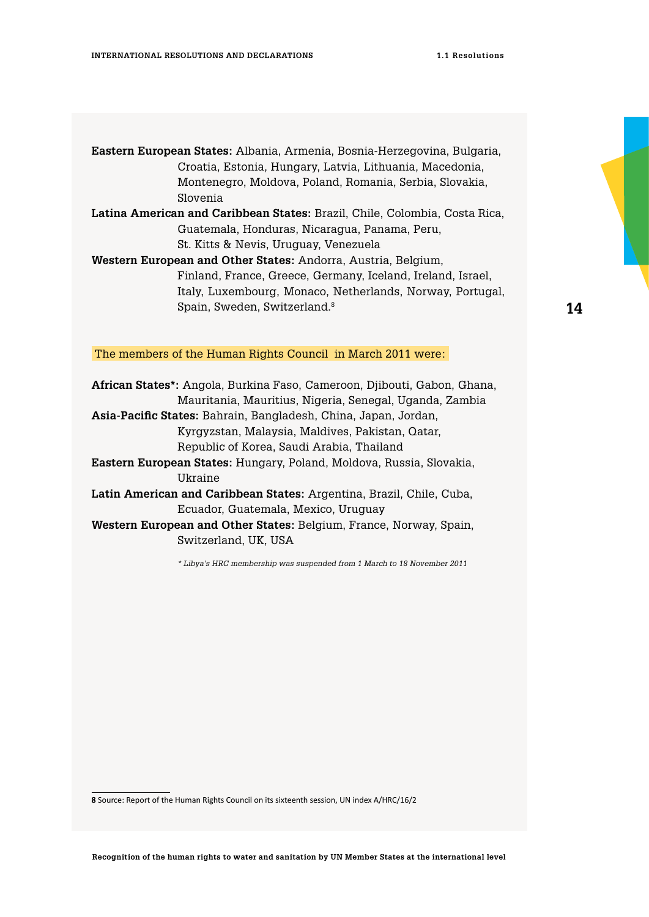**Eastern European States:** Albania, Armenia, Bosnia-Herzegovina, Bulgaria, Croatia, Estonia, Hungary, Latvia, Lithuania, Macedonia, Montenegro, Moldova, Poland, Romania, Serbia, Slovakia, Slovenia

**Latina American and Caribbean States:** Brazil, Chile, Colombia, Costa Rica, Guatemala, Honduras, Nicaragua, Panama, Peru, St. Kitts & Nevis, Uruguay, Venezuela

**Western European and Other States:** Andorra, Austria, Belgium, Finland, France, Greece, Germany, Iceland, Ireland, Israel, Italy, Luxembourg, Monaco, Netherlands, Norway, Portugal, Spain, Sweden, Switzerland.[8]

The members of the Human Rights Council in March 2011 were:

**African States*:** Angola, Burkina Faso, Cameroon, Djibouti, Gabon, Ghana, Mauritania, Mauritius, Nigeria, Senegal, Uganda, Zambia

**Asia-Pacific States:** Bahrain, Bangladesh, China, Japan, Jordan, Kyrgyzstan, Malaysia, Maldives, Pakistan, Qatar, Republic of Korea, Saudi Arabia, Thailand

**Eastern European States:** Hungary, Poland, Moldova, Russia, Slovakia, Ukraine

**Latin American and Caribbean States:** Argentina, Brazil, Chile, Cuba, Ecuador, Guatemala, Mexico, Uruguay

**Western European and Other States:** Belgium, France, Norway, Spain, Switzerland, UK, USA

*\* Libya's HRC membership was suspended from 1 March to 18 November 2011*

---

**8** Source: Report of the Human Rights Council on its sixteenth session, UN index A/HRC/16/2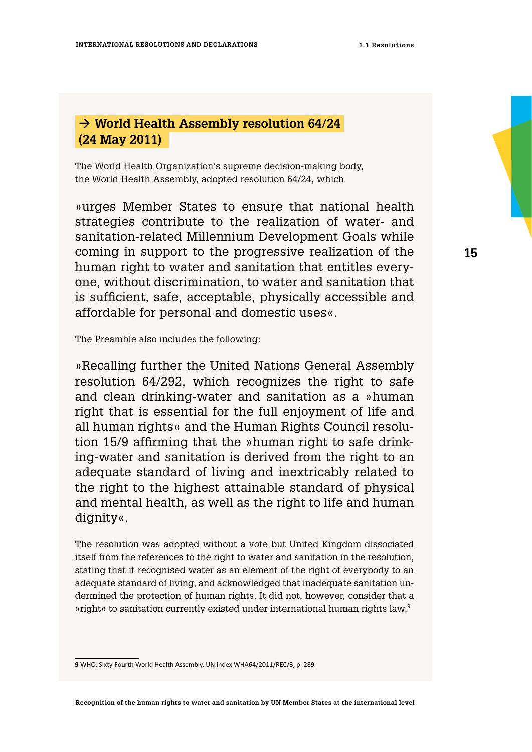## → World Health Assembly resolution 64/24 (24 May 2011)

The World Health Organization's supreme decision-making body, the World Health Assembly, adopted resolution 64/24, which

»urges Member States to ensure that national health strategies contribute to the realization of water- and sanitation-related Millennium Development Goals while coming in support to the progressive realization of the human right to water and sanitation that entitles everyone, without discrimination, to water and sanitation that is sufficient, safe, acceptable, physically accessible and affordable for personal and domestic uses«.

The Preamble also includes the following:

»Recalling further the United Nations General Assembly resolution 64/292, which recognizes the right to safe and clean drinking-water and sanitation as a »human right that is essential for the full enjoyment of life and all human rights« and the Human Rights Council resolution 15/9 affirming that the »human right to safe drinking-water and sanitation is derived from the right to an adequate standard of living and inextricably related to the right to the highest attainable standard of physical and mental health, as well as the right to life and human dignity«.

The resolution was adopted without a vote but United Kingdom dissociated itself from the references to the right to water and sanitation in the resolution, stating that it recognised water as an element of the right of everybody to an adequate standard of living, and acknowledged that inadequate sanitation undermined the protection of human rights. It did not, however, consider that a »right« to sanitation currently existed under international human rights law.[9]

---

**9** WHO, Sixty-Fourth World Health Assembly, UN index WHA64/2011/REC/3, p. 289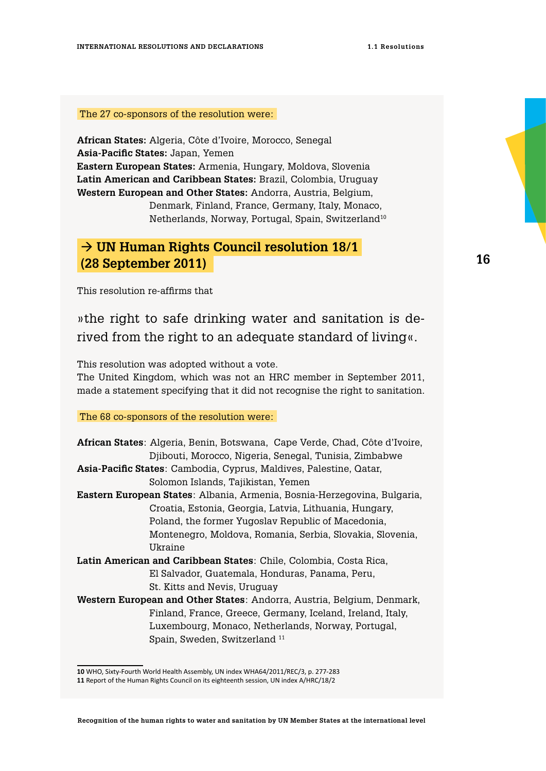The 27 co-sponsors of the resolution were:

**African States:** Algeria, Côte d'Ivoire, Morocco, Senegal
**Asia-Pacific States:** Japan, Yemen
**Eastern European States:** Armenia, Hungary, Moldova, Slovenia
**Latin American and Caribbean States:** Brazil, Colombia, Uruguay
**Western European and Other States:** Andorra, Austria, Belgium, Denmark, Finland, France, Germany, Italy, Monaco, Netherlands, Norway, Portugal, Spain, Switzerland[10]

## → UN Human Rights Council resolution 18/1 (28 September 2011)

This resolution re-affirms that

»the right to safe drinking water and sanitation is derived from the right to an adequate standard of living«.

This resolution was adopted without a vote.
The United Kingdom, which was not an HRC member in September 2011, made a statement specifying that it did not recognise the right to sanitation.

The 68 co-sponsors of the resolution were:

**African States**: Algeria, Benin, Botswana, Cape Verde, Chad, Côte d'Ivoire, Djibouti, Morocco, Nigeria, Senegal, Tunisia, Zimbabwe
**Asia-Pacific States**: Cambodia, Cyprus, Maldives, Palestine, Qatar, Solomon Islands, Tajikistan, Yemen
**Eastern European States**: Albania, Armenia, Bosnia-Herzegovina, Bulgaria, Croatia, Estonia, Georgia, Latvia, Lithuania, Hungary, Poland, the former Yugoslav Republic of Macedonia, Montenegro, Moldova, Romania, Serbia, Slovakia, Slovenia, Ukraine
**Latin American and Caribbean States**: Chile, Colombia, Costa Rica, El Salvador, Guatemala, Honduras, Panama, Peru, St. Kitts and Nevis, Uruguay
**Western European and Other States**: Andorra, Austria, Belgium, Denmark, Finland, France, Greece, Germany, Iceland, Ireland, Italy, Luxembourg, Monaco, Netherlands, Norway, Portugal, Spain, Sweden, Switzerland [11]

**10** WHO, Sixty-Fourth World Health Assembly, UN index WHA64/2011/REC/3, p. 277-283
**11** Report of the Human Rights Council on its eighteenth session, UN index A/HRC/18/2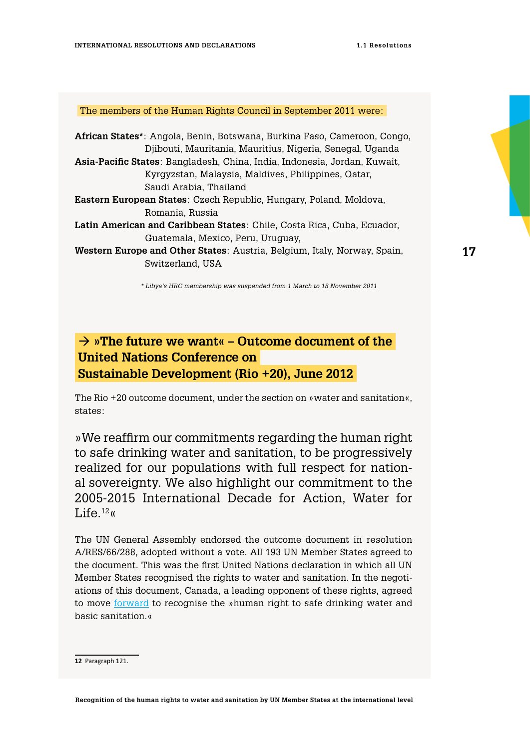The members of the Human Rights Council in September 2011 were:

**African States***: Angola, Benin, Botswana, Burkina Faso, Cameroon, Congo, Djibouti, Mauritania, Mauritius, Nigeria, Senegal, Uganda

**Asia-Pacific States**: Bangladesh, China, India, Indonesia, Jordan, Kuwait, Kyrgyzstan, Malaysia, Maldives, Philippines, Qatar, Saudi Arabia, Thailand

**Eastern European States**: Czech Republic, Hungary, Poland, Moldova, Romania, Russia

**Latin American and Caribbean States**: Chile, Costa Rica, Cuba, Ecuador, Guatemala, Mexico, Peru, Uruguay,

**Western Europe and Other States**: Austria, Belgium, Italy, Norway, Spain, Switzerland, USA

*\* Libya's HRC membership was suspended from 1 March to 18 November 2011*

## → »The future we want« – Outcome document of the United Nations Conference on Sustainable Development (Rio +20), June 2012

The Rio +20 outcome document, under the section on »water and sanitation«, states:

»We reaffirm our commitments regarding the human right to safe drinking water and sanitation, to be progressively realized for our populations with full respect for national sovereignty. We also highlight our commitment to the 2005-2015 International Decade for Action, Water for Life.[12]«

The UN General Assembly endorsed the outcome document in resolution A/RES/66/288, adopted without a vote. All 193 UN Member States agreed to the document. This was the first United Nations declaration in which all UN Member States recognised the rights to water and sanitation. In the negotiations of this document, Canada, a leading opponent of these rights, agreed to move forward to recognise the »human right to safe drinking water and basic sanitation.«

**12** Paragraph 121.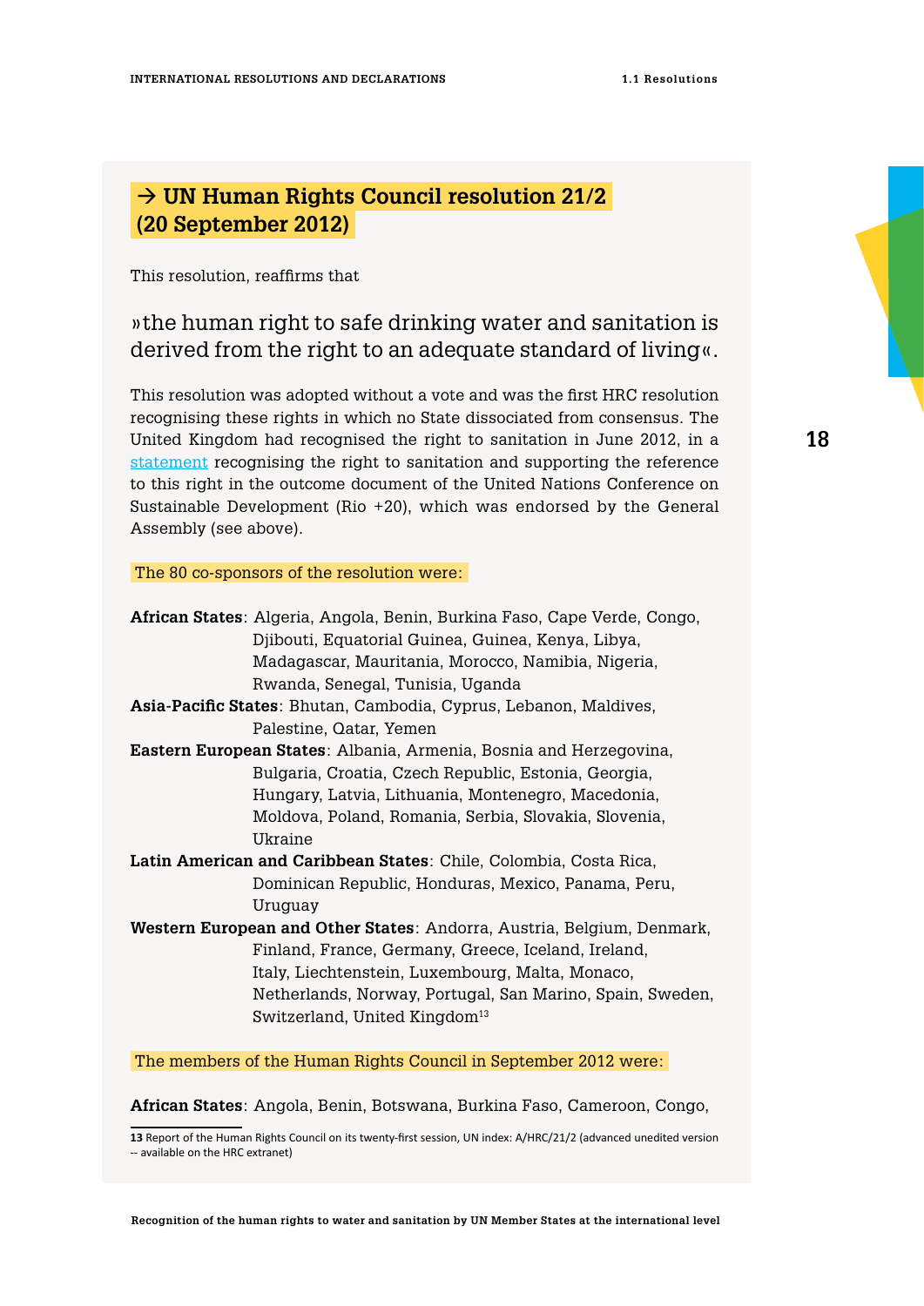## → UN Human Rights Council resolution 21/2 (20 September 2012)

This resolution, reaffirms that

»the human right to safe drinking water and sanitation is derived from the right to an adequate standard of living«.

This resolution was adopted without a vote and was the first HRC resolution recognising these rights in which no State dissociated from consensus. The United Kingdom had recognised the right to sanitation in June 2012, in a statement recognising the right to sanitation and supporting the reference to this right in the outcome document of the United Nations Conference on Sustainable Development (Rio +20), which was endorsed by the General Assembly (see above).

The 80 co-sponsors of the resolution were:

**African States**: Algeria, Angola, Benin, Burkina Faso, Cape Verde, Congo, Djibouti, Equatorial Guinea, Guinea, Kenya, Libya, Madagascar, Mauritania, Morocco, Namibia, Nigeria, Rwanda, Senegal, Tunisia, Uganda

**Asia-Pacific States**: Bhutan, Cambodia, Cyprus, Lebanon, Maldives, Palestine, Qatar, Yemen

**Eastern European States**: Albania, Armenia, Bosnia and Herzegovina, Bulgaria, Croatia, Czech Republic, Estonia, Georgia, Hungary, Latvia, Lithuania, Montenegro, Macedonia, Moldova, Poland, Romania, Serbia, Slovakia, Slovenia, Ukraine

**Latin American and Caribbean States**: Chile, Colombia, Costa Rica, Dominican Republic, Honduras, Mexico, Panama, Peru, Uruguay

**Western European and Other States**: Andorra, Austria, Belgium, Denmark, Finland, France, Germany, Greece, Iceland, Ireland, Italy, Liechtenstein, Luxembourg, Malta, Monaco, Netherlands, Norway, Portugal, San Marino, Spain, Sweden, Switzerland, United Kingdom[13]

The members of the Human Rights Council in September 2012 were:

**African States**: Angola, Benin, Botswana, Burkina Faso, Cameroon, Congo,

---

**13** Report of the Human Rights Council on its twenty-first session, UN index: A/HRC/21/2 (advanced unedited version -- available on the HRC extranet)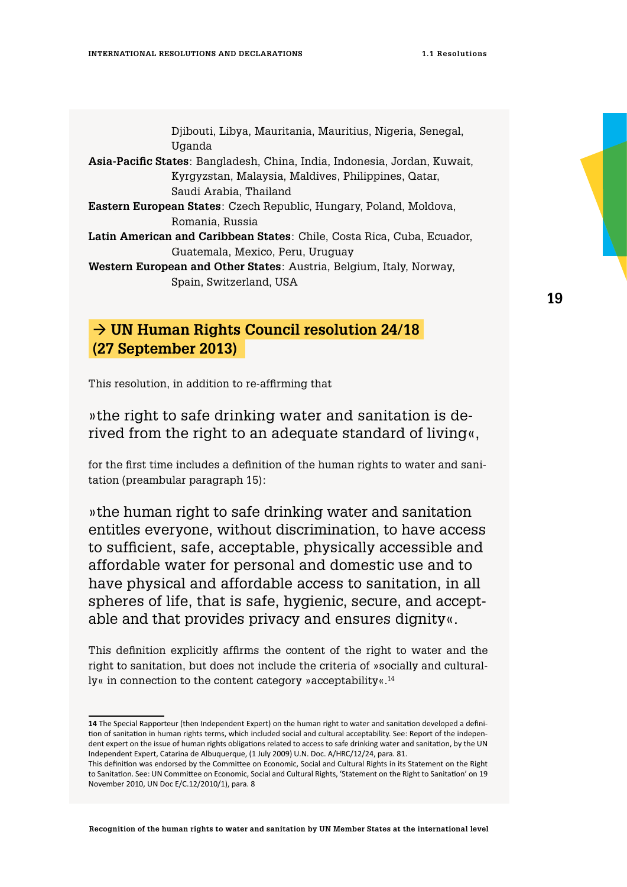Djibouti, Libya, Mauritania, Mauritius, Nigeria, Senegal, Uganda

**Asia-Pacific States**: Bangladesh, China, India, Indonesia, Jordan, Kuwait, Kyrgyzstan, Malaysia, Maldives, Philippines, Qatar, Saudi Arabia, Thailand

**Eastern European States**: Czech Republic, Hungary, Poland, Moldova, Romania, Russia

**Latin American and Caribbean States**: Chile, Costa Rica, Cuba, Ecuador, Guatemala, Mexico, Peru, Uruguay

**Western European and Other States**: Austria, Belgium, Italy, Norway, Spain, Switzerland, USA

## → UN Human Rights Council resolution 24/18 (27 September 2013)

This resolution, in addition to re-affirming that

»the right to safe drinking water and sanitation is derived from the right to an adequate standard of living«,

for the first time includes a definition of the human rights to water and sanitation (preambular paragraph 15):

»the human right to safe drinking water and sanitation entitles everyone, without discrimination, to have access to sufficient, safe, acceptable, physically accessible and affordable water for personal and domestic use and to have physical and affordable access to sanitation, in all spheres of life, that is safe, hygienic, secure, and acceptable and that provides privacy and ensures dignity«.

This definition explicitly affirms the content of the right to water and the right to sanitation, but does not include the criteria of »socially and culturally« in connection to the content category »acceptability«.[14]

---

**14** The Special Rapporteur (then Independent Expert) on the human right to water and sanitation developed a definition of sanitation in human rights terms, which included social and cultural acceptability. See: Report of the independent expert on the issue of human rights obligations related to access to safe drinking water and sanitation, by the UN Independent Expert, Catarina de Albuquerque, (1 July 2009) U.N. Doc. A/HRC/12/24, para. 81.
This definition was endorsed by the Committee on Economic, Social and Cultural Rights in its Statement on the Right to Sanitation. See: UN Committee on Economic, Social and Cultural Rights, 'Statement on the Right to Sanitation' on 19 November 2010, UN Doc E/C.12/2010/1), para. 8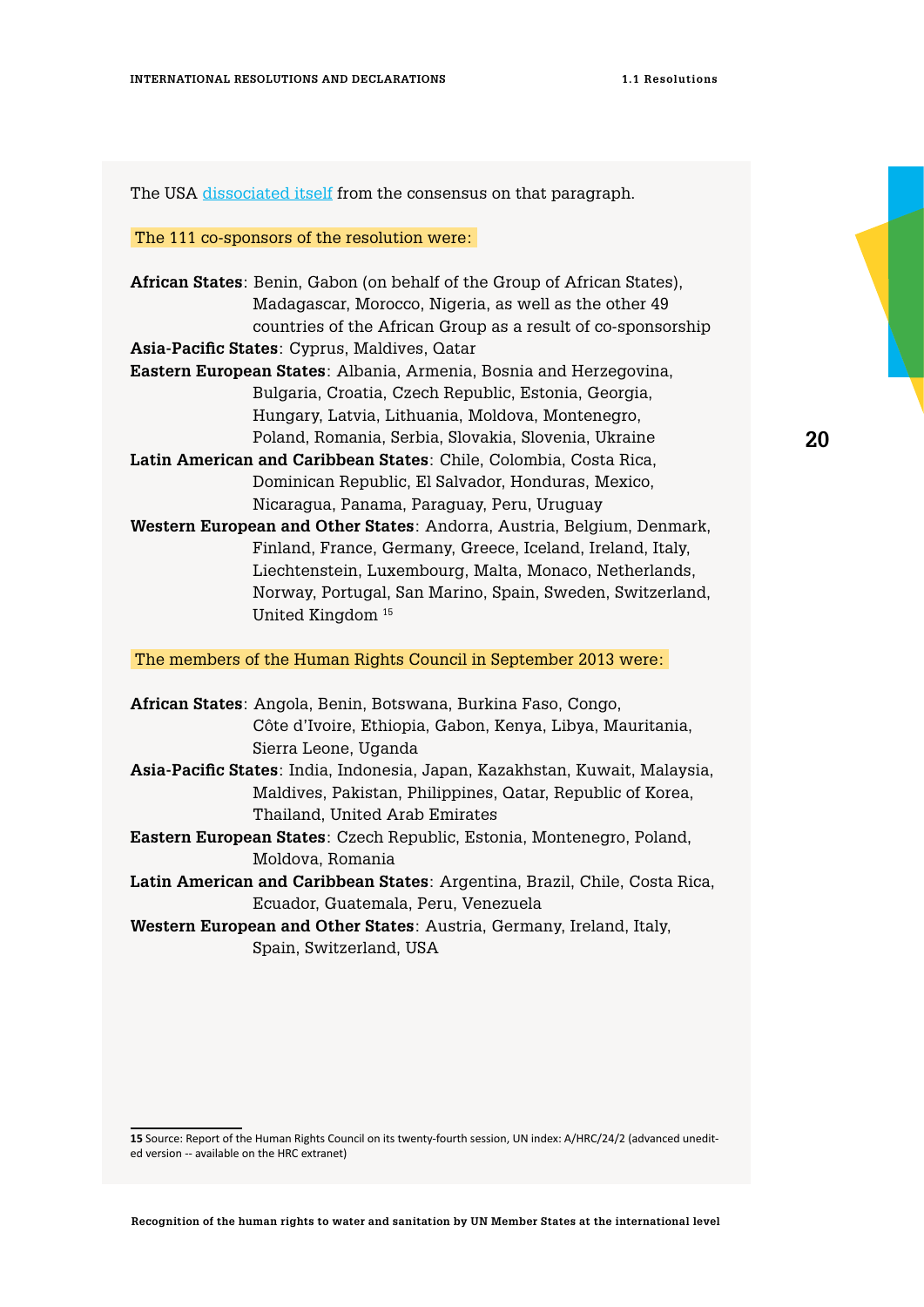The USA dissociated itself from the consensus on that paragraph.

The 111 co-sponsors of the resolution were:

**African States**: Benin, Gabon (on behalf of the Group of African States), Madagascar, Morocco, Nigeria, as well as the other 49 countries of the African Group as a result of co-sponsorship
**Asia-Pacific States**: Cyprus, Maldives, Qatar
**Eastern European States**: Albania, Armenia, Bosnia and Herzegovina, Bulgaria, Croatia, Czech Republic, Estonia, Georgia, Hungary, Latvia, Lithuania, Moldova, Montenegro, Poland, Romania, Serbia, Slovakia, Slovenia, Ukraine
**Latin American and Caribbean States**: Chile, Colombia, Costa Rica, Dominican Republic, El Salvador, Honduras, Mexico, Nicaragua, Panama, Paraguay, Peru, Uruguay
**Western European and Other States**: Andorra, Austria, Belgium, Denmark, Finland, France, Germany, Greece, Iceland, Ireland, Italy, Liechtenstein, Luxembourg, Malta, Monaco, Netherlands, Norway, Portugal, San Marino, Spain, Sweden, Switzerland, United Kingdom [15]

The members of the Human Rights Council in September 2013 were:

**African States**: Angola, Benin, Botswana, Burkina Faso, Congo, Côte d'Ivoire, Ethiopia, Gabon, Kenya, Libya, Mauritania, Sierra Leone, Uganda
**Asia-Pacific States**: India, Indonesia, Japan, Kazakhstan, Kuwait, Malaysia, Maldives, Pakistan, Philippines, Qatar, Republic of Korea, Thailand, United Arab Emirates
**Eastern European States**: Czech Republic, Estonia, Montenegro, Poland, Moldova, Romania
**Latin American and Caribbean States**: Argentina, Brazil, Chile, Costa Rica, Ecuador, Guatemala, Peru, Venezuela
**Western European and Other States**: Austria, Germany, Ireland, Italy, Spain, Switzerland, USA

---

**15** Source: Report of the Human Rights Council on its twenty-fourth session, UN index: A/HRC/24/2 (advanced unedited version -- available on the HRC extranet)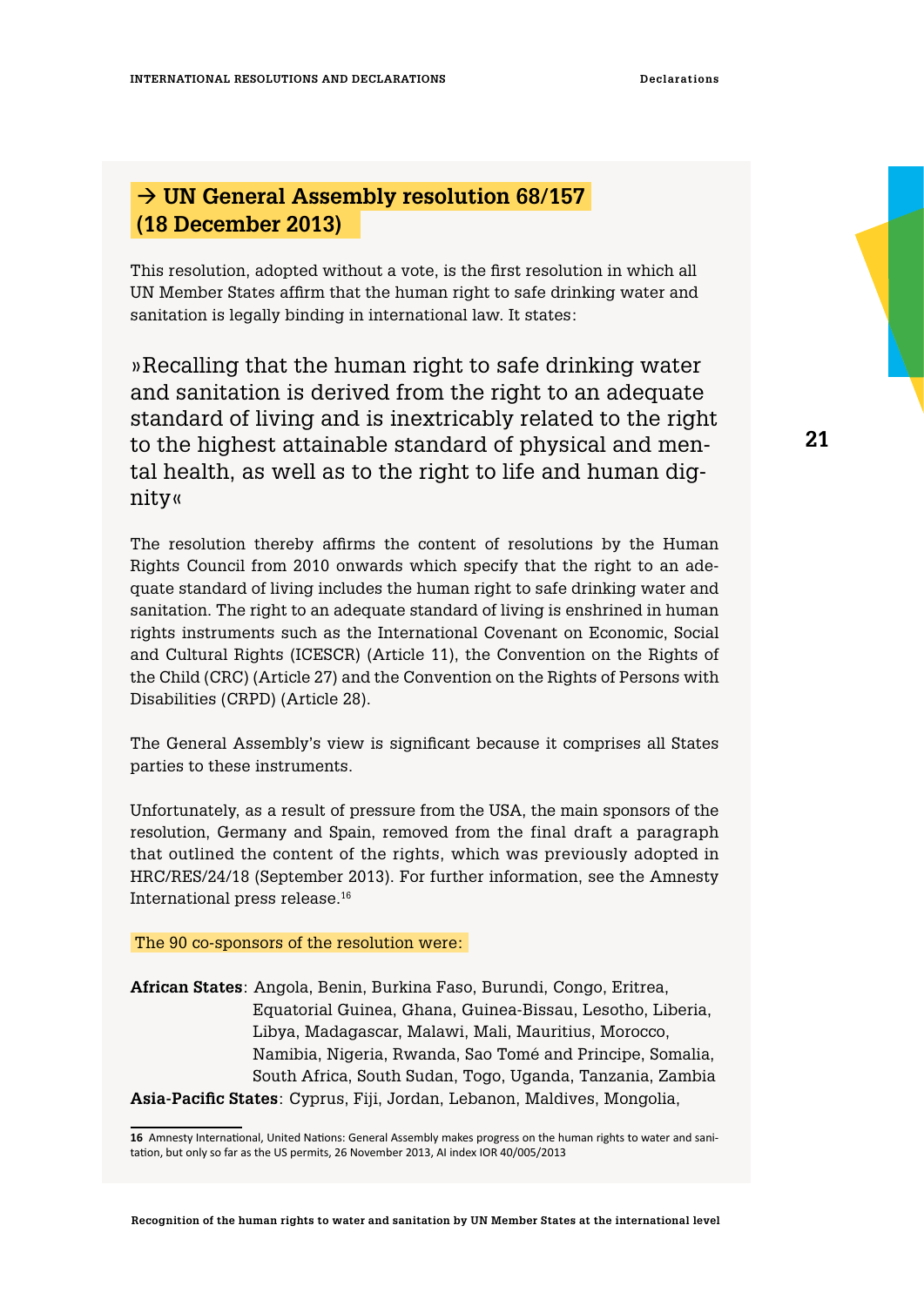## → UN General Assembly resolution 68/157 (18 December 2013)

This resolution, adopted without a vote, is the first resolution in which all UN Member States affirm that the human right to safe drinking water and sanitation is legally binding in international law. It states:

> »Recalling that the human right to safe drinking water and sanitation is derived from the right to an adequate standard of living and is inextricably related to the right to the highest attainable standard of physical and mental health, as well as to the right to life and human dignity«

The resolution thereby affirms the content of resolutions by the Human Rights Council from 2010 onwards which specify that the right to an adequate standard of living includes the human right to safe drinking water and sanitation. The right to an adequate standard of living is enshrined in human rights instruments such as the International Covenant on Economic, Social and Cultural Rights (ICESCR) (Article 11), the Convention on the Rights of the Child (CRC) (Article 27) and the Convention on the Rights of Persons with Disabilities (CRPD) (Article 28).

The General Assembly's view is significant because it comprises all States parties to these instruments.

Unfortunately, as a result of pressure from the USA, the main sponsors of the resolution, Germany and Spain, removed from the final draft a paragraph that outlined the content of the rights, which was previously adopted in HRC/RES/24/18 (September 2013). For further information, see the Amnesty International press release.[16]

The 90 co-sponsors of the resolution were:

**African States**: Angola, Benin, Burkina Faso, Burundi, Congo, Eritrea, Equatorial Guinea, Ghana, Guinea-Bissau, Lesotho, Liberia, Libya, Madagascar, Malawi, Mali, Mauritius, Morocco, Namibia, Nigeria, Rwanda, Sao Tomé and Principe, Somalia, South Africa, South Sudan, Togo, Uganda, Tanzania, Zambia

**Asia-Pacific States**: Cyprus, Fiji, Jordan, Lebanon, Maldives, Mongolia,

---

**16** Amnesty International, United Nations: General Assembly makes progress on the human rights to water and sanitation, but only so far as the US permits, 26 November 2013, AI index IOR 40/005/2013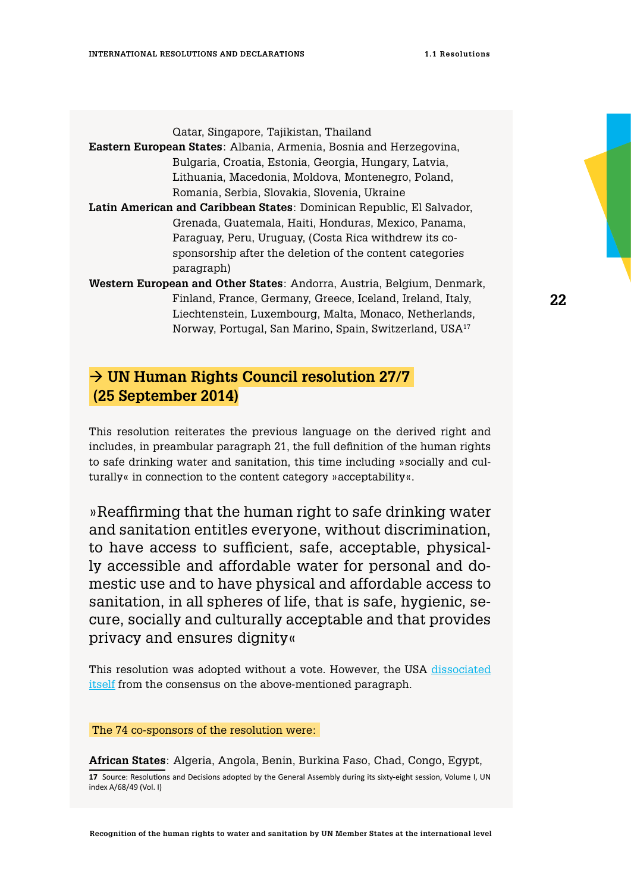Qatar, Singapore, Tajikistan, Thailand

**Eastern European States**: Albania, Armenia, Bosnia and Herzegovina, Bulgaria, Croatia, Estonia, Georgia, Hungary, Latvia, Lithuania, Macedonia, Moldova, Montenegro, Poland, Romania, Serbia, Slovakia, Slovenia, Ukraine

**Latin American and Caribbean States**: Dominican Republic, El Salvador, Grenada, Guatemala, Haiti, Honduras, Mexico, Panama, Paraguay, Peru, Uruguay, (Costa Rica withdrew its co-sponsorship after the deletion of the content categories paragraph)

**Western European and Other States**: Andorra, Austria, Belgium, Denmark, Finland, France, Germany, Greece, Iceland, Ireland, Italy, Liechtenstein, Luxembourg, Malta, Monaco, Netherlands, Norway, Portugal, San Marino, Spain, Switzerland, USA[17]

## → UN Human Rights Council resolution 27/7 (25 September 2014)

This resolution reiterates the previous language on the derived right and includes, in preambular paragraph 21, the full definition of the human rights to safe drinking water and sanitation, this time including »socially and culturally« in connection to the content category »acceptability«.

> »Reaffirming that the human right to safe drinking water and sanitation entitles everyone, without discrimination, to have access to sufficient, safe, acceptable, physically accessible and affordable water for personal and domestic use and to have physical and affordable access to sanitation, in all spheres of life, that is safe, hygienic, secure, socially and culturally acceptable and that provides privacy and ensures dignity«

This resolution was adopted without a vote. However, the USA dissociated itself from the consensus on the above-mentioned paragraph.

The 74 co-sponsors of the resolution were:

**African States**: Algeria, Angola, Benin, Burkina Faso, Chad, Congo, Egypt,

[17] Source: Resolutions and Decisions adopted by the General Assembly during its sixty-eight session, Volume I, UN index A/68/49 (Vol. I)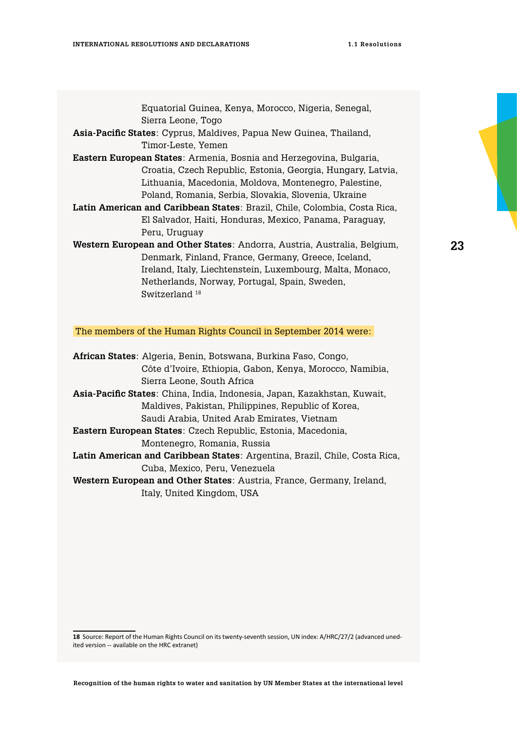Equatorial Guinea, Kenya, Morocco, Nigeria, Senegal, Sierra Leone, Togo

**Asia-Pacific States**: Cyprus, Maldives, Papua New Guinea, Thailand, Timor-Leste, Yemen

**Eastern European States**: Armenia, Bosnia and Herzegovina, Bulgaria, Croatia, Czech Republic, Estonia, Georgia, Hungary, Latvia, Lithuania, Macedonia, Moldova, Montenegro, Palestine, Poland, Romania, Serbia, Slovakia, Slovenia, Ukraine

**Latin American and Caribbean States**: Brazil, Chile, Colombia, Costa Rica, El Salvador, Haiti, Honduras, Mexico, Panama, Paraguay, Peru, Uruguay

**Western European and Other States**: Andorra, Austria, Australia, Belgium, Denmark, Finland, France, Germany, Greece, Iceland, Ireland, Italy, Liechtenstein, Luxembourg, Malta, Monaco, Netherlands, Norway, Portugal, Spain, Sweden, Switzerland [18]

The members of the Human Rights Council in September 2014 were:

**African States**: Algeria, Benin, Botswana, Burkina Faso, Congo, Côte d'Ivoire, Ethiopia, Gabon, Kenya, Morocco, Namibia, Sierra Leone, South Africa

**Asia-Pacific States**: China, India, Indonesia, Japan, Kazakhstan, Kuwait, Maldives, Pakistan, Philippines, Republic of Korea, Saudi Arabia, United Arab Emirates, Vietnam

**Eastern European States**: Czech Republic, Estonia, Macedonia, Montenegro, Romania, Russia

**Latin American and Caribbean States**: Argentina, Brazil, Chile, Costa Rica, Cuba, Mexico, Peru, Venezuela

**Western European and Other States**: Austria, France, Germany, Ireland, Italy, United Kingdom, USA

---

**18** Source: Report of the Human Rights Council on its twenty-seventh session, UN index: A/HRC/27/2 (advanced unedited version -- available on the HRC extranet)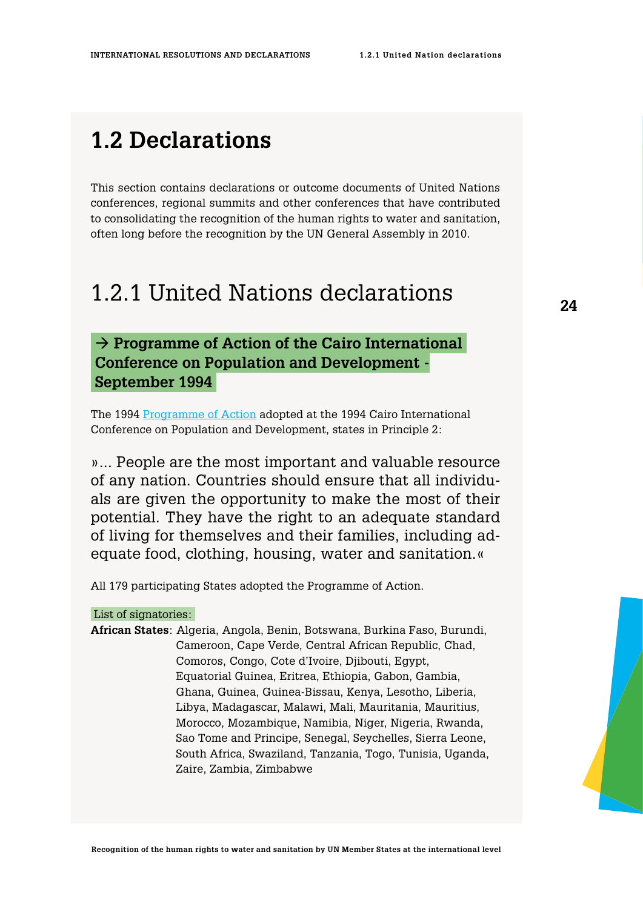# 1.2 Declarations

This section contains declarations or outcome documents of United Nations conferences, regional summits and other conferences that have contributed to consolidating the recognition of the human rights to water and sanitation, often long before the recognition by the UN General Assembly in 2010.

## 1.2.1 United Nations declarations

### → Programme of Action of the Cairo International Conference on Population and Development - September 1994

The 1994 Programme of Action adopted at the 1994 Cairo International Conference on Population and Development, states in Principle 2:

»... People are the most important and valuable resource of any nation. Countries should ensure that all individuals are given the opportunity to make the most of their potential. They have the right to an adequate standard of living for themselves and their families, including adequate food, clothing, housing, water and sanitation.«

All 179 participating States adopted the Programme of Action.

List of signatories:

**African States**: Algeria, Angola, Benin, Botswana, Burkina Faso, Burundi, Cameroon, Cape Verde, Central African Republic, Chad, Comoros, Congo, Cote d'Ivoire, Djibouti, Egypt, Equatorial Guinea, Eritrea, Ethiopia, Gabon, Gambia, Ghana, Guinea, Guinea-Bissau, Kenya, Lesotho, Liberia, Libya, Madagascar, Malawi, Mali, Mauritania, Mauritius, Morocco, Mozambique, Namibia, Niger, Nigeria, Rwanda, Sao Tome and Principe, Senegal, Seychelles, Sierra Leone, South Africa, Swaziland, Tanzania, Togo, Tunisia, Uganda, Zaire, Zambia, Zimbabwe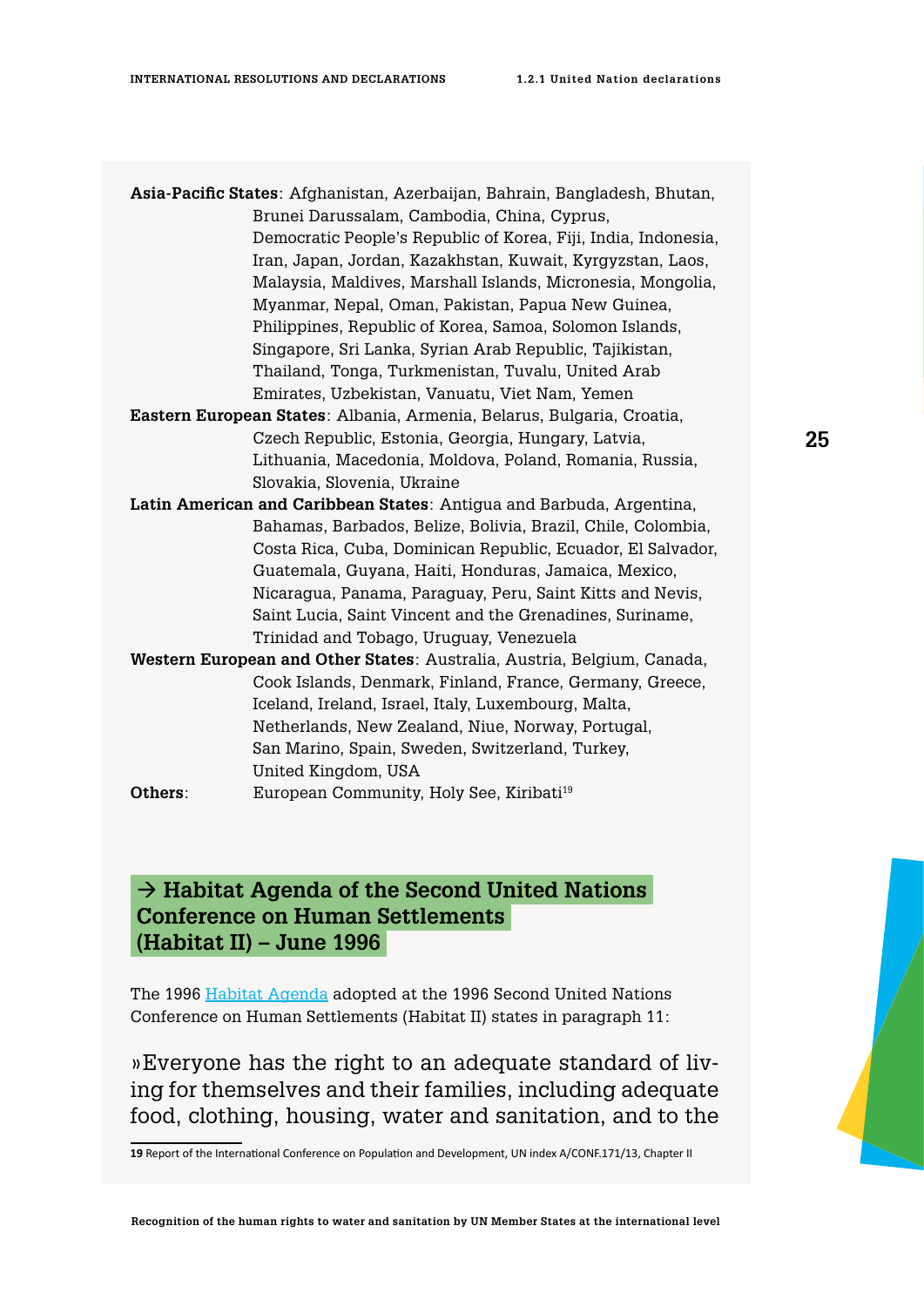**Asia-Pacific States**: Afghanistan, Azerbaijan, Bahrain, Bangladesh, Bhutan, Brunei Darussalam, Cambodia, China, Cyprus, Democratic People's Republic of Korea, Fiji, India, Indonesia, Iran, Japan, Jordan, Kazakhstan, Kuwait, Kyrgyzstan, Laos, Malaysia, Maldives, Marshall Islands, Micronesia, Mongolia, Myanmar, Nepal, Oman, Pakistan, Papua New Guinea, Philippines, Republic of Korea, Samoa, Solomon Islands, Singapore, Sri Lanka, Syrian Arab Republic, Tajikistan, Thailand, Tonga, Turkmenistan, Tuvalu, United Arab Emirates, Uzbekistan, Vanuatu, Viet Nam, Yemen

**Eastern European States**: Albania, Armenia, Belarus, Bulgaria, Croatia, Czech Republic, Estonia, Georgia, Hungary, Latvia, Lithuania, Macedonia, Moldova, Poland, Romania, Russia, Slovakia, Slovenia, Ukraine

**Latin American and Caribbean States**: Antigua and Barbuda, Argentina, Bahamas, Barbados, Belize, Bolivia, Brazil, Chile, Colombia, Costa Rica, Cuba, Dominican Republic, Ecuador, El Salvador, Guatemala, Guyana, Haiti, Honduras, Jamaica, Mexico, Nicaragua, Panama, Paraguay, Peru, Saint Kitts and Nevis, Saint Lucia, Saint Vincent and the Grenadines, Suriname, Trinidad and Tobago, Uruguay, Venezuela

**Western European and Other States**: Australia, Austria, Belgium, Canada, Cook Islands, Denmark, Finland, France, Germany, Greece, Iceland, Ireland, Israel, Italy, Luxembourg, Malta, Netherlands, New Zealand, Niue, Norway, Portugal, San Marino, Spain, Sweden, Switzerland, Turkey, United Kingdom, USA

**Others**: European Community, Holy See, Kiribati[19]

## → Habitat Agenda of the Second United Nations Conference on Human Settlements (Habitat II) – June 1996

The 1996 Habitat Agenda adopted at the 1996 Second United Nations Conference on Human Settlements (Habitat II) states in paragraph 11:

»Everyone has the right to an adequate standard of living for themselves and their families, including adequate food, clothing, housing, water and sanitation, and to the

**19** Report of the International Conference on Population and Development, UN index A/CONF.171/13, Chapter II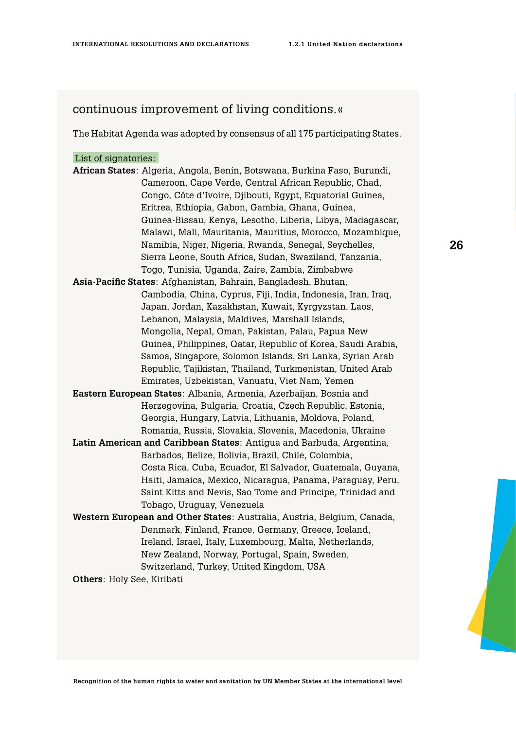continuous improvement of living conditions.«

The Habitat Agenda was adopted by consensus of all 175 participating States.

List of signatories:

**African States**: Algeria, Angola, Benin, Botswana, Burkina Faso, Burundi, Cameroon, Cape Verde, Central African Republic, Chad, Congo, Côte d'Ivoire, Djibouti, Egypt, Equatorial Guinea, Eritrea, Ethiopia, Gabon, Gambia, Ghana, Guinea, Guinea-Bissau, Kenya, Lesotho, Liberia, Libya, Madagascar, Malawi, Mali, Mauritania, Mauritius, Morocco, Mozambique, Namibia, Niger, Nigeria, Rwanda, Senegal, Seychelles, Sierra Leone, South Africa, Sudan, Swaziland, Tanzania, Togo, Tunisia, Uganda, Zaire, Zambia, Zimbabwe

**Asia-Pacific States**: Afghanistan, Bahrain, Bangladesh, Bhutan, Cambodia, China, Cyprus, Fiji, India, Indonesia, Iran, Iraq, Japan, Jordan, Kazakhstan, Kuwait, Kyrgyzstan, Laos, Lebanon, Malaysia, Maldives, Marshall Islands, Mongolia, Nepal, Oman, Pakistan, Palau, Papua New Guinea, Philippines, Qatar, Republic of Korea, Saudi Arabia, Samoa, Singapore, Solomon Islands, Sri Lanka, Syrian Arab Republic, Tajikistan, Thailand, Turkmenistan, United Arab Emirates, Uzbekistan, Vanuatu, Viet Nam, Yemen

**Eastern European States**: Albania, Armenia, Azerbaijan, Bosnia and Herzegovina, Bulgaria, Croatia, Czech Republic, Estonia, Georgia, Hungary, Latvia, Lithuania, Moldova, Poland, Romania, Russia, Slovakia, Slovenia, Macedonia, Ukraine

**Latin American and Caribbean States**: Antigua and Barbuda, Argentina, Barbados, Belize, Bolivia, Brazil, Chile, Colombia, Costa Rica, Cuba, Ecuador, El Salvador, Guatemala, Guyana, Haiti, Jamaica, Mexico, Nicaragua, Panama, Paraguay, Peru, Saint Kitts and Nevis, Sao Tome and Principe, Trinidad and Tobago, Uruguay, Venezuela

**Western European and Other States**: Australia, Austria, Belgium, Canada, Denmark, Finland, France, Germany, Greece, Iceland, Ireland, Israel, Italy, Luxembourg, Malta, Netherlands, New Zealand, Norway, Portugal, Spain, Sweden, Switzerland, Turkey, United Kingdom, USA

**Others**: Holy See, Kiribati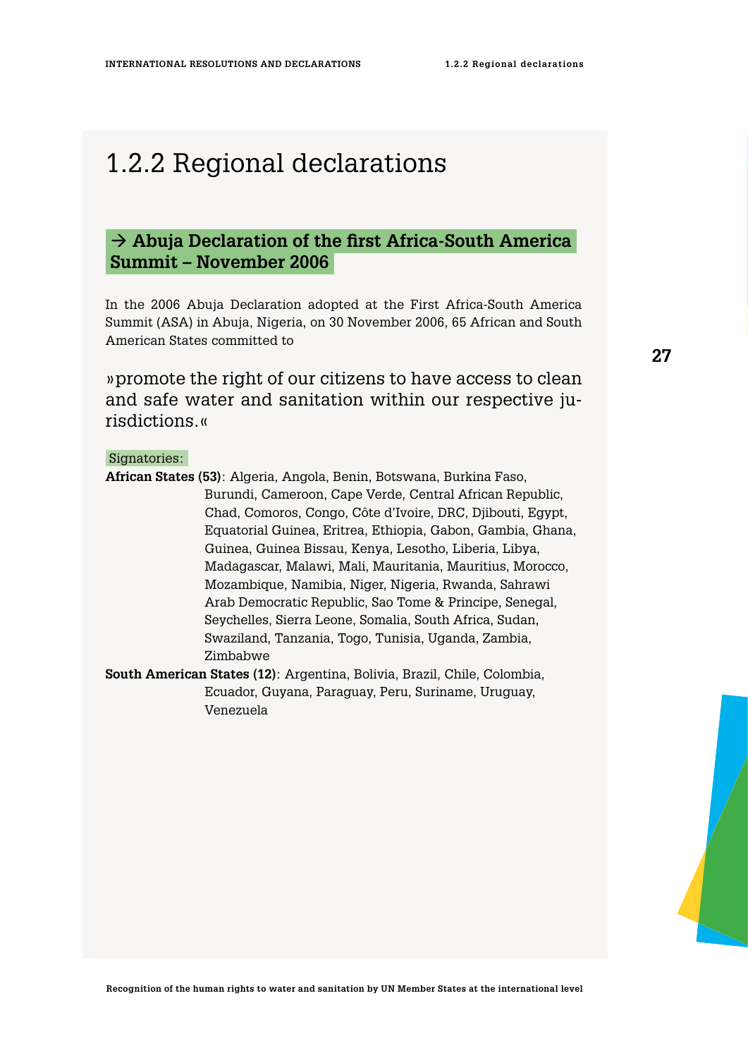## 1.2.2 Regional declarations

### → Abuja Declaration of the first Africa-South America Summit – November 2006

In the 2006 Abuja Declaration adopted at the First Africa-South America Summit (ASA) in Abuja, Nigeria, on 30 November 2006, 65 African and South American States committed to

»promote the right of our citizens to have access to clean and safe water and sanitation within our respective jurisdictions.«

Signatories:

**African States (53)**: Algeria, Angola, Benin, Botswana, Burkina Faso, Burundi, Cameroon, Cape Verde, Central African Republic, Chad, Comoros, Congo, Côte d'Ivoire, DRC, Djibouti, Egypt, Equatorial Guinea, Eritrea, Ethiopia, Gabon, Gambia, Ghana, Guinea, Guinea Bissau, Kenya, Lesotho, Liberia, Libya, Madagascar, Malawi, Mali, Mauritania, Mauritius, Morocco, Mozambique, Namibia, Niger, Nigeria, Rwanda, Sahrawi Arab Democratic Republic, Sao Tome & Principe, Senegal, Seychelles, Sierra Leone, Somalia, South Africa, Sudan, Swaziland, Tanzania, Togo, Tunisia, Uganda, Zambia, Zimbabwe

**South American States (12)**: Argentina, Bolivia, Brazil, Chile, Colombia, Ecuador, Guyana, Paraguay, Peru, Suriname, Uruguay, Venezuela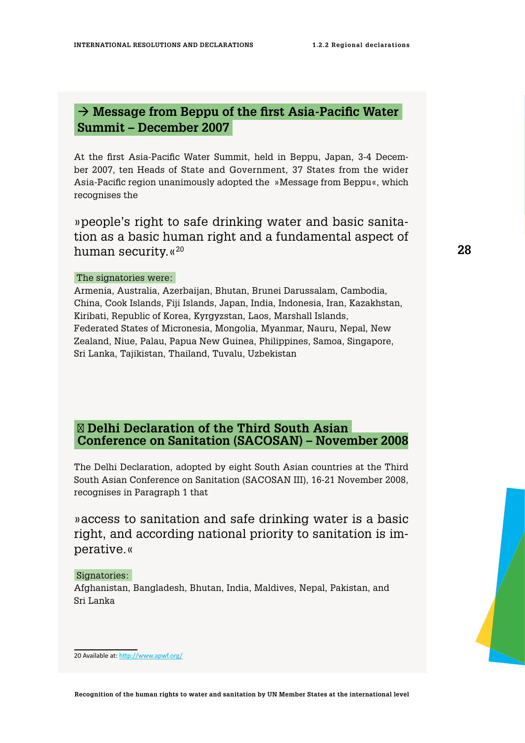## → Message from Beppu of the first Asia-Pacific Water Summit – December 2007

At the first Asia-Pacific Water Summit, held in Beppu, Japan, 3-4 December 2007, ten Heads of State and Government, 37 States from the wider Asia-Pacific region unanimously adopted the »Message from Beppu«, which recognises the

»people's right to safe drinking water and basic sanitation as a basic human right and a fundamental aspect of human security.«[20]

The signatories were:

Armenia, Australia, Azerbaijan, Bhutan, Brunei Darussalam, Cambodia, China, Cook Islands, Fiji Islands, Japan, India, Indonesia, Iran, Kazakhstan, Kiribati, Republic of Korea, Kyrgyzstan, Laos, Marshall Islands, Federated States of Micronesia, Mongolia, Myanmar, Nauru, Nepal, New Zealand, Niue, Palau, Papua New Guinea, Philippines, Samoa, Singapore, Sri Lanka, Tajikistan, Thailand, Tuvalu, Uzbekistan

## → Delhi Declaration of the Third South Asian Conference on Sanitation (SACOSAN) – November 2008

The Delhi Declaration, adopted by eight South Asian countries at the Third South Asian Conference on Sanitation (SACOSAN III), 16-21 November 2008, recognises in Paragraph 1 that

»access to sanitation and safe drinking water is a basic right, and according national priority to sanitation is imperative.«

Signatories:

Afghanistan, Bangladesh, Bhutan, India, Maldives, Nepal, Pakistan, and Sri Lanka

20 Available at: http://www.apwf.org/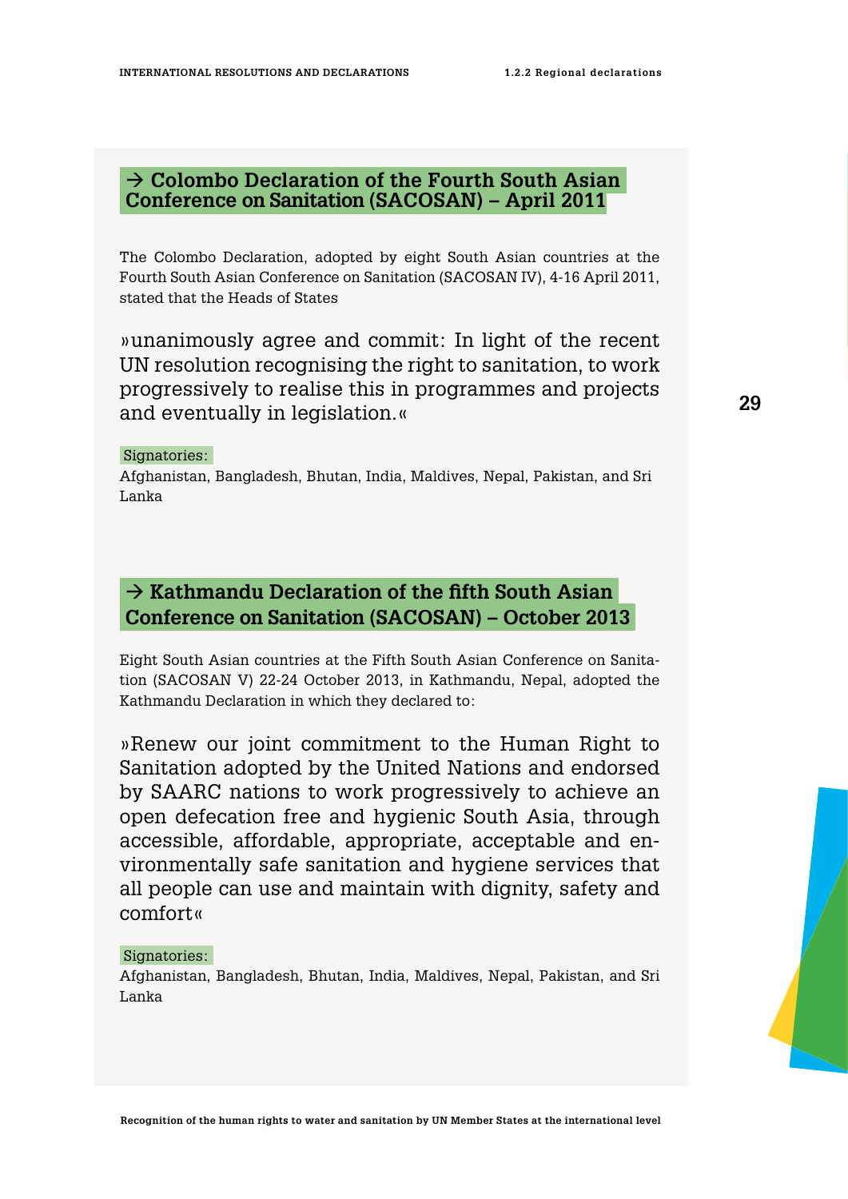### → Colombo Declaration of the Fourth South Asian Conference on Sanitation (SACOSAN) – April 2011

The Colombo Declaration, adopted by eight South Asian countries at the Fourth South Asian Conference on Sanitation (SACOSAN IV), 4-16 April 2011, stated that the Heads of States

»unanimously agree and commit: In light of the recent UN resolution recognising the right to sanitation, to work progressively to realise this in programmes and projects and eventually in legislation.«

Signatories:

Afghanistan, Bangladesh, Bhutan, India, Maldives, Nepal, Pakistan, and Sri Lanka

### → Kathmandu Declaration of the fifth South Asian Conference on Sanitation (SACOSAN) – October 2013

Eight South Asian countries at the Fifth South Asian Conference on Sanitation (SACOSAN V) 22-24 October 2013, in Kathmandu, Nepal, adopted the Kathmandu Declaration in which they declared to:

»Renew our joint commitment to the Human Right to Sanitation adopted by the United Nations and endorsed by SAARC nations to work progressively to achieve an open defecation free and hygienic South Asia, through accessible, affordable, appropriate, acceptable and environmentally safe sanitation and hygiene services that all people can use and maintain with dignity, safety and comfort«

Signatories:

Afghanistan, Bangladesh, Bhutan, India, Maldives, Nepal, Pakistan, and Sri Lanka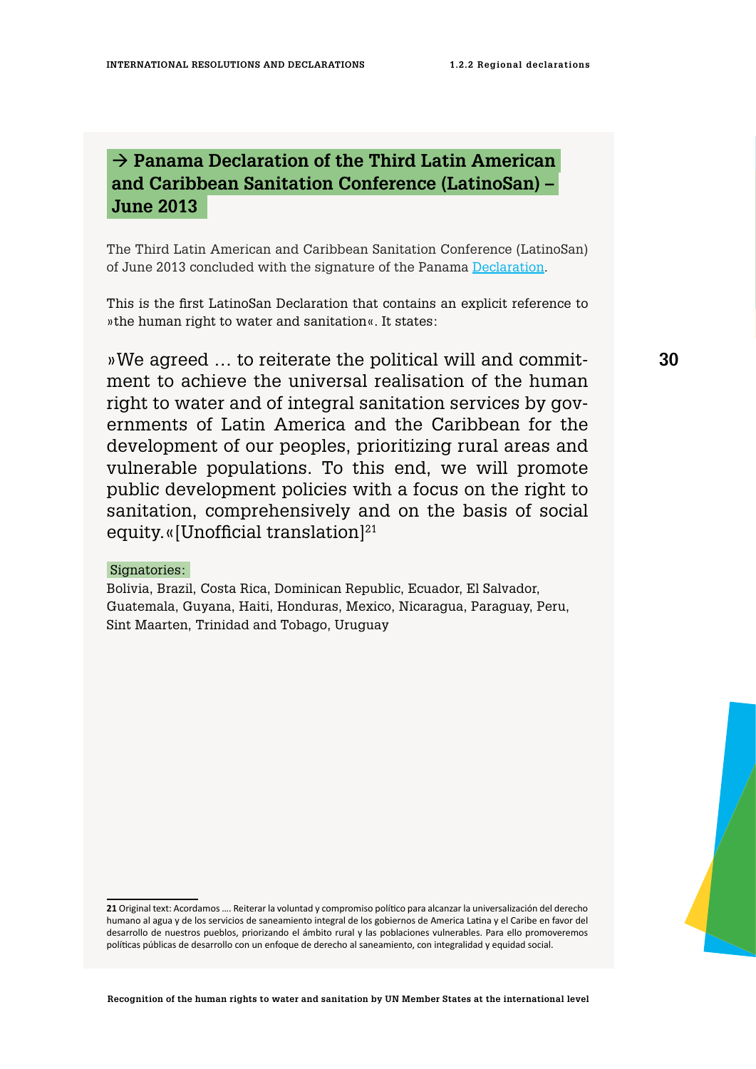## → Panama Declaration of the Third Latin American and Caribbean Sanitation Conference (LatinoSan) – June 2013

The Third Latin American and Caribbean Sanitation Conference (LatinoSan) of June 2013 concluded with the signature of the Panama Declaration.

This is the first LatinoSan Declaration that contains an explicit reference to »the human right to water and sanitation«. It states:

»We agreed … to reiterate the political will and commitment to achieve the universal realisation of the human right to water and of integral sanitation services by governments of Latin America and the Caribbean for the development of our peoples, prioritizing rural areas and vulnerable populations. To this end, we will promote public development policies with a focus on the right to sanitation, comprehensively and on the basis of social equity.« [Unofficial translation][21]

Signatories:

Bolivia, Brazil, Costa Rica, Dominican Republic, Ecuador, El Salvador, Guatemala, Guyana, Haiti, Honduras, Mexico, Nicaragua, Paraguay, Peru, Sint Maarten, Trinidad and Tobago, Uruguay

---

**21** Original text: Acordamos …. Reiterar la voluntad y compromiso político para alcanzar la universalización del derecho humano al agua y de los servicios de saneamiento integral de los gobiernos de America Latina y el Caribe en favor del desarrollo de nuestros pueblos, priorizando el ámbito rural y las poblaciones vulnerables. Para ello promoveremos políticas públicas de desarrollo con un enfoque de derecho al saneamiento, con integralidad y equidad social.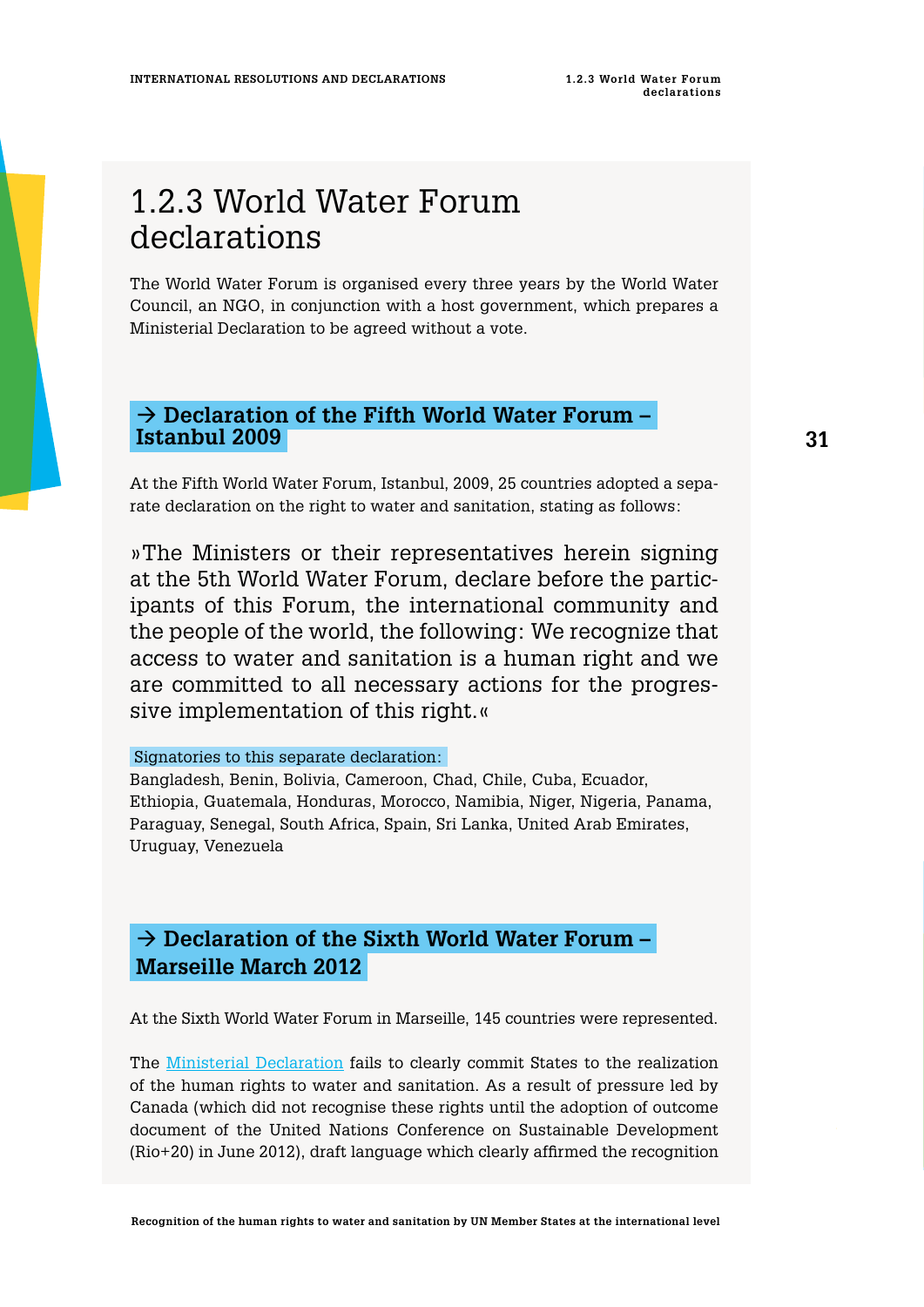# 1.2.3 World Water Forum declarations

The World Water Forum is organised every three years by the World Water Council, an NGO, in conjunction with a host government, which prepares a Ministerial Declaration to be agreed without a vote.

## → Declaration of the Fifth World Water Forum – Istanbul 2009

At the Fifth World Water Forum, Istanbul, 2009, 25 countries adopted a separate declaration on the right to water and sanitation, stating as follows:

»The Ministers or their representatives herein signing at the 5th World Water Forum, declare before the participants of this Forum, the international community and the people of the world, the following: We recognize that access to water and sanitation is a human right and we are committed to all necessary actions for the progressive implementation of this right.«

Signatories to this separate declaration:
Bangladesh, Benin, Bolivia, Cameroon, Chad, Chile, Cuba, Ecuador, Ethiopia, Guatemala, Honduras, Morocco, Namibia, Niger, Nigeria, Panama, Paraguay, Senegal, South Africa, Spain, Sri Lanka, United Arab Emirates, Uruguay, Venezuela

## → Declaration of the Sixth World Water Forum – Marseille March 2012

At the Sixth World Water Forum in Marseille, 145 countries were represented.

The Ministerial Declaration fails to clearly commit States to the realization of the human rights to water and sanitation. As a result of pressure led by Canada (which did not recognise these rights until the adoption of outcome document of the United Nations Conference on Sustainable Development (Rio+20) in June 2012), draft language which clearly affirmed the recognition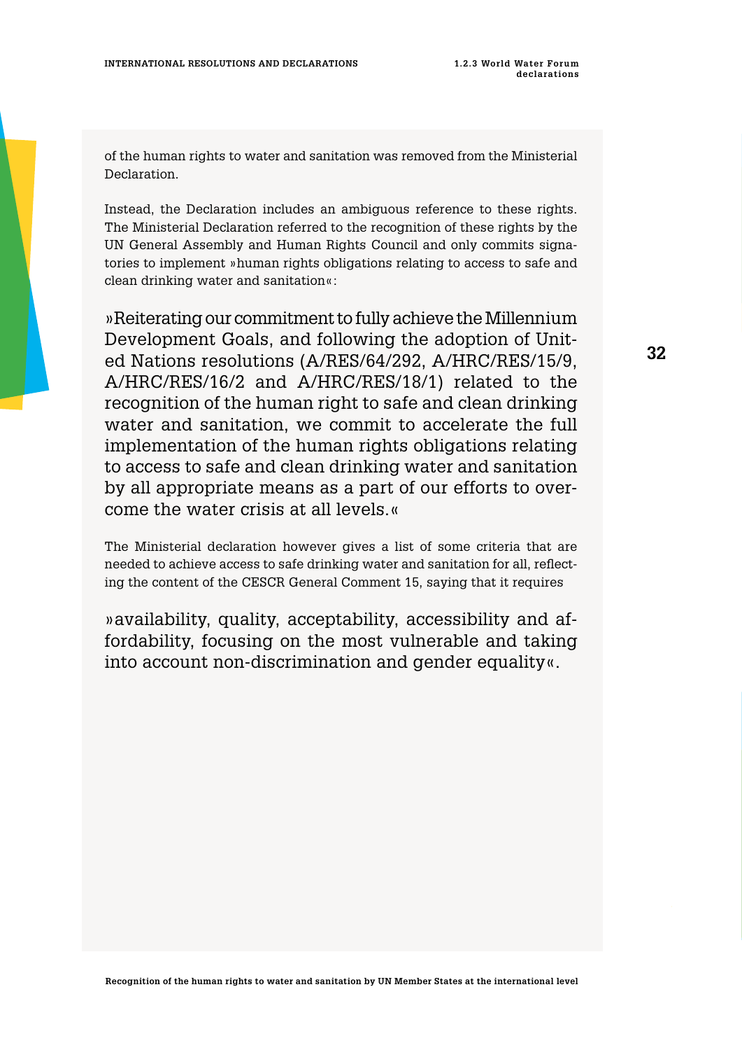of the human rights to water and sanitation was removed from the Ministerial Declaration.

Instead, the Declaration includes an ambiguous reference to these rights. The Ministerial Declaration referred to the recognition of these rights by the UN General Assembly and Human Rights Council and only commits signatories to implement »human rights obligations relating to access to safe and clean drinking water and sanitation«:

»Reiterating our commitment to fully achieve the Millennium Development Goals, and following the adoption of United Nations resolutions (A/RES/64/292, A/HRC/RES/15/9, A/HRC/RES/16/2 and A/HRC/RES/18/1) related to the recognition of the human right to safe and clean drinking water and sanitation, we commit to accelerate the full implementation of the human rights obligations relating to access to safe and clean drinking water and sanitation by all appropriate means as a part of our efforts to overcome the water crisis at all levels.«

The Ministerial declaration however gives a list of some criteria that are needed to achieve access to safe drinking water and sanitation for all, reflecting the content of the CESCR General Comment 15, saying that it requires

»availability, quality, acceptability, accessibility and affordability, focusing on the most vulnerable and taking into account non-discrimination and gender equality«.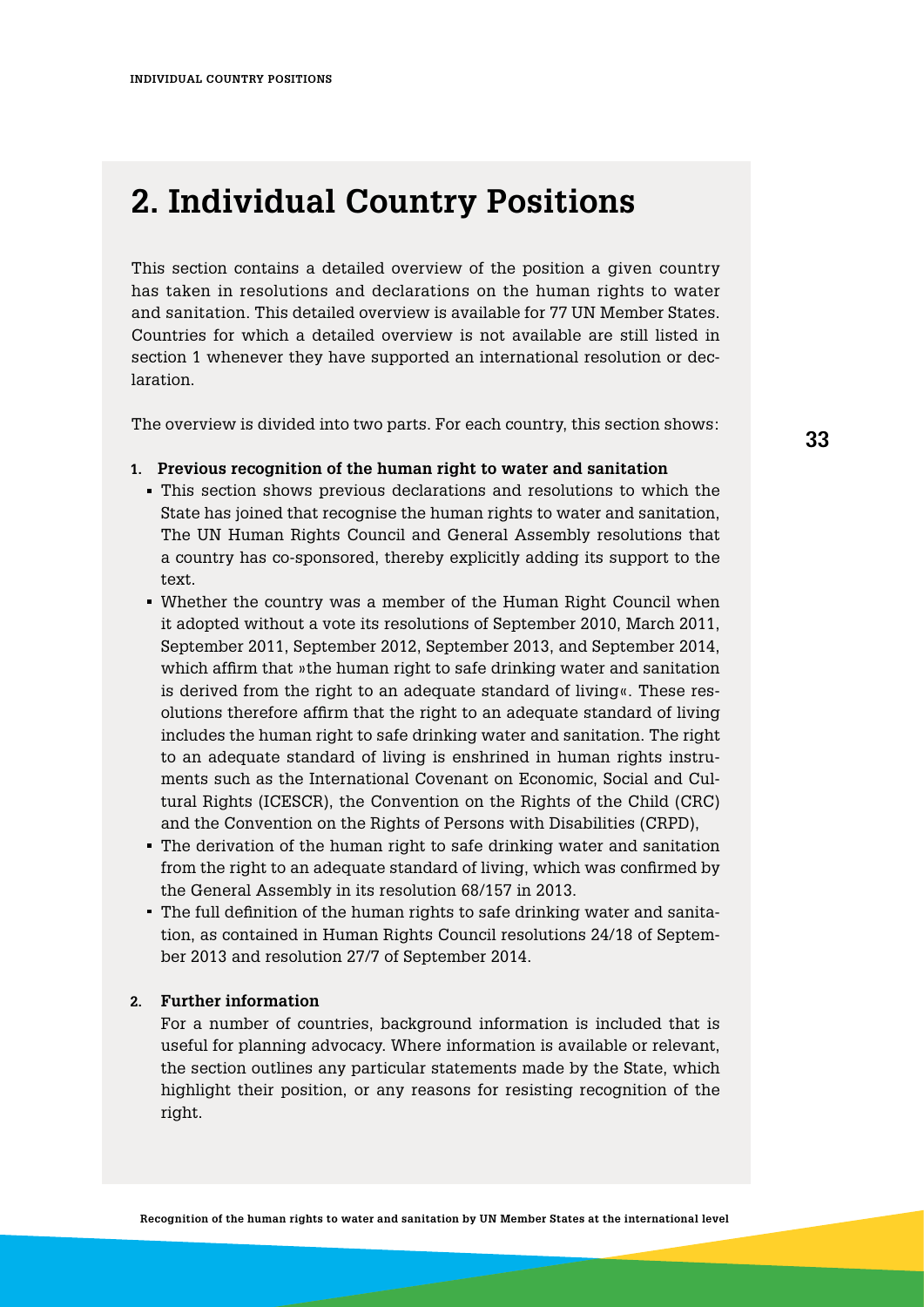# 2. Individual Country Positions

This section contains a detailed overview of the position a given country has taken in resolutions and declarations on the human rights to water and sanitation. This detailed overview is available for 77 UN Member States. Countries for which a detailed overview is not available are still listed in section 1 whenever they have supported an international resolution or declaration.

The overview is divided into two parts. For each country, this section shows:

1. **Previous recognition of the human right to water and sanitation**
   - This section shows previous declarations and resolutions to which the State has joined that recognise the human rights to water and sanitation, The UN Human Rights Council and General Assembly resolutions that a country has co-sponsored, thereby explicitly adding its support to the text.
   - Whether the country was a member of the Human Right Council when it adopted without a vote its resolutions of September 2010, March 2011, September 2011, September 2012, September 2013, and September 2014, which affirm that »the human right to safe drinking water and sanitation is derived from the right to an adequate standard of living«. These resolutions therefore affirm that the right to an adequate standard of living includes the human right to safe drinking water and sanitation. The right to an adequate standard of living is enshrined in human rights instruments such as the International Covenant on Economic, Social and Cultural Rights (ICESCR), the Convention on the Rights of the Child (CRC) and the Convention on the Rights of Persons with Disabilities (CRPD),
   - The derivation of the human right to safe drinking water and sanitation from the right to an adequate standard of living, which was confirmed by the General Assembly in its resolution 68/157 in 2013.
   - The full definition of the human rights to safe drinking water and sanitation, as contained in Human Rights Council resolutions 24/18 of September 2013 and resolution 27/7 of September 2014.

2. **Further information**

   For a number of countries, background information is included that is useful for planning advocacy. Where information is available or relevant, the section outlines any particular statements made by the State, which highlight their position, or any reasons for resisting recognition of the right.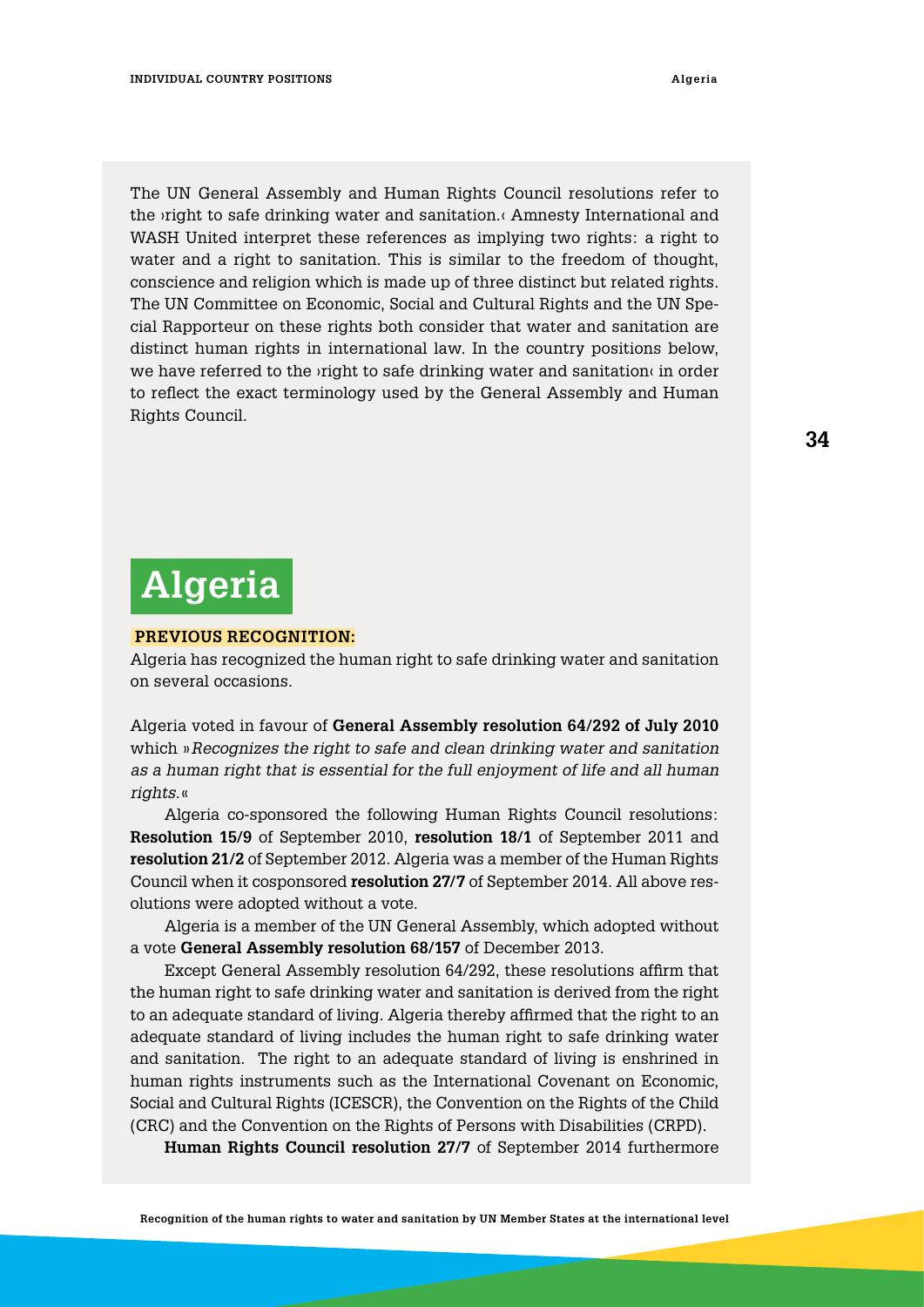The UN General Assembly and Human Rights Council resolutions refer to the ›right to safe drinking water and sanitation.‹ Amnesty International and WASH United interpret these references as implying two rights: a right to water and a right to sanitation. This is similar to the freedom of thought, conscience and religion which is made up of three distinct but related rights. The UN Committee on Economic, Social and Cultural Rights and the UN Special Rapporteur on these rights both consider that water and sanitation are distinct human rights in international law. In the country positions below, we have referred to the ›right to safe drinking water and sanitation‹ in order to reflect the exact terminology used by the General Assembly and Human Rights Council.

# Algeria

**PREVIOUS RECOGNITION:**

Algeria has recognized the human right to safe drinking water and sanitation on several occasions.

Algeria voted in favour of **General Assembly resolution 64/292 of July 2010** which »*Recognizes the right to safe and clean drinking water and sanitation as a human right that is essential for the full enjoyment of life and all human rights.*«

Algeria co-sponsored the following Human Rights Council resolutions: **Resolution 15/9** of September 2010, **resolution 18/1** of September 2011 and **resolution 21/2** of September 2012. Algeria was a member of the Human Rights Council when it cosponsored **resolution 27/7** of September 2014. All above resolutions were adopted without a vote.

Algeria is a member of the UN General Assembly, which adopted without a vote **General Assembly resolution 68/157** of December 2013.

Except General Assembly resolution 64/292, these resolutions affirm that the human right to safe drinking water and sanitation is derived from the right to an adequate standard of living. Algeria thereby affirmed that the right to an adequate standard of living includes the human right to safe drinking water and sanitation. The right to an adequate standard of living is enshrined in human rights instruments such as the International Covenant on Economic, Social and Cultural Rights (ICESCR), the Convention on the Rights of the Child (CRC) and the Convention on the Rights of Persons with Disabilities (CRPD).

**Human Rights Council resolution 27/7** of September 2014 furthermore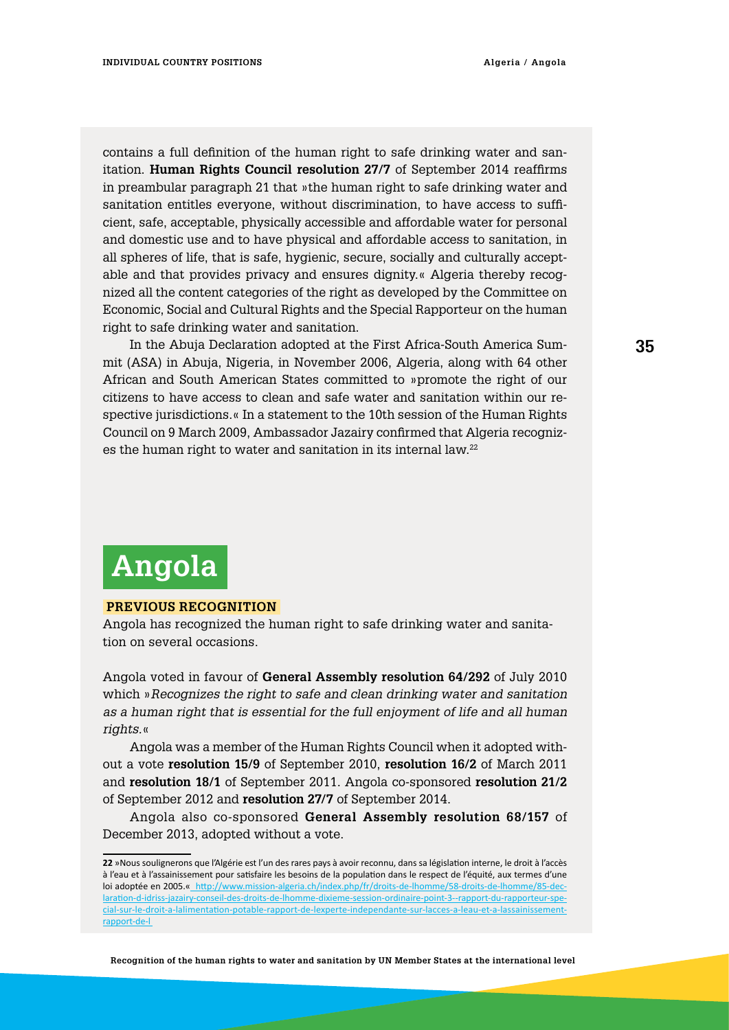contains a full definition of the human right to safe drinking water and sanitation. **Human Rights Council resolution 27/7** of September 2014 reaffirms in preambular paragraph 21 that »the human right to safe drinking water and sanitation entitles everyone, without discrimination, to have access to sufficient, safe, acceptable, physically accessible and affordable water for personal and domestic use and to have physical and affordable access to sanitation, in all spheres of life, that is safe, hygienic, secure, socially and culturally acceptable and that provides privacy and ensures dignity.« Algeria thereby recognized all the content categories of the right as developed by the Committee on Economic, Social and Cultural Rights and the Special Rapporteur on the human right to safe drinking water and sanitation.

In the Abuja Declaration adopted at the First Africa-South America Summit (ASA) in Abuja, Nigeria, in November 2006, Algeria, along with 64 other African and South American States committed to »promote the right of our citizens to have access to clean and safe water and sanitation within our respective jurisdictions.« In a statement to the 10th session of the Human Rights Council on 9 March 2009, Ambassador Jazairy confirmed that Algeria recognizes the human right to water and sanitation in its internal law.[22]

# Angola

## PREVIOUS RECOGNITION

Angola has recognized the human right to safe drinking water and sanitation on several occasions.

Angola voted in favour of **General Assembly resolution 64/292** of July 2010 which »*Recognizes the right to safe and clean drinking water and sanitation as a human right that is essential for the full enjoyment of life and all human rights.*«

Angola was a member of the Human Rights Council when it adopted without a vote **resolution 15/9** of September 2010, **resolution 16/2** of March 2011 and **resolution 18/1** of September 2011. Angola co-sponsored **resolution 21/2** of September 2012 and **resolution 27/7** of September 2014.

Angola also co-sponsored **General Assembly resolution 68/157** of December 2013, adopted without a vote.

---

**22** »Nous soulignerons que l'Algérie est l'un des rares pays à avoir reconnu, dans sa législation interne, le droit à l'accès à l'eau et à l'assainissement pour satisfaire les besoins de la population dans le respect de l'équité, aux termes d'une loi adoptée en 2005.« http://www.mission-algeria.ch/index.php/fr/droits-de-lhomme/58-droits-de-lhomme/85-declaration-d-idriss-jazairy-conseil-des-droits-de-lhomme-dixieme-session-ordinaire-point-3--rapport-du-rapporteur-special-sur-le-droit-a-lalimentation-potable-rapport-de-lexperte-independante-sur-lacces-a-leau-et-a-lassainissement-rapport-de-l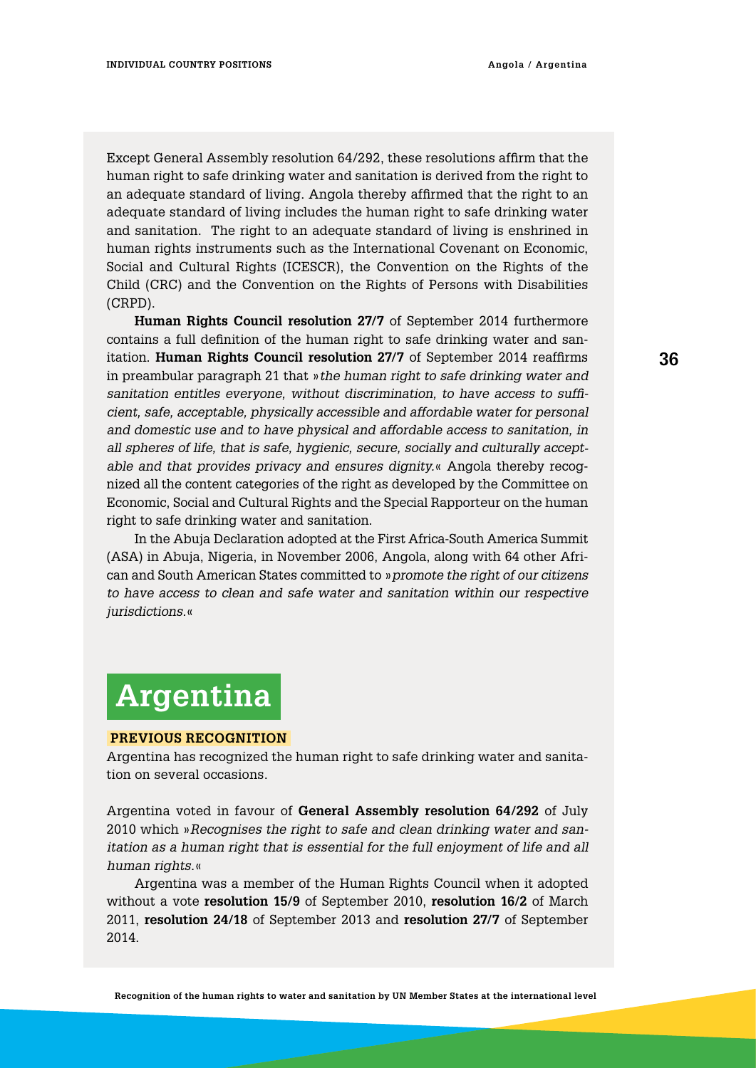Except General Assembly resolution 64/292, these resolutions affirm that the human right to safe drinking water and sanitation is derived from the right to an adequate standard of living. Angola thereby affirmed that the right to an adequate standard of living includes the human right to safe drinking water and sanitation. The right to an adequate standard of living is enshrined in human rights instruments such as the International Covenant on Economic, Social and Cultural Rights (ICESCR), the Convention on the Rights of the Child (CRC) and the Convention on the Rights of Persons with Disabilities (CRPD).

**Human Rights Council resolution 27/7** of September 2014 furthermore contains a full definition of the human right to safe drinking water and sanitation. **Human Rights Council resolution 27/7** of September 2014 reaffirms in preambular paragraph 21 that »*the human right to safe drinking water and sanitation entitles everyone, without discrimination, to have access to sufficient, safe, acceptable, physically accessible and affordable water for personal and domestic use and to have physical and affordable access to sanitation, in all spheres of life, that is safe, hygienic, secure, socially and culturally acceptable and that provides privacy and ensures dignity.*« Angola thereby recognized all the content categories of the right as developed by the Committee on Economic, Social and Cultural Rights and the Special Rapporteur on the human right to safe drinking water and sanitation.

In the Abuja Declaration adopted at the First Africa-South America Summit (ASA) in Abuja, Nigeria, in November 2006, Angola, along with 64 other African and South American States committed to »*promote the right of our citizens to have access to clean and safe water and sanitation within our respective jurisdictions.*«

# Argentina

### PREVIOUS RECOGNITION

Argentina has recognized the human right to safe drinking water and sanitation on several occasions.

Argentina voted in favour of **General Assembly resolution 64/292** of July 2010 which »*Recognises the right to safe and clean drinking water and sanitation as a human right that is essential for the full enjoyment of life and all human rights.*«

Argentina was a member of the Human Rights Council when it adopted without a vote **resolution 15/9** of September 2010, **resolution 16/2** of March 2011, **resolution 24/18** of September 2013 and **resolution 27/7** of September 2014.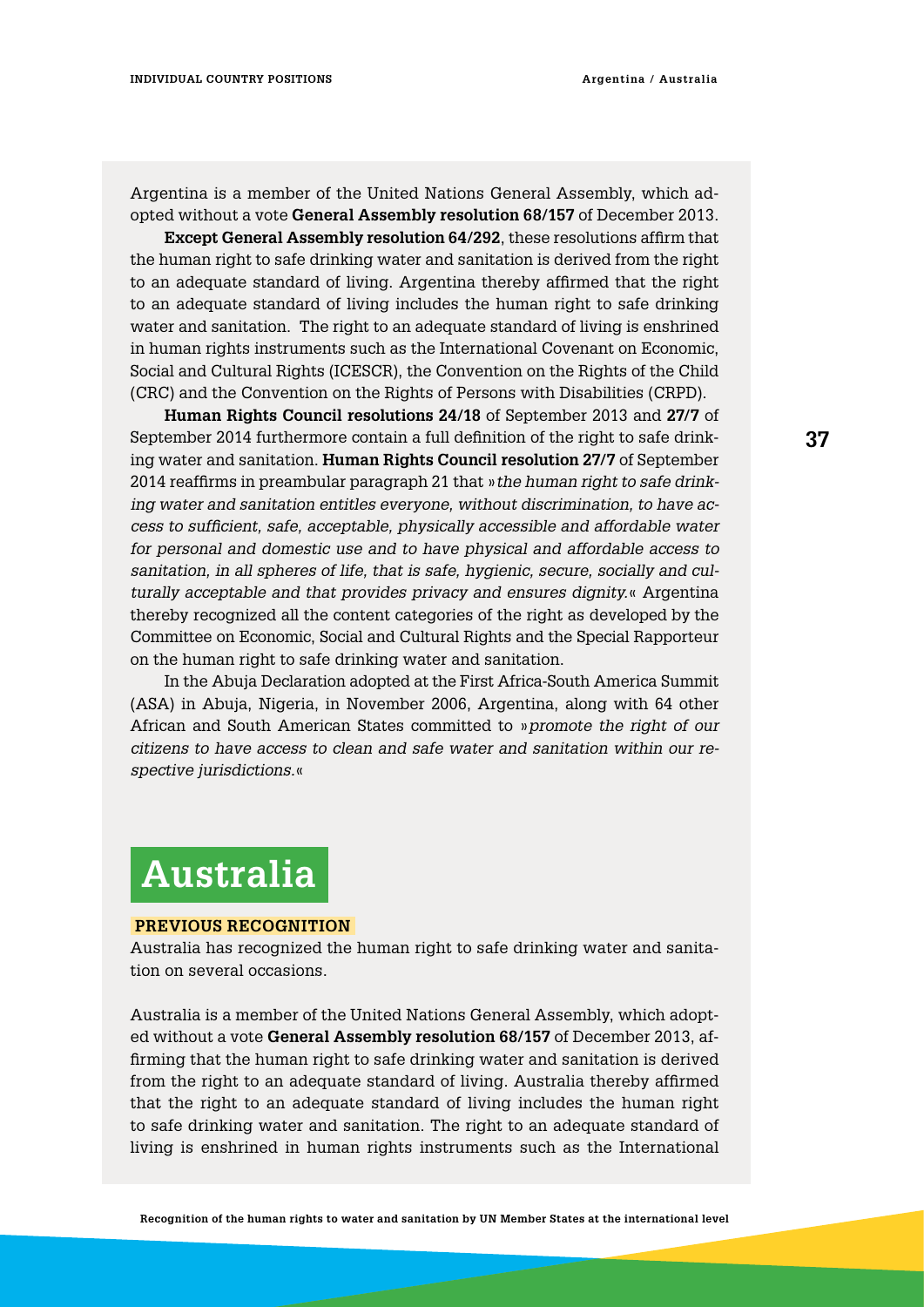Argentina is a member of the United Nations General Assembly, which adopted without a vote **General Assembly resolution 68/157** of December 2013.

**Except General Assembly resolution 64/292**, these resolutions affirm that the human right to safe drinking water and sanitation is derived from the right to an adequate standard of living. Argentina thereby affirmed that the right to an adequate standard of living includes the human right to safe drinking water and sanitation. The right to an adequate standard of living is enshrined in human rights instruments such as the International Covenant on Economic, Social and Cultural Rights (ICESCR), the Convention on the Rights of the Child (CRC) and the Convention on the Rights of Persons with Disabilities (CRPD).

**Human Rights Council resolutions 24/18** of September 2013 and **27/7** of September 2014 furthermore contain a full definition of the right to safe drinking water and sanitation. **Human Rights Council resolution 27/7** of September 2014 reaffirms in preambular paragraph 21 that »*the human right to safe drinking water and sanitation entitles everyone, without discrimination, to have access to sufficient, safe, acceptable, physically accessible and affordable water for personal and domestic use and to have physical and affordable access to sanitation, in all spheres of life, that is safe, hygienic, secure, socially and culturally acceptable and that provides privacy and ensures dignity.*« Argentina thereby recognized all the content categories of the right as developed by the Committee on Economic, Social and Cultural Rights and the Special Rapporteur on the human right to safe drinking water and sanitation.

In the Abuja Declaration adopted at the First Africa-South America Summit (ASA) in Abuja, Nigeria, in November 2006, Argentina, along with 64 other African and South American States committed to »*promote the right of our citizens to have access to clean and safe water and sanitation within our respective jurisdictions.*«

# Australia

### PREVIOUS RECOGNITION

Australia has recognized the human right to safe drinking water and sanitation on several occasions.

Australia is a member of the United Nations General Assembly, which adopted without a vote **General Assembly resolution 68/157** of December 2013, affirming that the human right to safe drinking water and sanitation is derived from the right to an adequate standard of living. Australia thereby affirmed that the right to an adequate standard of living includes the human right to safe drinking water and sanitation. The right to an adequate standard of living is enshrined in human rights instruments such as the International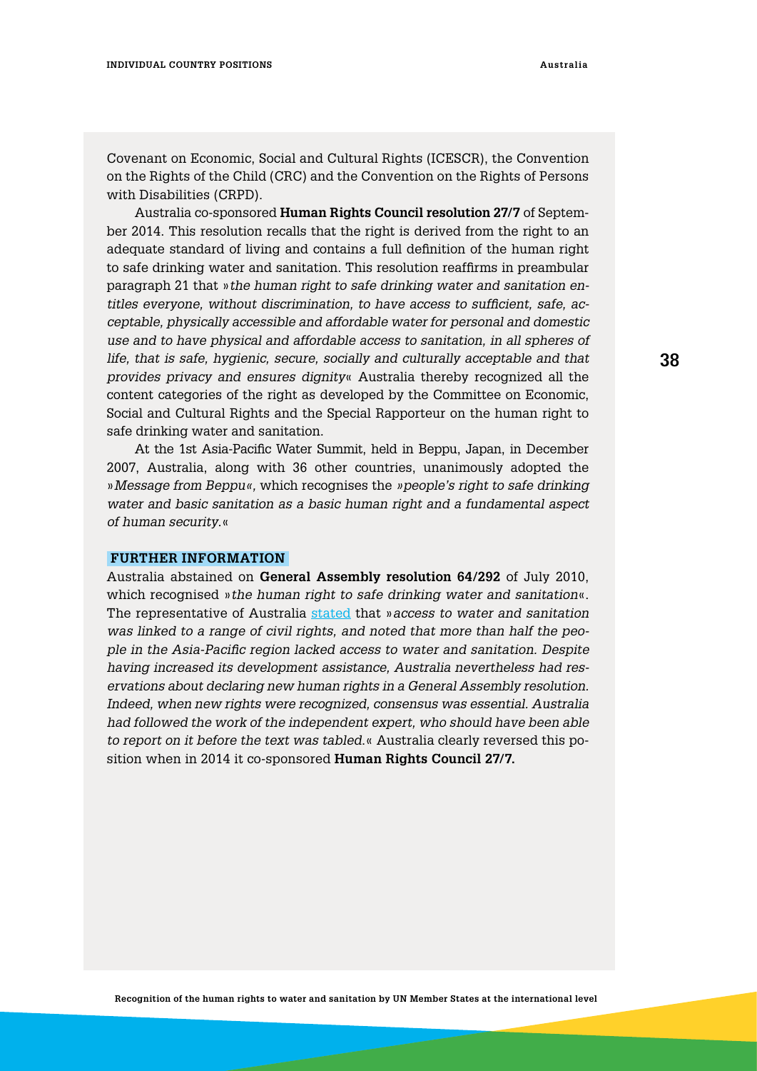Covenant on Economic, Social and Cultural Rights (ICESCR), the Convention on the Rights of the Child (CRC) and the Convention on the Rights of Persons with Disabilities (CRPD).

Australia co-sponsored **Human Rights Council resolution 27/7** of September 2014. This resolution recalls that the right is derived from the right to an adequate standard of living and contains a full definition of the human right to safe drinking water and sanitation. This resolution reaffirms in preambular paragraph 21 that »*the human right to safe drinking water and sanitation entitles everyone, without discrimination, to have access to sufficient, safe, acceptable, physically accessible and affordable water for personal and domestic use and to have physical and affordable access to sanitation, in all spheres of life, that is safe, hygienic, secure, socially and culturally acceptable and that provides privacy and ensures dignity*« Australia thereby recognized all the content categories of the right as developed by the Committee on Economic, Social and Cultural Rights and the Special Rapporteur on the human right to safe drinking water and sanitation.

At the 1st Asia-Pacific Water Summit, held in Beppu, Japan, in December 2007, Australia, along with 36 other countries, unanimously adopted the »*Message from Beppu*«, which recognises the »*people's right to safe drinking water and basic sanitation as a basic human right and a fundamental aspect of human security.*«

**FURTHER INFORMATION**

Australia abstained on **General Assembly resolution 64/292** of July 2010, which recognised »*the human right to safe drinking water and sanitation*«. The representative of Australia stated that »*access to water and sanitation was linked to a range of civil rights, and noted that more than half the people in the Asia-Pacific region lacked access to water and sanitation. Despite having increased its development assistance, Australia nevertheless had reservations about declaring new human rights in a General Assembly resolution. Indeed, when new rights were recognized, consensus was essential. Australia had followed the work of the independent expert, who should have been able to report on it before the text was tabled.*« Australia clearly reversed this position when in 2014 it co-sponsored **Human Rights Council 27/7.**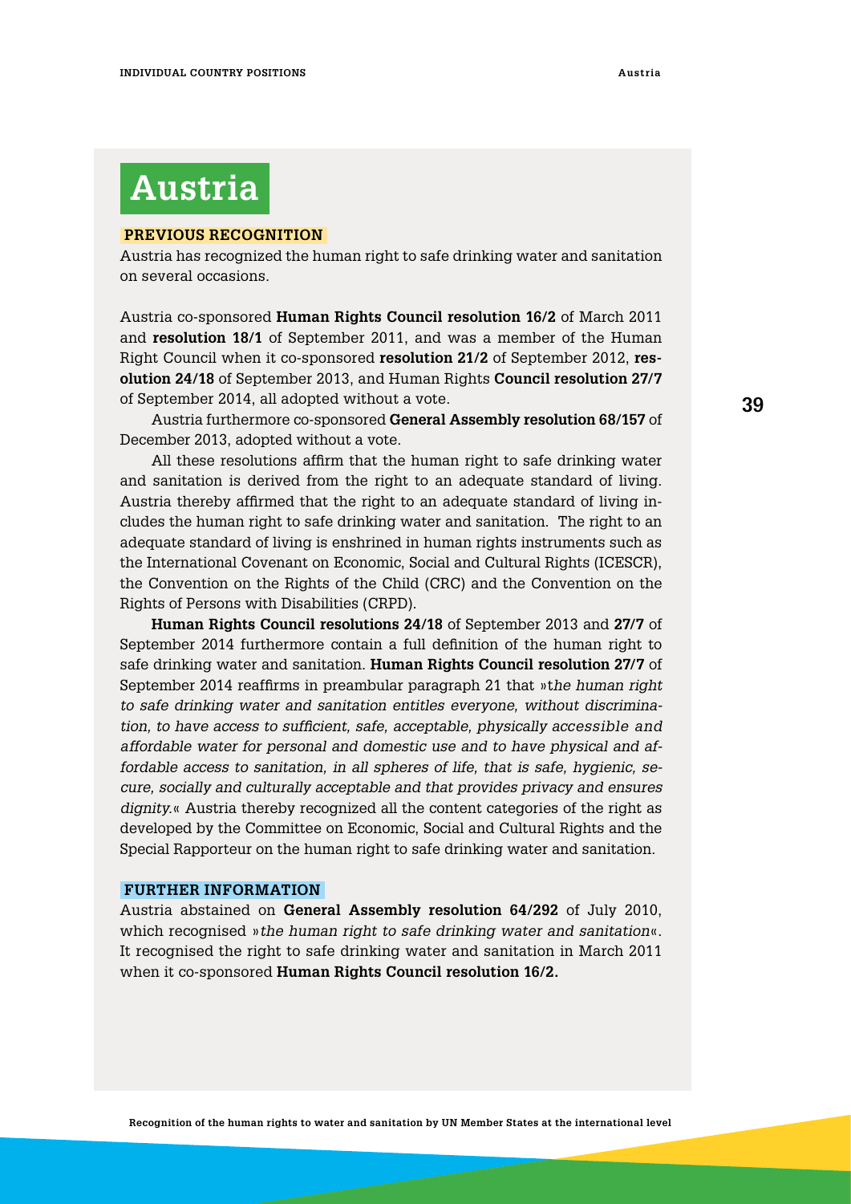# Austria

## PREVIOUS RECOGNITION

Austria has recognized the human right to safe drinking water and sanitation on several occasions.

Austria co-sponsored **Human Rights Council resolution 16/2** of March 2011 and **resolution 18/1** of September 2011, and was a member of the Human Right Council when it co-sponsored **resolution 21/2** of September 2012, **resolution 24/18** of September 2013, and Human Rights **Council resolution 27/7** of September 2014, all adopted without a vote.

Austria furthermore co-sponsored **General Assembly resolution 68/157** of December 2013, adopted without a vote.

All these resolutions affirm that the human right to safe drinking water and sanitation is derived from the right to an adequate standard of living. Austria thereby affirmed that the right to an adequate standard of living includes the human right to safe drinking water and sanitation. The right to an adequate standard of living is enshrined in human rights instruments such as the International Covenant on Economic, Social and Cultural Rights (ICESCR), the Convention on the Rights of the Child (CRC) and the Convention on the Rights of Persons with Disabilities (CRPD).

**Human Rights Council resolutions 24/18** of September 2013 and **27/7** of September 2014 furthermore contain a full definition of the human right to safe drinking water and sanitation. **Human Rights Council resolution 27/7** of September 2014 reaffirms in preambular paragraph 21 that »*the human right to safe drinking water and sanitation entitles everyone, without discrimination, to have access to sufficient, safe, acceptable, physically accessible and affordable water for personal and domestic use and to have physical and affordable access to sanitation, in all spheres of life, that is safe, hygienic, secure, socially and culturally acceptable and that provides privacy and ensures dignity.*« Austria thereby recognized all the content categories of the right as developed by the Committee on Economic, Social and Cultural Rights and the Special Rapporteur on the human right to safe drinking water and sanitation.

## FURTHER INFORMATION

Austria abstained on **General Assembly resolution 64/292** of July 2010, which recognised »*the human right to safe drinking water and sanitation*«. It recognised the right to safe drinking water and sanitation in March 2011 when it co-sponsored **Human Rights Council resolution 16/2.**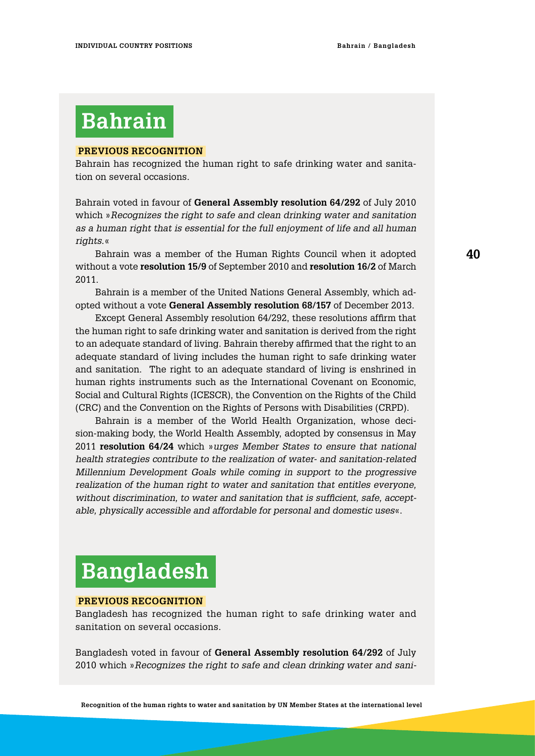# Bahrain

**PREVIOUS RECOGNITION**

Bahrain has recognized the human right to safe drinking water and sanitation on several occasions.

Bahrain voted in favour of **General Assembly resolution 64/292** of July 2010 which »*Recognizes the right to safe and clean drinking water and sanitation as a human right that is essential for the full enjoyment of life and all human rights.*«

Bahrain was a member of the Human Rights Council when it adopted without a vote **resolution 15/9** of September 2010 and **resolution 16/2** of March 2011.

Bahrain is a member of the United Nations General Assembly, which adopted without a vote **General Assembly resolution 68/157** of December 2013.

Except General Assembly resolution 64/292, these resolutions affirm that the human right to safe drinking water and sanitation is derived from the right to an adequate standard of living. Bahrain thereby affirmed that the right to an adequate standard of living includes the human right to safe drinking water and sanitation. The right to an adequate standard of living is enshrined in human rights instruments such as the International Covenant on Economic, Social and Cultural Rights (ICESCR), the Convention on the Rights of the Child (CRC) and the Convention on the Rights of Persons with Disabilities (CRPD).

Bahrain is a member of the World Health Organization, whose decision-making body, the World Health Assembly, adopted by consensus in May 2011 **resolution 64/24** which »*urges Member States to ensure that national health strategies contribute to the realization of water- and sanitation-related Millennium Development Goals while coming in support to the progressive realization of the human right to water and sanitation that entitles everyone, without discrimination, to water and sanitation that is sufficient, safe, acceptable, physically accessible and affordable for personal and domestic uses*«.

# Bangladesh

**PREVIOUS RECOGNITION**

Bangladesh has recognized the human right to safe drinking water and sanitation on several occasions.

Bangladesh voted in favour of **General Assembly resolution 64/292** of July 2010 which »*Recognizes the right to safe and clean drinking water and sani-*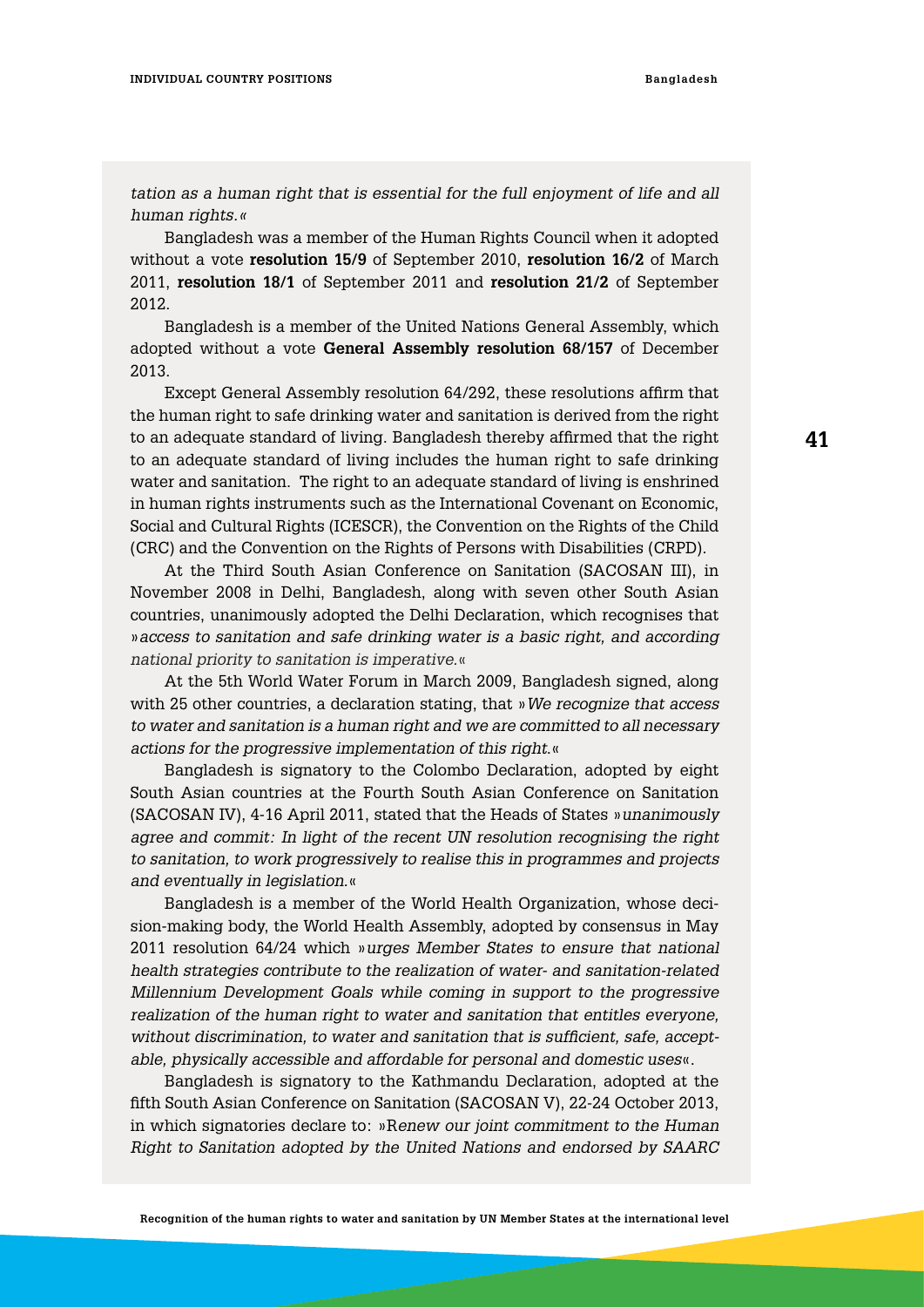*tation as a human right that is essential for the full enjoyment of life and all human rights.«*

Bangladesh was a member of the Human Rights Council when it adopted without a vote **resolution 15/9** of September 2010, **resolution 16/2** of March 2011, **resolution 18/1** of September 2011 and **resolution 21/2** of September 2012.

Bangladesh is a member of the United Nations General Assembly, which adopted without a vote **General Assembly resolution 68/157** of December 2013.

Except General Assembly resolution 64/292, these resolutions affirm that the human right to safe drinking water and sanitation is derived from the right to an adequate standard of living. Bangladesh thereby affirmed that the right to an adequate standard of living includes the human right to safe drinking water and sanitation. The right to an adequate standard of living is enshrined in human rights instruments such as the International Covenant on Economic, Social and Cultural Rights (ICESCR), the Convention on the Rights of the Child (CRC) and the Convention on the Rights of Persons with Disabilities (CRPD).

At the Third South Asian Conference on Sanitation (SACOSAN III), in November 2008 in Delhi, Bangladesh, along with seven other South Asian countries, unanimously adopted the Delhi Declaration, which recognises that »*access to sanitation and safe drinking water is a basic right, and according national priority to sanitation is imperative.*«

At the 5th World Water Forum in March 2009, Bangladesh signed, along with 25 other countries, a declaration stating, that »*We recognize that access to water and sanitation is a human right and we are committed to all necessary actions for the progressive implementation of this right.*«

Bangladesh is signatory to the Colombo Declaration, adopted by eight South Asian countries at the Fourth South Asian Conference on Sanitation (SACOSAN IV), 4-16 April 2011, stated that the Heads of States »*unanimously agree and commit: In light of the recent UN resolution recognising the right to sanitation, to work progressively to realise this in programmes and projects and eventually in legislation.*«

Bangladesh is a member of the World Health Organization, whose decision-making body, the World Health Assembly, adopted by consensus in May 2011 resolution 64/24 which »*urges Member States to ensure that national health strategies contribute to the realization of water- and sanitation-related Millennium Development Goals while coming in support to the progressive realization of the human right to water and sanitation that entitles everyone, without discrimination, to water and sanitation that is sufficient, safe, acceptable, physically accessible and affordable for personal and domestic uses*«.

Bangladesh is signatory to the Kathmandu Declaration, adopted at the fifth South Asian Conference on Sanitation (SACOSAN V), 22-24 October 2013, in which signatories declare to: »*Renew our joint commitment to the Human Right to Sanitation adopted by the United Nations and endorsed by SAARC*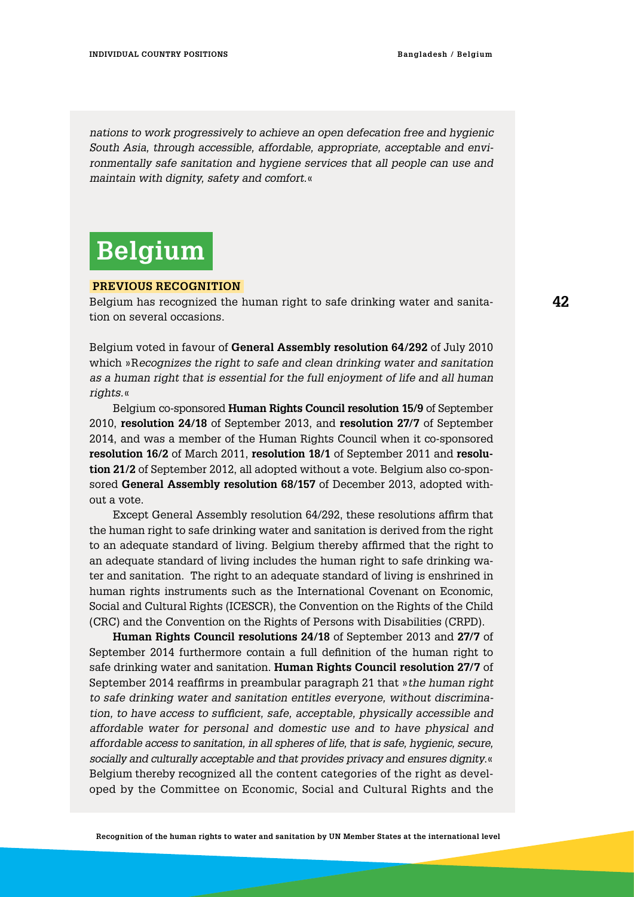*nations to work progressively to achieve an open defecation free and hygienic South Asia, through accessible, affordable, appropriate, acceptable and environmentally safe sanitation and hygiene services that all people can use and maintain with dignity, safety and comfort.*«

# Belgium

### PREVIOUS RECOGNITION

Belgium has recognized the human right to safe drinking water and sanitation on several occasions.

Belgium voted in favour of **General Assembly resolution 64/292** of July 2010 which »R*ecognizes the right to safe and clean drinking water and sanitation as a human right that is essential for the full enjoyment of life and all human rights.*«

Belgium co-sponsored **Human Rights Council resolution 15/9** of September 2010, **resolution 24/18** of September 2013, and **resolution 27/7** of September 2014, and was a member of the Human Rights Council when it co-sponsored **resolution 16/2** of March 2011, **resolution 18/1** of September 2011 and **resolution 21/2** of September 2012, all adopted without a vote. Belgium also co-sponsored **General Assembly resolution 68/157** of December 2013, adopted without a vote.

Except General Assembly resolution 64/292, these resolutions affirm that the human right to safe drinking water and sanitation is derived from the right to an adequate standard of living. Belgium thereby affirmed that the right to an adequate standard of living includes the human right to safe drinking water and sanitation. The right to an adequate standard of living is enshrined in human rights instruments such as the International Covenant on Economic, Social and Cultural Rights (ICESCR), the Convention on the Rights of the Child (CRC) and the Convention on the Rights of Persons with Disabilities (CRPD).

**Human Rights Council resolutions 24/18** of September 2013 and **27/7** of September 2014 furthermore contain a full definition of the human right to safe drinking water and sanitation. **Human Rights Council resolution 27/7** of September 2014 reaffirms in preambular paragraph 21 that »*the human right to safe drinking water and sanitation entitles everyone, without discrimination, to have access to sufficient, safe, acceptable, physically accessible and affordable water for personal and domestic use and to have physical and affordable access to sanitation, in all spheres of life, that is safe, hygienic, secure, socially and culturally acceptable and that provides privacy and ensures dignity.*« Belgium thereby recognized all the content categories of the right as developed by the Committee on Economic, Social and Cultural Rights and the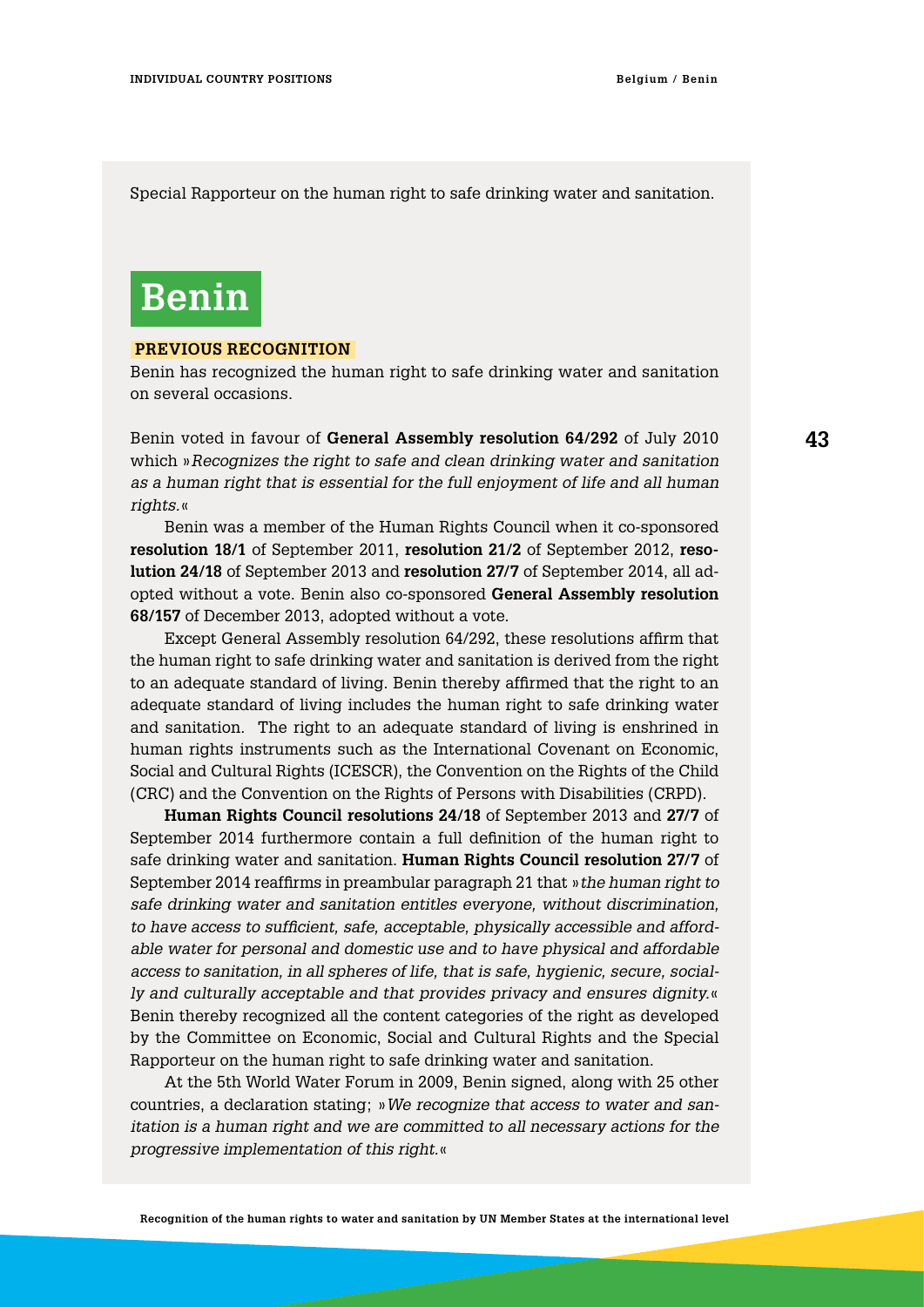Special Rapporteur on the human right to safe drinking water and sanitation.

# Benin

## PREVIOUS RECOGNITION

Benin has recognized the human right to safe drinking water and sanitation on several occasions.

Benin voted in favour of **General Assembly resolution 64/292** of July 2010 which »*Recognizes the right to safe and clean drinking water and sanitation as a human right that is essential for the full enjoyment of life and all human rights.*«

Benin was a member of the Human Rights Council when it co-sponsored **resolution 18/1** of September 2011, **resolution 21/2** of September 2012, **resolution 24/18** of September 2013 and **resolution 27/7** of September 2014, all adopted without a vote. Benin also co-sponsored **General Assembly resolution 68/157** of December 2013, adopted without a vote.

Except General Assembly resolution 64/292, these resolutions affirm that the human right to safe drinking water and sanitation is derived from the right to an adequate standard of living. Benin thereby affirmed that the right to an adequate standard of living includes the human right to safe drinking water and sanitation. The right to an adequate standard of living is enshrined in human rights instruments such as the International Covenant on Economic, Social and Cultural Rights (ICESCR), the Convention on the Rights of the Child (CRC) and the Convention on the Rights of Persons with Disabilities (CRPD).

**Human Rights Council resolutions 24/18** of September 2013 and **27/7** of September 2014 furthermore contain a full definition of the human right to safe drinking water and sanitation. **Human Rights Council resolution 27/7** of September 2014 reaffirms in preambular paragraph 21 that »*the human right to safe drinking water and sanitation entitles everyone, without discrimination, to have access to sufficient, safe, acceptable, physically accessible and affordable water for personal and domestic use and to have physical and affordable access to sanitation, in all spheres of life, that is safe, hygienic, secure, socially and culturally acceptable and that provides privacy and ensures dignity.*« Benin thereby recognized all the content categories of the right as developed by the Committee on Economic, Social and Cultural Rights and the Special Rapporteur on the human right to safe drinking water and sanitation.

At the 5th World Water Forum in 2009, Benin signed, along with 25 other countries, a declaration stating; »*We recognize that access to water and sanitation is a human right and we are committed to all necessary actions for the progressive implementation of this right.*«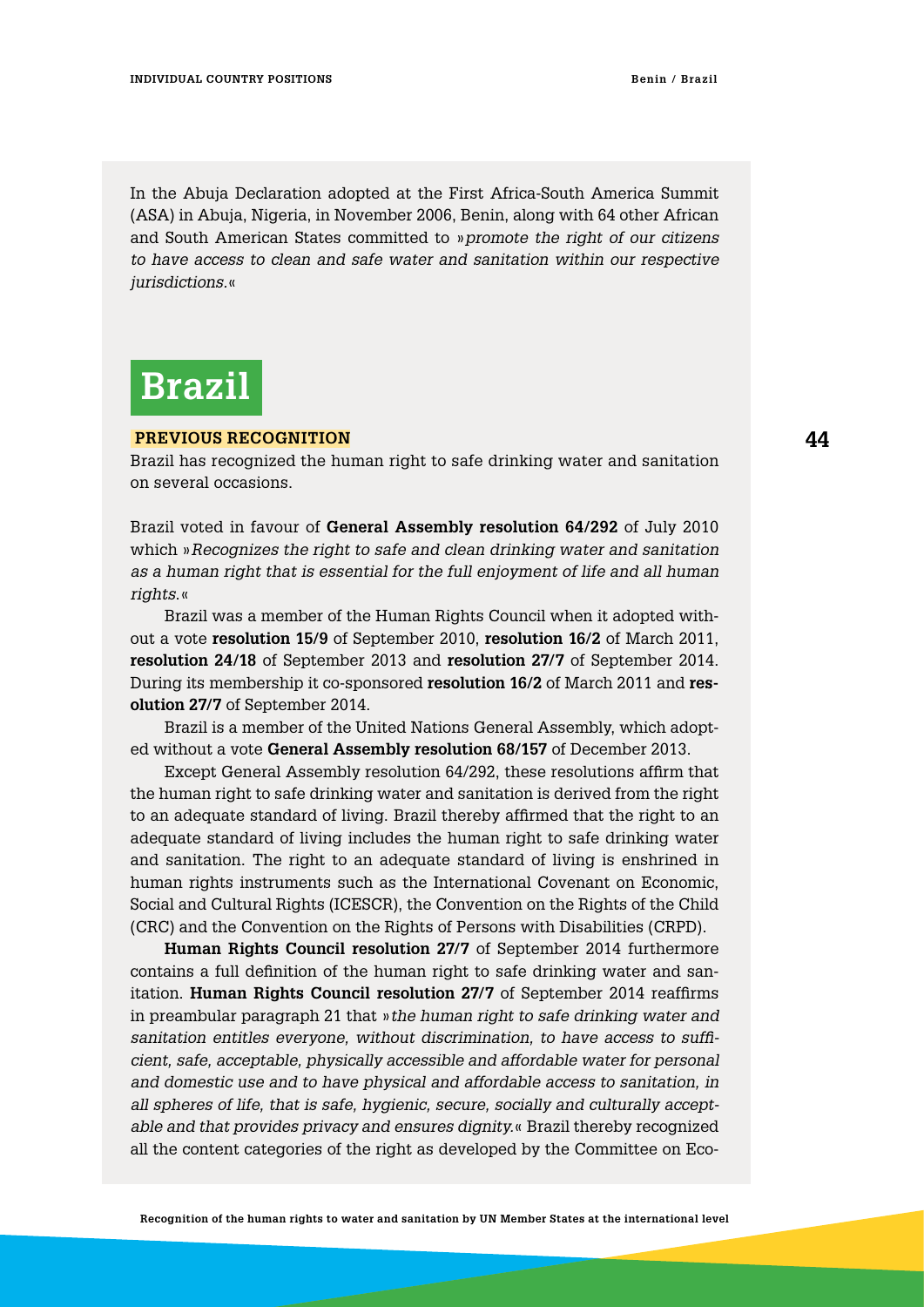In the Abuja Declaration adopted at the First Africa-South America Summit (ASA) in Abuja, Nigeria, in November 2006, Benin, along with 64 other African and South American States committed to »*promote the right of our citizens to have access to clean and safe water and sanitation within our respective jurisdictions.*«

# Brazil

**PREVIOUS RECOGNITION**

Brazil has recognized the human right to safe drinking water and sanitation on several occasions.

Brazil voted in favour of **General Assembly resolution 64/292** of July 2010 which »*Recognizes the right to safe and clean drinking water and sanitation as a human right that is essential for the full enjoyment of life and all human rights.*«

Brazil was a member of the Human Rights Council when it adopted without a vote **resolution 15/9** of September 2010, **resolution 16/2** of March 2011, **resolution 24/18** of September 2013 and **resolution 27/7** of September 2014. During its membership it co-sponsored **resolution 16/2** of March 2011 and **resolution 27/7** of September 2014.

Brazil is a member of the United Nations General Assembly, which adopted without a vote **General Assembly resolution 68/157** of December 2013.

Except General Assembly resolution 64/292, these resolutions affirm that the human right to safe drinking water and sanitation is derived from the right to an adequate standard of living. Brazil thereby affirmed that the right to an adequate standard of living includes the human right to safe drinking water and sanitation. The right to an adequate standard of living is enshrined in human rights instruments such as the International Covenant on Economic, Social and Cultural Rights (ICESCR), the Convention on the Rights of the Child (CRC) and the Convention on the Rights of Persons with Disabilities (CRPD).

**Human Rights Council resolution 27/7** of September 2014 furthermore contains a full definition of the human right to safe drinking water and sanitation. **Human Rights Council resolution 27/7** of September 2014 reaffirms in preambular paragraph 21 that »*the human right to safe drinking water and sanitation entitles everyone, without discrimination, to have access to sufficient, safe, acceptable, physically accessible and affordable water for personal and domestic use and to have physical and affordable access to sanitation, in all spheres of life, that is safe, hygienic, secure, socially and culturally acceptable and that provides privacy and ensures dignity.*« Brazil thereby recognized all the content categories of the right as developed by the Committee on Eco-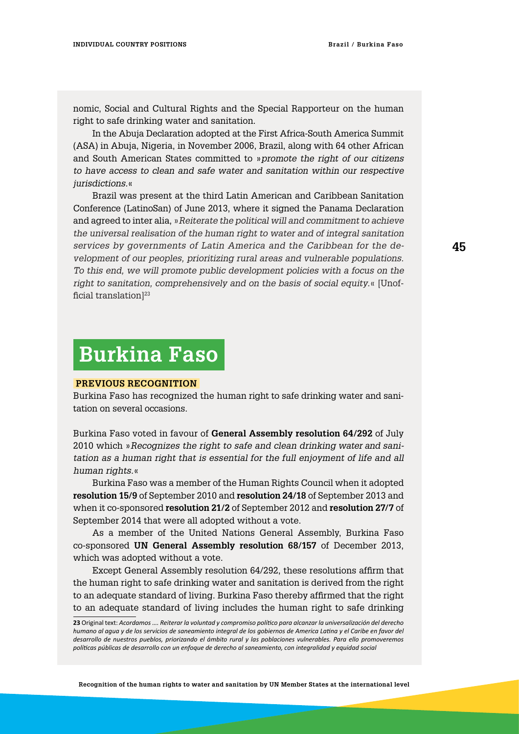nomic, Social and Cultural Rights and the Special Rapporteur on the human right to safe drinking water and sanitation.

In the Abuja Declaration adopted at the First Africa-South America Summit (ASA) in Abuja, Nigeria, in November 2006, Brazil, along with 64 other African and South American States committed to »*promote the right of our citizens to have access to clean and safe water and sanitation within our respective jurisdictions.*«

Brazil was present at the third Latin American and Caribbean Sanitation Conference (LatinoSan) of June 2013, where it signed the Panama Declaration and agreed to inter alia, »*Reiterate the political will and commitment to achieve the universal realisation of the human right to water and of integral sanitation services by governments of Latin America and the Caribbean for the development of our peoples, prioritizing rural areas and vulnerable populations. To this end, we will promote public development policies with a focus on the right to sanitation, comprehensively and on the basis of social equity.*« [Unofficial translation][23]

# Burkina Faso

## PREVIOUS RECOGNITION

Burkina Faso has recognized the human right to safe drinking water and sanitation on several occasions.

Burkina Faso voted in favour of **General Assembly resolution 64/292** of July 2010 which »*Recognizes the right to safe and clean drinking water and sanitation as a human right that is essential for the full enjoyment of life and all human rights.*«

Burkina Faso was a member of the Human Rights Council when it adopted **resolution 15/9** of September 2010 and **resolution 24/18** of September 2013 and when it co-sponsored **resolution 21/2** of September 2012 and **resolution 27/7** of September 2014 that were all adopted without a vote.

As a member of the United Nations General Assembly, Burkina Faso co-sponsored **UN General Assembly resolution 68/157** of December 2013, which was adopted without a vote.

Except General Assembly resolution 64/292, these resolutions affirm that the human right to safe drinking water and sanitation is derived from the right to an adequate standard of living. Burkina Faso thereby affirmed that the right to an adequate standard of living includes the human right to safe drinking

---

**23** Original text: *Acordamos …. Reiterar la voluntad y compromiso político para alcanzar la universalización del derecho humano al agua y de los servicios de saneamiento integral de los gobiernos de America Latina y el Caribe en favor del desarrollo de nuestros pueblos, priorizando el ámbito rural y las poblaciones vulnerables. Para ello promoveremos políticas públicas de desarrollo con un enfoque de derecho al saneamiento, con integralidad y equidad social*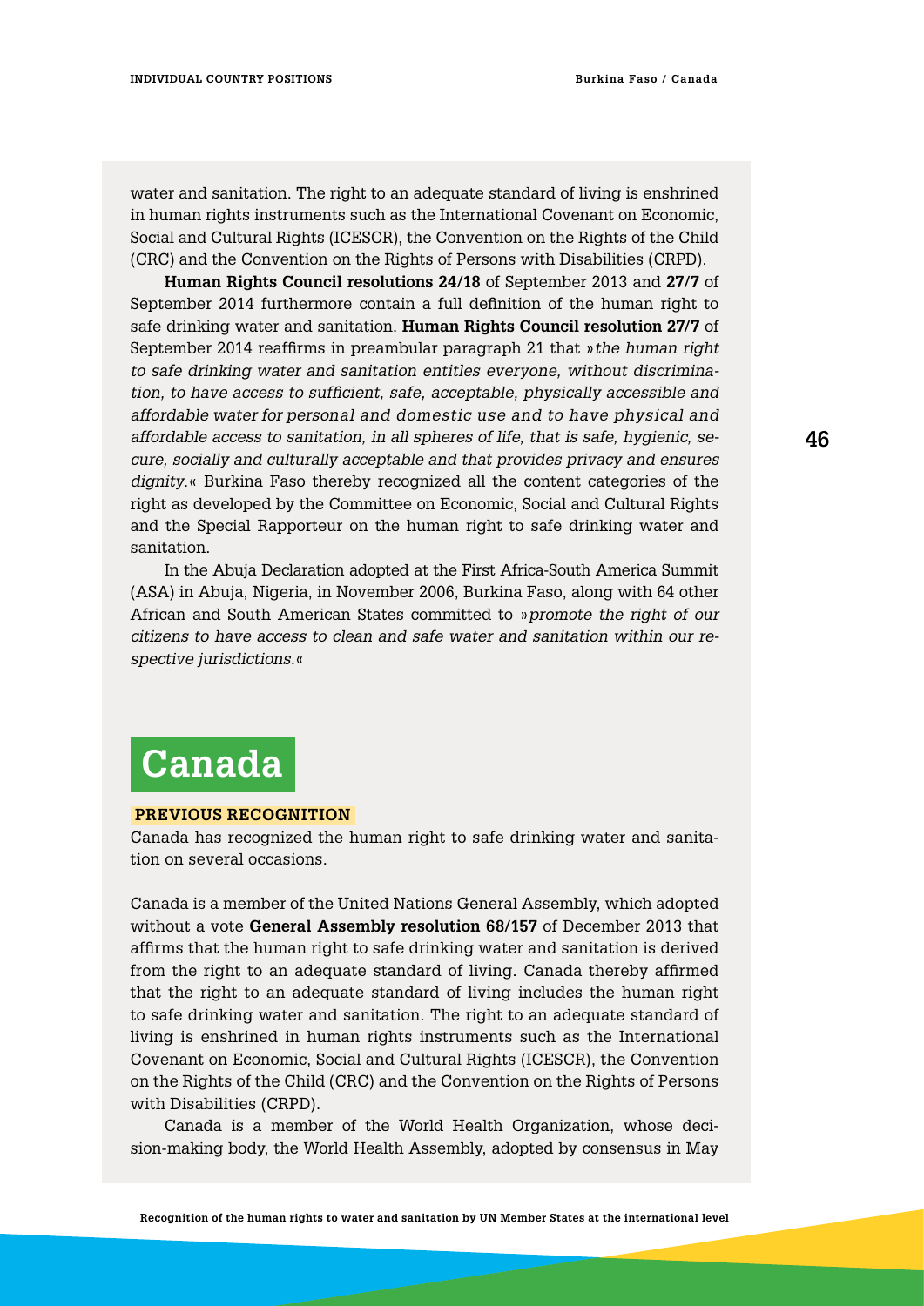water and sanitation. The right to an adequate standard of living is enshrined in human rights instruments such as the International Covenant on Economic, Social and Cultural Rights (ICESCR), the Convention on the Rights of the Child (CRC) and the Convention on the Rights of Persons with Disabilities (CRPD).

**Human Rights Council resolutions 24/18** of September 2013 and **27/7** of September 2014 furthermore contain a full definition of the human right to safe drinking water and sanitation. **Human Rights Council resolution 27/7** of September 2014 reaffirms in preambular paragraph 21 that »*the human right to safe drinking water and sanitation entitles everyone, without discrimination, to have access to sufficient, safe, acceptable, physically accessible and affordable water for personal and domestic use and to have physical and affordable access to sanitation, in all spheres of life, that is safe, hygienic, secure, socially and culturally acceptable and that provides privacy and ensures dignity.*« Burkina Faso thereby recognized all the content categories of the right as developed by the Committee on Economic, Social and Cultural Rights and the Special Rapporteur on the human right to safe drinking water and sanitation.

In the Abuja Declaration adopted at the First Africa-South America Summit (ASA) in Abuja, Nigeria, in November 2006, Burkina Faso, along with 64 other African and South American States committed to »*promote the right of our citizens to have access to clean and safe water and sanitation within our respective jurisdictions.*«

# Canada

**PREVIOUS RECOGNITION**

Canada has recognized the human right to safe drinking water and sanitation on several occasions.

Canada is a member of the United Nations General Assembly, which adopted without a vote **General Assembly resolution 68/157** of December 2013 that affirms that the human right to safe drinking water and sanitation is derived from the right to an adequate standard of living. Canada thereby affirmed that the right to an adequate standard of living includes the human right to safe drinking water and sanitation. The right to an adequate standard of living is enshrined in human rights instruments such as the International Covenant on Economic, Social and Cultural Rights (ICESCR), the Convention on the Rights of the Child (CRC) and the Convention on the Rights of Persons with Disabilities (CRPD).

Canada is a member of the World Health Organization, whose decision-making body, the World Health Assembly, adopted by consensus in May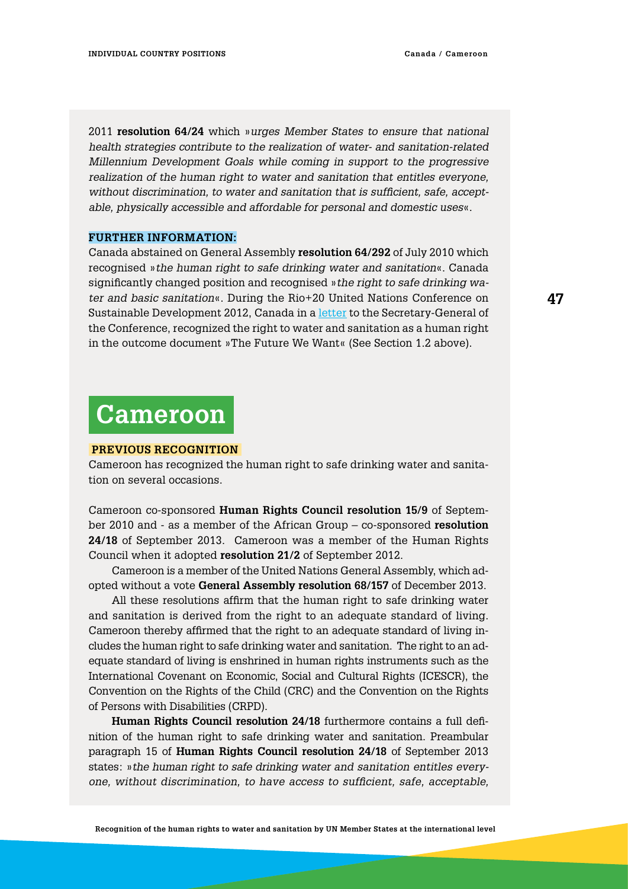2011 **resolution 64/24** which »*urges Member States to ensure that national health strategies contribute to the realization of water- and sanitation-related Millennium Development Goals while coming in support to the progressive realization of the human right to water and sanitation that entitles everyone, without discrimination, to water and sanitation that is sufficient, safe, acceptable, physically accessible and affordable for personal and domestic uses*«.

**FURTHER INFORMATION:**

Canada abstained on General Assembly **resolution 64/292** of July 2010 which recognised »*the human right to safe drinking water and sanitation*«. Canada significantly changed position and recognised »*the right to safe drinking water and basic sanitation*«. During the Rio+20 United Nations Conference on Sustainable Development 2012, Canada in a letter to the Secretary-General of the Conference, recognized the right to water and sanitation as a human right in the outcome document »The Future We Want« (See Section 1.2 above).

# Cameroon

**PREVIOUS RECOGNITION**

Cameroon has recognized the human right to safe drinking water and sanitation on several occasions.

Cameroon co-sponsored **Human Rights Council resolution 15/9** of September 2010 and - as a member of the African Group – co-sponsored **resolution 24/18** of September 2013. Cameroon was a member of the Human Rights Council when it adopted **resolution 21/2** of September 2012.

Cameroon is a member of the United Nations General Assembly, which adopted without a vote **General Assembly resolution 68/157** of December 2013.

All these resolutions affirm that the human right to safe drinking water and sanitation is derived from the right to an adequate standard of living. Cameroon thereby affirmed that the right to an adequate standard of living includes the human right to safe drinking water and sanitation. The right to an adequate standard of living is enshrined in human rights instruments such as the International Covenant on Economic, Social and Cultural Rights (ICESCR), the Convention on the Rights of the Child (CRC) and the Convention on the Rights of Persons with Disabilities (CRPD).

**Human Rights Council resolution 24/18** furthermore contains a full definition of the human right to safe drinking water and sanitation. Preambular paragraph 15 of **Human Rights Council resolution 24/18** of September 2013 states: »*the human right to safe drinking water and sanitation entitles everyone, without discrimination, to have access to sufficient, safe, acceptable,*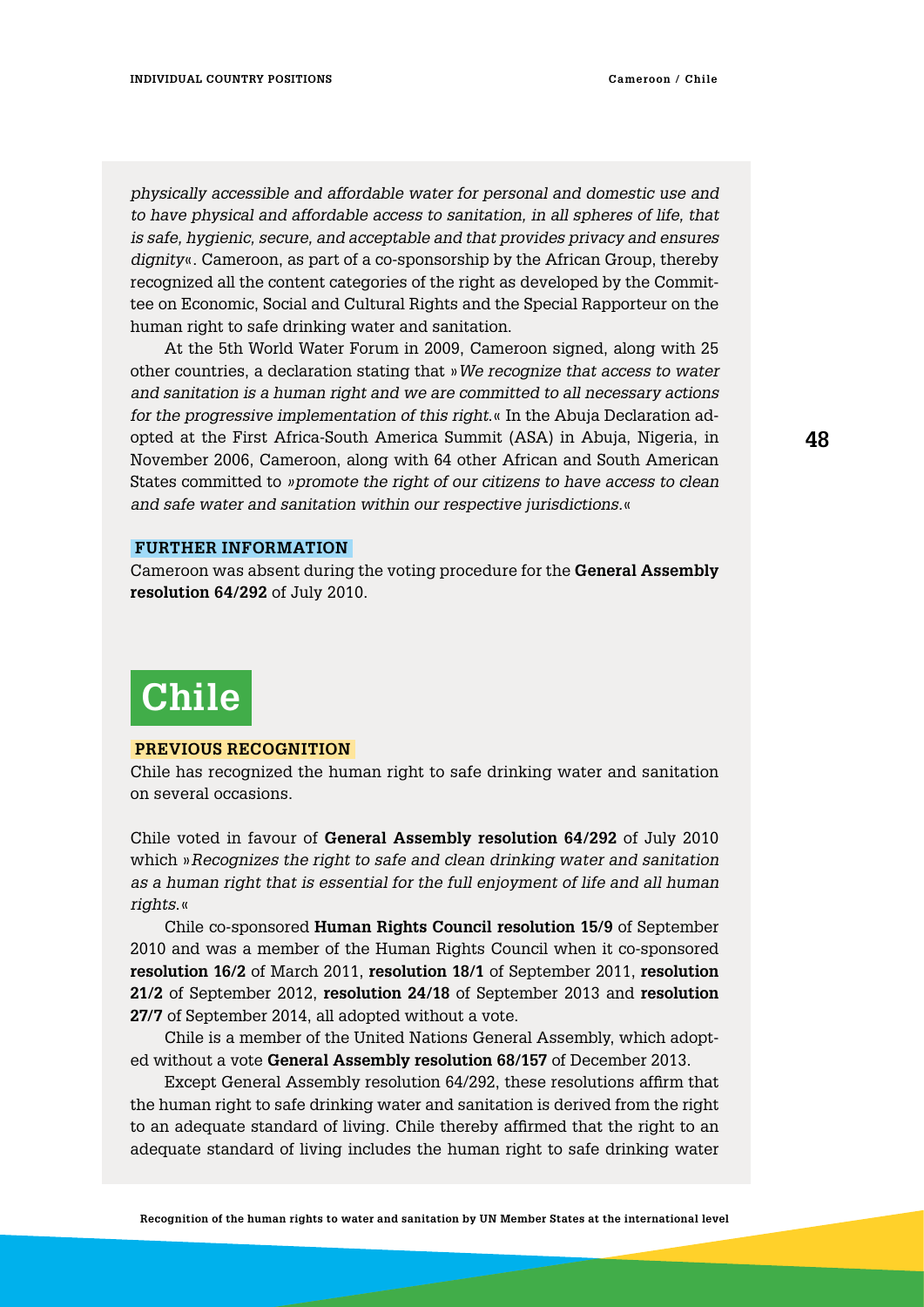*physically accessible and affordable water for personal and domestic use and to have physical and affordable access to sanitation, in all spheres of life, that is safe, hygienic, secure, and acceptable and that provides privacy and ensures dignity*«. Cameroon, as part of a co-sponsorship by the African Group, thereby recognized all the content categories of the right as developed by the Committee on Economic, Social and Cultural Rights and the Special Rapporteur on the human right to safe drinking water and sanitation.

At the 5th World Water Forum in 2009, Cameroon signed, along with 25 other countries, a declaration stating that »*We recognize that access to water and sanitation is a human right and we are committed to all necessary actions for the progressive implementation of this right.*« In the Abuja Declaration adopted at the First Africa-South America Summit (ASA) in Abuja, Nigeria, in November 2006, Cameroon, along with 64 other African and South American States committed to »*promote the right of our citizens to have access to clean and safe water and sanitation within our respective jurisdictions.*«

### FURTHER INFORMATION

Cameroon was absent during the voting procedure for the **General Assembly resolution 64/292** of July 2010.

# Chile

### PREVIOUS RECOGNITION

Chile has recognized the human right to safe drinking water and sanitation on several occasions.

Chile voted in favour of **General Assembly resolution 64/292** of July 2010 which »*Recognizes the right to safe and clean drinking water and sanitation as a human right that is essential for the full enjoyment of life and all human rights.*«

Chile co-sponsored **Human Rights Council resolution 15/9** of September 2010 and was a member of the Human Rights Council when it co-sponsored **resolution 16/2** of March 2011, **resolution 18/1** of September 2011, **resolution 21/2** of September 2012, **resolution 24/18** of September 2013 and **resolution 27/7** of September 2014, all adopted without a vote.

Chile is a member of the United Nations General Assembly, which adopted without a vote **General Assembly resolution 68/157** of December 2013.

Except General Assembly resolution 64/292, these resolutions affirm that the human right to safe drinking water and sanitation is derived from the right to an adequate standard of living. Chile thereby affirmed that the right to an adequate standard of living includes the human right to safe drinking water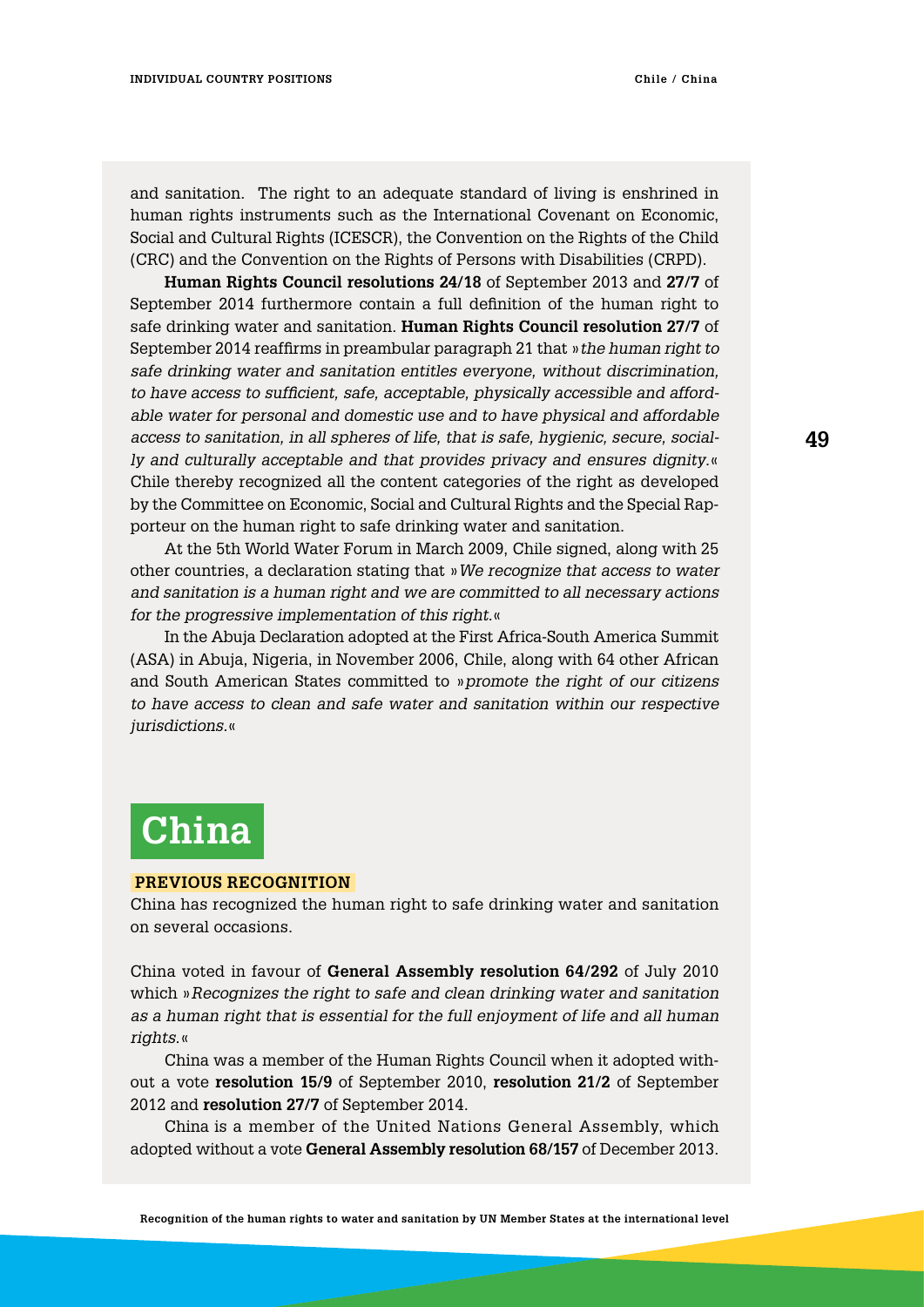and sanitation. The right to an adequate standard of living is enshrined in human rights instruments such as the International Covenant on Economic, Social and Cultural Rights (ICESCR), the Convention on the Rights of the Child (CRC) and the Convention on the Rights of Persons with Disabilities (CRPD).

**Human Rights Council resolutions 24/18** of September 2013 and **27/7** of September 2014 furthermore contain a full definition of the human right to safe drinking water and sanitation. **Human Rights Council resolution 27/7** of September 2014 reaffirms in preambular paragraph 21 that »*the human right to safe drinking water and sanitation entitles everyone, without discrimination, to have access to sufficient, safe, acceptable, physically accessible and affordable water for personal and domestic use and to have physical and affordable access to sanitation, in all spheres of life, that is safe, hygienic, secure, socially and culturally acceptable and that provides privacy and ensures dignity.*« Chile thereby recognized all the content categories of the right as developed by the Committee on Economic, Social and Cultural Rights and the Special Rapporteur on the human right to safe drinking water and sanitation.

At the 5th World Water Forum in March 2009, Chile signed, along with 25 other countries, a declaration stating that »*We recognize that access to water and sanitation is a human right and we are committed to all necessary actions for the progressive implementation of this right.*«

In the Abuja Declaration adopted at the First Africa-South America Summit (ASA) in Abuja, Nigeria, in November 2006, Chile, along with 64 other African and South American States committed to »*promote the right of our citizens to have access to clean and safe water and sanitation within our respective jurisdictions.*«

# China

## PREVIOUS RECOGNITION

China has recognized the human right to safe drinking water and sanitation on several occasions.

China voted in favour of **General Assembly resolution 64/292** of July 2010 which »*Recognizes the right to safe and clean drinking water and sanitation as a human right that is essential for the full enjoyment of life and all human rights.*«

China was a member of the Human Rights Council when it adopted without a vote **resolution 15/9** of September 2010, **resolution 21/2** of September 2012 and **resolution 27/7** of September 2014.

China is a member of the United Nations General Assembly, which adopted without a vote **General Assembly resolution 68/157** of December 2013.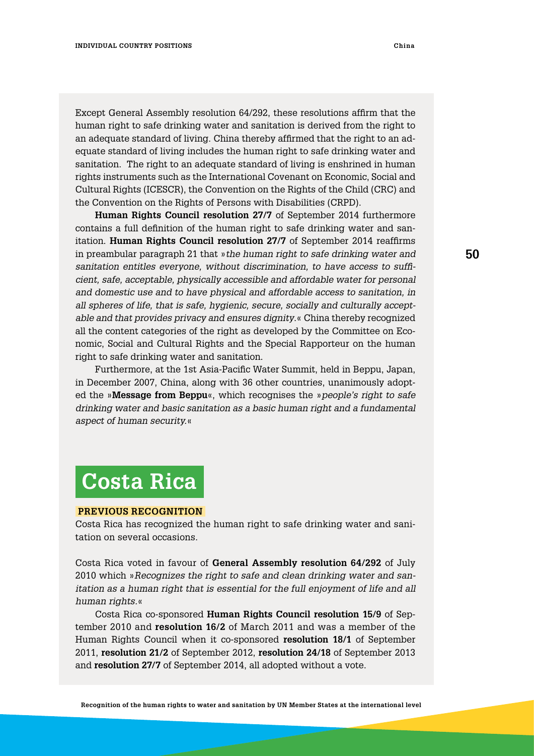Except General Assembly resolution 64/292, these resolutions affirm that the human right to safe drinking water and sanitation is derived from the right to an adequate standard of living. China thereby affirmed that the right to an adequate standard of living includes the human right to safe drinking water and sanitation. The right to an adequate standard of living is enshrined in human rights instruments such as the International Covenant on Economic, Social and Cultural Rights (ICESCR), the Convention on the Rights of the Child (CRC) and the Convention on the Rights of Persons with Disabilities (CRPD).

**Human Rights Council resolution 27/7** of September 2014 furthermore contains a full definition of the human right to safe drinking water and sanitation. **Human Rights Council resolution 27/7** of September 2014 reaffirms in preambular paragraph 21 that »*the human right to safe drinking water and sanitation entitles everyone, without discrimination, to have access to sufficient, safe, acceptable, physically accessible and affordable water for personal and domestic use and to have physical and affordable access to sanitation, in all spheres of life, that is safe, hygienic, secure, socially and culturally acceptable and that provides privacy and ensures dignity.*« China thereby recognized all the content categories of the right as developed by the Committee on Economic, Social and Cultural Rights and the Special Rapporteur on the human right to safe drinking water and sanitation.

Furthermore, at the 1st Asia-Pacific Water Summit, held in Beppu, Japan, in December 2007, China, along with 36 other countries, unanimously adopted the »**Message from Beppu**«, which recognises the »*people's right to safe drinking water and basic sanitation as a basic human right and a fundamental aspect of human security.*«

# Costa Rica

**PREVIOUS RECOGNITION**

Costa Rica has recognized the human right to safe drinking water and sanitation on several occasions.

Costa Rica voted in favour of **General Assembly resolution 64/292** of July 2010 which »*Recognizes the right to safe and clean drinking water and sanitation as a human right that is essential for the full enjoyment of life and all human rights.*«

Costa Rica co-sponsored **Human Rights Council resolution 15/9** of September 2010 and **resolution 16/2** of March 2011 and was a member of the Human Rights Council when it co-sponsored **resolution 18/1** of September 2011, **resolution 21/2** of September 2012, **resolution 24/18** of September 2013 and **resolution 27/7** of September 2014, all adopted without a vote.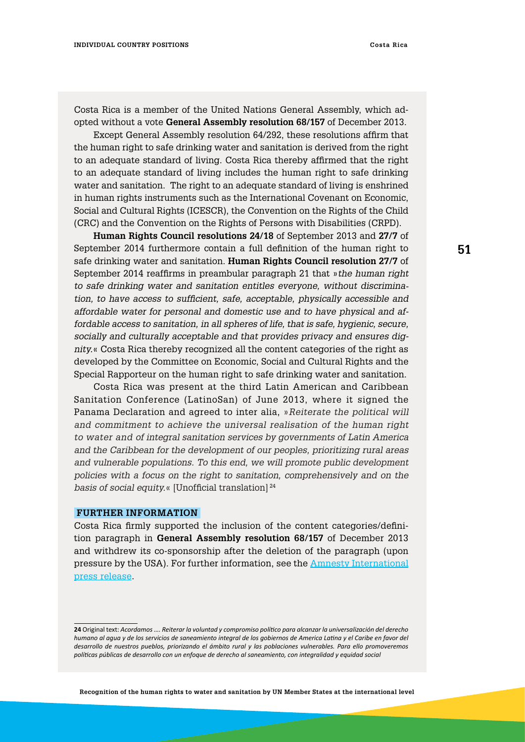Costa Rica is a member of the United Nations General Assembly, which adopted without a vote **General Assembly resolution 68/157** of December 2013.

Except General Assembly resolution 64/292, these resolutions affirm that the human right to safe drinking water and sanitation is derived from the right to an adequate standard of living. Costa Rica thereby affirmed that the right to an adequate standard of living includes the human right to safe drinking water and sanitation. The right to an adequate standard of living is enshrined in human rights instruments such as the International Covenant on Economic, Social and Cultural Rights (ICESCR), the Convention on the Rights of the Child (CRC) and the Convention on the Rights of Persons with Disabilities (CRPD).

**Human Rights Council resolutions 24/18** of September 2013 and **27/7** of September 2014 furthermore contain a full definition of the human right to safe drinking water and sanitation. **Human Rights Council resolution 27/7** of September 2014 reaffirms in preambular paragraph 21 that »*the human right to safe drinking water and sanitation entitles everyone, without discrimination, to have access to sufficient, safe, acceptable, physically accessible and affordable water for personal and domestic use and to have physical and affordable access to sanitation, in all spheres of life, that is safe, hygienic, secure, socially and culturally acceptable and that provides privacy and ensures dignity.*« Costa Rica thereby recognized all the content categories of the right as developed by the Committee on Economic, Social and Cultural Rights and the Special Rapporteur on the human right to safe drinking water and sanitation.

Costa Rica was present at the third Latin American and Caribbean Sanitation Conference (LatinoSan) of June 2013, where it signed the Panama Declaration and agreed to inter alia, »*Reiterate the political will and commitment to achieve the universal realisation of the human right to water and of integral sanitation services by governments of Latin America and the Caribbean for the development of our peoples, prioritizing rural areas and vulnerable populations. To this end, we will promote public development policies with a focus on the right to sanitation, comprehensively and on the basis of social equity.*« [Unofficial translation] [24]

## FURTHER INFORMATION

Costa Rica firmly supported the inclusion of the content categories/definition paragraph in **General Assembly resolution 68/157** of December 2013 and withdrew its co-sponsorship after the deletion of the paragraph (upon pressure by the USA). For further information, see the Amnesty International press release.

**24** Original text: *Acordamos …. Reiterar la voluntad y compromiso político para alcanzar la universalización del derecho humano al agua y de los servicios de saneamiento integral de los gobiernos de America Latina y el Caribe en favor del desarrollo de nuestros pueblos, priorizando el ámbito rural y las poblaciones vulnerables. Para ello promoveremos políticas públicas de desarrollo con un enfoque de derecho al saneamiento, con integralidad y equidad social*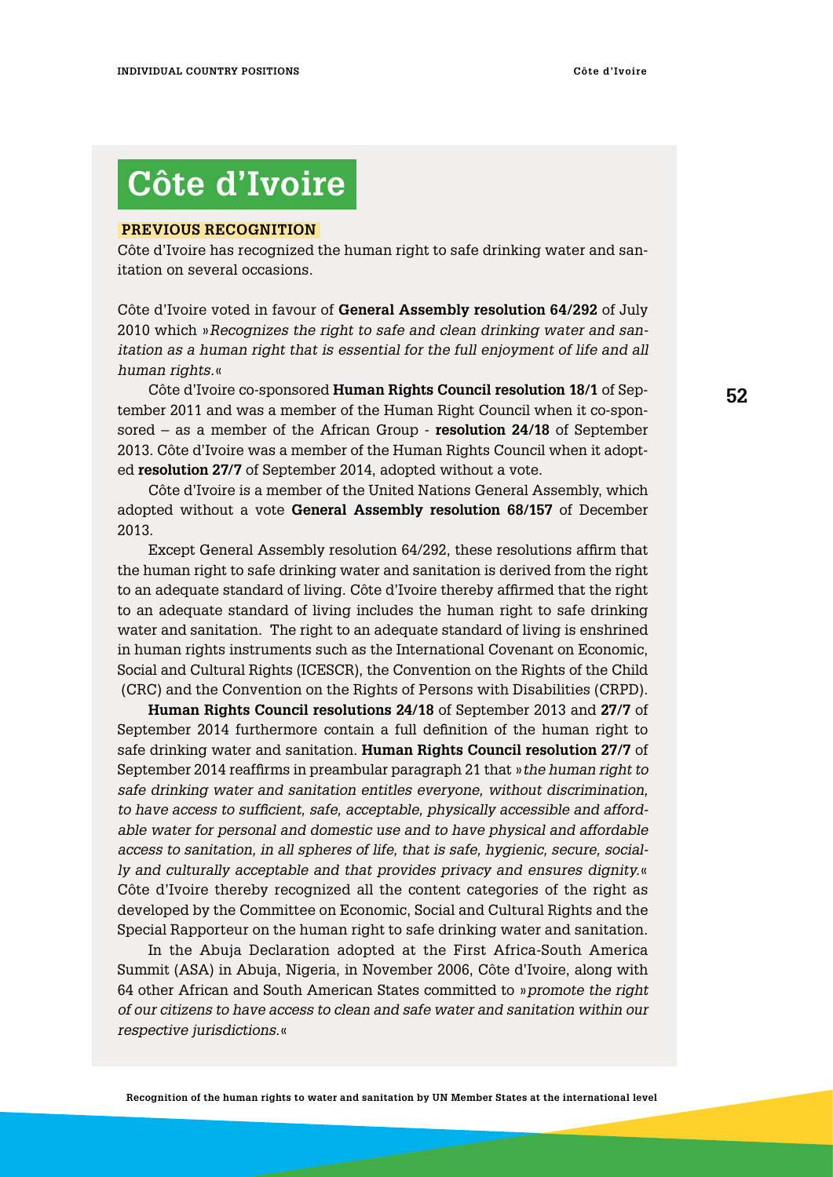# Côte d'Ivoire

**PREVIOUS RECOGNITION**

Côte d'Ivoire has recognized the human right to safe drinking water and sanitation on several occasions.

Côte d'Ivoire voted in favour of **General Assembly resolution 64/292** of July 2010 which »*Recognizes the right to safe and clean drinking water and sanitation as a human right that is essential for the full enjoyment of life and all human rights.*«

Côte d'Ivoire co-sponsored **Human Rights Council resolution 18/1** of September 2011 and was a member of the Human Right Council when it co-sponsored – as a member of the African Group - **resolution 24/18** of September 2013. Côte d'Ivoire was a member of the Human Rights Council when it adopted **resolution 27/7** of September 2014, adopted without a vote.

Côte d'Ivoire is a member of the United Nations General Assembly, which adopted without a vote **General Assembly resolution 68/157** of December 2013.

Except General Assembly resolution 64/292, these resolutions affirm that the human right to safe drinking water and sanitation is derived from the right to an adequate standard of living. Côte d'Ivoire thereby affirmed that the right to an adequate standard of living includes the human right to safe drinking water and sanitation. The right to an adequate standard of living is enshrined in human rights instruments such as the International Covenant on Economic, Social and Cultural Rights (ICESCR), the Convention on the Rights of the Child (CRC) and the Convention on the Rights of Persons with Disabilities (CRPD).

**Human Rights Council resolutions 24/18** of September 2013 and **27/7** of September 2014 furthermore contain a full definition of the human right to safe drinking water and sanitation. **Human Rights Council resolution 27/7** of September 2014 reaffirms in preambular paragraph 21 that »*the human right to safe drinking water and sanitation entitles everyone, without discrimination, to have access to sufficient, safe, acceptable, physically accessible and affordable water for personal and domestic use and to have physical and affordable access to sanitation, in all spheres of life, that is safe, hygienic, secure, socially and culturally acceptable and that provides privacy and ensures dignity.*« Côte d'Ivoire thereby recognized all the content categories of the right as developed by the Committee on Economic, Social and Cultural Rights and the Special Rapporteur on the human right to safe drinking water and sanitation.

In the Abuja Declaration adopted at the First Africa-South America Summit (ASA) in Abuja, Nigeria, in November 2006, Côte d'Ivoire, along with 64 other African and South American States committed to »*promote the right of our citizens to have access to clean and safe water and sanitation within our respective jurisdictions.*«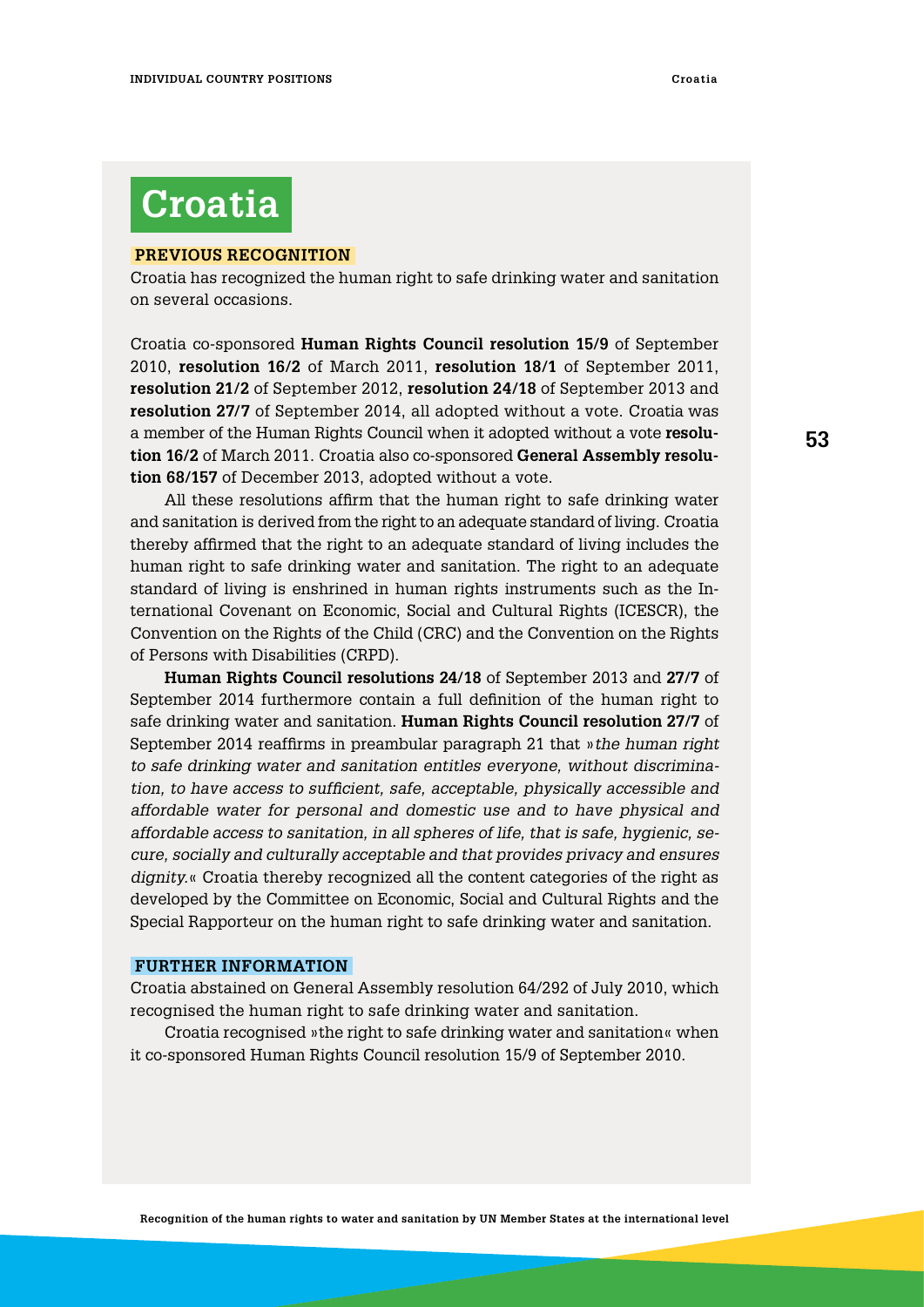# Croatia

## PREVIOUS RECOGNITION

Croatia has recognized the human right to safe drinking water and sanitation on several occasions.

Croatia co-sponsored **Human Rights Council resolution 15/9** of September 2010, **resolution 16/2** of March 2011, **resolution 18/1** of September 2011, **resolution 21/2** of September 2012, **resolution 24/18** of September 2013 and **resolution 27/7** of September 2014, all adopted without a vote. Croatia was a member of the Human Rights Council when it adopted without a vote **resolution 16/2** of March 2011. Croatia also co-sponsored **General Assembly resolution 68/157** of December 2013, adopted without a vote.

All these resolutions affirm that the human right to safe drinking water and sanitation is derived from the right to an adequate standard of living. Croatia thereby affirmed that the right to an adequate standard of living includes the human right to safe drinking water and sanitation. The right to an adequate standard of living is enshrined in human rights instruments such as the International Covenant on Economic, Social and Cultural Rights (ICESCR), the Convention on the Rights of the Child (CRC) and the Convention on the Rights of Persons with Disabilities (CRPD).

**Human Rights Council resolutions 24/18** of September 2013 and **27/7** of September 2014 furthermore contain a full definition of the human right to safe drinking water and sanitation. **Human Rights Council resolution 27/7** of September 2014 reaffirms in preambular paragraph 21 that »*the human right to safe drinking water and sanitation entitles everyone, without discrimination, to have access to sufficient, safe, acceptable, physically accessible and affordable water for personal and domestic use and to have physical and affordable access to sanitation, in all spheres of life, that is safe, hygienic, secure, socially and culturally acceptable and that provides privacy and ensures dignity.*« Croatia thereby recognized all the content categories of the right as developed by the Committee on Economic, Social and Cultural Rights and the Special Rapporteur on the human right to safe drinking water and sanitation.

## FURTHER INFORMATION

Croatia abstained on General Assembly resolution 64/292 of July 2010, which recognised the human right to safe drinking water and sanitation.

Croatia recognised »the right to safe drinking water and sanitation« when it co-sponsored Human Rights Council resolution 15/9 of September 2010.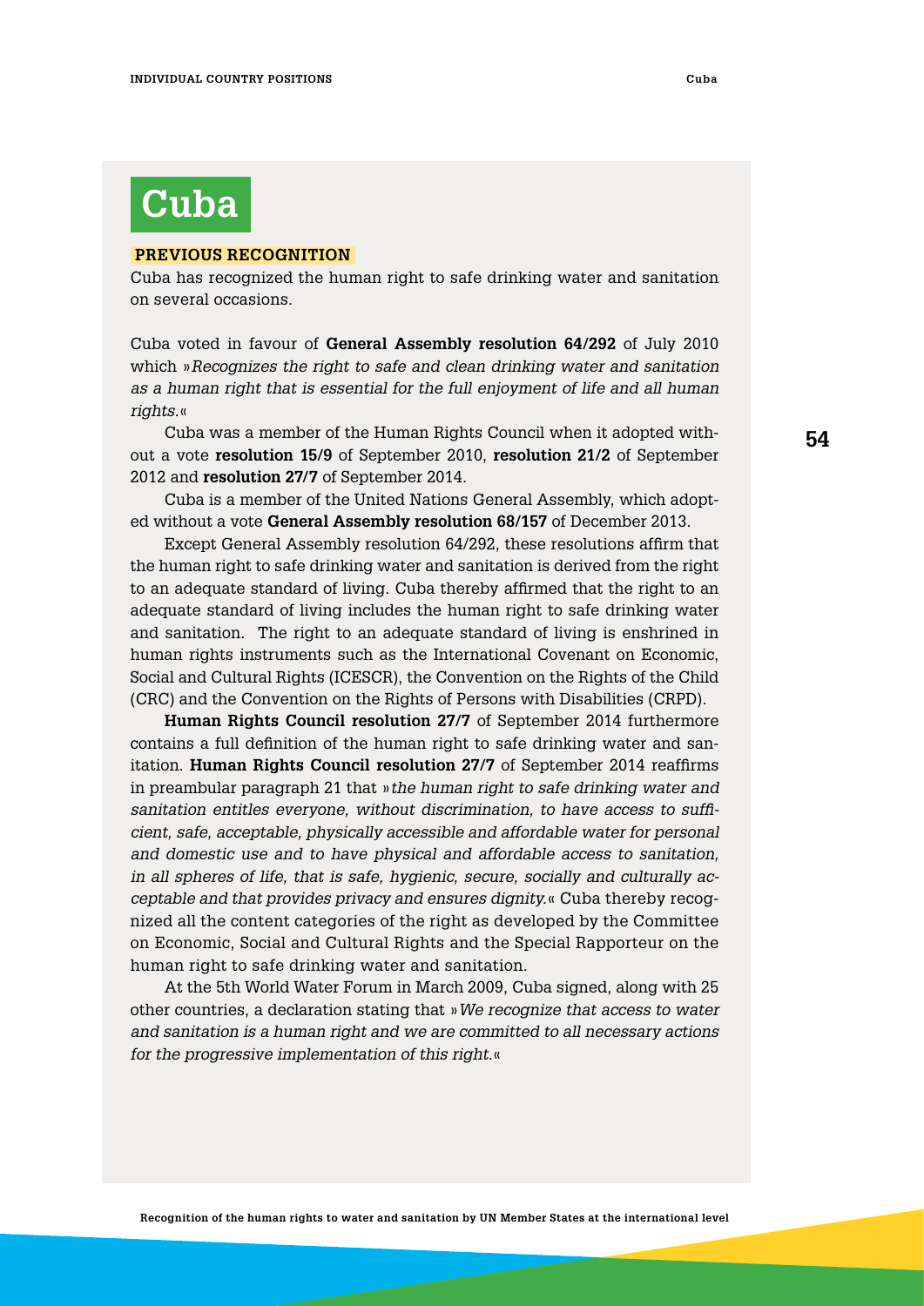# Cuba

## PREVIOUS RECOGNITION

Cuba has recognized the human right to safe drinking water and sanitation on several occasions.

Cuba voted in favour of **General Assembly resolution 64/292** of July 2010 which »*Recognizes the right to safe and clean drinking water and sanitation as a human right that is essential for the full enjoyment of life and all human rights.*«

Cuba was a member of the Human Rights Council when it adopted without a vote **resolution 15/9** of September 2010, **resolution 21/2** of September 2012 and **resolution 27/7** of September 2014.

Cuba is a member of the United Nations General Assembly, which adopted without a vote **General Assembly resolution 68/157** of December 2013.

Except General Assembly resolution 64/292, these resolutions affirm that the human right to safe drinking water and sanitation is derived from the right to an adequate standard of living. Cuba thereby affirmed that the right to an adequate standard of living includes the human right to safe drinking water and sanitation. The right to an adequate standard of living is enshrined in human rights instruments such as the International Covenant on Economic, Social and Cultural Rights (ICESCR), the Convention on the Rights of the Child (CRC) and the Convention on the Rights of Persons with Disabilities (CRPD).

**Human Rights Council resolution 27/7** of September 2014 furthermore contains a full definition of the human right to safe drinking water and sanitation. **Human Rights Council resolution 27/7** of September 2014 reaffirms in preambular paragraph 21 that »*the human right to safe drinking water and sanitation entitles everyone, without discrimination, to have access to sufficient, safe, acceptable, physically accessible and affordable water for personal and domestic use and to have physical and affordable access to sanitation, in all spheres of life, that is safe, hygienic, secure, socially and culturally acceptable and that provides privacy and ensures dignity.*« Cuba thereby recognized all the content categories of the right as developed by the Committee on Economic, Social and Cultural Rights and the Special Rapporteur on the human right to safe drinking water and sanitation.

At the 5th World Water Forum in March 2009, Cuba signed, along with 25 other countries, a declaration stating that »*We recognize that access to water and sanitation is a human right and we are committed to all necessary actions for the progressive implementation of this right.*«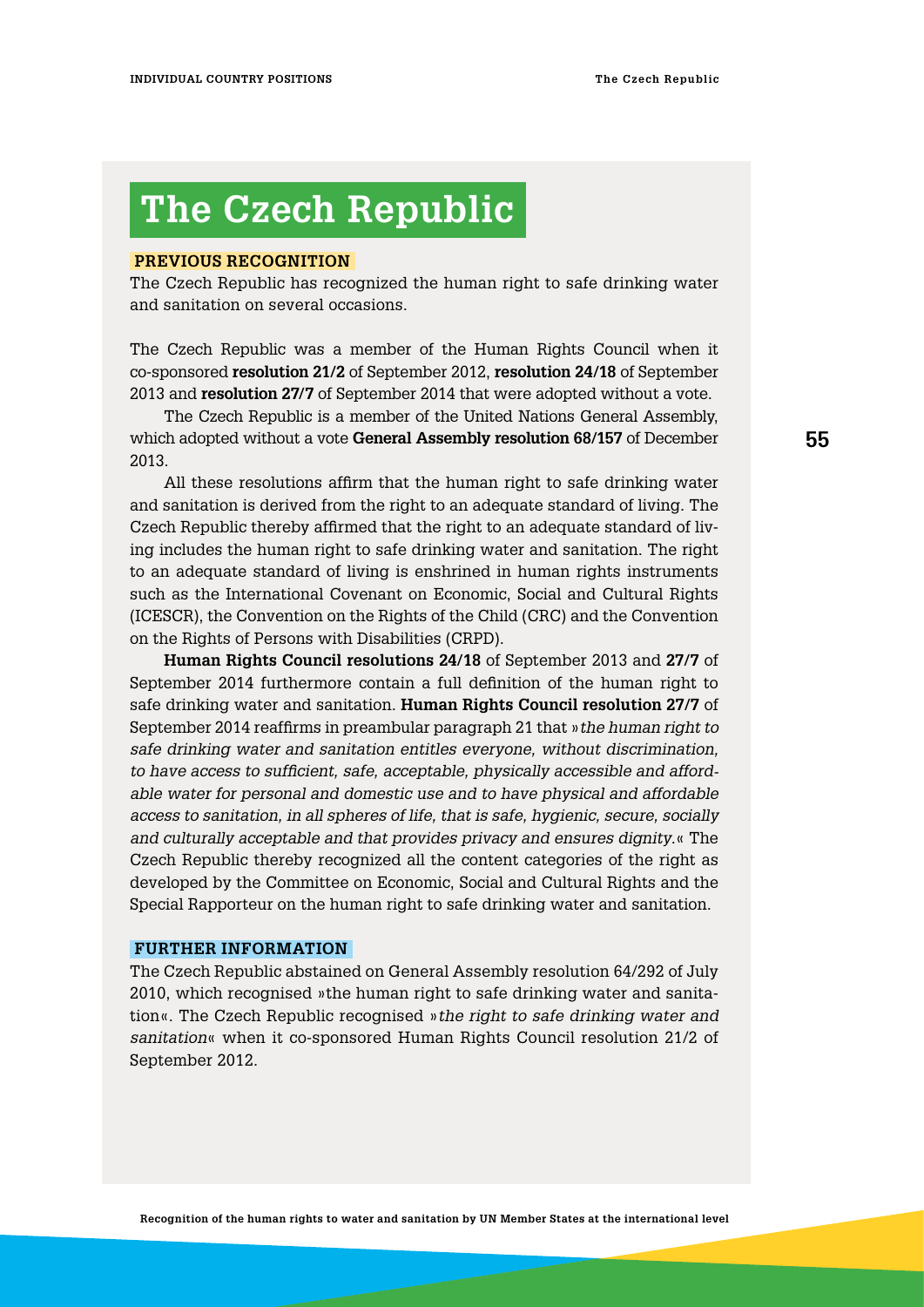# The Czech Republic

## PREVIOUS RECOGNITION

The Czech Republic has recognized the human right to safe drinking water and sanitation on several occasions.

The Czech Republic was a member of the Human Rights Council when it co-sponsored **resolution 21/2** of September 2012, **resolution 24/18** of September 2013 and **resolution 27/7** of September 2014 that were adopted without a vote.

The Czech Republic is a member of the United Nations General Assembly, which adopted without a vote **General Assembly resolution 68/157** of December 2013.

All these resolutions affirm that the human right to safe drinking water and sanitation is derived from the right to an adequate standard of living. The Czech Republic thereby affirmed that the right to an adequate standard of living includes the human right to safe drinking water and sanitation. The right to an adequate standard of living is enshrined in human rights instruments such as the International Covenant on Economic, Social and Cultural Rights (ICESCR), the Convention on the Rights of the Child (CRC) and the Convention on the Rights of Persons with Disabilities (CRPD).

**Human Rights Council resolutions 24/18** of September 2013 and **27/7** of September 2014 furthermore contain a full definition of the human right to safe drinking water and sanitation. **Human Rights Council resolution 27/7** of September 2014 reaffirms in preambular paragraph 21 that »*the human right to safe drinking water and sanitation entitles everyone, without discrimination, to have access to sufficient, safe, acceptable, physically accessible and affordable water for personal and domestic use and to have physical and affordable access to sanitation, in all spheres of life, that is safe, hygienic, secure, socially and culturally acceptable and that provides privacy and ensures dignity.*« The Czech Republic thereby recognized all the content categories of the right as developed by the Committee on Economic, Social and Cultural Rights and the Special Rapporteur on the human right to safe drinking water and sanitation.

## FURTHER INFORMATION

The Czech Republic abstained on General Assembly resolution 64/292 of July 2010, which recognised »the human right to safe drinking water and sanitation«. The Czech Republic recognised »*the right to safe drinking water and sanitation*« when it co-sponsored Human Rights Council resolution 21/2 of September 2012.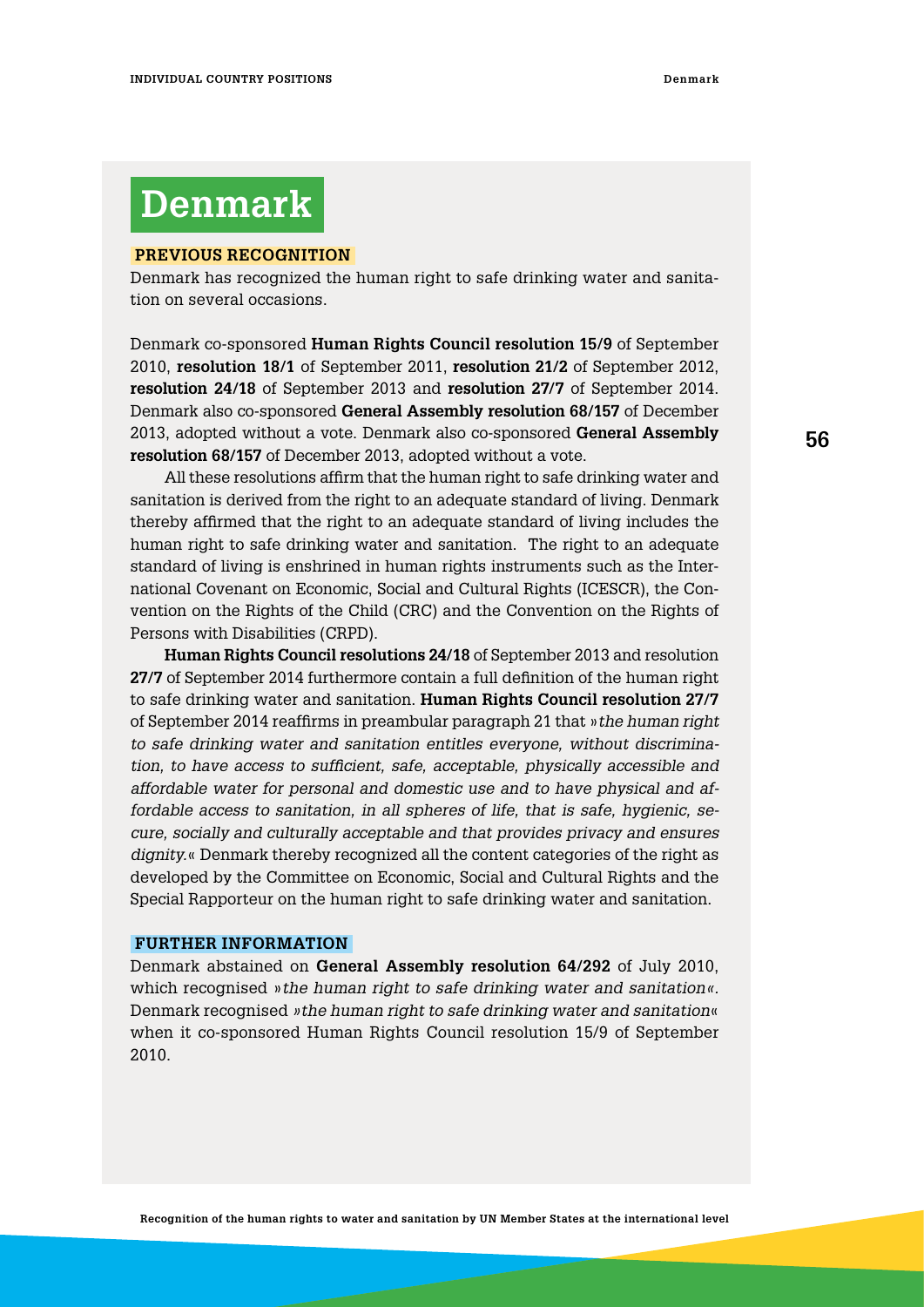# Denmark

**PREVIOUS RECOGNITION**

Denmark has recognized the human right to safe drinking water and sanitation on several occasions.

Denmark co-sponsored **Human Rights Council resolution 15/9** of September 2010, **resolution 18/1** of September 2011, **resolution 21/2** of September 2012, **resolution 24/18** of September 2013 and **resolution 27/7** of September 2014. Denmark also co-sponsored **General Assembly resolution 68/157** of December 2013, adopted without a vote. Denmark also co-sponsored **General Assembly resolution 68/157** of December 2013, adopted without a vote.

All these resolutions affirm that the human right to safe drinking water and sanitation is derived from the right to an adequate standard of living. Denmark thereby affirmed that the right to an adequate standard of living includes the human right to safe drinking water and sanitation. The right to an adequate standard of living is enshrined in human rights instruments such as the International Covenant on Economic, Social and Cultural Rights (ICESCR), the Convention on the Rights of the Child (CRC) and the Convention on the Rights of Persons with Disabilities (CRPD).

**Human Rights Council resolutions 24/18** of September 2013 and resolution **27/7** of September 2014 furthermore contain a full definition of the human right to safe drinking water and sanitation. **Human Rights Council resolution 27/7** of September 2014 reaffirms in preambular paragraph 21 that »*the human right to safe drinking water and sanitation entitles everyone, without discrimination, to have access to sufficient, safe, acceptable, physically accessible and affordable water for personal and domestic use and to have physical and affordable access to sanitation, in all spheres of life, that is safe, hygienic, secure, socially and culturally acceptable and that provides privacy and ensures dignity.*« Denmark thereby recognized all the content categories of the right as developed by the Committee on Economic, Social and Cultural Rights and the Special Rapporteur on the human right to safe drinking water and sanitation.

**FURTHER INFORMATION**

Denmark abstained on **General Assembly resolution 64/292** of July 2010, which recognised »*the human right to safe drinking water and sanitation*«. Denmark recognised »*the human right to safe drinking water and sanitation*« when it co-sponsored Human Rights Council resolution 15/9 of September 2010.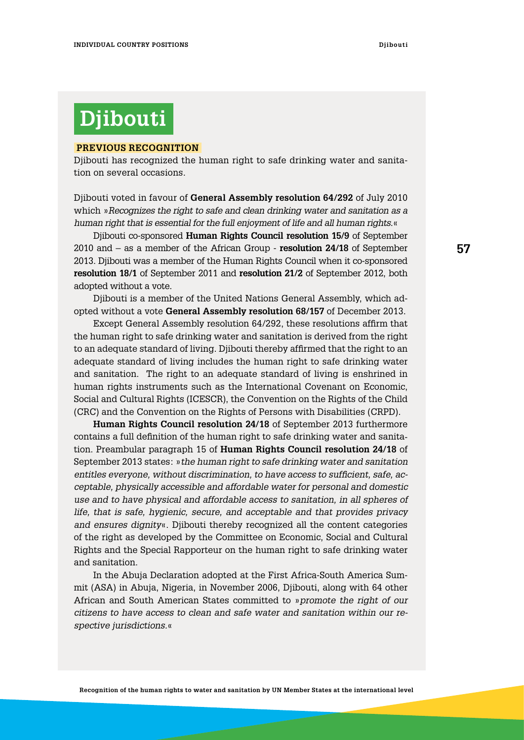# Djibouti

## PREVIOUS RECOGNITION

Djibouti has recognized the human right to safe drinking water and sanitation on several occasions.

Djibouti voted in favour of **General Assembly resolution 64/292** of July 2010 which »*Recognizes the right to safe and clean drinking water and sanitation as a human right that is essential for the full enjoyment of life and all human rights.*«

Djibouti co-sponsored **Human Rights Council resolution 15/9** of September 2010 and – as a member of the African Group - **resolution 24/18** of September 2013. Djibouti was a member of the Human Rights Council when it co-sponsored **resolution 18/1** of September 2011 and **resolution 21/2** of September 2012, both adopted without a vote.

Djibouti is a member of the United Nations General Assembly, which adopted without a vote **General Assembly resolution 68/157** of December 2013.

Except General Assembly resolution 64/292, these resolutions affirm that the human right to safe drinking water and sanitation is derived from the right to an adequate standard of living. Djibouti thereby affirmed that the right to an adequate standard of living includes the human right to safe drinking water and sanitation. The right to an adequate standard of living is enshrined in human rights instruments such as the International Covenant on Economic, Social and Cultural Rights (ICESCR), the Convention on the Rights of the Child (CRC) and the Convention on the Rights of Persons with Disabilities (CRPD).

**Human Rights Council resolution 24/18** of September 2013 furthermore contains a full definition of the human right to safe drinking water and sanitation. Preambular paragraph 15 of **Human Rights Council resolution 24/18** of September 2013 states: »*the human right to safe drinking water and sanitation entitles everyone, without discrimination, to have access to sufficient, safe, acceptable, physically accessible and affordable water for personal and domestic use and to have physical and affordable access to sanitation, in all spheres of life, that is safe, hygienic, secure, and acceptable and that provides privacy and ensures dignity*«. Djibouti thereby recognized all the content categories of the right as developed by the Committee on Economic, Social and Cultural Rights and the Special Rapporteur on the human right to safe drinking water and sanitation.

In the Abuja Declaration adopted at the First Africa-South America Summit (ASA) in Abuja, Nigeria, in November 2006, Djibouti, along with 64 other African and South American States committed to »*promote the right of our citizens to have access to clean and safe water and sanitation within our respective jurisdictions.*«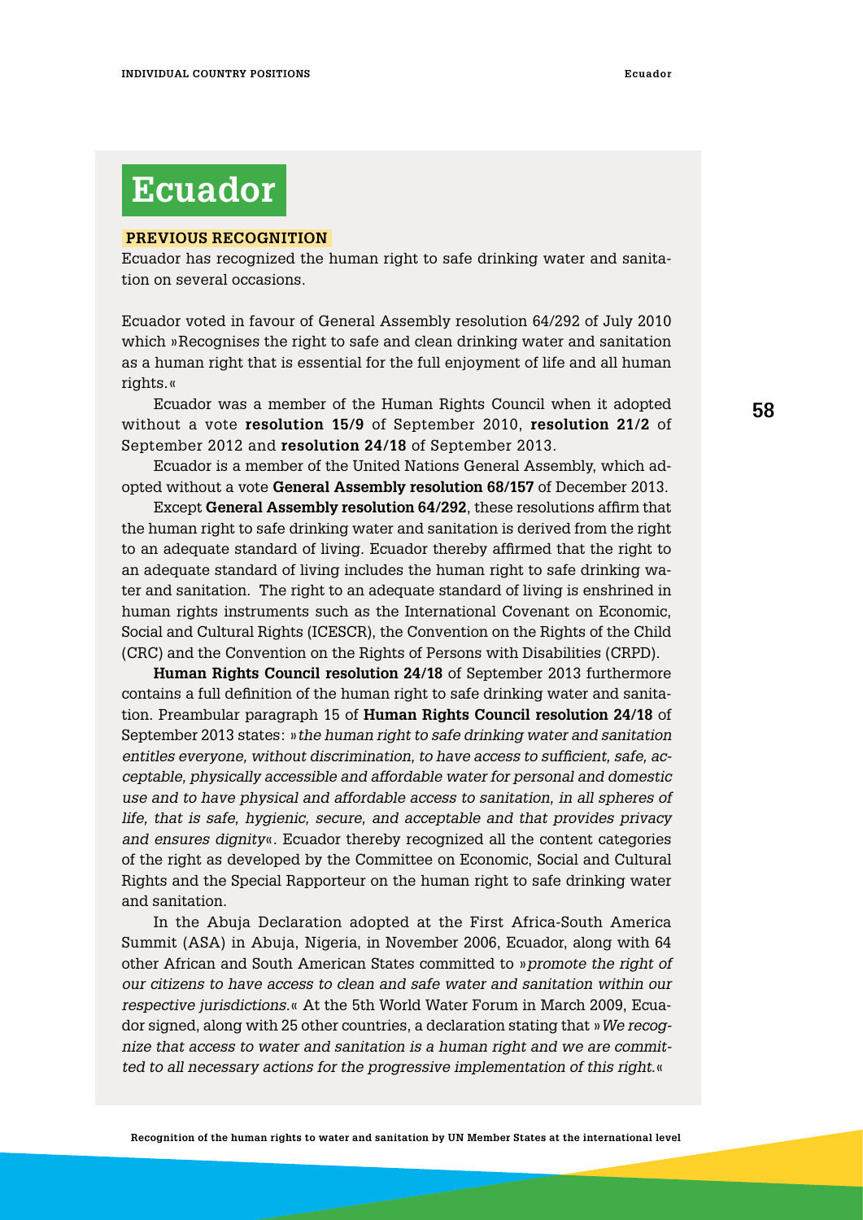# Ecuador

**PREVIOUS RECOGNITION**

Ecuador has recognized the human right to safe drinking water and sanitation on several occasions.

Ecuador voted in favour of General Assembly resolution 64/292 of July 2010 which »Recognises the right to safe and clean drinking water and sanitation as a human right that is essential for the full enjoyment of life and all human rights.«

Ecuador was a member of the Human Rights Council when it adopted without a vote **resolution 15/9** of September 2010, **resolution 21/2** of September 2012 and **resolution 24/18** of September 2013.

Ecuador is a member of the United Nations General Assembly, which adopted without a vote **General Assembly resolution 68/157** of December 2013.

Except **General Assembly resolution 64/292**, these resolutions affirm that the human right to safe drinking water and sanitation is derived from the right to an adequate standard of living. Ecuador thereby affirmed that the right to an adequate standard of living includes the human right to safe drinking water and sanitation. The right to an adequate standard of living is enshrined in human rights instruments such as the International Covenant on Economic, Social and Cultural Rights (ICESCR), the Convention on the Rights of the Child (CRC) and the Convention on the Rights of Persons with Disabilities (CRPD).

**Human Rights Council resolution 24/18** of September 2013 furthermore contains a full definition of the human right to safe drinking water and sanitation. Preambular paragraph 15 of **Human Rights Council resolution 24/18** of September 2013 states: »*the human right to safe drinking water and sanitation entitles everyone, without discrimination, to have access to sufficient, safe, acceptable, physically accessible and affordable water for personal and domestic use and to have physical and affordable access to sanitation, in all spheres of life, that is safe, hygienic, secure, and acceptable and that provides privacy and ensures dignity*«. Ecuador thereby recognized all the content categories of the right as developed by the Committee on Economic, Social and Cultural Rights and the Special Rapporteur on the human right to safe drinking water and sanitation.

In the Abuja Declaration adopted at the First Africa-South America Summit (ASA) in Abuja, Nigeria, in November 2006, Ecuador, along with 64 other African and South American States committed to »*promote the right of our citizens to have access to clean and safe water and sanitation within our respective jurisdictions.*« At the 5th World Water Forum in March 2009, Ecuador signed, along with 25 other countries, a declaration stating that »*We recognize that access to water and sanitation is a human right and we are committed to all necessary actions for the progressive implementation of this right.*«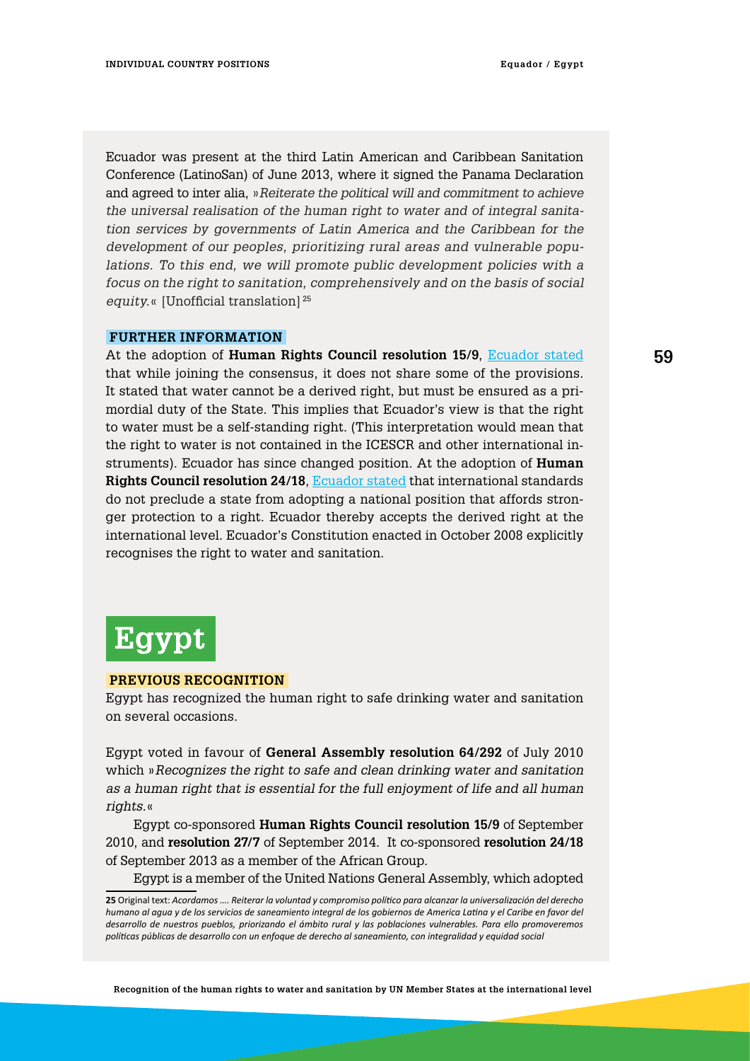Ecuador was present at the third Latin American and Caribbean Sanitation Conference (LatinoSan) of June 2013, where it signed the Panama Declaration and agreed to inter alia, »*Reiterate the political will and commitment to achieve the universal realisation of the human right to water and of integral sanitation services by governments of Latin America and the Caribbean for the development of our peoples, prioritizing rural areas and vulnerable populations. To this end, we will promote public development policies with a focus on the right to sanitation, comprehensively and on the basis of social equity.*« [Unofficial translation] [25]

**FURTHER INFORMATION**

At the adoption of **Human Rights Council resolution 15/9**, Ecuador stated that while joining the consensus, it does not share some of the provisions. It stated that water cannot be a derived right, but must be ensured as a primordial duty of the State. This implies that Ecuador's view is that the right to water must be a self-standing right. (This interpretation would mean that the right to water is not contained in the ICESCR and other international instruments). Ecuador has since changed position. At the adoption of **Human Rights Council resolution 24/18**, Ecuador stated that international standards do not preclude a state from adopting a national position that affords stronger protection to a right. Ecuador thereby accepts the derived right at the international level. Ecuador's Constitution enacted in October 2008 explicitly recognises the right to water and sanitation.

# Egypt

**PREVIOUS RECOGNITION**

Egypt has recognized the human right to safe drinking water and sanitation on several occasions.

Egypt voted in favour of **General Assembly resolution 64/292** of July 2010 which »*Recognizes the right to safe and clean drinking water and sanitation as a human right that is essential for the full enjoyment of life and all human rights.*«

Egypt co-sponsored **Human Rights Council resolution 15/9** of September 2010, and **resolution 27/7** of September 2014. It co-sponsored **resolution 24/18** of September 2013 as a member of the African Group.

Egypt is a member of the United Nations General Assembly, which adopted

**25** Original text: *Acordamos …. Reiterar la voluntad y compromiso político para alcanzar la universalización del derecho humano al agua y de los servicios de saneamiento integral de los gobiernos de America Latina y el Caribe en favor del desarrollo de nuestros pueblos, priorizando el ámbito rural y las poblaciones vulnerables. Para ello promoveremos políticas públicas de desarrollo con un enfoque de derecho al saneamiento, con integralidad y equidad social*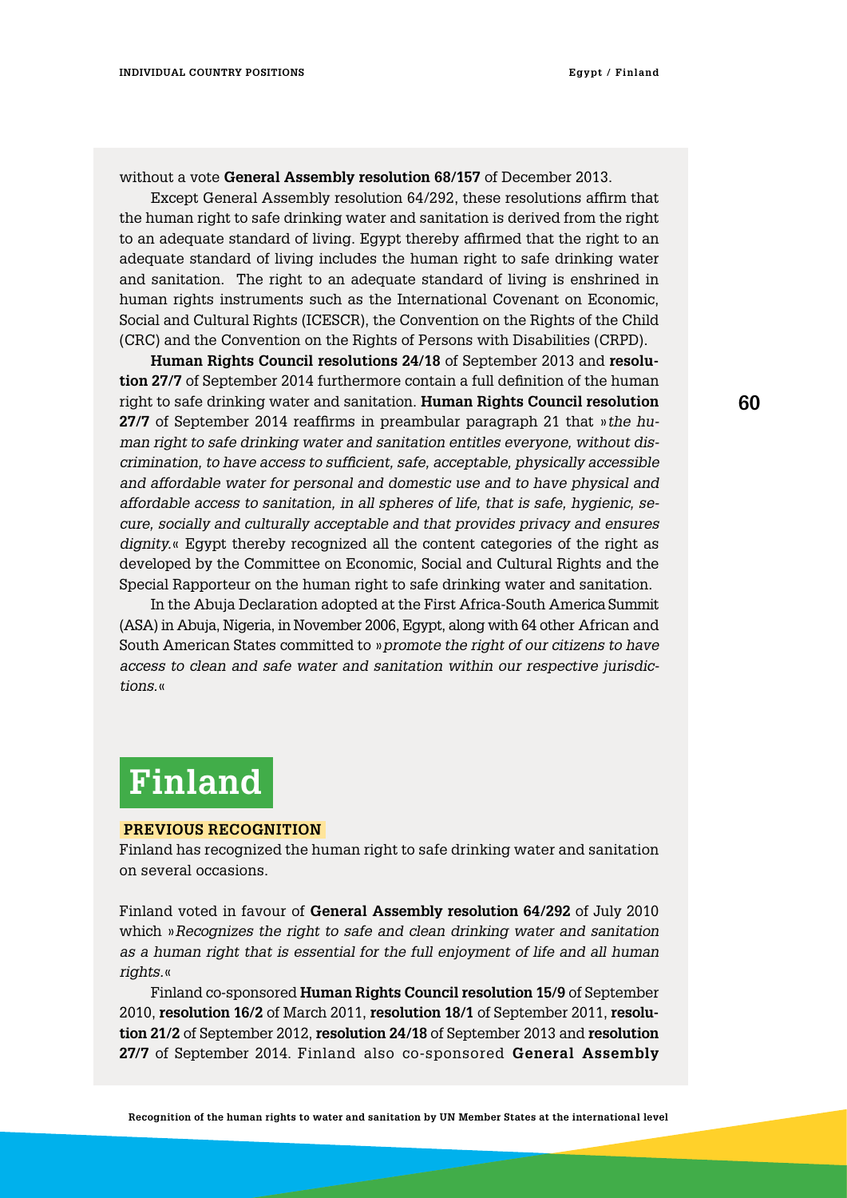without a vote **General Assembly resolution 68/157** of December 2013.

Except General Assembly resolution 64/292, these resolutions affirm that the human right to safe drinking water and sanitation is derived from the right to an adequate standard of living. Egypt thereby affirmed that the right to an adequate standard of living includes the human right to safe drinking water and sanitation. The right to an adequate standard of living is enshrined in human rights instruments such as the International Covenant on Economic, Social and Cultural Rights (ICESCR), the Convention on the Rights of the Child (CRC) and the Convention on the Rights of Persons with Disabilities (CRPD).

**Human Rights Council resolutions 24/18** of September 2013 and **resolution 27/7** of September 2014 furthermore contain a full definition of the human right to safe drinking water and sanitation. **Human Rights Council resolution 27/7** of September 2014 reaffirms in preambular paragraph 21 that »*the human right to safe drinking water and sanitation entitles everyone, without discrimination, to have access to sufficient, safe, acceptable, physically accessible and affordable water for personal and domestic use and to have physical and affordable access to sanitation, in all spheres of life, that is safe, hygienic, secure, socially and culturally acceptable and that provides privacy and ensures dignity.*« Egypt thereby recognized all the content categories of the right as developed by the Committee on Economic, Social and Cultural Rights and the Special Rapporteur on the human right to safe drinking water and sanitation.

In the Abuja Declaration adopted at the First Africa-South America Summit (ASA) in Abuja, Nigeria, in November 2006, Egypt, along with 64 other African and South American States committed to »*promote the right of our citizens to have access to clean and safe water and sanitation within our respective jurisdictions.*«

# Finland

### PREVIOUS RECOGNITION

Finland has recognized the human right to safe drinking water and sanitation on several occasions.

Finland voted in favour of **General Assembly resolution 64/292** of July 2010 which »*Recognizes the right to safe and clean drinking water and sanitation as a human right that is essential for the full enjoyment of life and all human rights.*«

Finland co-sponsored **Human Rights Council resolution 15/9** of September 2010, **resolution 16/2** of March 2011, **resolution 18/1** of September 2011, **resolution 21/2** of September 2012, **resolution 24/18** of September 2013 and **resolution 27/7** of September 2014. Finland also co-sponsored **General Assembly**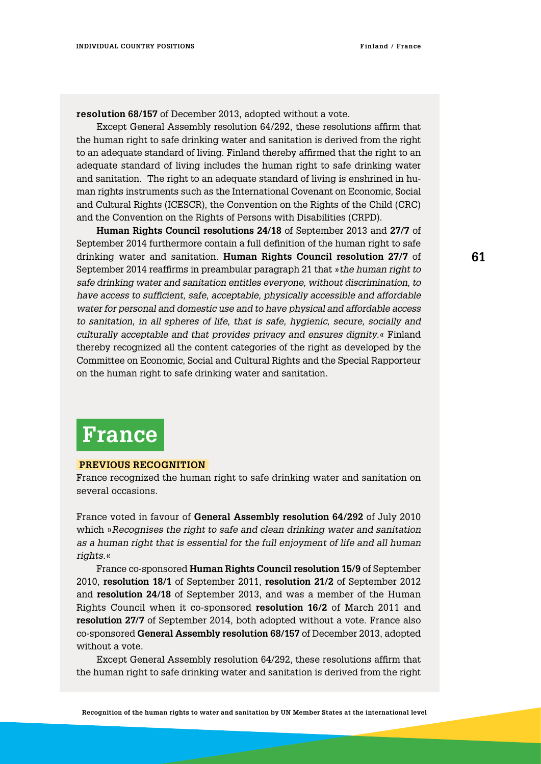**resolution 68/157** of December 2013, adopted without a vote.

Except General Assembly resolution 64/292, these resolutions affirm that the human right to safe drinking water and sanitation is derived from the right to an adequate standard of living. Finland thereby affirmed that the right to an adequate standard of living includes the human right to safe drinking water and sanitation. The right to an adequate standard of living is enshrined in human rights instruments such as the International Covenant on Economic, Social and Cultural Rights (ICESCR), the Convention on the Rights of the Child (CRC) and the Convention on the Rights of Persons with Disabilities (CRPD).

**Human Rights Council resolutions 24/18** of September 2013 and **27/7** of September 2014 furthermore contain a full definition of the human right to safe drinking water and sanitation. **Human Rights Council resolution 27/7** of September 2014 reaffirms in preambular paragraph 21 that »*the human right to safe drinking water and sanitation entitles everyone, without discrimination, to have access to sufficient, safe, acceptable, physically accessible and affordable water for personal and domestic use and to have physical and affordable access to sanitation, in all spheres of life, that is safe, hygienic, secure, socially and culturally acceptable and that provides privacy and ensures dignity.*« Finland thereby recognized all the content categories of the right as developed by the Committee on Economic, Social and Cultural Rights and the Special Rapporteur on the human right to safe drinking water and sanitation.

# France

**PREVIOUS RECOGNITION**

France recognized the human right to safe drinking water and sanitation on several occasions.

France voted in favour of **General Assembly resolution 64/292** of July 2010 which »*Recognises the right to safe and clean drinking water and sanitation as a human right that is essential for the full enjoyment of life and all human rights.*«

France co-sponsored **Human Rights Council resolution 15/9** of September 2010, **resolution 18/1** of September 2011, **resolution 21/2** of September 2012 and **resolution 24/18** of September 2013, and was a member of the Human Rights Council when it co-sponsored **resolution 16/2** of March 2011 and **resolution 27/7** of September 2014, both adopted without a vote. France also co-sponsored **General Assembly resolution 68/157** of December 2013, adopted without a vote.

Except General Assembly resolution 64/292, these resolutions affirm that the human right to safe drinking water and sanitation is derived from the right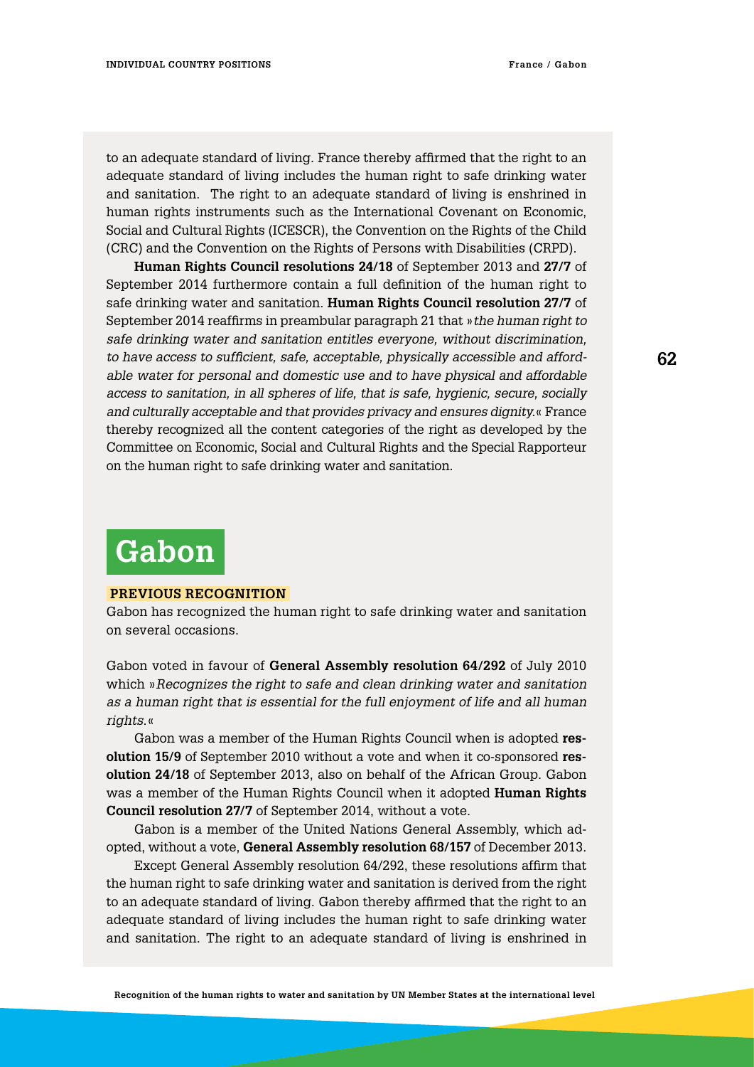to an adequate standard of living. France thereby affirmed that the right to an adequate standard of living includes the human right to safe drinking water and sanitation. The right to an adequate standard of living is enshrined in human rights instruments such as the International Covenant on Economic, Social and Cultural Rights (ICESCR), the Convention on the Rights of the Child (CRC) and the Convention on the Rights of Persons with Disabilities (CRPD).

**Human Rights Council resolutions 24/18** of September 2013 and **27/7** of September 2014 furthermore contain a full definition of the human right to safe drinking water and sanitation. **Human Rights Council resolution 27/7** of September 2014 reaffirms in preambular paragraph 21 that »*the human right to safe drinking water and sanitation entitles everyone, without discrimination, to have access to sufficient, safe, acceptable, physically accessible and affordable water for personal and domestic use and to have physical and affordable access to sanitation, in all spheres of life, that is safe, hygienic, secure, socially and culturally acceptable and that provides privacy and ensures dignity.*« France thereby recognized all the content categories of the right as developed by the Committee on Economic, Social and Cultural Rights and the Special Rapporteur on the human right to safe drinking water and sanitation.

# Gabon

### PREVIOUS RECOGNITION

Gabon has recognized the human right to safe drinking water and sanitation on several occasions.

Gabon voted in favour of **General Assembly resolution 64/292** of July 2010 which »*Recognizes the right to safe and clean drinking water and sanitation as a human right that is essential for the full enjoyment of life and all human rights.*«

Gabon was a member of the Human Rights Council when is adopted **resolution 15/9** of September 2010 without a vote and when it co-sponsored **resolution 24/18** of September 2013, also on behalf of the African Group. Gabon was a member of the Human Rights Council when it adopted **Human Rights Council resolution 27/7** of September 2014, without a vote.

Gabon is a member of the United Nations General Assembly, which adopted, without a vote, **General Assembly resolution 68/157** of December 2013.

Except General Assembly resolution 64/292, these resolutions affirm that the human right to safe drinking water and sanitation is derived from the right to an adequate standard of living. Gabon thereby affirmed that the right to an adequate standard of living includes the human right to safe drinking water and sanitation. The right to an adequate standard of living is enshrined in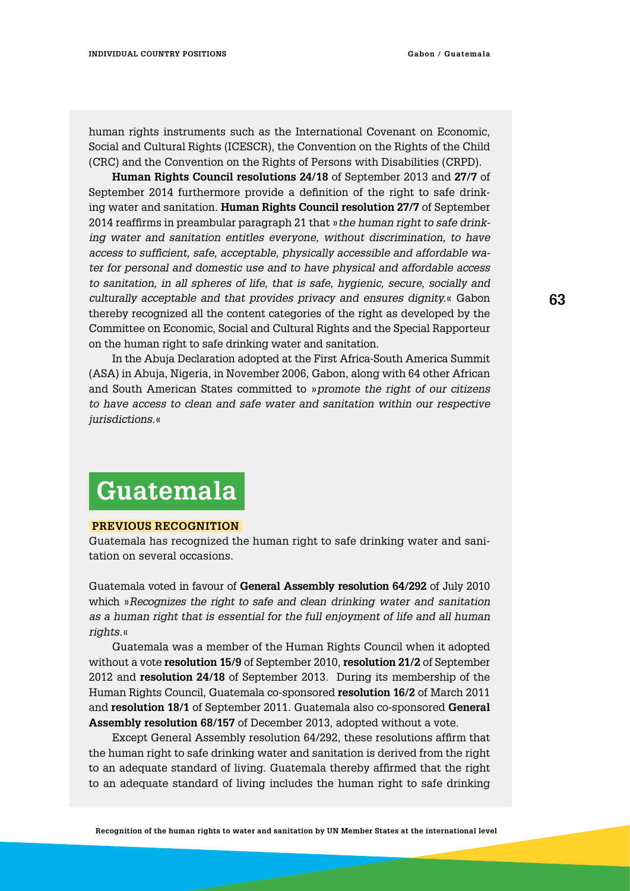human rights instruments such as the International Covenant on Economic, Social and Cultural Rights (ICESCR), the Convention on the Rights of the Child (CRC) and the Convention on the Rights of Persons with Disabilities (CRPD).

**Human Rights Council resolutions 24/18** of September 2013 and **27/7** of September 2014 furthermore provide a definition of the right to safe drinking water and sanitation. **Human Rights Council resolution 27/7** of September 2014 reaffirms in preambular paragraph 21 that »*the human right to safe drinking water and sanitation entitles everyone, without discrimination, to have access to sufficient, safe, acceptable, physically accessible and affordable water for personal and domestic use and to have physical and affordable access to sanitation, in all spheres of life, that is safe, hygienic, secure, socially and culturally acceptable and that provides privacy and ensures dignity.*« Gabon thereby recognized all the content categories of the right as developed by the Committee on Economic, Social and Cultural Rights and the Special Rapporteur on the human right to safe drinking water and sanitation.

In the Abuja Declaration adopted at the First Africa-South America Summit (ASA) in Abuja, Nigeria, in November 2006, Gabon, along with 64 other African and South American States committed to »*promote the right of our citizens to have access to clean and safe water and sanitation within our respective jurisdictions.*«

# Guatemala

## PREVIOUS RECOGNITION

Guatemala has recognized the human right to safe drinking water and sanitation on several occasions.

Guatemala voted in favour of **General Assembly resolution 64/292** of July 2010 which »*Recognizes the right to safe and clean drinking water and sanitation as a human right that is essential for the full enjoyment of life and all human rights.*«

Guatemala was a member of the Human Rights Council when it adopted without a vote **resolution 15/9** of September 2010, **resolution 21/2** of September 2012 and **resolution 24/18** of September 2013. During its membership of the Human Rights Council, Guatemala co-sponsored **resolution 16/2** of March 2011 and **resolution 18/1** of September 2011. Guatemala also co-sponsored **General Assembly resolution 68/157** of December 2013, adopted without a vote.

Except General Assembly resolution 64/292, these resolutions affirm that the human right to safe drinking water and sanitation is derived from the right to an adequate standard of living. Guatemala thereby affirmed that the right to an adequate standard of living includes the human right to safe drinking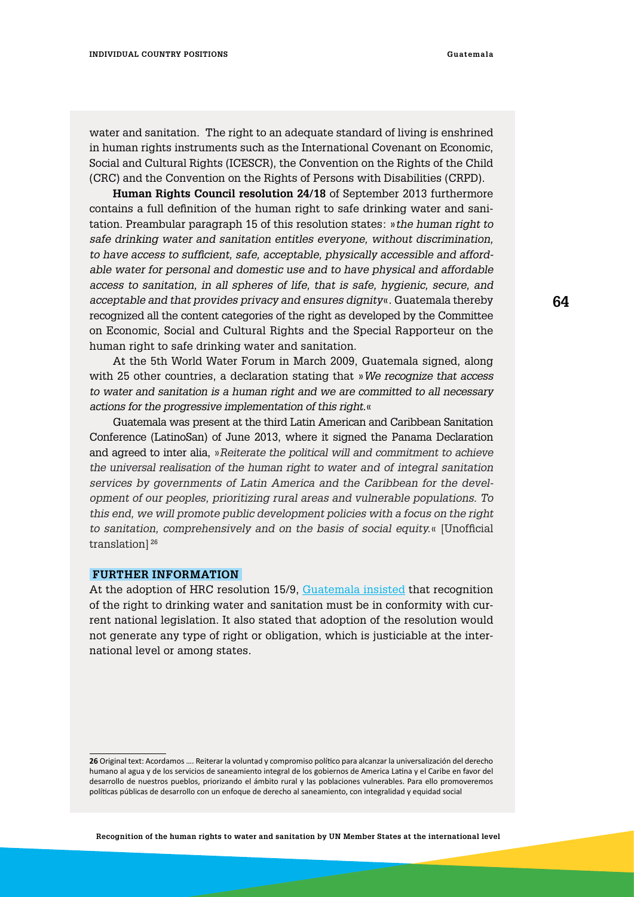water and sanitation. The right to an adequate standard of living is enshrined in human rights instruments such as the International Covenant on Economic, Social and Cultural Rights (ICESCR), the Convention on the Rights of the Child (CRC) and the Convention on the Rights of Persons with Disabilities (CRPD).

**Human Rights Council resolution 24/18** of September 2013 furthermore contains a full definition of the human right to safe drinking water and sanitation. Preambular paragraph 15 of this resolution states: »*the human right to safe drinking water and sanitation entitles everyone, without discrimination, to have access to sufficient, safe, acceptable, physically accessible and affordable water for personal and domestic use and to have physical and affordable access to sanitation, in all spheres of life, that is safe, hygienic, secure, and acceptable and that provides privacy and ensures dignity*«. Guatemala thereby recognized all the content categories of the right as developed by the Committee on Economic, Social and Cultural Rights and the Special Rapporteur on the human right to safe drinking water and sanitation.

At the 5th World Water Forum in March 2009, Guatemala signed, along with 25 other countries, a declaration stating that »*We recognize that access to water and sanitation is a human right and we are committed to all necessary actions for the progressive implementation of this right.*«

Guatemala was present at the third Latin American and Caribbean Sanitation Conference (LatinoSan) of June 2013, where it signed the Panama Declaration and agreed to inter alia, »*Reiterate the political will and commitment to achieve the universal realisation of the human right to water and of integral sanitation services by governments of Latin America and the Caribbean for the development of our peoples, prioritizing rural areas and vulnerable populations. To this end, we will promote public development policies with a focus on the right to sanitation, comprehensively and on the basis of social equity.*« [Unofficial translation][26]

**FURTHER INFORMATION**

At the adoption of HRC resolution 15/9, Guatemala insisted that recognition of the right to drinking water and sanitation must be in conformity with current national legislation. It also stated that adoption of the resolution would not generate any type of right or obligation, which is justiciable at the international level or among states.

---

**26** Original text: Acordamos …. Reiterar la voluntad y compromiso político para alcanzar la universalización del derecho humano al agua y de los servicios de saneamiento integral de los gobiernos de America Latina y el Caribe en favor del desarrollo de nuestros pueblos, priorizando el ámbito rural y las poblaciones vulnerables. Para ello promoveremos políticas públicas de desarrollo con un enfoque de derecho al saneamiento, con integralidad y equidad social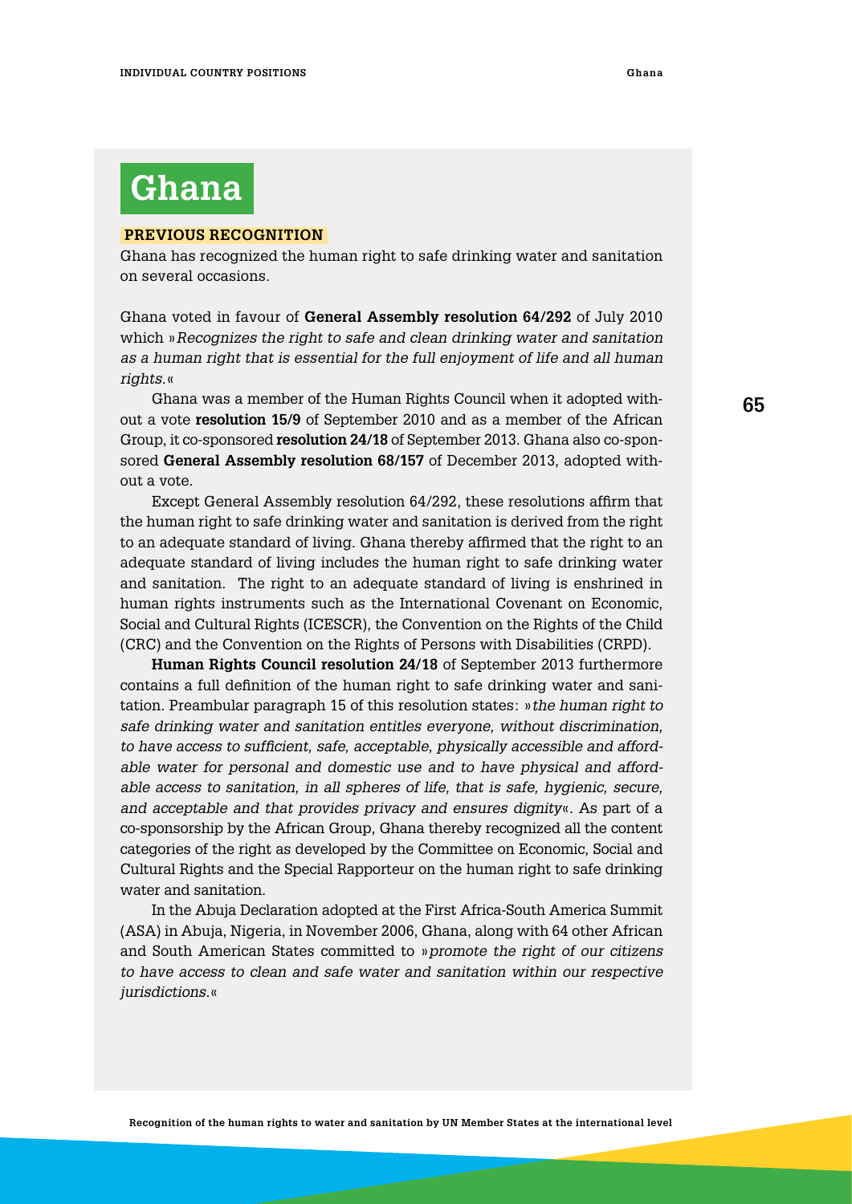# Ghana

## PREVIOUS RECOGNITION

Ghana has recognized the human right to safe drinking water and sanitation on several occasions.

Ghana voted in favour of **General Assembly resolution 64/292** of July 2010 which »*Recognizes the right to safe and clean drinking water and sanitation as a human right that is essential for the full enjoyment of life and all human rights.*«

Ghana was a member of the Human Rights Council when it adopted without a vote **resolution 15/9** of September 2010 and as a member of the African Group, it co-sponsored **resolution 24/18** of September 2013. Ghana also co-sponsored **General Assembly resolution 68/157** of December 2013, adopted without a vote.

Except General Assembly resolution 64/292, these resolutions affirm that the human right to safe drinking water and sanitation is derived from the right to an adequate standard of living. Ghana thereby affirmed that the right to an adequate standard of living includes the human right to safe drinking water and sanitation. The right to an adequate standard of living is enshrined in human rights instruments such as the International Covenant on Economic, Social and Cultural Rights (ICESCR), the Convention on the Rights of the Child (CRC) and the Convention on the Rights of Persons with Disabilities (CRPD).

**Human Rights Council resolution 24/18** of September 2013 furthermore contains a full definition of the human right to safe drinking water and sanitation. Preambular paragraph 15 of this resolution states: »*the human right to safe drinking water and sanitation entitles everyone, without discrimination, to have access to sufficient, safe, acceptable, physically accessible and affordable water for personal and domestic use and to have physical and affordable access to sanitation, in all spheres of life, that is safe, hygienic, secure, and acceptable and that provides privacy and ensures dignity*«. As part of a co-sponsorship by the African Group, Ghana thereby recognized all the content categories of the right as developed by the Committee on Economic, Social and Cultural Rights and the Special Rapporteur on the human right to safe drinking water and sanitation.

In the Abuja Declaration adopted at the First Africa-South America Summit (ASA) in Abuja, Nigeria, in November 2006, Ghana, along with 64 other African and South American States committed to »*promote the right of our citizens to have access to clean and safe water and sanitation within our respective jurisdictions.*«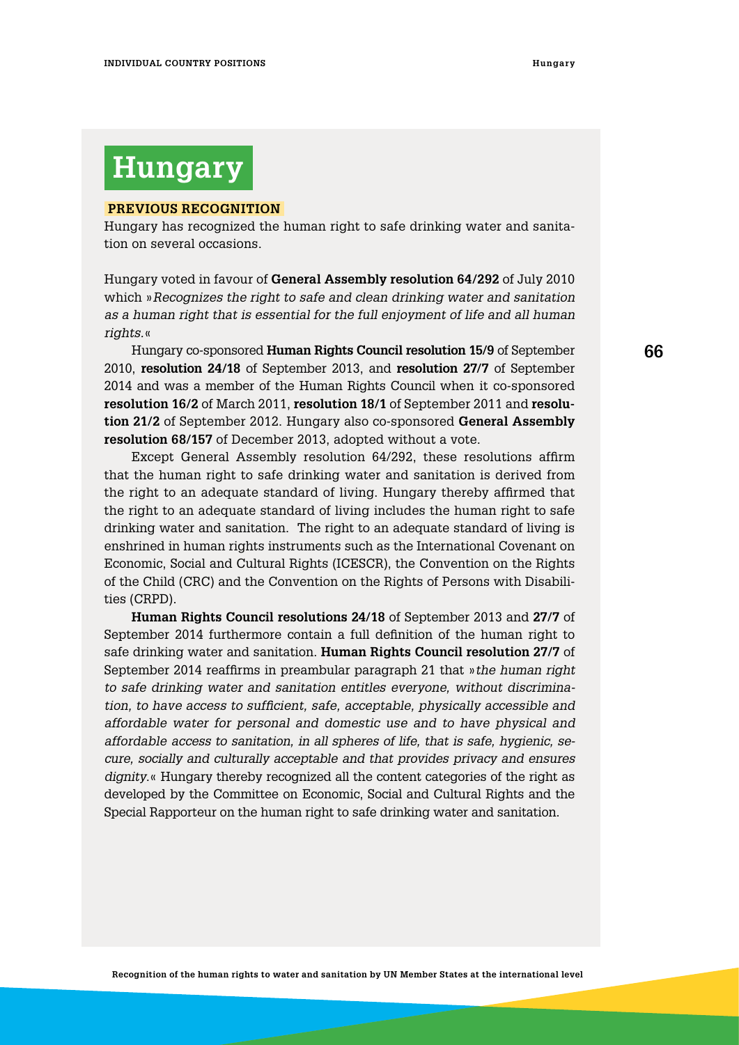# Hungary

## PREVIOUS RECOGNITION

Hungary has recognized the human right to safe drinking water and sanitation on several occasions.

Hungary voted in favour of **General Assembly resolution 64/292** of July 2010 which »*Recognizes the right to safe and clean drinking water and sanitation as a human right that is essential for the full enjoyment of life and all human rights.*«

Hungary co-sponsored **Human Rights Council resolution 15/9** of September 2010, **resolution 24/18** of September 2013, and **resolution 27/7** of September 2014 and was a member of the Human Rights Council when it co-sponsored **resolution 16/2** of March 2011, **resolution 18/1** of September 2011 and **resolution 21/2** of September 2012. Hungary also co-sponsored **General Assembly resolution 68/157** of December 2013, adopted without a vote.

Except General Assembly resolution 64/292, these resolutions affirm that the human right to safe drinking water and sanitation is derived from the right to an adequate standard of living. Hungary thereby affirmed that the right to an adequate standard of living includes the human right to safe drinking water and sanitation. The right to an adequate standard of living is enshrined in human rights instruments such as the International Covenant on Economic, Social and Cultural Rights (ICESCR), the Convention on the Rights of the Child (CRC) and the Convention on the Rights of Persons with Disabilities (CRPD).

**Human Rights Council resolutions 24/18** of September 2013 and **27/7** of September 2014 furthermore contain a full definition of the human right to safe drinking water and sanitation. **Human Rights Council resolution 27/7** of September 2014 reaffirms in preambular paragraph 21 that »*the human right to safe drinking water and sanitation entitles everyone, without discrimination, to have access to sufficient, safe, acceptable, physically accessible and affordable water for personal and domestic use and to have physical and affordable access to sanitation, in all spheres of life, that is safe, hygienic, secure, socially and culturally acceptable and that provides privacy and ensures dignity.*« Hungary thereby recognized all the content categories of the right as developed by the Committee on Economic, Social and Cultural Rights and the Special Rapporteur on the human right to safe drinking water and sanitation.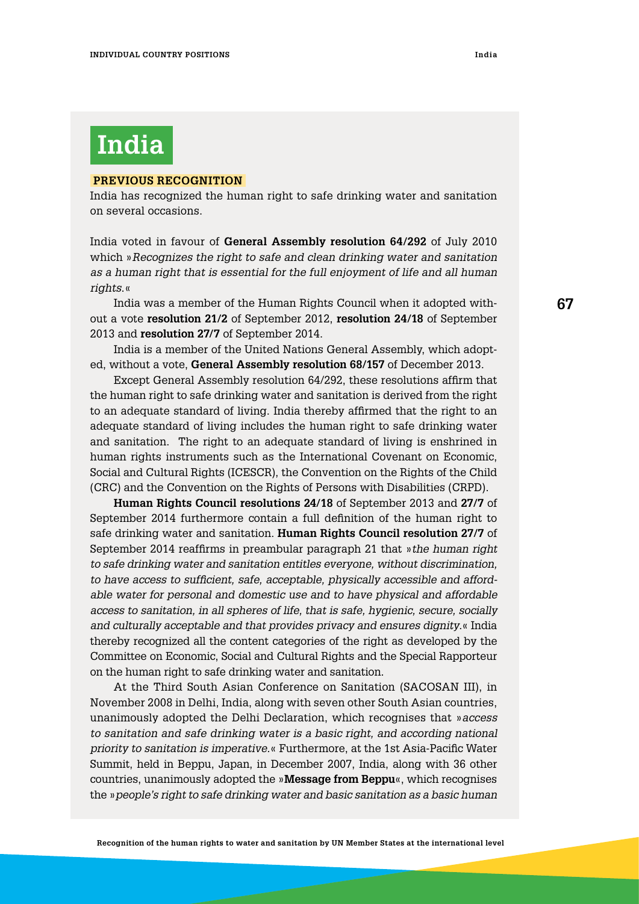# India

**PREVIOUS RECOGNITION**

India has recognized the human right to safe drinking water and sanitation on several occasions.

India voted in favour of **General Assembly resolution 64/292** of July 2010 which »*Recognizes the right to safe and clean drinking water and sanitation as a human right that is essential for the full enjoyment of life and all human rights.*«

India was a member of the Human Rights Council when it adopted without a vote **resolution 21/2** of September 2012, **resolution 24/18** of September 2013 and **resolution 27/7** of September 2014.

India is a member of the United Nations General Assembly, which adopted, without a vote, **General Assembly resolution 68/157** of December 2013.

Except General Assembly resolution 64/292, these resolutions affirm that the human right to safe drinking water and sanitation is derived from the right to an adequate standard of living. India thereby affirmed that the right to an adequate standard of living includes the human right to safe drinking water and sanitation. The right to an adequate standard of living is enshrined in human rights instruments such as the International Covenant on Economic, Social and Cultural Rights (ICESCR), the Convention on the Rights of the Child (CRC) and the Convention on the Rights of Persons with Disabilities (CRPD).

**Human Rights Council resolutions 24/18** of September 2013 and **27/7** of September 2014 furthermore contain a full definition of the human right to safe drinking water and sanitation. **Human Rights Council resolution 27/7** of September 2014 reaffirms in preambular paragraph 21 that »*the human right to safe drinking water and sanitation entitles everyone, without discrimination, to have access to sufficient, safe, acceptable, physically accessible and affordable water for personal and domestic use and to have physical and affordable access to sanitation, in all spheres of life, that is safe, hygienic, secure, socially and culturally acceptable and that provides privacy and ensures dignity.*« India thereby recognized all the content categories of the right as developed by the Committee on Economic, Social and Cultural Rights and the Special Rapporteur on the human right to safe drinking water and sanitation.

At the Third South Asian Conference on Sanitation (SACOSAN III), in November 2008 in Delhi, India, along with seven other South Asian countries, unanimously adopted the Delhi Declaration, which recognises that »*access to sanitation and safe drinking water is a basic right, and according national priority to sanitation is imperative.*« Furthermore, at the 1st Asia-Pacific Water Summit, held in Beppu, Japan, in December 2007, India, along with 36 other countries, unanimously adopted the »**Message from Beppu**«, which recognises the »*people's right to safe drinking water and basic sanitation as a basic human*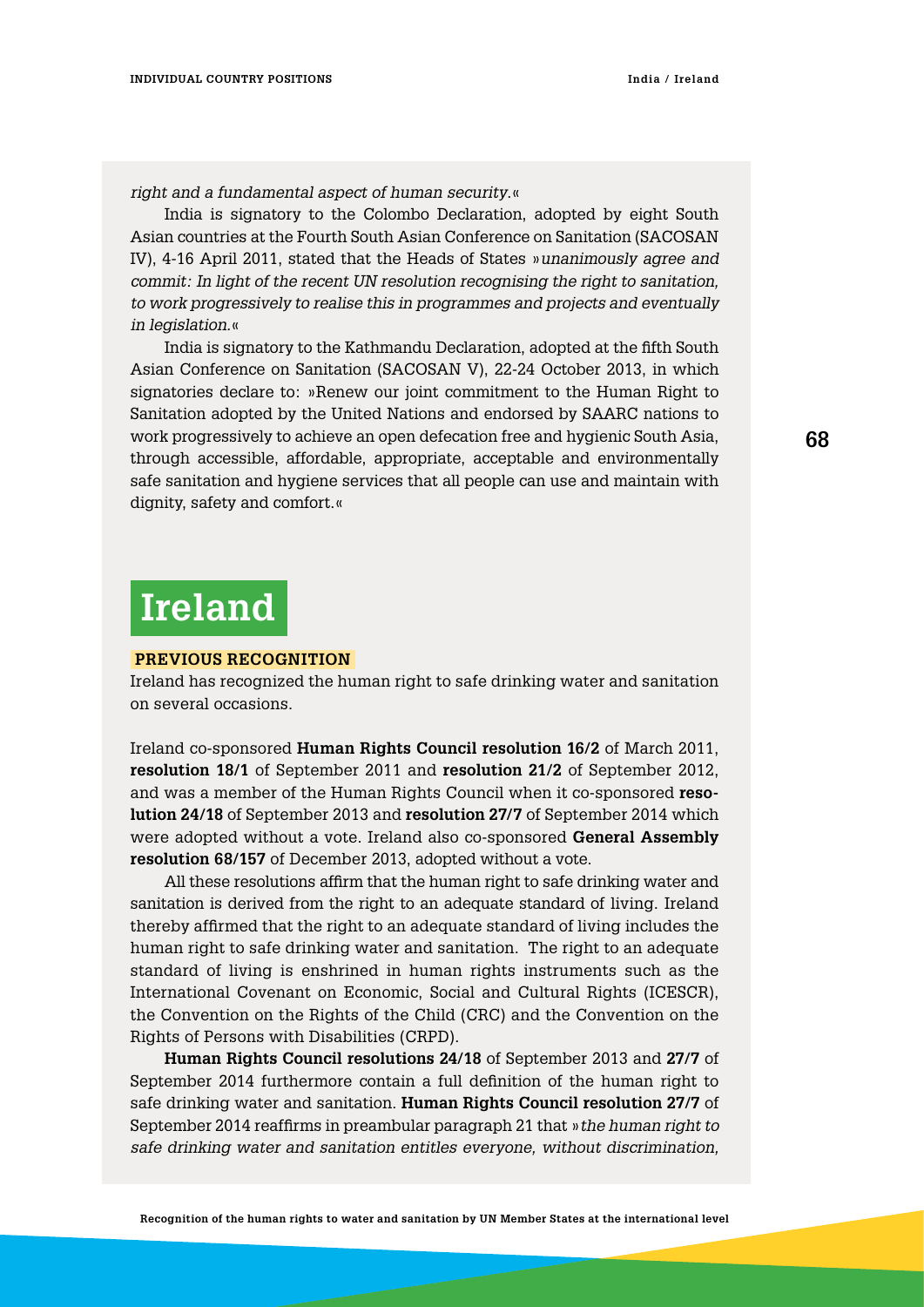*right and a fundamental aspect of human security.*«

India is signatory to the Colombo Declaration, adopted by eight South Asian countries at the Fourth South Asian Conference on Sanitation (SACOSAN IV), 4-16 April 2011, stated that the Heads of States »*unanimously agree and commit: In light of the recent UN resolution recognising the right to sanitation, to work progressively to realise this in programmes and projects and eventually in legislation.*«

India is signatory to the Kathmandu Declaration, adopted at the fifth South Asian Conference on Sanitation (SACOSAN V), 22-24 October 2013, in which signatories declare to: »Renew our joint commitment to the Human Right to Sanitation adopted by the United Nations and endorsed by SAARC nations to work progressively to achieve an open defecation free and hygienic South Asia, through accessible, affordable, appropriate, acceptable and environmentally safe sanitation and hygiene services that all people can use and maintain with dignity, safety and comfort.«

# Ireland

**PREVIOUS RECOGNITION**

Ireland has recognized the human right to safe drinking water and sanitation on several occasions.

Ireland co-sponsored **Human Rights Council resolution 16/2** of March 2011, **resolution 18/1** of September 2011 and **resolution 21/2** of September 2012, and was a member of the Human Rights Council when it co-sponsored **resolution 24/18** of September 2013 and **resolution 27/7** of September 2014 which were adopted without a vote. Ireland also co-sponsored **General Assembly resolution 68/157** of December 2013, adopted without a vote.

All these resolutions affirm that the human right to safe drinking water and sanitation is derived from the right to an adequate standard of living. Ireland thereby affirmed that the right to an adequate standard of living includes the human right to safe drinking water and sanitation. The right to an adequate standard of living is enshrined in human rights instruments such as the International Covenant on Economic, Social and Cultural Rights (ICESCR), the Convention on the Rights of the Child (CRC) and the Convention on the Rights of Persons with Disabilities (CRPD).

**Human Rights Council resolutions 24/18** of September 2013 and **27/7** of September 2014 furthermore contain a full definition of the human right to safe drinking water and sanitation. **Human Rights Council resolution 27/7** of September 2014 reaffirms in preambular paragraph 21 that »*the human right to safe drinking water and sanitation entitles everyone, without discrimination,*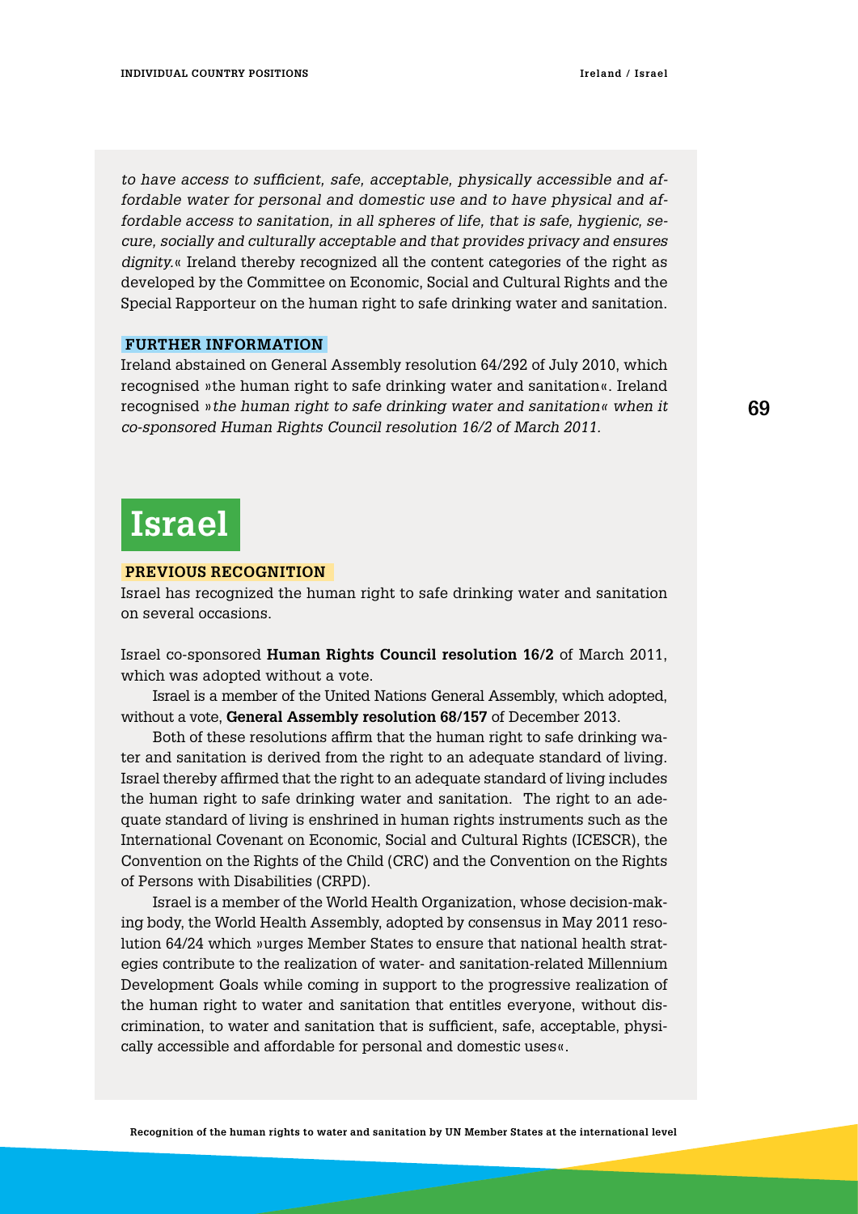*to have access to sufficient, safe, acceptable, physically accessible and affordable water for personal and domestic use and to have physical and affordable access to sanitation, in all spheres of life, that is safe, hygienic, secure, socially and culturally acceptable and that provides privacy and ensures dignity.*« Ireland thereby recognized all the content categories of the right as developed by the Committee on Economic, Social and Cultural Rights and the Special Rapporteur on the human right to safe drinking water and sanitation.

### FURTHER INFORMATION

Ireland abstained on General Assembly resolution 64/292 of July 2010, which recognised »the human right to safe drinking water and sanitation«. Ireland recognised »*the human right to safe drinking water and sanitation« when it co-sponsored Human Rights Council resolution 16/2 of March 2011.*

# Israel

### PREVIOUS RECOGNITION

Israel has recognized the human right to safe drinking water and sanitation on several occasions.

Israel co-sponsored **Human Rights Council resolution 16/2** of March 2011, which was adopted without a vote.

Israel is a member of the United Nations General Assembly, which adopted, without a vote, **General Assembly resolution 68/157** of December 2013.

Both of these resolutions affirm that the human right to safe drinking water and sanitation is derived from the right to an adequate standard of living. Israel thereby affirmed that the right to an adequate standard of living includes the human right to safe drinking water and sanitation. The right to an adequate standard of living is enshrined in human rights instruments such as the International Covenant on Economic, Social and Cultural Rights (ICESCR), the Convention on the Rights of the Child (CRC) and the Convention on the Rights of Persons with Disabilities (CRPD).

Israel is a member of the World Health Organization, whose decision-making body, the World Health Assembly, adopted by consensus in May 2011 resolution 64/24 which »urges Member States to ensure that national health strategies contribute to the realization of water- and sanitation-related Millennium Development Goals while coming in support to the progressive realization of the human right to water and sanitation that entitles everyone, without discrimination, to water and sanitation that is sufficient, safe, acceptable, physically accessible and affordable for personal and domestic uses«.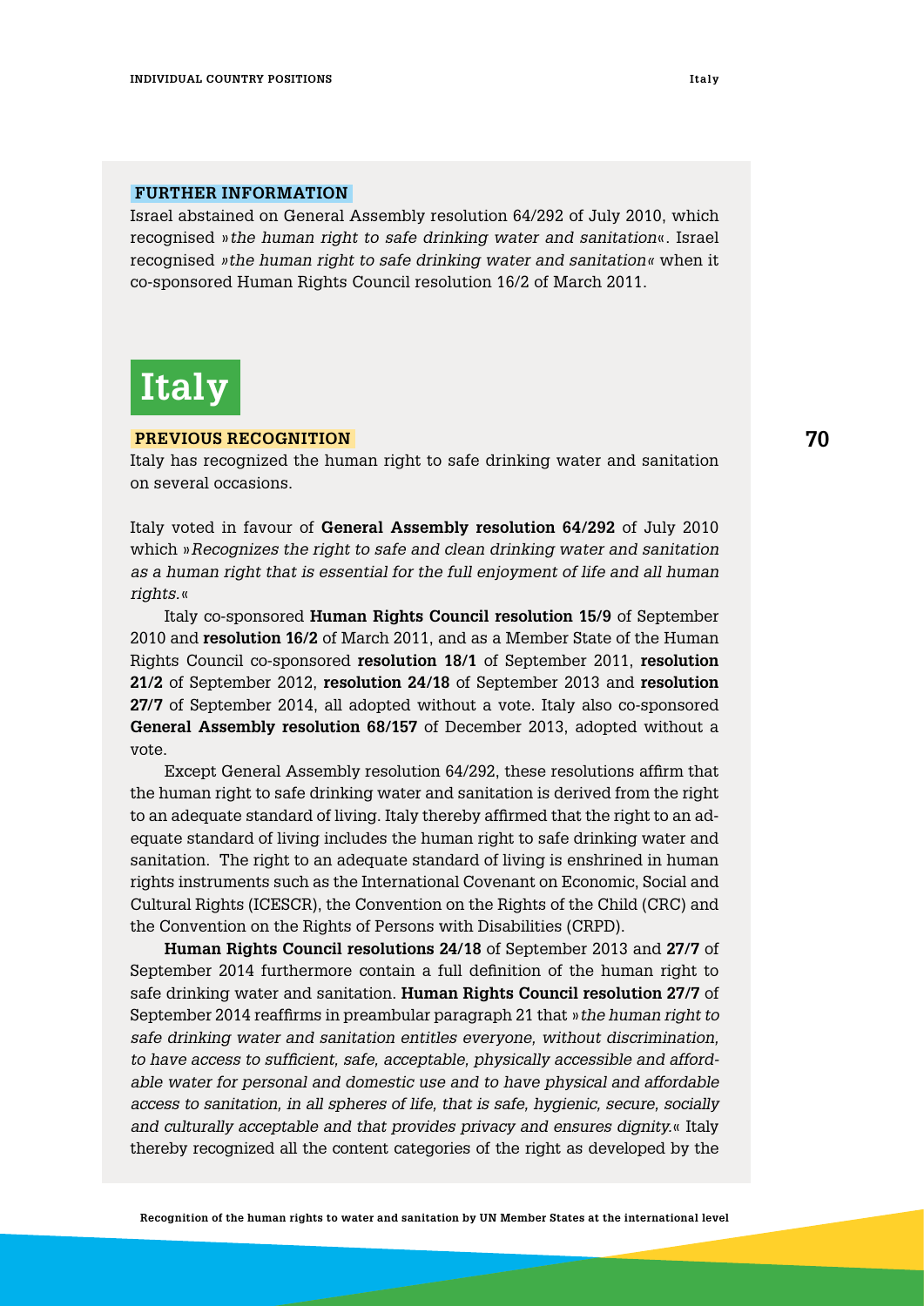#### FURTHER INFORMATION

Israel abstained on General Assembly resolution 64/292 of July 2010, which recognised »*the human right to safe drinking water and sanitation*«. Israel recognised »*the human right to safe drinking water and sanitation*« when it co-sponsored Human Rights Council resolution 16/2 of March 2011.

## Italy

#### PREVIOUS RECOGNITION

Italy has recognized the human right to safe drinking water and sanitation on several occasions.

Italy voted in favour of **General Assembly resolution 64/292** of July 2010 which »*Recognizes the right to safe and clean drinking water and sanitation as a human right that is essential for the full enjoyment of life and all human rights.*«

Italy co-sponsored **Human Rights Council resolution 15/9** of September 2010 and **resolution 16/2** of March 2011, and as a Member State of the Human Rights Council co-sponsored **resolution 18/1** of September 2011, **resolution 21/2** of September 2012, **resolution 24/18** of September 2013 and **resolution 27/7** of September 2014, all adopted without a vote. Italy also co-sponsored **General Assembly resolution 68/157** of December 2013, adopted without a vote.

Except General Assembly resolution 64/292, these resolutions affirm that the human right to safe drinking water and sanitation is derived from the right to an adequate standard of living. Italy thereby affirmed that the right to an adequate standard of living includes the human right to safe drinking water and sanitation. The right to an adequate standard of living is enshrined in human rights instruments such as the International Covenant on Economic, Social and Cultural Rights (ICESCR), the Convention on the Rights of the Child (CRC) and the Convention on the Rights of Persons with Disabilities (CRPD).

**Human Rights Council resolutions 24/18** of September 2013 and **27/7** of September 2014 furthermore contain a full definition of the human right to safe drinking water and sanitation. **Human Rights Council resolution 27/7** of September 2014 reaffirms in preambular paragraph 21 that »*the human right to safe drinking water and sanitation entitles everyone, without discrimination, to have access to sufficient, safe, acceptable, physically accessible and affordable water for personal and domestic use and to have physical and affordable access to sanitation, in all spheres of life, that is safe, hygienic, secure, socially and culturally acceptable and that provides privacy and ensures dignity.*« Italy thereby recognized all the content categories of the right as developed by the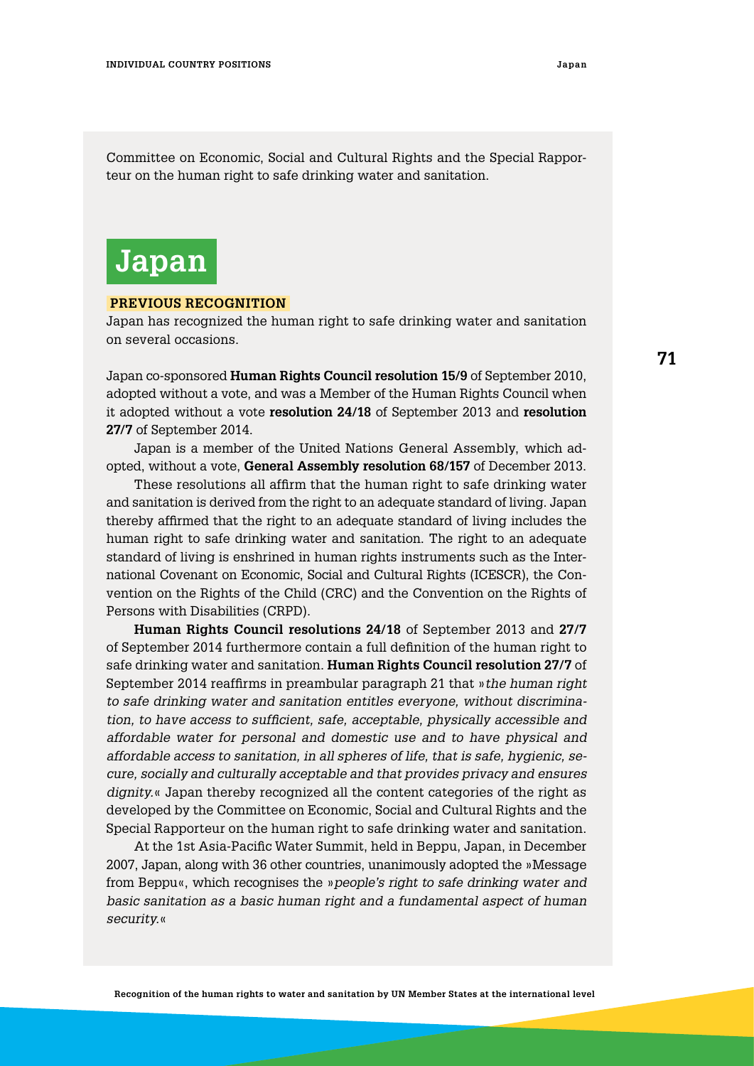Committee on Economic, Social and Cultural Rights and the Special Rapporteur on the human right to safe drinking water and sanitation.

# Japan

**PREVIOUS RECOGNITION**

Japan has recognized the human right to safe drinking water and sanitation on several occasions.

Japan co-sponsored **Human Rights Council resolution 15/9** of September 2010, adopted without a vote, and was a Member of the Human Rights Council when it adopted without a vote **resolution 24/18** of September 2013 and **resolution 27/7** of September 2014.

Japan is a member of the United Nations General Assembly, which adopted, without a vote, **General Assembly resolution 68/157** of December 2013.

These resolutions all affirm that the human right to safe drinking water and sanitation is derived from the right to an adequate standard of living. Japan thereby affirmed that the right to an adequate standard of living includes the human right to safe drinking water and sanitation. The right to an adequate standard of living is enshrined in human rights instruments such as the International Covenant on Economic, Social and Cultural Rights (ICESCR), the Convention on the Rights of the Child (CRC) and the Convention on the Rights of Persons with Disabilities (CRPD).

**Human Rights Council resolutions 24/18** of September 2013 and **27/7** of September 2014 furthermore contain a full definition of the human right to safe drinking water and sanitation. **Human Rights Council resolution 27/7** of September 2014 reaffirms in preambular paragraph 21 that »*the human right to safe drinking water and sanitation entitles everyone, without discrimination, to have access to sufficient, safe, acceptable, physically accessible and affordable water for personal and domestic use and to have physical and affordable access to sanitation, in all spheres of life, that is safe, hygienic, secure, socially and culturally acceptable and that provides privacy and ensures dignity.*« Japan thereby recognized all the content categories of the right as developed by the Committee on Economic, Social and Cultural Rights and the Special Rapporteur on the human right to safe drinking water and sanitation.

At the 1st Asia-Pacific Water Summit, held in Beppu, Japan, in December 2007, Japan, along with 36 other countries, unanimously adopted the »Message from Beppu«, which recognises the »*people's right to safe drinking water and basic sanitation as a basic human right and a fundamental aspect of human security.*«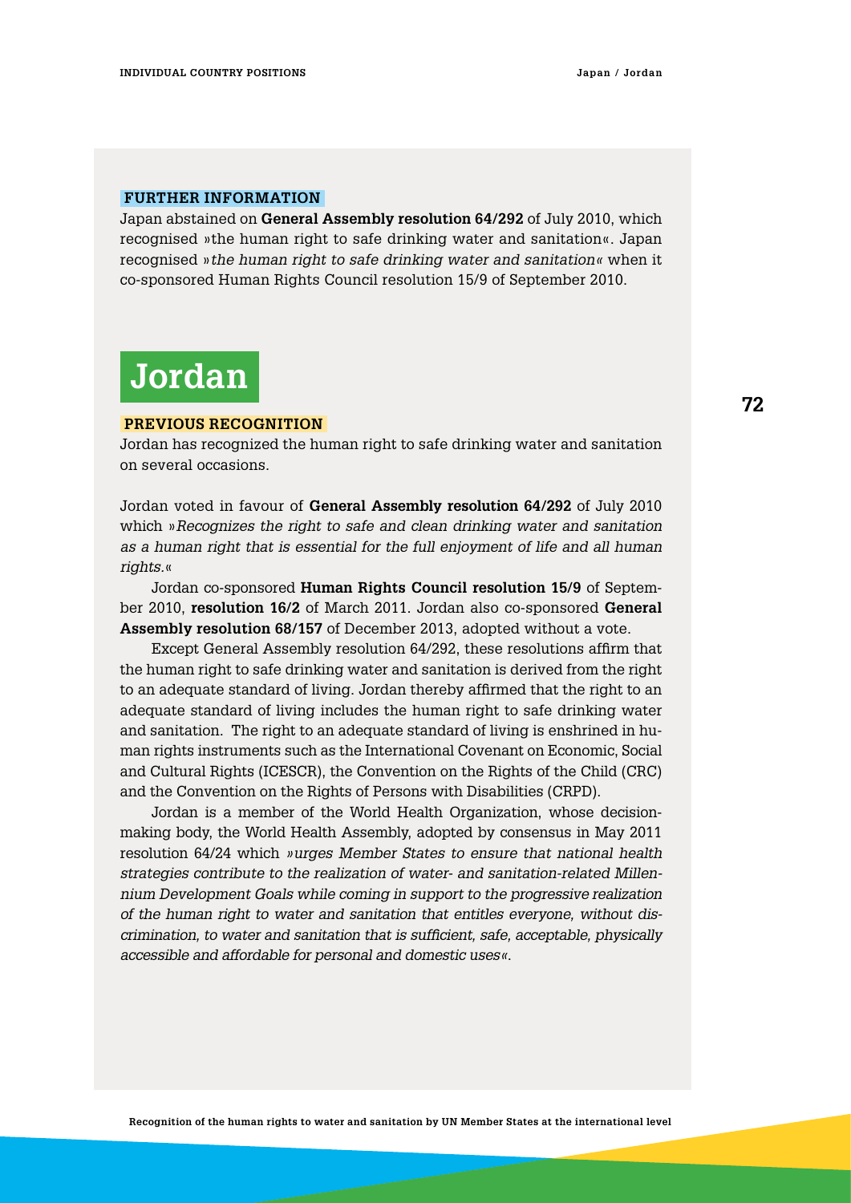### FURTHER INFORMATION

Japan abstained on **General Assembly resolution 64/292** of July 2010, which recognised »the human right to safe drinking water and sanitation«. Japan recognised »*the human right to safe drinking water and sanitation*« when it co-sponsored Human Rights Council resolution 15/9 of September 2010.

# Jordan

### PREVIOUS RECOGNITION

Jordan has recognized the human right to safe drinking water and sanitation on several occasions.

Jordan voted in favour of **General Assembly resolution 64/292** of July 2010 which »*Recognizes the right to safe and clean drinking water and sanitation as a human right that is essential for the full enjoyment of life and all human rights.*«

Jordan co-sponsored **Human Rights Council resolution 15/9** of September 2010, **resolution 16/2** of March 2011. Jordan also co-sponsored **General Assembly resolution 68/157** of December 2013, adopted without a vote.

Except General Assembly resolution 64/292, these resolutions affirm that the human right to safe drinking water and sanitation is derived from the right to an adequate standard of living. Jordan thereby affirmed that the right to an adequate standard of living includes the human right to safe drinking water and sanitation. The right to an adequate standard of living is enshrined in human rights instruments such as the International Covenant on Economic, Social and Cultural Rights (ICESCR), the Convention on the Rights of the Child (CRC) and the Convention on the Rights of Persons with Disabilities (CRPD).

Jordan is a member of the World Health Organization, whose decision-making body, the World Health Assembly, adopted by consensus in May 2011 resolution 64/24 which *»urges Member States to ensure that national health strategies contribute to the realization of water- and sanitation-related Millennium Development Goals while coming in support to the progressive realization of the human right to water and sanitation that entitles everyone, without discrimination, to water and sanitation that is sufficient, safe, acceptable, physically accessible and affordable for personal and domestic uses«*.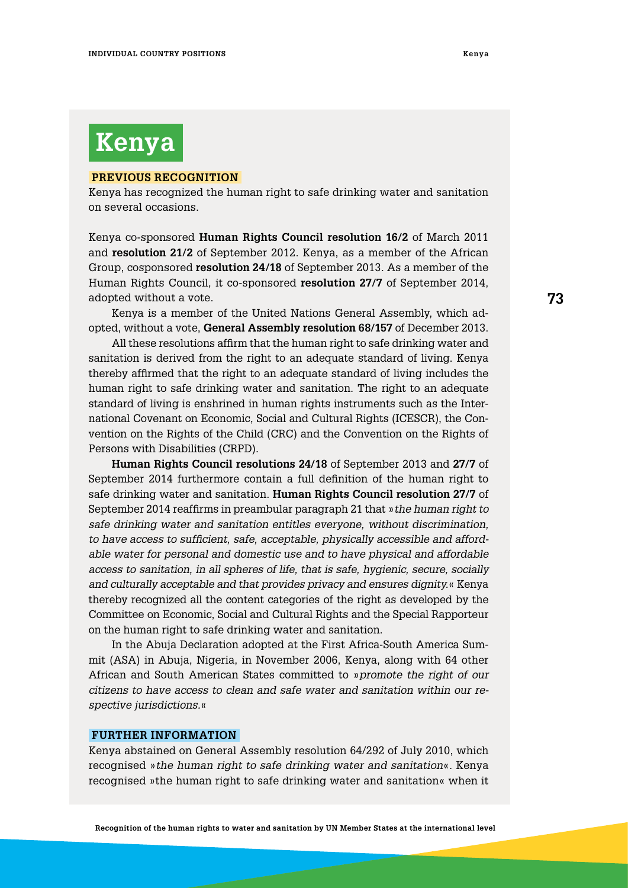# Kenya

## PREVIOUS RECOGNITION

Kenya has recognized the human right to safe drinking water and sanitation on several occasions.

Kenya co-sponsored **Human Rights Council resolution 16/2** of March 2011 and **resolution 21/2** of September 2012. Kenya, as a member of the African Group, cosponsored **resolution 24/18** of September 2013. As a member of the Human Rights Council, it co-sponsored **resolution 27/7** of September 2014, adopted without a vote.

Kenya is a member of the United Nations General Assembly, which adopted, without a vote, **General Assembly resolution 68/157** of December 2013.

All these resolutions affirm that the human right to safe drinking water and sanitation is derived from the right to an adequate standard of living. Kenya thereby affirmed that the right to an adequate standard of living includes the human right to safe drinking water and sanitation. The right to an adequate standard of living is enshrined in human rights instruments such as the International Covenant on Economic, Social and Cultural Rights (ICESCR), the Convention on the Rights of the Child (CRC) and the Convention on the Rights of Persons with Disabilities (CRPD).

**Human Rights Council resolutions 24/18** of September 2013 and **27/7** of September 2014 furthermore contain a full definition of the human right to safe drinking water and sanitation. **Human Rights Council resolution 27/7** of September 2014 reaffirms in preambular paragraph 21 that »*the human right to safe drinking water and sanitation entitles everyone, without discrimination, to have access to sufficient, safe, acceptable, physically accessible and affordable water for personal and domestic use and to have physical and affordable access to sanitation, in all spheres of life, that is safe, hygienic, secure, socially and culturally acceptable and that provides privacy and ensures dignity.*« Kenya thereby recognized all the content categories of the right as developed by the Committee on Economic, Social and Cultural Rights and the Special Rapporteur on the human right to safe drinking water and sanitation.

In the Abuja Declaration adopted at the First Africa-South America Summit (ASA) in Abuja, Nigeria, in November 2006, Kenya, along with 64 other African and South American States committed to »*promote the right of our citizens to have access to clean and safe water and sanitation within our respective jurisdictions.*«

## FURTHER INFORMATION

Kenya abstained on General Assembly resolution 64/292 of July 2010, which recognised »*the human right to safe drinking water and sanitation*«. Kenya recognised »the human right to safe drinking water and sanitation« when it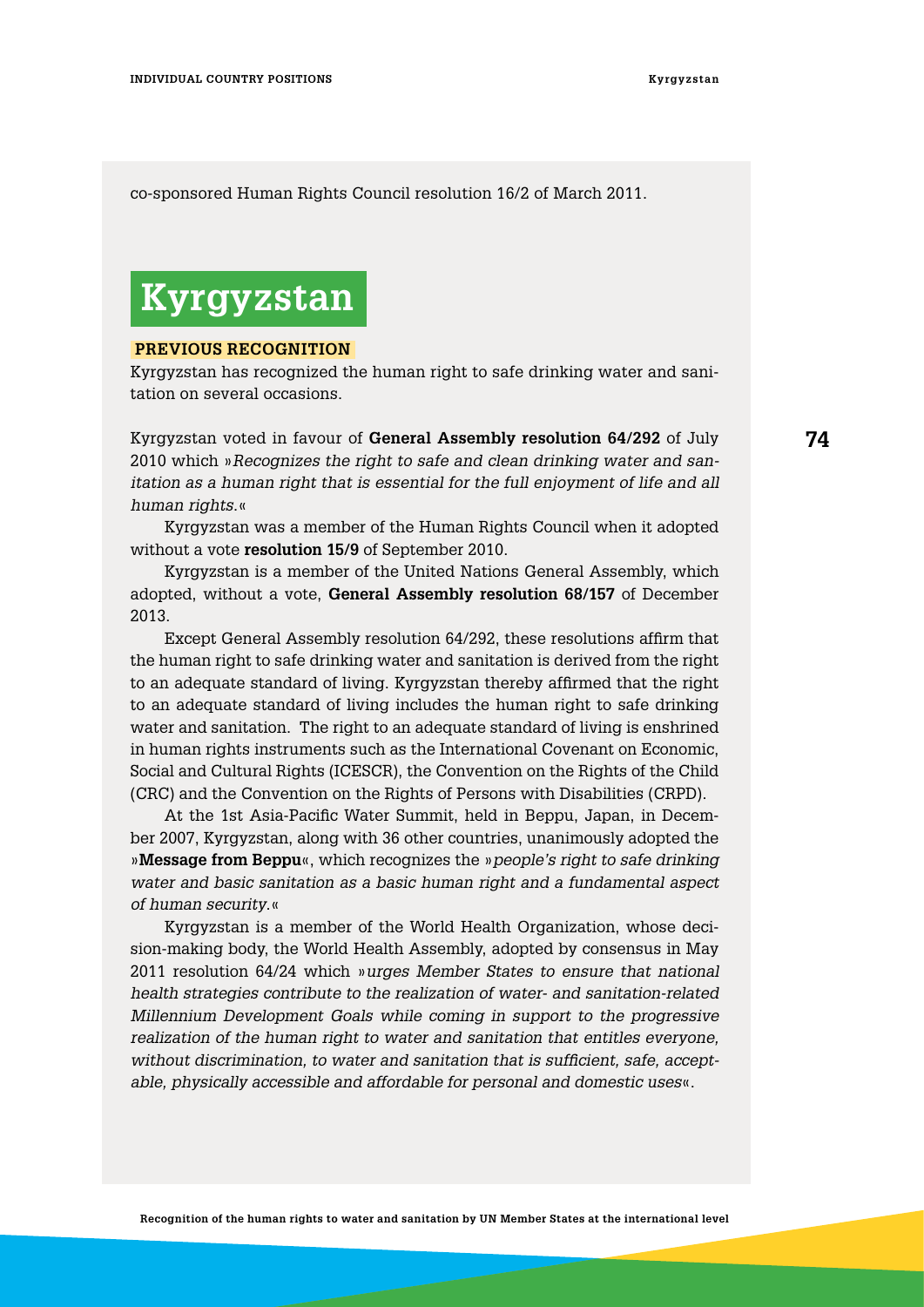co-sponsored Human Rights Council resolution 16/2 of March 2011.

# Kyrgyzstan

**PREVIOUS RECOGNITION**

Kyrgyzstan has recognized the human right to safe drinking water and sanitation on several occasions.

Kyrgyzstan voted in favour of **General Assembly resolution 64/292** of July 2010 which »*Recognizes the right to safe and clean drinking water and sanitation as a human right that is essential for the full enjoyment of life and all human rights.*«

Kyrgyzstan was a member of the Human Rights Council when it adopted without a vote **resolution 15/9** of September 2010.

Kyrgyzstan is a member of the United Nations General Assembly, which adopted, without a vote, **General Assembly resolution 68/157** of December 2013.

Except General Assembly resolution 64/292, these resolutions affirm that the human right to safe drinking water and sanitation is derived from the right to an adequate standard of living. Kyrgyzstan thereby affirmed that the right to an adequate standard of living includes the human right to safe drinking water and sanitation. The right to an adequate standard of living is enshrined in human rights instruments such as the International Covenant on Economic, Social and Cultural Rights (ICESCR), the Convention on the Rights of the Child (CRC) and the Convention on the Rights of Persons with Disabilities (CRPD).

At the 1st Asia-Pacific Water Summit, held in Beppu, Japan, in December 2007, Kyrgyzstan, along with 36 other countries, unanimously adopted the »**Message from Beppu**«, which recognizes the »*people's right to safe drinking water and basic sanitation as a basic human right and a fundamental aspect of human security.*«

Kyrgyzstan is a member of the World Health Organization, whose decision-making body, the World Health Assembly, adopted by consensus in May 2011 resolution 64/24 which »*urges Member States to ensure that national health strategies contribute to the realization of water- and sanitation-related Millennium Development Goals while coming in support to the progressive realization of the human right to water and sanitation that entitles everyone, without discrimination, to water and sanitation that is sufficient, safe, acceptable, physically accessible and affordable for personal and domestic uses*«.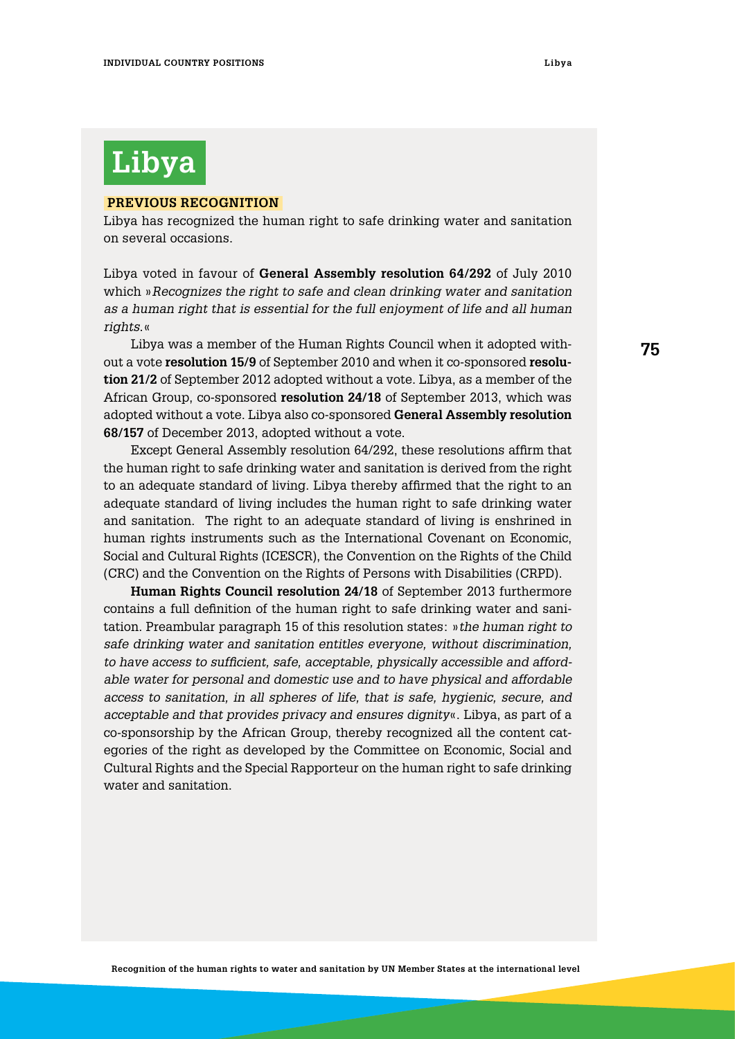# Libya

## PREVIOUS RECOGNITION

Libya has recognized the human right to safe drinking water and sanitation on several occasions.

Libya voted in favour of **General Assembly resolution 64/292** of July 2010 which »*Recognizes the right to safe and clean drinking water and sanitation as a human right that is essential for the full enjoyment of life and all human rights.*«

Libya was a member of the Human Rights Council when it adopted without a vote **resolution 15/9** of September 2010 and when it co-sponsored **resolution 21/2** of September 2012 adopted without a vote. Libya, as a member of the African Group, co-sponsored **resolution 24/18** of September 2013, which was adopted without a vote. Libya also co-sponsored **General Assembly resolution 68/157** of December 2013, adopted without a vote.

Except General Assembly resolution 64/292, these resolutions affirm that the human right to safe drinking water and sanitation is derived from the right to an adequate standard of living. Libya thereby affirmed that the right to an adequate standard of living includes the human right to safe drinking water and sanitation. The right to an adequate standard of living is enshrined in human rights instruments such as the International Covenant on Economic, Social and Cultural Rights (ICESCR), the Convention on the Rights of the Child (CRC) and the Convention on the Rights of Persons with Disabilities (CRPD).

**Human Rights Council resolution 24/18** of September 2013 furthermore contains a full definition of the human right to safe drinking water and sanitation. Preambular paragraph 15 of this resolution states: »*the human right to safe drinking water and sanitation entitles everyone, without discrimination, to have access to sufficient, safe, acceptable, physically accessible and affordable water for personal and domestic use and to have physical and affordable access to sanitation, in all spheres of life, that is safe, hygienic, secure, and acceptable and that provides privacy and ensures dignity*«. Libya, as part of a co-sponsorship by the African Group, thereby recognized all the content categories of the right as developed by the Committee on Economic, Social and Cultural Rights and the Special Rapporteur on the human right to safe drinking water and sanitation.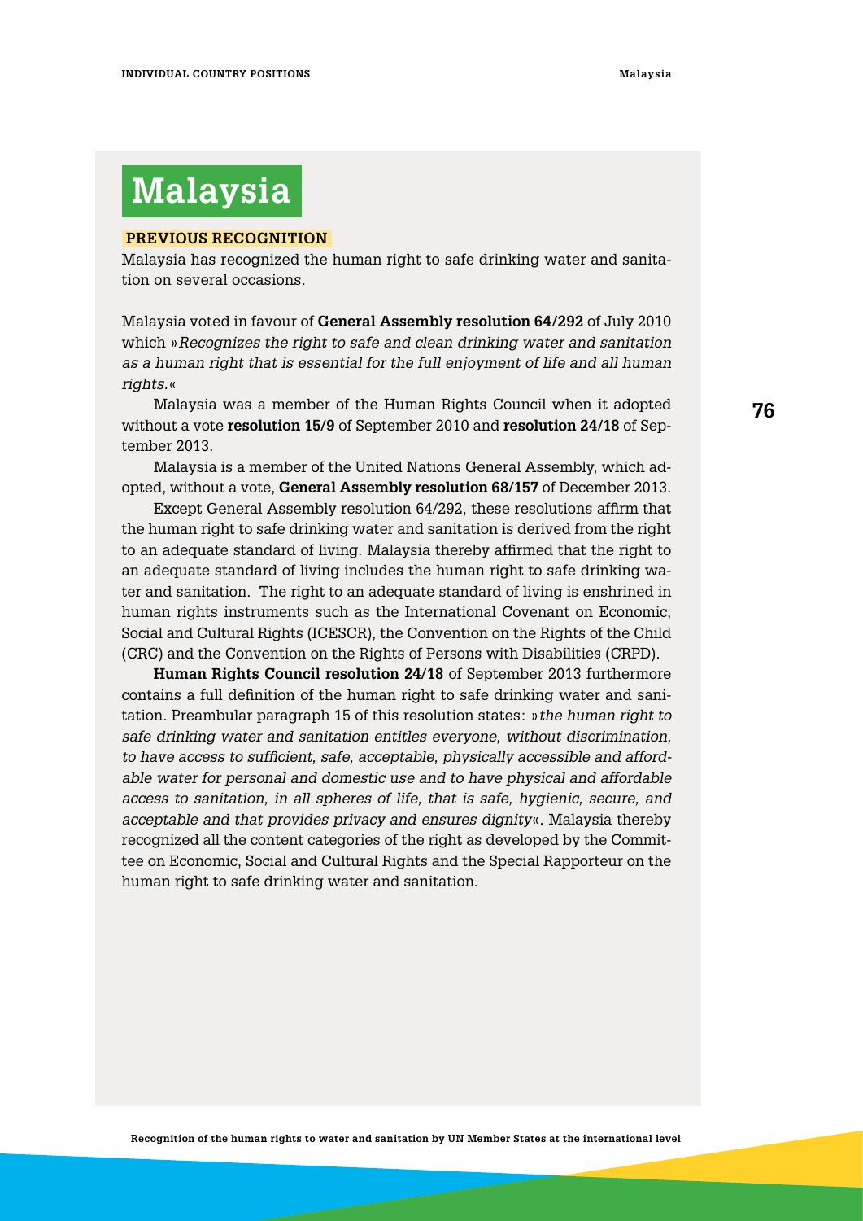# Malaysia

## PREVIOUS RECOGNITION

Malaysia has recognized the human right to safe drinking water and sanitation on several occasions.

Malaysia voted in favour of **General Assembly resolution 64/292** of July 2010 which »*Recognizes the right to safe and clean drinking water and sanitation as a human right that is essential for the full enjoyment of life and all human rights.*«

Malaysia was a member of the Human Rights Council when it adopted without a vote **resolution 15/9** of September 2010 and **resolution 24/18** of September 2013.

Malaysia is a member of the United Nations General Assembly, which adopted, without a vote, **General Assembly resolution 68/157** of December 2013.

Except General Assembly resolution 64/292, these resolutions affirm that the human right to safe drinking water and sanitation is derived from the right to an adequate standard of living. Malaysia thereby affirmed that the right to an adequate standard of living includes the human right to safe drinking water and sanitation. The right to an adequate standard of living is enshrined in human rights instruments such as the International Covenant on Economic, Social and Cultural Rights (ICESCR), the Convention on the Rights of the Child (CRC) and the Convention on the Rights of Persons with Disabilities (CRPD).

**Human Rights Council resolution 24/18** of September 2013 furthermore contains a full definition of the human right to safe drinking water and sanitation. Preambular paragraph 15 of this resolution states: »*the human right to safe drinking water and sanitation entitles everyone, without discrimination, to have access to sufficient, safe, acceptable, physically accessible and affordable water for personal and domestic use and to have physical and affordable access to sanitation, in all spheres of life, that is safe, hygienic, secure, and acceptable and that provides privacy and ensures dignity*«. Malaysia thereby recognized all the content categories of the right as developed by the Committee on Economic, Social and Cultural Rights and the Special Rapporteur on the human right to safe drinking water and sanitation.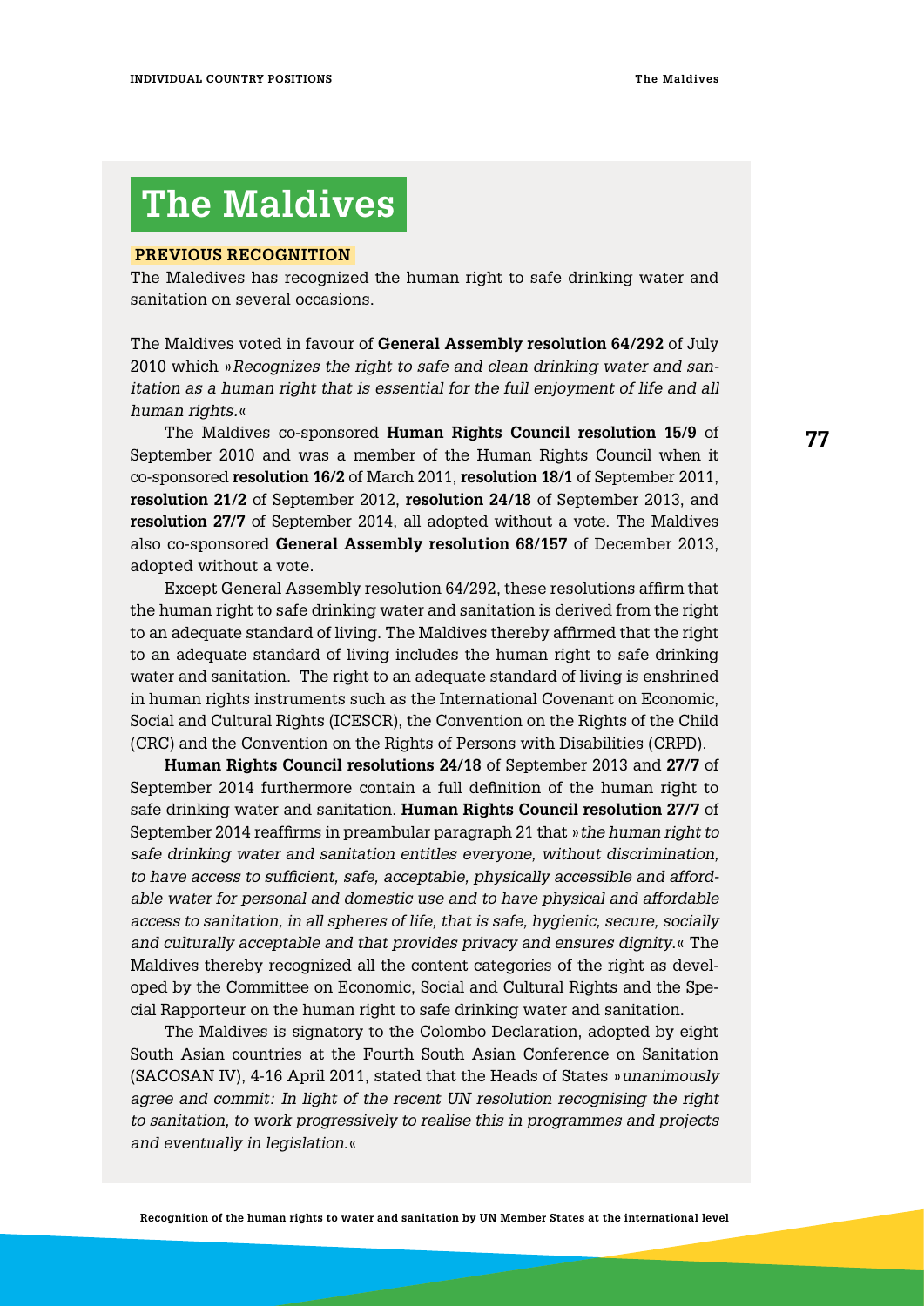# The Maldives

## PREVIOUS RECOGNITION

The Maledives has recognized the human right to safe drinking water and sanitation on several occasions.

The Maldives voted in favour of **General Assembly resolution 64/292** of July 2010 which »*Recognizes the right to safe and clean drinking water and sanitation as a human right that is essential for the full enjoyment of life and all human rights.*«

The Maldives co-sponsored **Human Rights Council resolution 15/9** of September 2010 and was a member of the Human Rights Council when it co-sponsored **resolution 16/2** of March 2011, **resolution 18/1** of September 2011, **resolution 21/2** of September 2012, **resolution 24/18** of September 2013, and **resolution 27/7** of September 2014, all adopted without a vote. The Maldives also co-sponsored **General Assembly resolution 68/157** of December 2013, adopted without a vote.

Except General Assembly resolution 64/292, these resolutions affirm that the human right to safe drinking water and sanitation is derived from the right to an adequate standard of living. The Maldives thereby affirmed that the right to an adequate standard of living includes the human right to safe drinking water and sanitation. The right to an adequate standard of living is enshrined in human rights instruments such as the International Covenant on Economic, Social and Cultural Rights (ICESCR), the Convention on the Rights of the Child (CRC) and the Convention on the Rights of Persons with Disabilities (CRPD).

**Human Rights Council resolutions 24/18** of September 2013 and **27/7** of September 2014 furthermore contain a full definition of the human right to safe drinking water and sanitation. **Human Rights Council resolution 27/7** of September 2014 reaffirms in preambular paragraph 21 that »*the human right to safe drinking water and sanitation entitles everyone, without discrimination, to have access to sufficient, safe, acceptable, physically accessible and affordable water for personal and domestic use and to have physical and affordable access to sanitation, in all spheres of life, that is safe, hygienic, secure, socially and culturally acceptable and that provides privacy and ensures dignity.*« The Maldives thereby recognized all the content categories of the right as developed by the Committee on Economic, Social and Cultural Rights and the Special Rapporteur on the human right to safe drinking water and sanitation.

The Maldives is signatory to the Colombo Declaration, adopted by eight South Asian countries at the Fourth South Asian Conference on Sanitation (SACOSAN IV), 4-16 April 2011, stated that the Heads of States »*unanimously agree and commit: In light of the recent UN resolution recognising the right to sanitation, to work progressively to realise this in programmes and projects and eventually in legislation.*«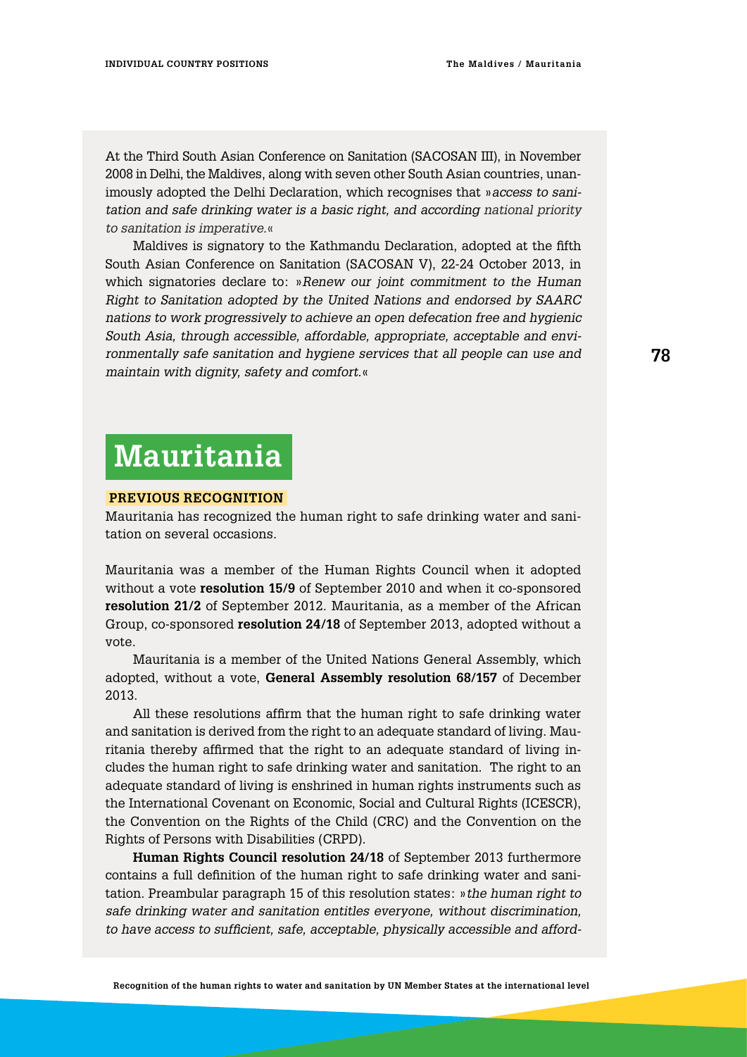At the Third South Asian Conference on Sanitation (SACOSAN III), in November 2008 in Delhi, the Maldives, along with seven other South Asian countries, unanimously adopted the Delhi Declaration, which recognises that »*access to sanitation and safe drinking water is a basic right, and according national priority to sanitation is imperative.*«

Maldives is signatory to the Kathmandu Declaration, adopted at the fifth South Asian Conference on Sanitation (SACOSAN V), 22-24 October 2013, in which signatories declare to: »*Renew our joint commitment to the Human Right to Sanitation adopted by the United Nations and endorsed by SAARC nations to work progressively to achieve an open defecation free and hygienic South Asia, through accessible, affordable, appropriate, acceptable and environmentally safe sanitation and hygiene services that all people can use and maintain with dignity, safety and comfort.*«

# Mauritania

**PREVIOUS RECOGNITION**

Mauritania has recognized the human right to safe drinking water and sanitation on several occasions.

Mauritania was a member of the Human Rights Council when it adopted without a vote **resolution 15/9** of September 2010 and when it co-sponsored **resolution 21/2** of September 2012. Mauritania, as a member of the African Group, co-sponsored **resolution 24/18** of September 2013, adopted without a vote.

Mauritania is a member of the United Nations General Assembly, which adopted, without a vote, **General Assembly resolution 68/157** of December 2013.

All these resolutions affirm that the human right to safe drinking water and sanitation is derived from the right to an adequate standard of living. Mauritania thereby affirmed that the right to an adequate standard of living includes the human right to safe drinking water and sanitation. The right to an adequate standard of living is enshrined in human rights instruments such as the International Covenant on Economic, Social and Cultural Rights (ICESCR), the Convention on the Rights of the Child (CRC) and the Convention on the Rights of Persons with Disabilities (CRPD).

**Human Rights Council resolution 24/18** of September 2013 furthermore contains a full definition of the human right to safe drinking water and sanitation. Preambular paragraph 15 of this resolution states: »*the human right to safe drinking water and sanitation entitles everyone, without discrimination, to have access to sufficient, safe, acceptable, physically accessible and afford-*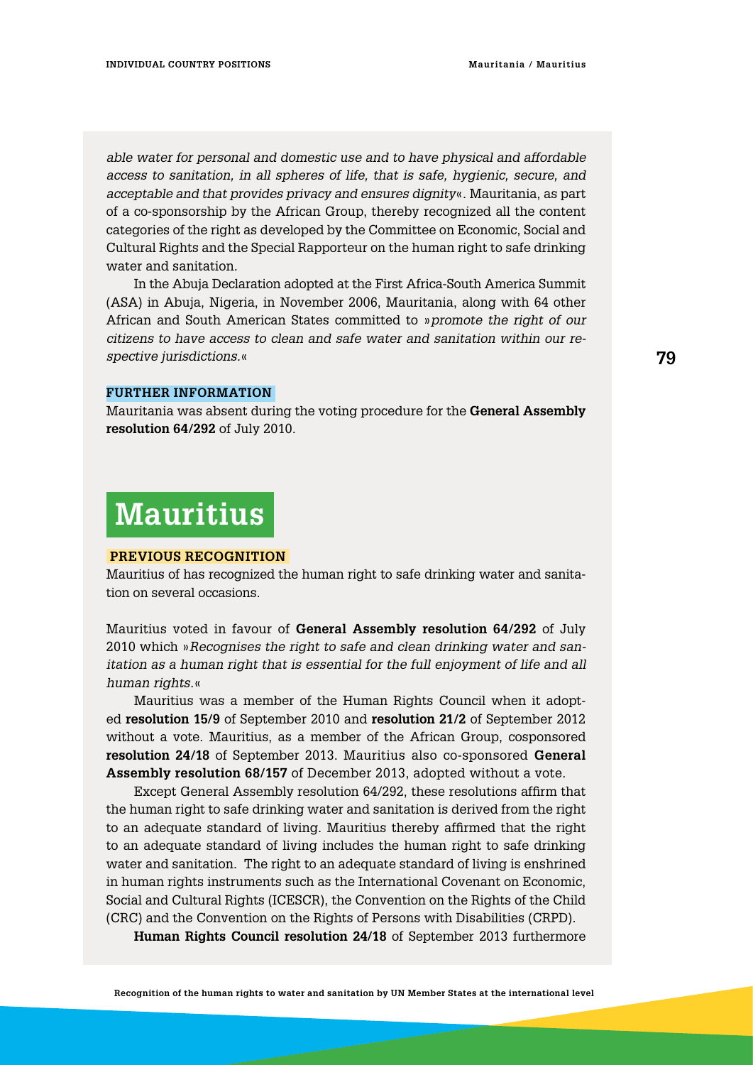*able water for personal and domestic use and to have physical and affordable access to sanitation, in all spheres of life, that is safe, hygienic, secure, and acceptable and that provides privacy and ensures dignity*«. Mauritania, as part of a co-sponsorship by the African Group, thereby recognized all the content categories of the right as developed by the Committee on Economic, Social and Cultural Rights and the Special Rapporteur on the human right to safe drinking water and sanitation.

In the Abuja Declaration adopted at the First Africa-South America Summit (ASA) in Abuja, Nigeria, in November 2006, Mauritania, along with 64 other African and South American States committed to »*promote the right of our citizens to have access to clean and safe water and sanitation within our respective jurisdictions.*«

### FURTHER INFORMATION

Mauritania was absent during the voting procedure for the **General Assembly resolution 64/292** of July 2010.

# Mauritius

### PREVIOUS RECOGNITION

Mauritius of has recognized the human right to safe drinking water and sanitation on several occasions.

Mauritius voted in favour of **General Assembly resolution 64/292** of July 2010 which »*Recognises the right to safe and clean drinking water and sanitation as a human right that is essential for the full enjoyment of life and all human rights.*«

Mauritius was a member of the Human Rights Council when it adopted **resolution 15/9** of September 2010 and **resolution 21/2** of September 2012 without a vote. Mauritius, as a member of the African Group, cosponsored **resolution 24/18** of September 2013. Mauritius also co-sponsored **General Assembly resolution 68/157** of December 2013, adopted without a vote.

Except General Assembly resolution 64/292, these resolutions affirm that the human right to safe drinking water and sanitation is derived from the right to an adequate standard of living. Mauritius thereby affirmed that the right to an adequate standard of living includes the human right to safe drinking water and sanitation. The right to an adequate standard of living is enshrined in human rights instruments such as the International Covenant on Economic, Social and Cultural Rights (ICESCR), the Convention on the Rights of the Child (CRC) and the Convention on the Rights of Persons with Disabilities (CRPD).

**Human Rights Council resolution 24/18** of September 2013 furthermore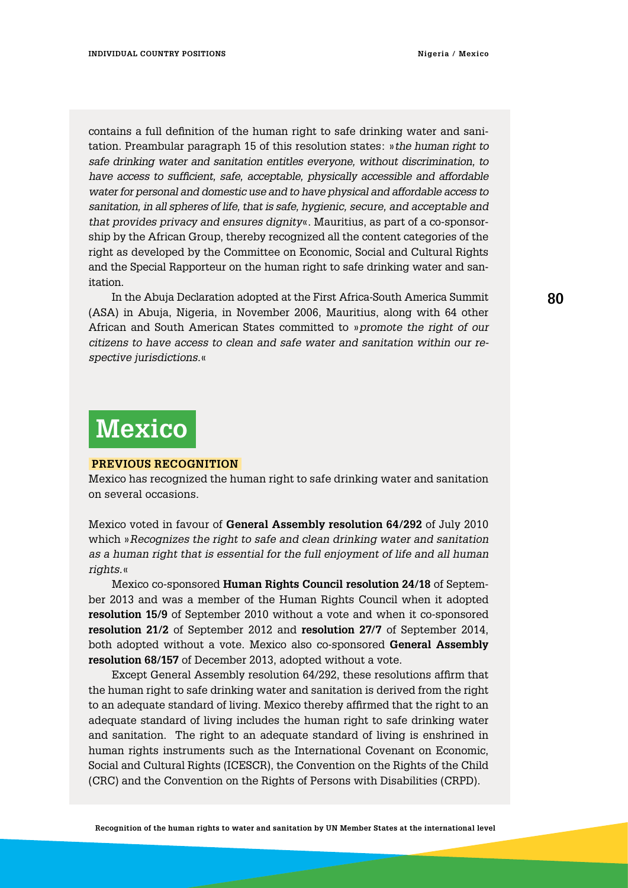contains a full definition of the human right to safe drinking water and sanitation. Preambular paragraph 15 of this resolution states: »*the human right to safe drinking water and sanitation entitles everyone, without discrimination, to have access to sufficient, safe, acceptable, physically accessible and affordable water for personal and domestic use and to have physical and affordable access to sanitation, in all spheres of life, that is safe, hygienic, secure, and acceptable and that provides privacy and ensures dignity*«. Mauritius, as part of a co-sponsorship by the African Group, thereby recognized all the content categories of the right as developed by the Committee on Economic, Social and Cultural Rights and the Special Rapporteur on the human right to safe drinking water and sanitation.

In the Abuja Declaration adopted at the First Africa-South America Summit (ASA) in Abuja, Nigeria, in November 2006, Mauritius, along with 64 other African and South American States committed to »*promote the right of our citizens to have access to clean and safe water and sanitation within our respective jurisdictions.*«

# Mexico

### PREVIOUS RECOGNITION

Mexico has recognized the human right to safe drinking water and sanitation on several occasions.

Mexico voted in favour of **General Assembly resolution 64/292** of July 2010 which »*Recognizes the right to safe and clean drinking water and sanitation as a human right that is essential for the full enjoyment of life and all human rights.*«

Mexico co-sponsored **Human Rights Council resolution 24/18** of September 2013 and was a member of the Human Rights Council when it adopted **resolution 15/9** of September 2010 without a vote and when it co-sponsored **resolution 21/2** of September 2012 and **resolution 27/7** of September 2014, both adopted without a vote. Mexico also co-sponsored **General Assembly resolution 68/157** of December 2013, adopted without a vote.

Except General Assembly resolution 64/292, these resolutions affirm that the human right to safe drinking water and sanitation is derived from the right to an adequate standard of living. Mexico thereby affirmed that the right to an adequate standard of living includes the human right to safe drinking water and sanitation. The right to an adequate standard of living is enshrined in human rights instruments such as the International Covenant on Economic, Social and Cultural Rights (ICESCR), the Convention on the Rights of the Child (CRC) and the Convention on the Rights of Persons with Disabilities (CRPD).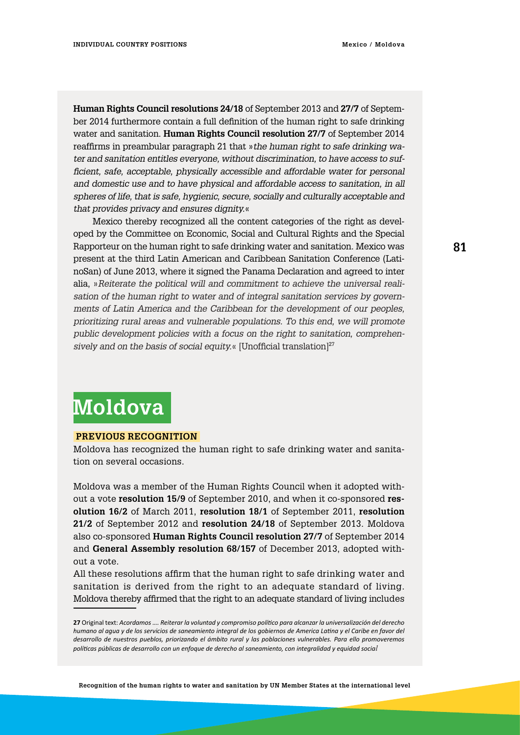**Human Rights Council resolutions 24/18** of September 2013 and **27/7** of September 2014 furthermore contain a full definition of the human right to safe drinking water and sanitation. **Human Rights Council resolution 27/7** of September 2014 reaffirms in preambular paragraph 21 that »*the human right to safe drinking water and sanitation entitles everyone, without discrimination, to have access to sufficient, safe, acceptable, physically accessible and affordable water for personal and domestic use and to have physical and affordable access to sanitation, in all spheres of life, that is safe, hygienic, secure, socially and culturally acceptable and that provides privacy and ensures dignity.*«

Mexico thereby recognized all the content categories of the right as developed by the Committee on Economic, Social and Cultural Rights and the Special Rapporteur on the human right to safe drinking water and sanitation. Mexico was present at the third Latin American and Caribbean Sanitation Conference (LatinoSan) of June 2013, where it signed the Panama Declaration and agreed to inter alia, »*Reiterate the political will and commitment to achieve the universal realisation of the human right to water and of integral sanitation services by governments of Latin America and the Caribbean for the development of our peoples, prioritizing rural areas and vulnerable populations. To this end, we will promote public development policies with a focus on the right to sanitation, comprehensively and on the basis of social equity.*« [Unofficial translation][27]

# Moldova

## PREVIOUS RECOGNITION

Moldova has recognized the human right to safe drinking water and sanitation on several occasions.

Moldova was a member of the Human Rights Council when it adopted without a vote **resolution 15/9** of September 2010, and when it co-sponsored **resolution 16/2** of March 2011, **resolution 18/1** of September 2011, **resolution 21/2** of September 2012 and **resolution 24/18** of September 2013. Moldova also co-sponsored **Human Rights Council resolution 27/7** of September 2014 and **General Assembly resolution 68/157** of December 2013, adopted without a vote.

All these resolutions affirm that the human right to safe drinking water and sanitation is derived from the right to an adequate standard of living. Moldova thereby affirmed that the right to an adequate standard of living includes

---

**27** Original text: *Acordamos …. Reiterar la voluntad y compromiso político para alcanzar la universalización del derecho humano al agua y de los servicios de saneamiento integral de los gobiernos de America Latina y el Caribe en favor del desarrollo de nuestros pueblos, priorizando el ámbito rural y las poblaciones vulnerables. Para ello promoveremos políticas públicas de desarrollo con un enfoque de derecho al saneamiento, con integralidad y equidad social*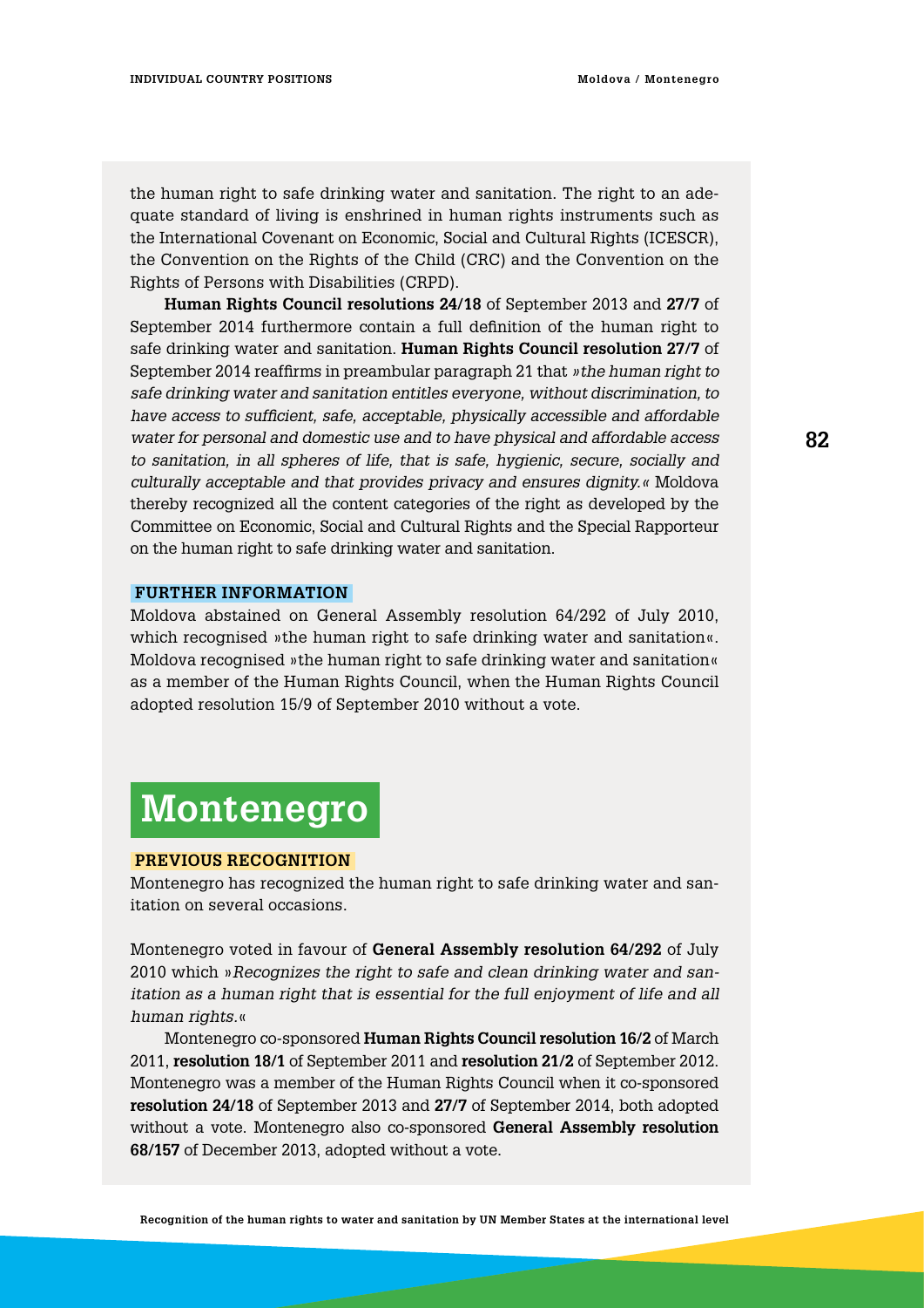the human right to safe drinking water and sanitation. The right to an adequate standard of living is enshrined in human rights instruments such as the International Covenant on Economic, Social and Cultural Rights (ICESCR), the Convention on the Rights of the Child (CRC) and the Convention on the Rights of Persons with Disabilities (CRPD).

**Human Rights Council resolutions 24/18** of September 2013 and **27/7** of September 2014 furthermore contain a full definition of the human right to safe drinking water and sanitation. **Human Rights Council resolution 27/7** of September 2014 reaffirms in preambular paragraph 21 that *»the human right to safe drinking water and sanitation entitles everyone, without discrimination, to have access to sufficient, safe, acceptable, physically accessible and affordable water for personal and domestic use and to have physical and affordable access to sanitation, in all spheres of life, that is safe, hygienic, secure, socially and culturally acceptable and that provides privacy and ensures dignity.«* Moldova thereby recognized all the content categories of the right as developed by the Committee on Economic, Social and Cultural Rights and the Special Rapporteur on the human right to safe drinking water and sanitation.

### FURTHER INFORMATION

Moldova abstained on General Assembly resolution 64/292 of July 2010, which recognised »the human right to safe drinking water and sanitation«. Moldova recognised »the human right to safe drinking water and sanitation« as a member of the Human Rights Council, when the Human Rights Council adopted resolution 15/9 of September 2010 without a vote.

# Montenegro

### PREVIOUS RECOGNITION

Montenegro has recognized the human right to safe drinking water and sanitation on several occasions.

Montenegro voted in favour of **General Assembly resolution 64/292** of July 2010 which »*Recognizes the right to safe and clean drinking water and sanitation as a human right that is essential for the full enjoyment of life and all human rights.*«

Montenegro co-sponsored **Human Rights Council resolution 16/2** of March 2011, **resolution 18/1** of September 2011 and **resolution 21/2** of September 2012. Montenegro was a member of the Human Rights Council when it co-sponsored **resolution 24/18** of September 2013 and **27/7** of September 2014, both adopted without a vote. Montenegro also co-sponsored **General Assembly resolution 68/157** of December 2013, adopted without a vote.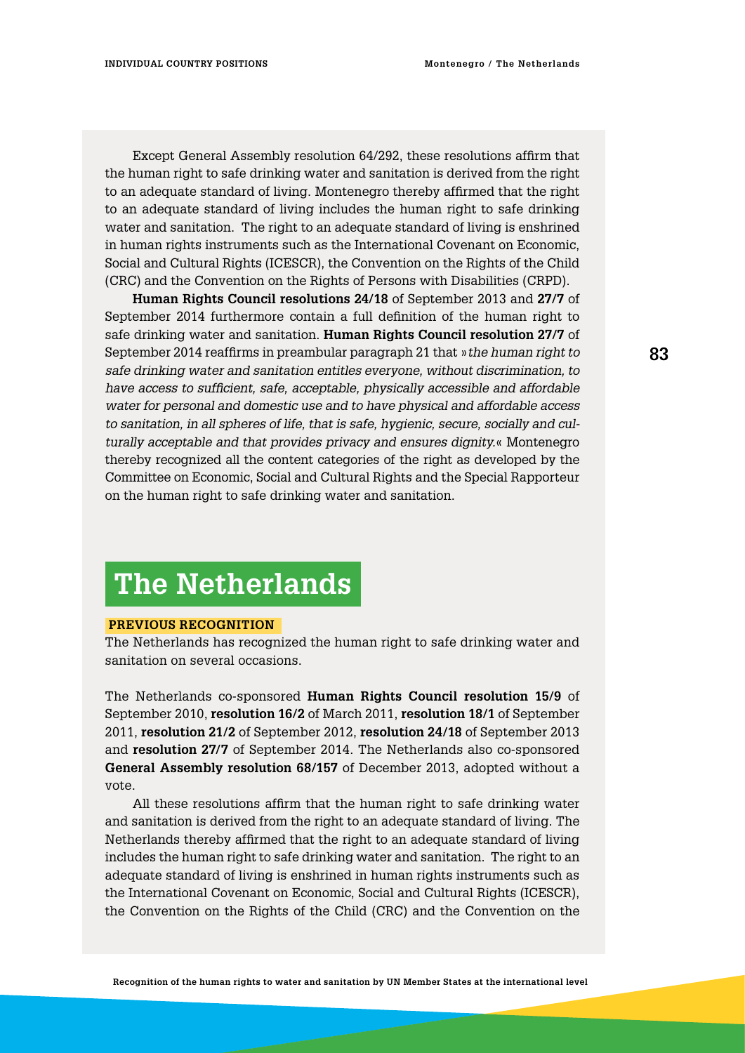Except General Assembly resolution 64/292, these resolutions affirm that the human right to safe drinking water and sanitation is derived from the right to an adequate standard of living. Montenegro thereby affirmed that the right to an adequate standard of living includes the human right to safe drinking water and sanitation. The right to an adequate standard of living is enshrined in human rights instruments such as the International Covenant on Economic, Social and Cultural Rights (ICESCR), the Convention on the Rights of the Child (CRC) and the Convention on the Rights of Persons with Disabilities (CRPD).

**Human Rights Council resolutions 24/18** of September 2013 and **27/7** of September 2014 furthermore contain a full definition of the human right to safe drinking water and sanitation. **Human Rights Council resolution 27/7** of September 2014 reaffirms in preambular paragraph 21 that »*the human right to safe drinking water and sanitation entitles everyone, without discrimination, to have access to sufficient, safe, acceptable, physically accessible and affordable water for personal and domestic use and to have physical and affordable access to sanitation, in all spheres of life, that is safe, hygienic, secure, socially and culturally acceptable and that provides privacy and ensures dignity.*« Montenegro thereby recognized all the content categories of the right as developed by the Committee on Economic, Social and Cultural Rights and the Special Rapporteur on the human right to safe drinking water and sanitation.

# The Netherlands

## PREVIOUS RECOGNITION

The Netherlands has recognized the human right to safe drinking water and sanitation on several occasions.

The Netherlands co-sponsored **Human Rights Council resolution 15/9** of September 2010, **resolution 16/2** of March 2011, **resolution 18/1** of September 2011, **resolution 21/2** of September 2012, **resolution 24/18** of September 2013 and **resolution 27/7** of September 2014. The Netherlands also co-sponsored **General Assembly resolution 68/157** of December 2013, adopted without a vote.

All these resolutions affirm that the human right to safe drinking water and sanitation is derived from the right to an adequate standard of living. The Netherlands thereby affirmed that the right to an adequate standard of living includes the human right to safe drinking water and sanitation. The right to an adequate standard of living is enshrined in human rights instruments such as the International Covenant on Economic, Social and Cultural Rights (ICESCR), the Convention on the Rights of the Child (CRC) and the Convention on the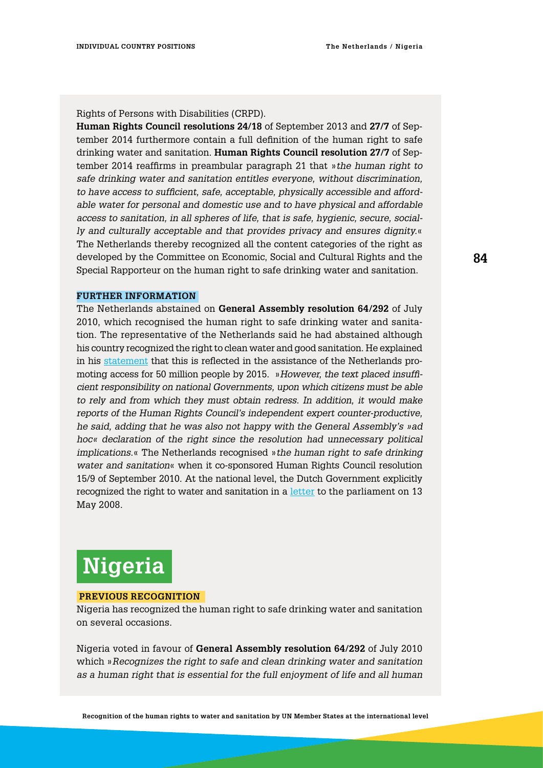Rights of Persons with Disabilities (CRPD).

**Human Rights Council resolutions 24/18** of September 2013 and **27/7** of September 2014 furthermore contain a full definition of the human right to safe drinking water and sanitation. **Human Rights Council resolution 27/7** of September 2014 reaffirms in preambular paragraph 21 that »*the human right to safe drinking water and sanitation entitles everyone, without discrimination, to have access to sufficient, safe, acceptable, physically accessible and affordable water for personal and domestic use and to have physical and affordable access to sanitation, in all spheres of life, that is safe, hygienic, secure, socially and culturally acceptable and that provides privacy and ensures dignity.*« The Netherlands thereby recognized all the content categories of the right as developed by the Committee on Economic, Social and Cultural Rights and the Special Rapporteur on the human right to safe drinking water and sanitation.

### FURTHER INFORMATION

The Netherlands abstained on **General Assembly resolution 64/292** of July 2010, which recognised the human right to safe drinking water and sanitation. The representative of the Netherlands said he had abstained although his country recognized the right to clean water and good sanitation. He explained in his statement that this is reflected in the assistance of the Netherlands promoting access for 50 million people by 2015. »*However, the text placed insufficient responsibility on national Governments, upon which citizens must be able to rely and from which they must obtain redress. In addition, it would make reports of the Human Rights Council's independent expert counter-productive, he said, adding that he was also not happy with the General Assembly's »ad hoc« declaration of the right since the resolution had unnecessary political implications.*« The Netherlands recognised »*the human right to safe drinking water and sanitation*« when it co-sponsored Human Rights Council resolution 15/9 of September 2010. At the national level, the Dutch Government explicitly recognized the right to water and sanitation in a letter to the parliament on 13 May 2008.

# Nigeria

### PREVIOUS RECOGNITION

Nigeria has recognized the human right to safe drinking water and sanitation on several occasions.

Nigeria voted in favour of **General Assembly resolution 64/292** of July 2010 which »*Recognizes the right to safe and clean drinking water and sanitation as a human right that is essential for the full enjoyment of life and all human*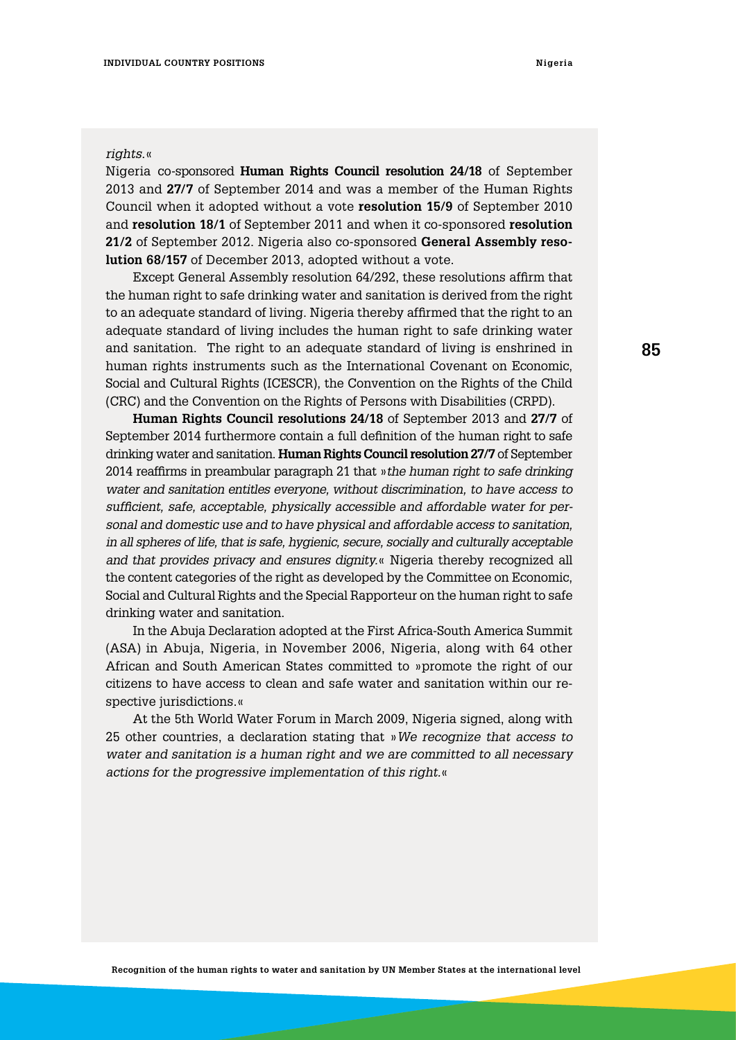*rights.«*

Nigeria co-sponsored **Human Rights Council resolution 24/18** of September 2013 and **27/7** of September 2014 and was a member of the Human Rights Council when it adopted without a vote **resolution 15/9** of September 2010 and **resolution 18/1** of September 2011 and when it co-sponsored **resolution 21/2** of September 2012. Nigeria also co-sponsored **General Assembly resolution 68/157** of December 2013, adopted without a vote.

Except General Assembly resolution 64/292, these resolutions affirm that the human right to safe drinking water and sanitation is derived from the right to an adequate standard of living. Nigeria thereby affirmed that the right to an adequate standard of living includes the human right to safe drinking water and sanitation. The right to an adequate standard of living is enshrined in human rights instruments such as the International Covenant on Economic, Social and Cultural Rights (ICESCR), the Convention on the Rights of the Child (CRC) and the Convention on the Rights of Persons with Disabilities (CRPD).

**Human Rights Council resolutions 24/18** of September 2013 and **27/7** of September 2014 furthermore contain a full definition of the human right to safe drinking water and sanitation. **Human Rights Council resolution 27/7** of September 2014 reaffirms in preambular paragraph 21 that »*the human right to safe drinking water and sanitation entitles everyone, without discrimination, to have access to sufficient, safe, acceptable, physically accessible and affordable water for personal and domestic use and to have physical and affordable access to sanitation, in all spheres of life, that is safe, hygienic, secure, socially and culturally acceptable and that provides privacy and ensures dignity.*« Nigeria thereby recognized all the content categories of the right as developed by the Committee on Economic, Social and Cultural Rights and the Special Rapporteur on the human right to safe drinking water and sanitation.

In the Abuja Declaration adopted at the First Africa-South America Summit (ASA) in Abuja, Nigeria, in November 2006, Nigeria, along with 64 other African and South American States committed to »promote the right of our citizens to have access to clean and safe water and sanitation within our respective jurisdictions.«

At the 5th World Water Forum in March 2009, Nigeria signed, along with 25 other countries, a declaration stating that »*We recognize that access to water and sanitation is a human right and we are committed to all necessary actions for the progressive implementation of this right.*«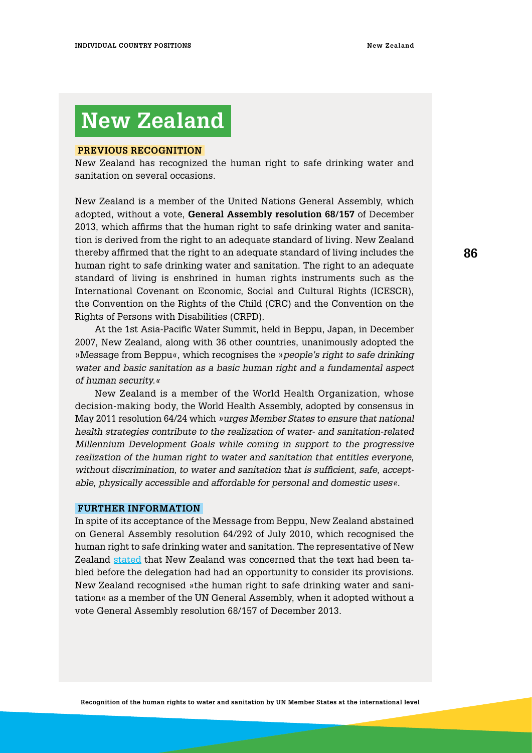# New Zealand

## PREVIOUS RECOGNITION

New Zealand has recognized the human right to safe drinking water and sanitation on several occasions.

New Zealand is a member of the United Nations General Assembly, which adopted, without a vote, **General Assembly resolution 68/157** of December 2013, which affirms that the human right to safe drinking water and sanitation is derived from the right to an adequate standard of living. New Zealand thereby affirmed that the right to an adequate standard of living includes the human right to safe drinking water and sanitation. The right to an adequate standard of living is enshrined in human rights instruments such as the International Covenant on Economic, Social and Cultural Rights (ICESCR), the Convention on the Rights of the Child (CRC) and the Convention on the Rights of Persons with Disabilities (CRPD).

At the 1st Asia-Pacific Water Summit, held in Beppu, Japan, in December 2007, New Zealand, along with 36 other countries, unanimously adopted the »Message from Beppu«, which recognises the *»people's right to safe drinking water and basic sanitation as a basic human right and a fundamental aspect of human security.«*

New Zealand is a member of the World Health Organization, whose decision-making body, the World Health Assembly, adopted by consensus in May 2011 resolution 64/24 which *»urges Member States to ensure that national health strategies contribute to the realization of water- and sanitation-related Millennium Development Goals while coming in support to the progressive realization of the human right to water and sanitation that entitles everyone, without discrimination, to water and sanitation that is sufficient, safe, acceptable, physically accessible and affordable for personal and domestic uses«*.

## FURTHER INFORMATION

In spite of its acceptance of the Message from Beppu, New Zealand abstained on General Assembly resolution 64/292 of July 2010, which recognised the human right to safe drinking water and sanitation. The representative of New Zealand stated that New Zealand was concerned that the text had been tabled before the delegation had had an opportunity to consider its provisions. New Zealand recognised »the human right to safe drinking water and sanitation« as a member of the UN General Assembly, when it adopted without a vote General Assembly resolution 68/157 of December 2013.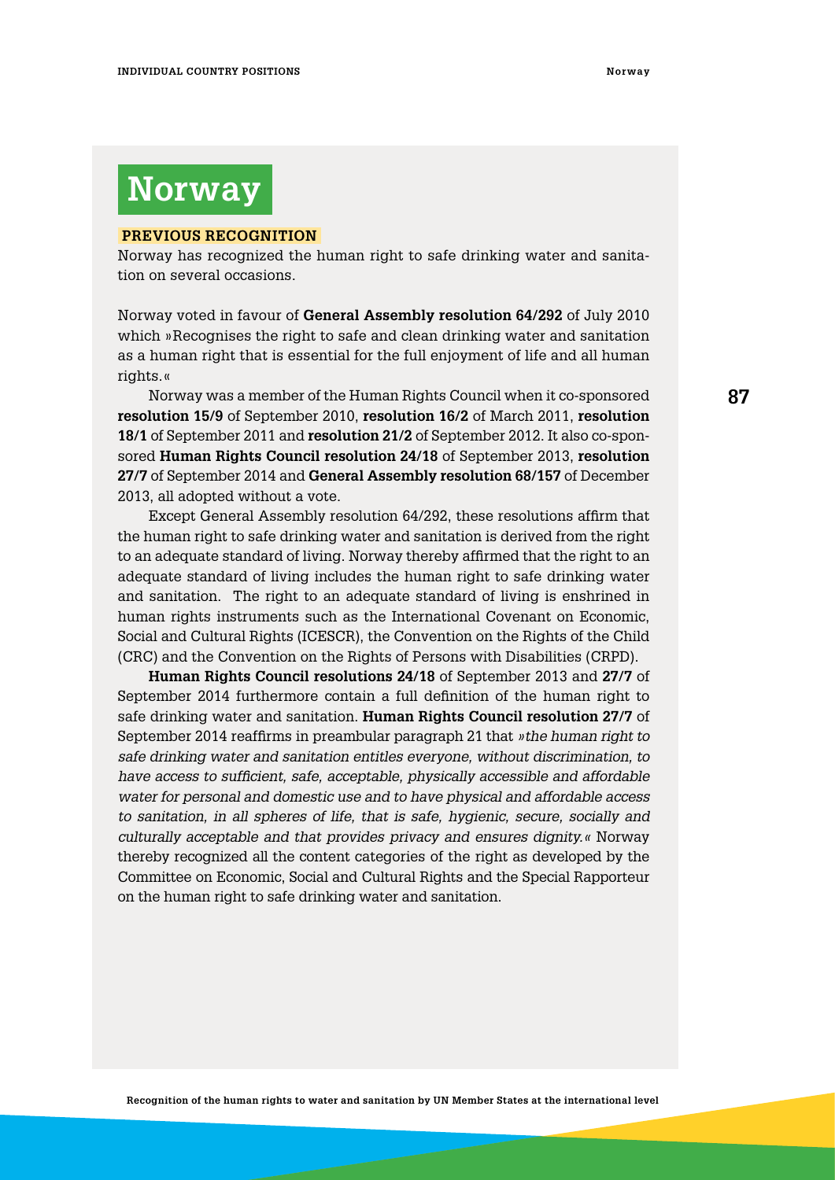# Norway

**PREVIOUS RECOGNITION**

Norway has recognized the human right to safe drinking water and sanitation on several occasions.

Norway voted in favour of **General Assembly resolution 64/292** of July 2010 which »Recognises the right to safe and clean drinking water and sanitation as a human right that is essential for the full enjoyment of life and all human rights.«

Norway was a member of the Human Rights Council when it co-sponsored **resolution 15/9** of September 2010, **resolution 16/2** of March 2011, **resolution 18/1** of September 2011 and **resolution 21/2** of September 2012. It also co-sponsored **Human Rights Council resolution 24/18** of September 2013, **resolution 27/7** of September 2014 and **General Assembly resolution 68/157** of December 2013, all adopted without a vote.

Except General Assembly resolution 64/292, these resolutions affirm that the human right to safe drinking water and sanitation is derived from the right to an adequate standard of living. Norway thereby affirmed that the right to an adequate standard of living includes the human right to safe drinking water and sanitation. The right to an adequate standard of living is enshrined in human rights instruments such as the International Covenant on Economic, Social and Cultural Rights (ICESCR), the Convention on the Rights of the Child (CRC) and the Convention on the Rights of Persons with Disabilities (CRPD).

**Human Rights Council resolutions 24/18** of September 2013 and **27/7** of September 2014 furthermore contain a full definition of the human right to safe drinking water and sanitation. **Human Rights Council resolution 27/7** of September 2014 reaffirms in preambular paragraph 21 that *»the human right to safe drinking water and sanitation entitles everyone, without discrimination, to have access to sufficient, safe, acceptable, physically accessible and affordable water for personal and domestic use and to have physical and affordable access to sanitation, in all spheres of life, that is safe, hygienic, secure, socially and culturally acceptable and that provides privacy and ensures dignity.«* Norway thereby recognized all the content categories of the right as developed by the Committee on Economic, Social and Cultural Rights and the Special Rapporteur on the human right to safe drinking water and sanitation.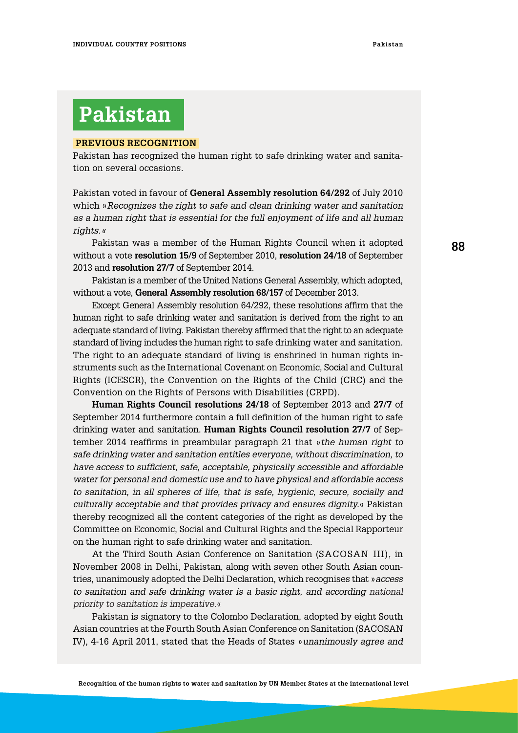# Pakistan

## PREVIOUS RECOGNITION

Pakistan has recognized the human right to safe drinking water and sanitation on several occasions.

Pakistan voted in favour of **General Assembly resolution 64/292** of July 2010 which »*Recognizes the right to safe and clean drinking water and sanitation as a human right that is essential for the full enjoyment of life and all human rights.*«

Pakistan was a member of the Human Rights Council when it adopted without a vote **resolution 15/9** of September 2010, **resolution 24/18** of September 2013 and **resolution 27/7** of September 2014.

Pakistan is a member of the United Nations General Assembly, which adopted, without a vote, **General Assembly resolution 68/157** of December 2013.

Except General Assembly resolution 64/292, these resolutions affirm that the human right to safe drinking water and sanitation is derived from the right to an adequate standard of living. Pakistan thereby affirmed that the right to an adequate standard of living includes the human right to safe drinking water and sanitation. The right to an adequate standard of living is enshrined in human rights instruments such as the International Covenant on Economic, Social and Cultural Rights (ICESCR), the Convention on the Rights of the Child (CRC) and the Convention on the Rights of Persons with Disabilities (CRPD).

**Human Rights Council resolutions 24/18** of September 2013 and **27/7** of September 2014 furthermore contain a full definition of the human right to safe drinking water and sanitation. **Human Rights Council resolution 27/7** of September 2014 reaffirms in preambular paragraph 21 that »*the human right to safe drinking water and sanitation entitles everyone, without discrimination, to have access to sufficient, safe, acceptable, physically accessible and affordable water for personal and domestic use and to have physical and affordable access to sanitation, in all spheres of life, that is safe, hygienic, secure, socially and culturally acceptable and that provides privacy and ensures dignity.*« Pakistan thereby recognized all the content categories of the right as developed by the Committee on Economic, Social and Cultural Rights and the Special Rapporteur on the human right to safe drinking water and sanitation.

At the Third South Asian Conference on Sanitation (SACOSAN III), in November 2008 in Delhi, Pakistan, along with seven other South Asian countries, unanimously adopted the Delhi Declaration, which recognises that »*access to sanitation and safe drinking water is a basic right, and according national priority to sanitation is imperative.*«

Pakistan is signatory to the Colombo Declaration, adopted by eight South Asian countries at the Fourth South Asian Conference on Sanitation (SACOSAN IV), 4-16 April 2011, stated that the Heads of States »*unanimously agree and*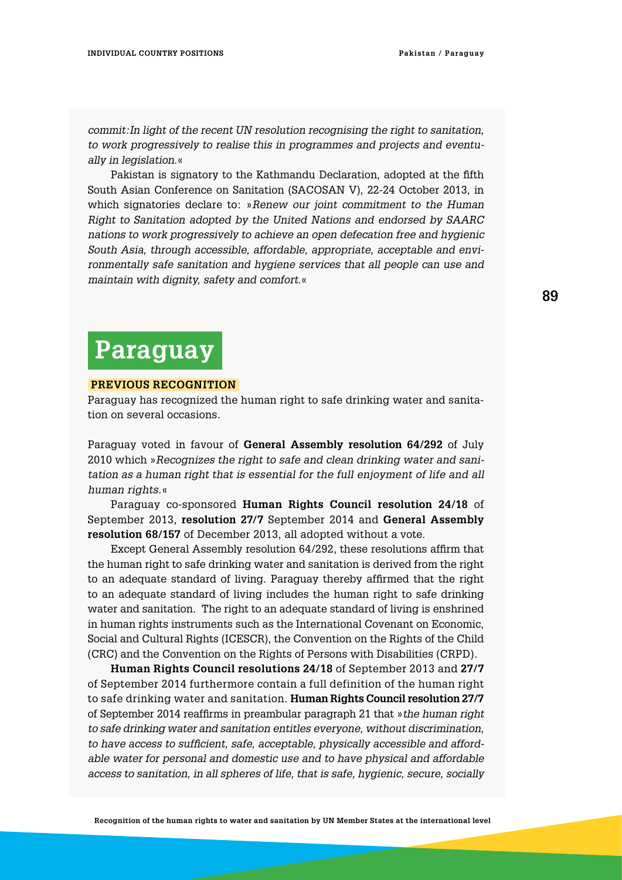*commit: In light of the recent UN resolution recognising the right to sanitation, to work progressively to realise this in programmes and projects and eventually in legislation.*«

Pakistan is signatory to the Kathmandu Declaration, adopted at the fifth South Asian Conference on Sanitation (SACOSAN V), 22-24 October 2013, in which signatories declare to: »*Renew our joint commitment to the Human Right to Sanitation adopted by the United Nations and endorsed by SAARC nations to work progressively to achieve an open defecation free and hygienic South Asia, through accessible, affordable, appropriate, acceptable and environmentally safe sanitation and hygiene services that all people can use and maintain with dignity, safety and comfort.*«

# Paraguay

**PREVIOUS RECOGNITION**

Paraguay has recognized the human right to safe drinking water and sanitation on several occasions.

Paraguay voted in favour of **General Assembly resolution 64/292** of July 2010 which »*Recognizes the right to safe and clean drinking water and sanitation as a human right that is essential for the full enjoyment of life and all human rights.*«

Paraguay co-sponsored **Human Rights Council resolution 24/18** of September 2013, **resolution 27/7** September 2014 and **General Assembly resolution 68/157** of December 2013, all adopted without a vote.

Except General Assembly resolution 64/292, these resolutions affirm that the human right to safe drinking water and sanitation is derived from the right to an adequate standard of living. Paraguay thereby affirmed that the right to an adequate standard of living includes the human right to safe drinking water and sanitation. The right to an adequate standard of living is enshrined in human rights instruments such as the International Covenant on Economic, Social and Cultural Rights (ICESCR), the Convention on the Rights of the Child (CRC) and the Convention on the Rights of Persons with Disabilities (CRPD).

**Human Rights Council resolutions 24/18** of September 2013 and **27/7** of September 2014 furthermore contain a full definition of the human right to safe drinking water and sanitation. **Human Rights Council resolution 27/7** of September 2014 reaffirms in preambular paragraph 21 that »*the human right to safe drinking water and sanitation entitles everyone, without discrimination, to have access to sufficient, safe, acceptable, physically accessible and affordable water for personal and domestic use and to have physical and affordable access to sanitation, in all spheres of life, that is safe, hygienic, secure, socially*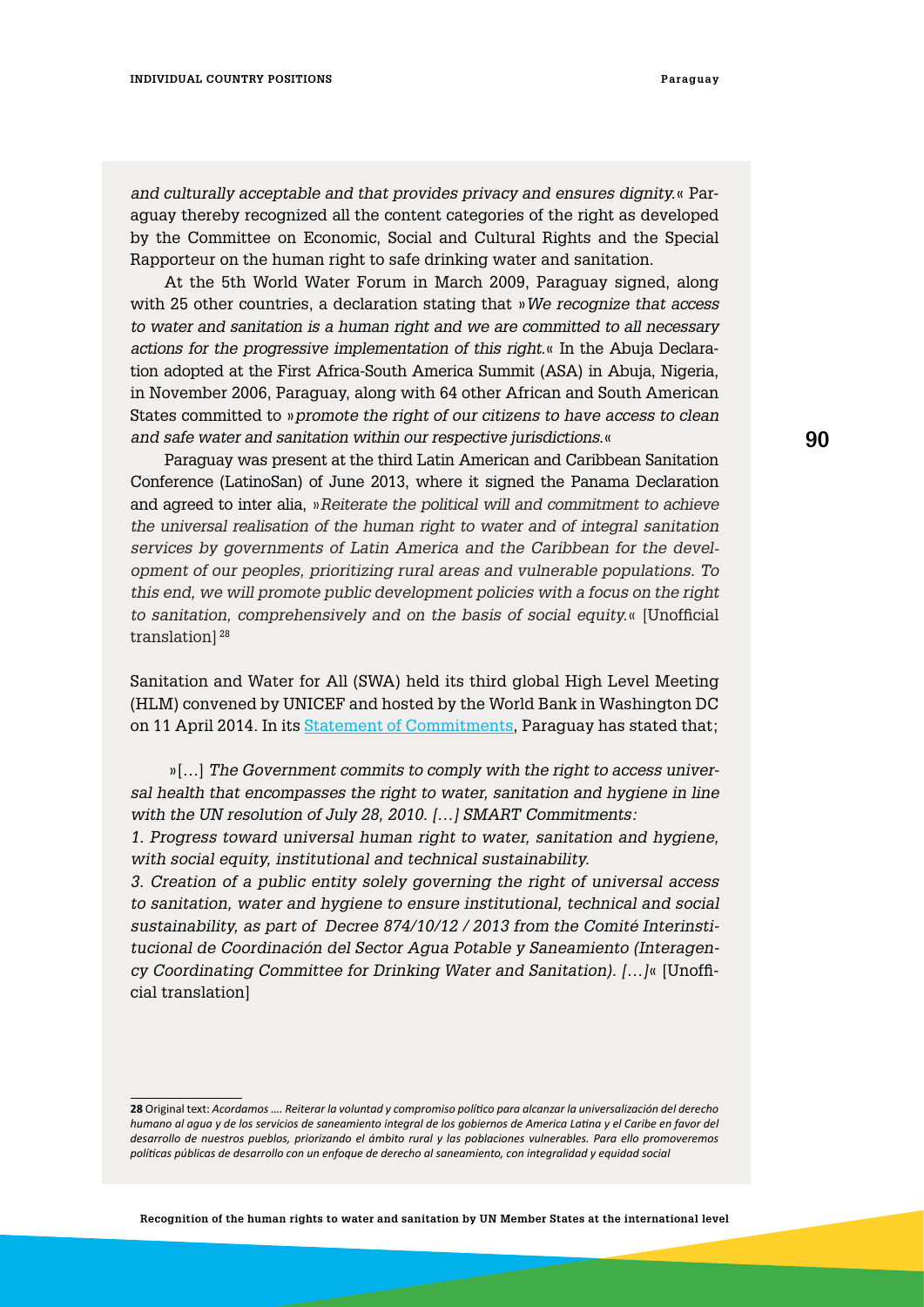*and culturally acceptable and that provides privacy and ensures dignity.*« Paraguay thereby recognized all the content categories of the right as developed by the Committee on Economic, Social and Cultural Rights and the Special Rapporteur on the human right to safe drinking water and sanitation.

At the 5th World Water Forum in March 2009, Paraguay signed, along with 25 other countries, a declaration stating that »*We recognize that access to water and sanitation is a human right and we are committed to all necessary actions for the progressive implementation of this right.*« In the Abuja Declaration adopted at the First Africa-South America Summit (ASA) in Abuja, Nigeria, in November 2006, Paraguay, along with 64 other African and South American States committed to »*promote the right of our citizens to have access to clean and safe water and sanitation within our respective jurisdictions.*«

Paraguay was present at the third Latin American and Caribbean Sanitation Conference (LatinoSan) of June 2013, where it signed the Panama Declaration and agreed to inter alia, »*Reiterate the political will and commitment to achieve the universal realisation of the human right to water and of integral sanitation services by governments of Latin America and the Caribbean for the development of our peoples, prioritizing rural areas and vulnerable populations. To this end, we will promote public development policies with a focus on the right to sanitation, comprehensively and on the basis of social equity.*« [Unofficial translation] [28]

Sanitation and Water for All (SWA) held its third global High Level Meeting (HLM) convened by UNICEF and hosted by the World Bank in Washington DC on 11 April 2014. In its Statement of Commitments, Paraguay has stated that;

»[…] *The Government commits to comply with the right to access universal health that encompasses the right to water, sanitation and hygiene in line with the UN resolution of July 28, 2010. […] SMART Commitments:*

*1. Progress toward universal human right to water, sanitation and hygiene, with social equity, institutional and technical sustainability.*

*3. Creation of a public entity solely governing the right of universal access to sanitation, water and hygiene to ensure institutional, technical and social sustainability, as part of Decree 874/10/12 / 2013 from the Comité Interinstitucional de Coordinación del Sector Agua Potable y Saneamiento (Interagency Coordinating Committee for Drinking Water and Sanitation). […]*« [Unofficial translation]

---

**28** Original text: *Acordamos …. Reiterar la voluntad y compromiso político para alcanzar la universalización del derecho humano al agua y de los servicios de saneamiento integral de los gobiernos de America Latina y el Caribe en favor del desarrollo de nuestros pueblos, priorizando el ámbito rural y las poblaciones vulnerables. Para ello promoveremos políticas públicas de desarrollo con un enfoque de derecho al saneamiento, con integralidad y equidad social*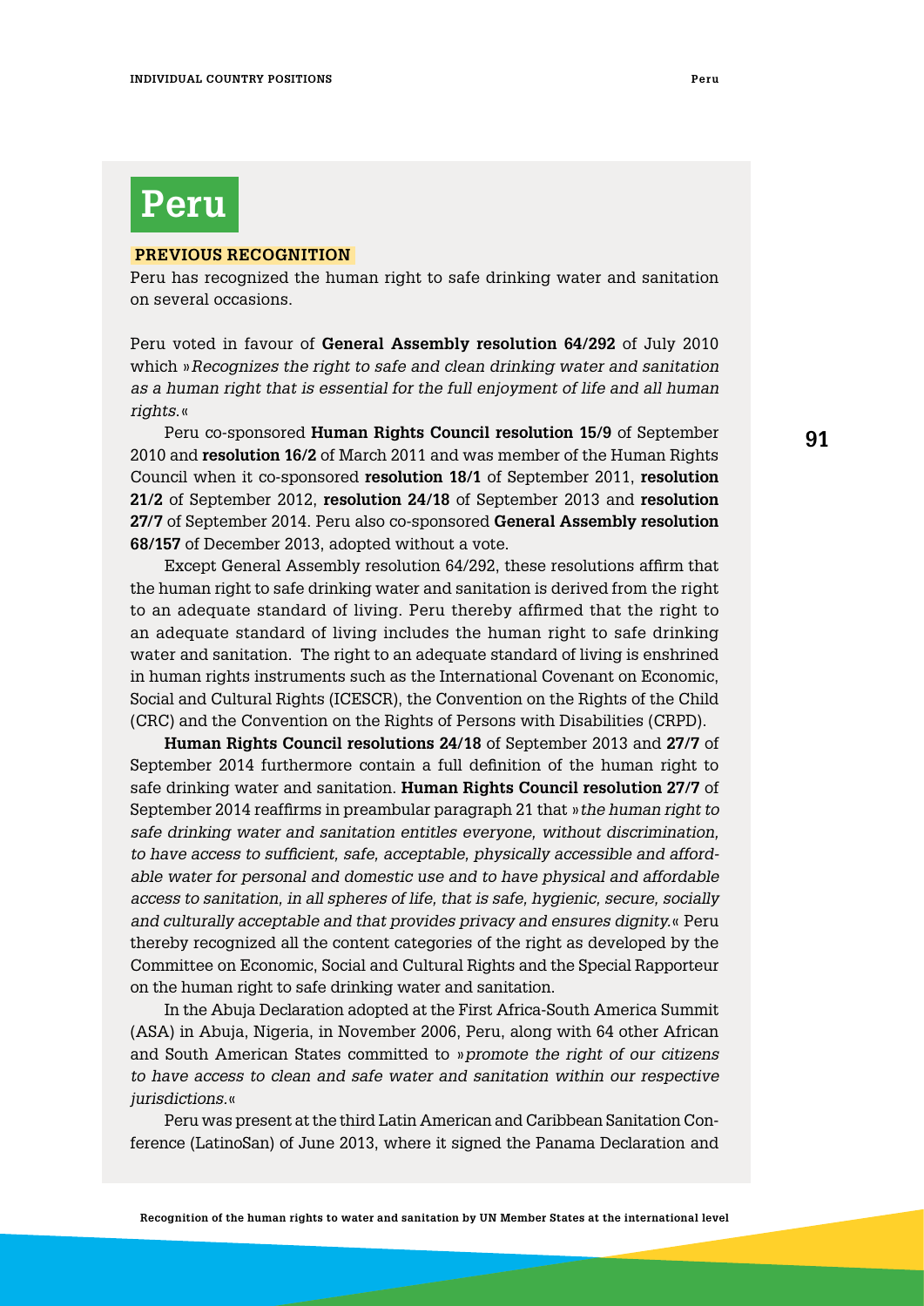# Peru

## PREVIOUS RECOGNITION

Peru has recognized the human right to safe drinking water and sanitation on several occasions.

Peru voted in favour of **General Assembly resolution 64/292** of July 2010 which »*Recognizes the right to safe and clean drinking water and sanitation as a human right that is essential for the full enjoyment of life and all human rights.*«

Peru co-sponsored **Human Rights Council resolution 15/9** of September 2010 and **resolution 16/2** of March 2011 and was member of the Human Rights Council when it co-sponsored **resolution 18/1** of September 2011, **resolution 21/2** of September 2012, **resolution 24/18** of September 2013 and **resolution 27/7** of September 2014. Peru also co-sponsored **General Assembly resolution 68/157** of December 2013, adopted without a vote.

Except General Assembly resolution 64/292, these resolutions affirm that the human right to safe drinking water and sanitation is derived from the right to an adequate standard of living. Peru thereby affirmed that the right to an adequate standard of living includes the human right to safe drinking water and sanitation. The right to an adequate standard of living is enshrined in human rights instruments such as the International Covenant on Economic, Social and Cultural Rights (ICESCR), the Convention on the Rights of the Child (CRC) and the Convention on the Rights of Persons with Disabilities (CRPD).

**Human Rights Council resolutions 24/18** of September 2013 and **27/7** of September 2014 furthermore contain a full definition of the human right to safe drinking water and sanitation. **Human Rights Council resolution 27/7** of September 2014 reaffirms in preambular paragraph 21 that »*the human right to safe drinking water and sanitation entitles everyone, without discrimination, to have access to sufficient, safe, acceptable, physically accessible and affordable water for personal and domestic use and to have physical and affordable access to sanitation, in all spheres of life, that is safe, hygienic, secure, socially and culturally acceptable and that provides privacy and ensures dignity.*« Peru thereby recognized all the content categories of the right as developed by the Committee on Economic, Social and Cultural Rights and the Special Rapporteur on the human right to safe drinking water and sanitation.

In the Abuja Declaration adopted at the First Africa-South America Summit (ASA) in Abuja, Nigeria, in November 2006, Peru, along with 64 other African and South American States committed to »*promote the right of our citizens to have access to clean and safe water and sanitation within our respective jurisdictions.*«

Peru was present at the third Latin American and Caribbean Sanitation Conference (LatinoSan) of June 2013, where it signed the Panama Declaration and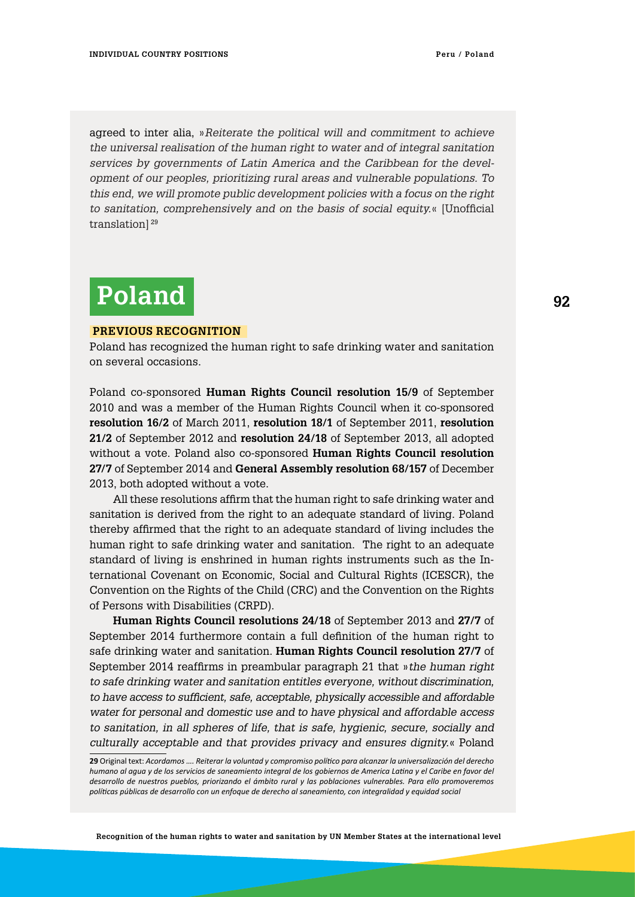agreed to inter alia, »*Reiterate the political will and commitment to achieve the universal realisation of the human right to water and of integral sanitation services by governments of Latin America and the Caribbean for the development of our peoples, prioritizing rural areas and vulnerable populations. To this end, we will promote public development policies with a focus on the right to sanitation, comprehensively and on the basis of social equity.*« [Unofficial translation] [29]

# Poland

**PREVIOUS RECOGNITION**

Poland has recognized the human right to safe drinking water and sanitation on several occasions.

Poland co-sponsored **Human Rights Council resolution 15/9** of September 2010 and was a member of the Human Rights Council when it co-sponsored **resolution 16/2** of March 2011, **resolution 18/1** of September 2011, **resolution 21/2** of September 2012 and **resolution 24/18** of September 2013, all adopted without a vote. Poland also co-sponsored **Human Rights Council resolution 27/7** of September 2014 and **General Assembly resolution 68/157** of December 2013, both adopted without a vote.

All these resolutions affirm that the human right to safe drinking water and sanitation is derived from the right to an adequate standard of living. Poland thereby affirmed that the right to an adequate standard of living includes the human right to safe drinking water and sanitation. The right to an adequate standard of living is enshrined in human rights instruments such as the International Covenant on Economic, Social and Cultural Rights (ICESCR), the Convention on the Rights of the Child (CRC) and the Convention on the Rights of Persons with Disabilities (CRPD).

**Human Rights Council resolutions 24/18** of September 2013 and **27/7** of September 2014 furthermore contain a full definition of the human right to safe drinking water and sanitation. **Human Rights Council resolution 27/7** of September 2014 reaffirms in preambular paragraph 21 that »*the human right to safe drinking water and sanitation entitles everyone, without discrimination, to have access to sufficient, safe, acceptable, physically accessible and affordable water for personal and domestic use and to have physical and affordable access to sanitation, in all spheres of life, that is safe, hygienic, secure, socially and culturally acceptable and that provides privacy and ensures dignity.*« Poland

**29** Original text: *Acordamos …. Reiterar la voluntad y compromiso político para alcanzar la universalización del derecho humano al agua y de los servicios de saneamiento integral de los gobiernos de America Latina y el Caribe en favor del desarrollo de nuestros pueblos, priorizando el ámbito rural y las poblaciones vulnerables. Para ello promoveremos políticas públicas de desarrollo con un enfoque de derecho al saneamiento, con integralidad y equidad social*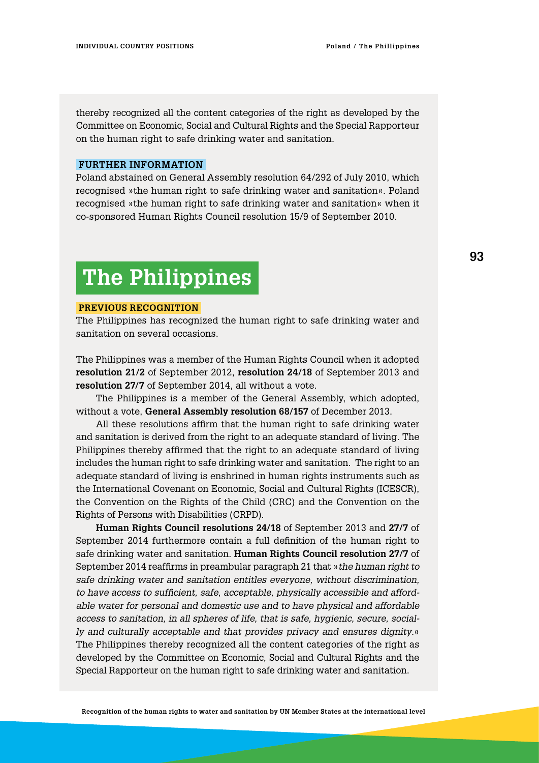thereby recognized all the content categories of the right as developed by the Committee on Economic, Social and Cultural Rights and the Special Rapporteur on the human right to safe drinking water and sanitation.

**FURTHER INFORMATION**

Poland abstained on General Assembly resolution 64/292 of July 2010, which recognised »the human right to safe drinking water and sanitation«. Poland recognised »the human right to safe drinking water and sanitation« when it co-sponsored Human Rights Council resolution 15/9 of September 2010.

# The Philippines

**PREVIOUS RECOGNITION**

The Philippines has recognized the human right to safe drinking water and sanitation on several occasions.

The Philippines was a member of the Human Rights Council when it adopted **resolution 21/2** of September 2012, **resolution 24/18** of September 2013 and **resolution 27/7** of September 2014, all without a vote.

The Philippines is a member of the General Assembly, which adopted, without a vote, **General Assembly resolution 68/157** of December 2013.

All these resolutions affirm that the human right to safe drinking water and sanitation is derived from the right to an adequate standard of living. The Philippines thereby affirmed that the right to an adequate standard of living includes the human right to safe drinking water and sanitation. The right to an adequate standard of living is enshrined in human rights instruments such as the International Covenant on Economic, Social and Cultural Rights (ICESCR), the Convention on the Rights of the Child (CRC) and the Convention on the Rights of Persons with Disabilities (CRPD).

**Human Rights Council resolutions 24/18** of September 2013 and **27/7** of September 2014 furthermore contain a full definition of the human right to safe drinking water and sanitation. **Human Rights Council resolution 27/7** of September 2014 reaffirms in preambular paragraph 21 that »*the human right to safe drinking water and sanitation entitles everyone, without discrimination, to have access to sufficient, safe, acceptable, physically accessible and affordable water for personal and domestic use and to have physical and affordable access to sanitation, in all spheres of life, that is safe, hygienic, secure, socially and culturally acceptable and that provides privacy and ensures dignity.*« The Philippines thereby recognized all the content categories of the right as developed by the Committee on Economic, Social and Cultural Rights and the Special Rapporteur on the human right to safe drinking water and sanitation.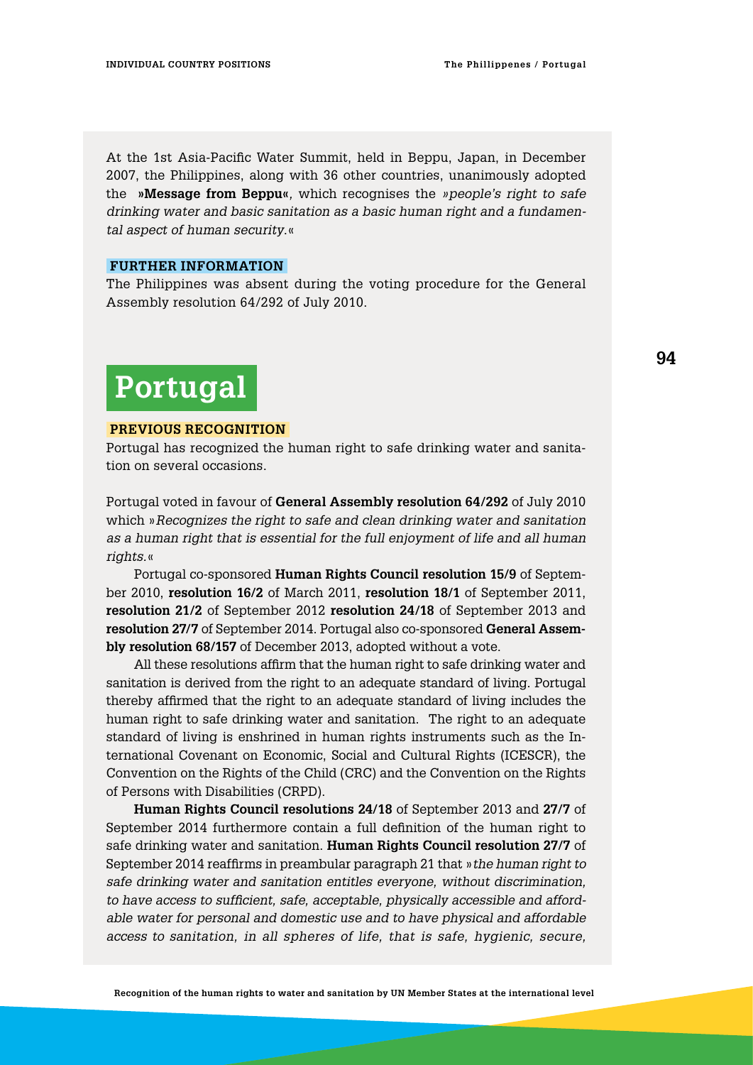At the 1st Asia-Pacific Water Summit, held in Beppu, Japan, in December 2007, the Philippines, along with 36 other countries, unanimously adopted the **»Message from Beppu«**, which recognises the *»people's right to safe drinking water and basic sanitation as a basic human right and a fundamental aspect of human security.«*

**FURTHER INFORMATION**

The Philippines was absent during the voting procedure for the General Assembly resolution 64/292 of July 2010.

# Portugal

**PREVIOUS RECOGNITION**

Portugal has recognized the human right to safe drinking water and sanitation on several occasions.

Portugal voted in favour of **General Assembly resolution 64/292** of July 2010 which *»Recognizes the right to safe and clean drinking water and sanitation as a human right that is essential for the full enjoyment of life and all human rights.«*

Portugal co-sponsored **Human Rights Council resolution 15/9** of September 2010, **resolution 16/2** of March 2011, **resolution 18/1** of September 2011, **resolution 21/2** of September 2012 **resolution 24/18** of September 2013 and **resolution 27/7** of September 2014. Portugal also co-sponsored **General Assembly resolution 68/157** of December 2013, adopted without a vote.

All these resolutions affirm that the human right to safe drinking water and sanitation is derived from the right to an adequate standard of living. Portugal thereby affirmed that the right to an adequate standard of living includes the human right to safe drinking water and sanitation. The right to an adequate standard of living is enshrined in human rights instruments such as the International Covenant on Economic, Social and Cultural Rights (ICESCR), the Convention on the Rights of the Child (CRC) and the Convention on the Rights of Persons with Disabilities (CRPD).

**Human Rights Council resolutions 24/18** of September 2013 and **27/7** of September 2014 furthermore contain a full definition of the human right to safe drinking water and sanitation. **Human Rights Council resolution 27/7** of September 2014 reaffirms in preambular paragraph 21 that *»the human right to safe drinking water and sanitation entitles everyone, without discrimination, to have access to sufficient, safe, acceptable, physically accessible and affordable water for personal and domestic use and to have physical and affordable access to sanitation, in all spheres of life, that is safe, hygienic, secure,*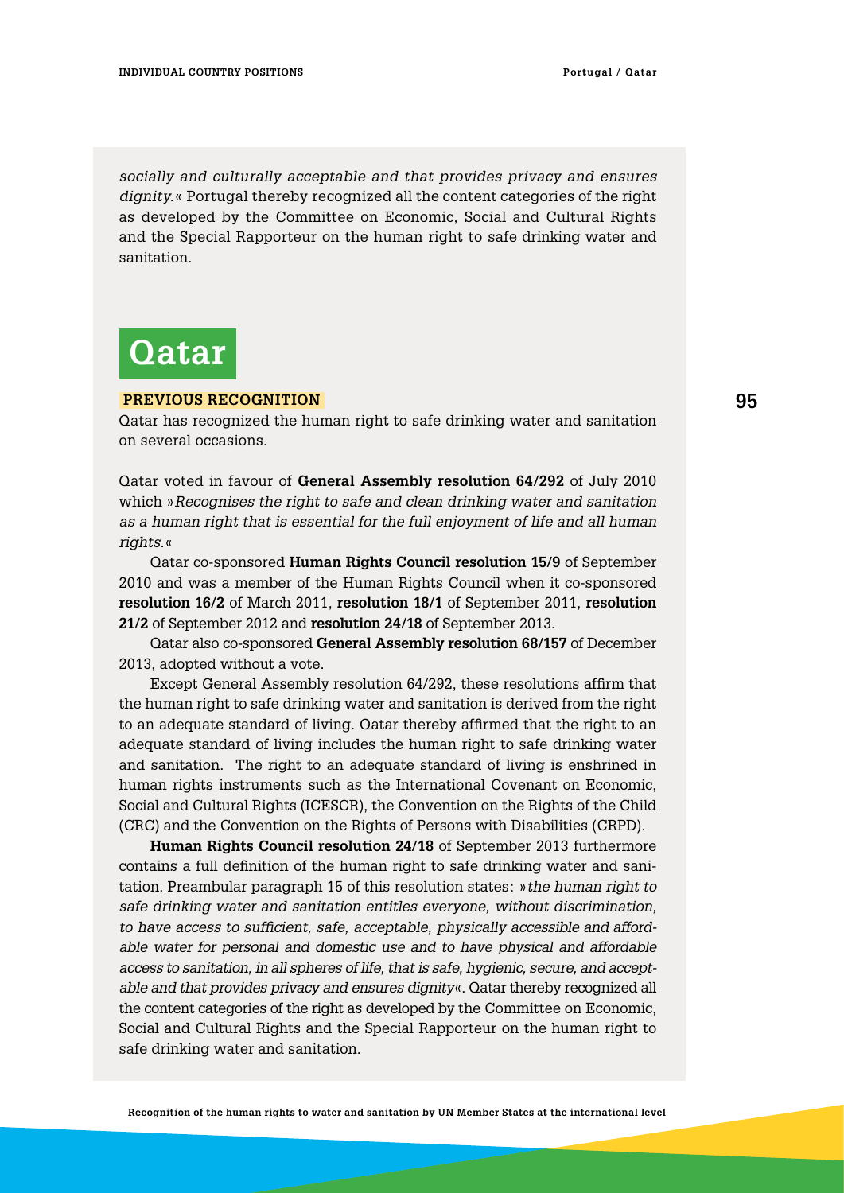*socially and culturally acceptable and that provides privacy and ensures dignity.*« Portugal thereby recognized all the content categories of the right as developed by the Committee on Economic, Social and Cultural Rights and the Special Rapporteur on the human right to safe drinking water and sanitation.

# Qatar

### PREVIOUS RECOGNITION

Qatar has recognized the human right to safe drinking water and sanitation on several occasions.

Qatar voted in favour of **General Assembly resolution 64/292** of July 2010 which »*Recognises the right to safe and clean drinking water and sanitation as a human right that is essential for the full enjoyment of life and all human rights.*«

Qatar co-sponsored **Human Rights Council resolution 15/9** of September 2010 and was a member of the Human Rights Council when it co-sponsored **resolution 16/2** of March 2011, **resolution 18/1** of September 2011, **resolution 21/2** of September 2012 and **resolution 24/18** of September 2013.

Qatar also co-sponsored **General Assembly resolution 68/157** of December 2013, adopted without a vote.

Except General Assembly resolution 64/292, these resolutions affirm that the human right to safe drinking water and sanitation is derived from the right to an adequate standard of living. Qatar thereby affirmed that the right to an adequate standard of living includes the human right to safe drinking water and sanitation. The right to an adequate standard of living is enshrined in human rights instruments such as the International Covenant on Economic, Social and Cultural Rights (ICESCR), the Convention on the Rights of the Child (CRC) and the Convention on the Rights of Persons with Disabilities (CRPD).

**Human Rights Council resolution 24/18** of September 2013 furthermore contains a full definition of the human right to safe drinking water and sanitation. Preambular paragraph 15 of this resolution states: »*the human right to safe drinking water and sanitation entitles everyone, without discrimination, to have access to sufficient, safe, acceptable, physically accessible and affordable water for personal and domestic use and to have physical and affordable access to sanitation, in all spheres of life, that is safe, hygienic, secure, and acceptable and that provides privacy and ensures dignity*«. Qatar thereby recognized all the content categories of the right as developed by the Committee on Economic, Social and Cultural Rights and the Special Rapporteur on the human right to safe drinking water and sanitation.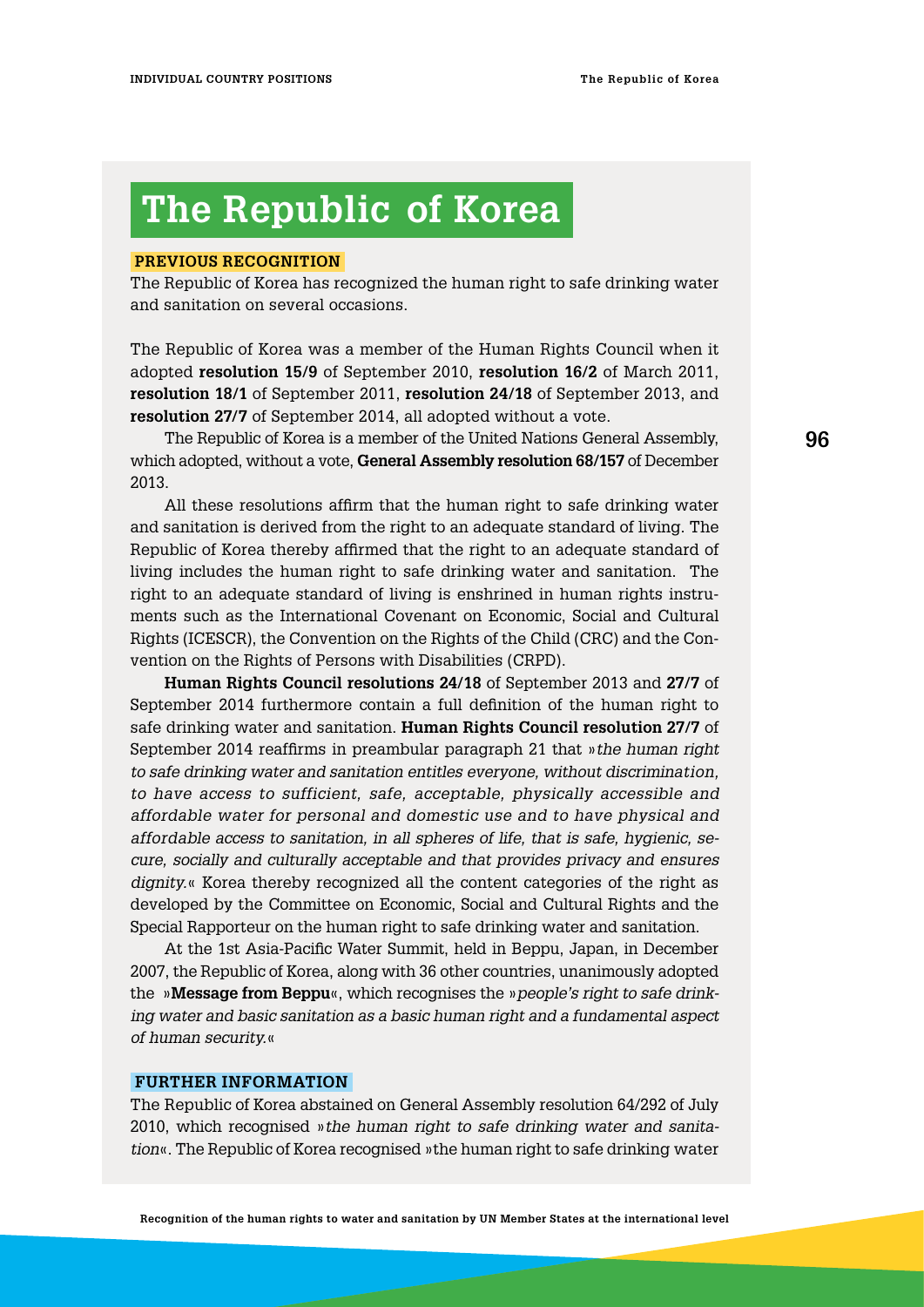# The Republic of Korea

**PREVIOUS RECOGNITION**

The Republic of Korea has recognized the human right to safe drinking water and sanitation on several occasions.

The Republic of Korea was a member of the Human Rights Council when it adopted **resolution 15/9** of September 2010, **resolution 16/2** of March 2011, **resolution 18/1** of September 2011, **resolution 24/18** of September 2013, and **resolution 27/7** of September 2014, all adopted without a vote.

The Republic of Korea is a member of the United Nations General Assembly, which adopted, without a vote, **General Assembly resolution 68/157** of December 2013.

All these resolutions affirm that the human right to safe drinking water and sanitation is derived from the right to an adequate standard of living. The Republic of Korea thereby affirmed that the right to an adequate standard of living includes the human right to safe drinking water and sanitation. The right to an adequate standard of living is enshrined in human rights instruments such as the International Covenant on Economic, Social and Cultural Rights (ICESCR), the Convention on the Rights of the Child (CRC) and the Convention on the Rights of Persons with Disabilities (CRPD).

**Human Rights Council resolutions 24/18** of September 2013 and **27/7** of September 2014 furthermore contain a full definition of the human right to safe drinking water and sanitation. **Human Rights Council resolution 27/7** of September 2014 reaffirms in preambular paragraph 21 that »*the human right to safe drinking water and sanitation entitles everyone, without discrimination, to have access to sufficient, safe, acceptable, physically accessible and affordable water for personal and domestic use and to have physical and affordable access to sanitation, in all spheres of life, that is safe, hygienic, secure, socially and culturally acceptable and that provides privacy and ensures dignity.*« Korea thereby recognized all the content categories of the right as developed by the Committee on Economic, Social and Cultural Rights and the Special Rapporteur on the human right to safe drinking water and sanitation.

At the 1st Asia-Pacific Water Summit, held in Beppu, Japan, in December 2007, the Republic of Korea, along with 36 other countries, unanimously adopted the »**Message from Beppu**«, which recognises the »*people's right to safe drinking water and basic sanitation as a basic human right and a fundamental aspect of human security.*«

**FURTHER INFORMATION**

The Republic of Korea abstained on General Assembly resolution 64/292 of July 2010, which recognised »*the human right to safe drinking water and sanitation*«. The Republic of Korea recognised »the human right to safe drinking water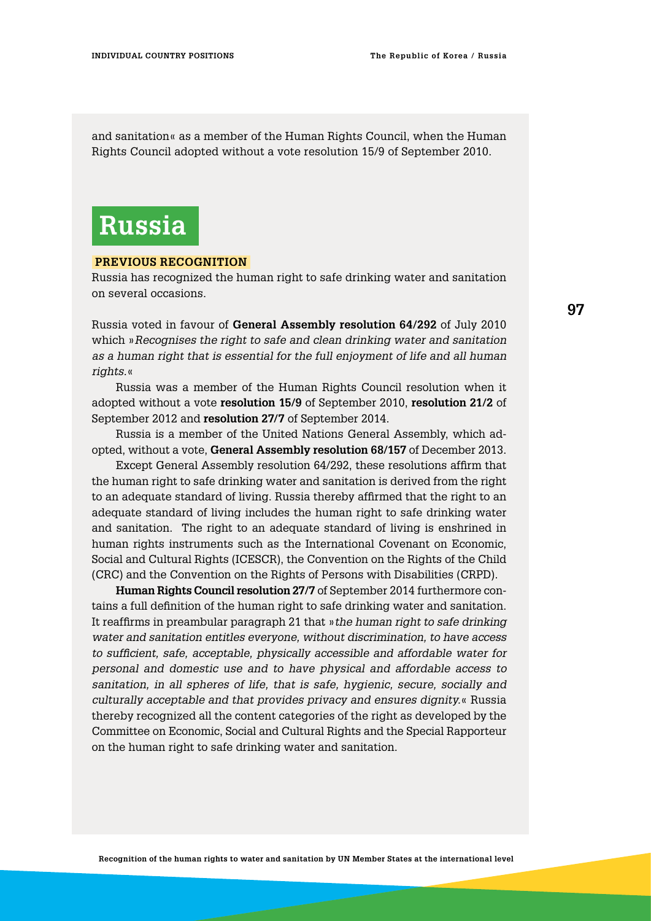and sanitation« as a member of the Human Rights Council, when the Human Rights Council adopted without a vote resolution 15/9 of September 2010.

# Russia

### PREVIOUS RECOGNITION

Russia has recognized the human right to safe drinking water and sanitation on several occasions.

Russia voted in favour of **General Assembly resolution 64/292** of July 2010 which »*Recognises the right to safe and clean drinking water and sanitation as a human right that is essential for the full enjoyment of life and all human rights.*«

Russia was a member of the Human Rights Council resolution when it adopted without a vote **resolution 15/9** of September 2010, **resolution 21/2** of September 2012 and **resolution 27/7** of September 2014.

Russia is a member of the United Nations General Assembly, which adopted, without a vote, **General Assembly resolution 68/157** of December 2013.

Except General Assembly resolution 64/292, these resolutions affirm that the human right to safe drinking water and sanitation is derived from the right to an adequate standard of living. Russia thereby affirmed that the right to an adequate standard of living includes the human right to safe drinking water and sanitation. The right to an adequate standard of living is enshrined in human rights instruments such as the International Covenant on Economic, Social and Cultural Rights (ICESCR), the Convention on the Rights of the Child (CRC) and the Convention on the Rights of Persons with Disabilities (CRPD).

**Human Rights Council resolution 27/7** of September 2014 furthermore contains a full definition of the human right to safe drinking water and sanitation. It reaffirms in preambular paragraph 21 that »*the human right to safe drinking water and sanitation entitles everyone, without discrimination, to have access to sufficient, safe, acceptable, physically accessible and affordable water for personal and domestic use and to have physical and affordable access to sanitation, in all spheres of life, that is safe, hygienic, secure, socially and culturally acceptable and that provides privacy and ensures dignity.*« Russia thereby recognized all the content categories of the right as developed by the Committee on Economic, Social and Cultural Rights and the Special Rapporteur on the human right to safe drinking water and sanitation.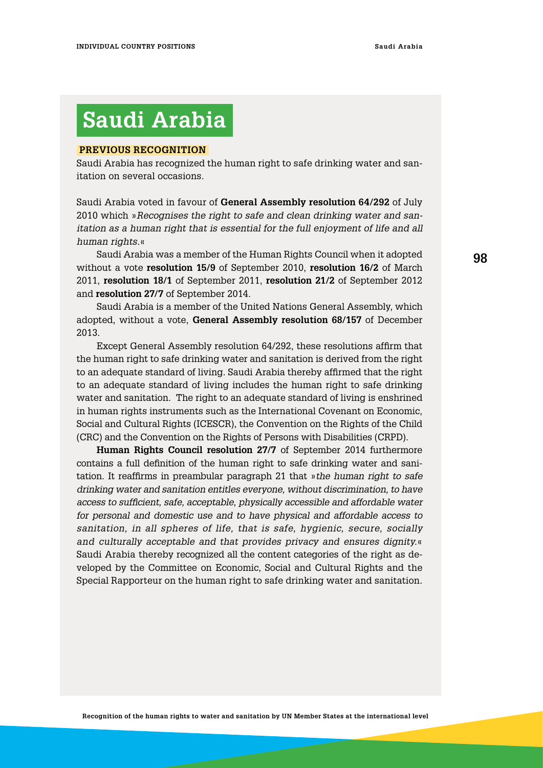# Saudi Arabia

## PREVIOUS RECOGNITION

Saudi Arabia has recognized the human right to safe drinking water and sanitation on several occasions.

Saudi Arabia voted in favour of **General Assembly resolution 64/292** of July 2010 which »*Recognises the right to safe and clean drinking water and sanitation as a human right that is essential for the full enjoyment of life and all human rights.*«

Saudi Arabia was a member of the Human Rights Council when it adopted without a vote **resolution 15/9** of September 2010, **resolution 16/2** of March 2011, **resolution 18/1** of September 2011, **resolution 21/2** of September 2012 and **resolution 27/7** of September 2014.

Saudi Arabia is a member of the United Nations General Assembly, which adopted, without a vote, **General Assembly resolution 68/157** of December 2013.

Except General Assembly resolution 64/292, these resolutions affirm that the human right to safe drinking water and sanitation is derived from the right to an adequate standard of living. Saudi Arabia thereby affirmed that the right to an adequate standard of living includes the human right to safe drinking water and sanitation. The right to an adequate standard of living is enshrined in human rights instruments such as the International Covenant on Economic, Social and Cultural Rights (ICESCR), the Convention on the Rights of the Child (CRC) and the Convention on the Rights of Persons with Disabilities (CRPD).

**Human Rights Council resolution 27/7** of September 2014 furthermore contains a full definition of the human right to safe drinking water and sanitation. It reaffirms in preambular paragraph 21 that »*the human right to safe drinking water and sanitation entitles everyone, without discrimination, to have access to sufficient, safe, acceptable, physically accessible and affordable water for personal and domestic use and to have physical and affordable access to sanitation, in all spheres of life, that is safe, hygienic, secure, socially and culturally acceptable and that provides privacy and ensures dignity.*« Saudi Arabia thereby recognized all the content categories of the right as developed by the Committee on Economic, Social and Cultural Rights and the Special Rapporteur on the human right to safe drinking water and sanitation.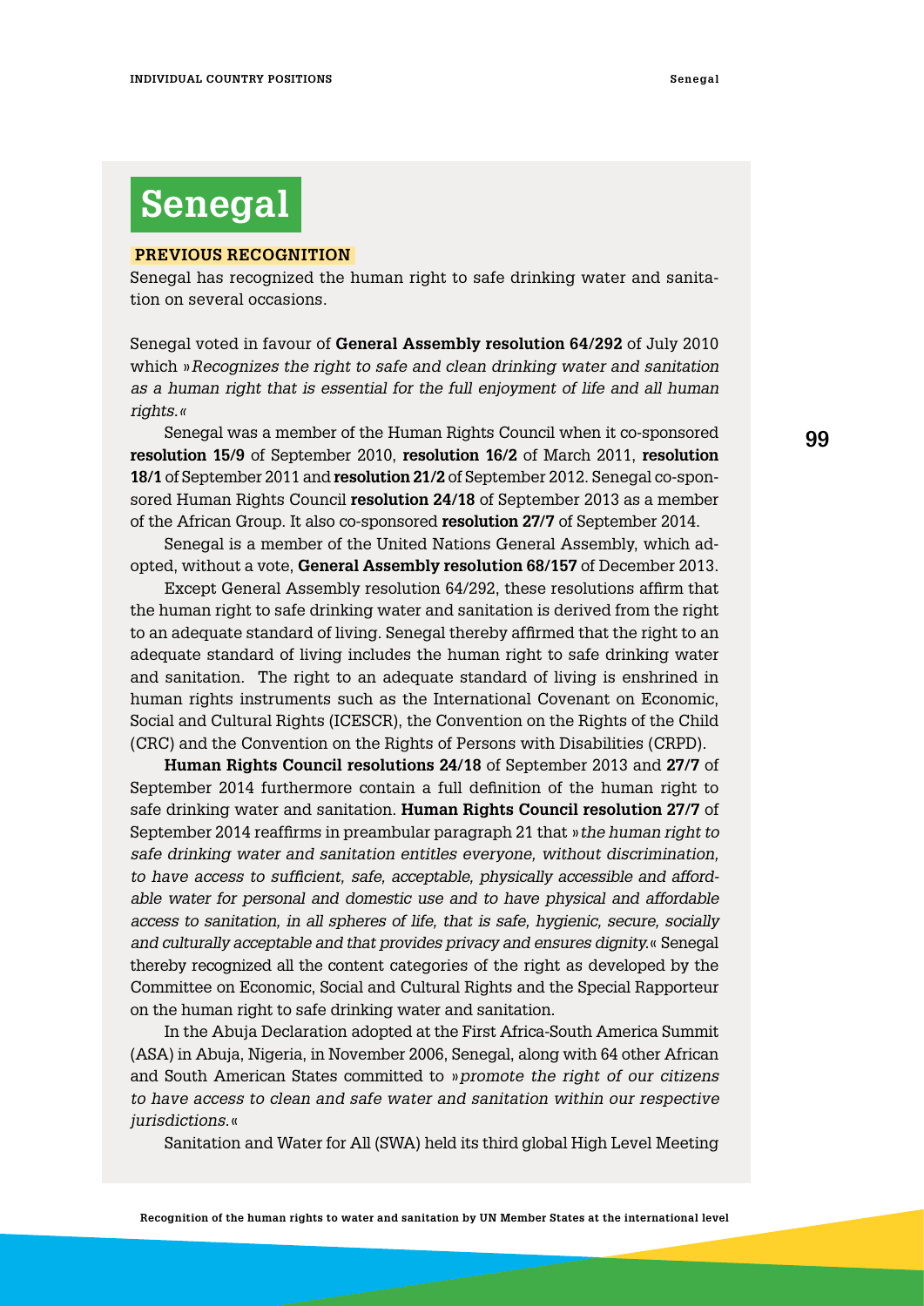# Senegal

## PREVIOUS RECOGNITION

Senegal has recognized the human right to safe drinking water and sanitation on several occasions.

Senegal voted in favour of **General Assembly resolution 64/292** of July 2010 which »*Recognizes the right to safe and clean drinking water and sanitation as a human right that is essential for the full enjoyment of life and all human rights.*«

Senegal was a member of the Human Rights Council when it co-sponsored **resolution 15/9** of September 2010, **resolution 16/2** of March 2011, **resolution 18/1** of September 2011 and **resolution 21/2** of September 2012. Senegal co-sponsored Human Rights Council **resolution 24/18** of September 2013 as a member of the African Group. It also co-sponsored **resolution 27/7** of September 2014.

Senegal is a member of the United Nations General Assembly, which adopted, without a vote, **General Assembly resolution 68/157** of December 2013.

Except General Assembly resolution 64/292, these resolutions affirm that the human right to safe drinking water and sanitation is derived from the right to an adequate standard of living. Senegal thereby affirmed that the right to an adequate standard of living includes the human right to safe drinking water and sanitation. The right to an adequate standard of living is enshrined in human rights instruments such as the International Covenant on Economic, Social and Cultural Rights (ICESCR), the Convention on the Rights of the Child (CRC) and the Convention on the Rights of Persons with Disabilities (CRPD).

**Human Rights Council resolutions 24/18** of September 2013 and **27/7** of September 2014 furthermore contain a full definition of the human right to safe drinking water and sanitation. **Human Rights Council resolution 27/7** of September 2014 reaffirms in preambular paragraph 21 that »*the human right to safe drinking water and sanitation entitles everyone, without discrimination, to have access to sufficient, safe, acceptable, physically accessible and affordable water for personal and domestic use and to have physical and affordable access to sanitation, in all spheres of life, that is safe, hygienic, secure, socially and culturally acceptable and that provides privacy and ensures dignity.*« Senegal thereby recognized all the content categories of the right as developed by the Committee on Economic, Social and Cultural Rights and the Special Rapporteur on the human right to safe drinking water and sanitation.

In the Abuja Declaration adopted at the First Africa-South America Summit (ASA) in Abuja, Nigeria, in November 2006, Senegal, along with 64 other African and South American States committed to »*promote the right of our citizens to have access to clean and safe water and sanitation within our respective jurisdictions.*«

Sanitation and Water for All (SWA) held its third global High Level Meeting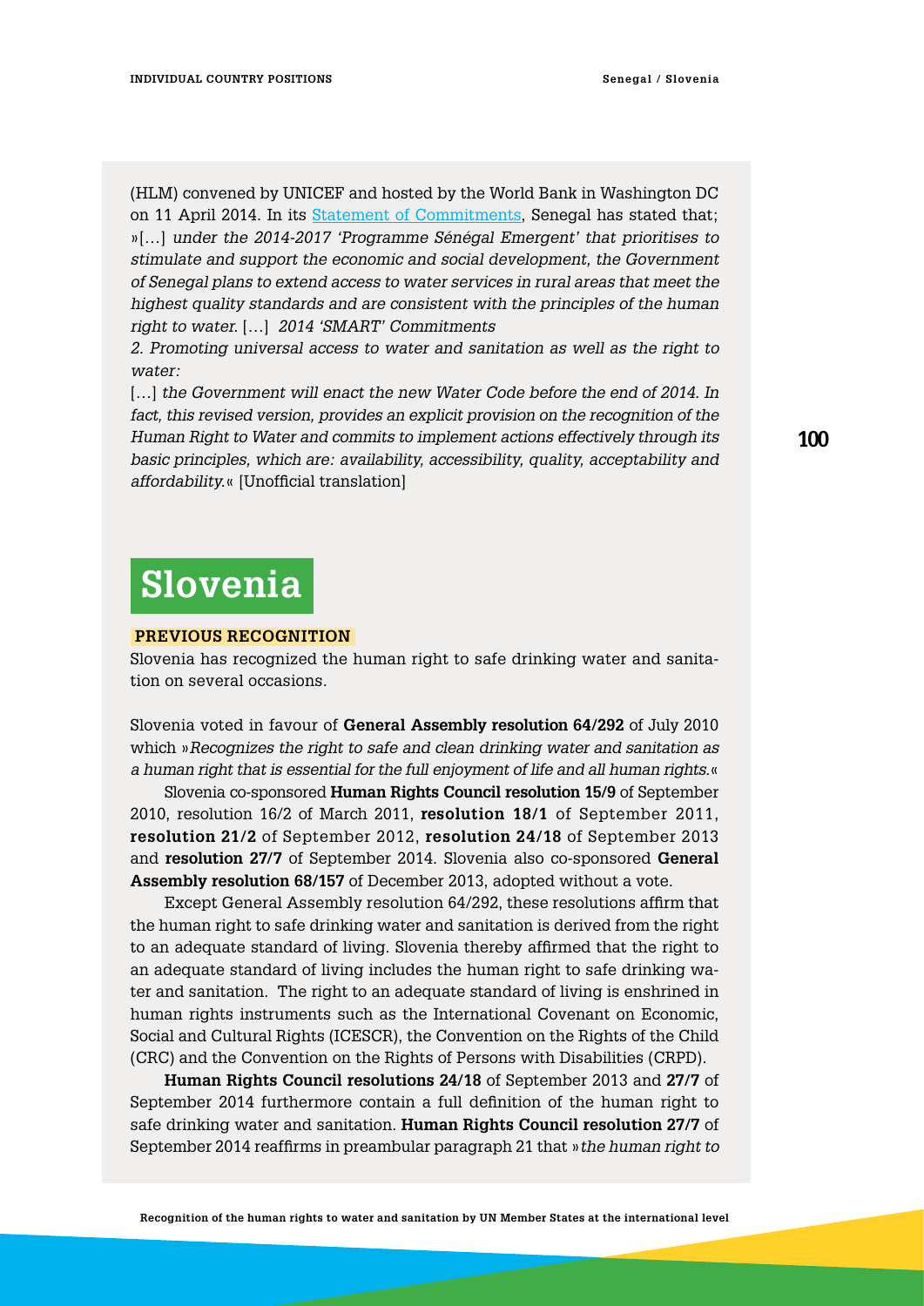(HLM) convened by UNICEF and hosted by the World Bank in Washington DC on 11 April 2014. In its [Statement of Commitments](), Senegal has stated that; »[…] *under the 2014-2017 'Programme Sénégal Emergent' that prioritises to stimulate and support the economic and social development, the Government of Senegal plans to extend access to water services in rural areas that meet the highest quality standards and are consistent with the principles of the human right to water.* […] *2014 'SMART' Commitments*

*2. Promoting universal access to water and sanitation as well as the right to water:*

[…] *the Government will enact the new Water Code before the end of 2014. In fact, this revised version, provides an explicit provision on the recognition of the Human Right to Water and commits to implement actions effectively through its basic principles, which are: availability, accessibility, quality, acceptability and affordability.*« [Unofficial translation]

# Slovenia

**PREVIOUS RECOGNITION**

Slovenia has recognized the human right to safe drinking water and sanitation on several occasions.

Slovenia voted in favour of **General Assembly resolution 64/292** of July 2010 which »*Recognizes the right to safe and clean drinking water and sanitation as a human right that is essential for the full enjoyment of life and all human rights.*«

Slovenia co-sponsored **Human Rights Council resolution 15/9** of September 2010, resolution 16/2 of March 2011, **resolution 18/1** of September 2011, **resolution 21/2** of September 2012, **resolution 24/18** of September 2013 and **resolution 27/7** of September 2014. Slovenia also co-sponsored **General Assembly resolution 68/157** of December 2013, adopted without a vote.

Except General Assembly resolution 64/292, these resolutions affirm that the human right to safe drinking water and sanitation is derived from the right to an adequate standard of living. Slovenia thereby affirmed that the right to an adequate standard of living includes the human right to safe drinking water and sanitation. The right to an adequate standard of living is enshrined in human rights instruments such as the International Covenant on Economic, Social and Cultural Rights (ICESCR), the Convention on the Rights of the Child (CRC) and the Convention on the Rights of Persons with Disabilities (CRPD).

**Human Rights Council resolutions 24/18** of September 2013 and **27/7** of September 2014 furthermore contain a full definition of the human right to safe drinking water and sanitation. **Human Rights Council resolution 27/7** of September 2014 reaffirms in preambular paragraph 21 that »*the human right to*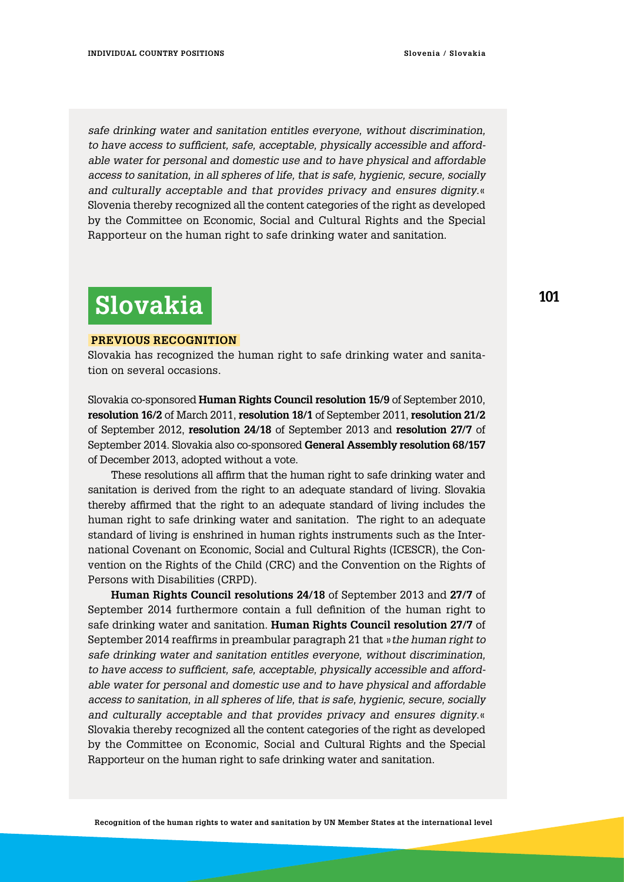*safe drinking water and sanitation entitles everyone, without discrimination, to have access to sufficient, safe, acceptable, physically accessible and affordable water for personal and domestic use and to have physical and affordable access to sanitation, in all spheres of life, that is safe, hygienic, secure, socially and culturally acceptable and that provides privacy and ensures dignity.*« Slovenia thereby recognized all the content categories of the right as developed by the Committee on Economic, Social and Cultural Rights and the Special Rapporteur on the human right to safe drinking water and sanitation.

# Slovakia

### PREVIOUS RECOGNITION

Slovakia has recognized the human right to safe drinking water and sanitation on several occasions.

Slovakia co-sponsored **Human Rights Council resolution 15/9** of September 2010, **resolution 16/2** of March 2011, **resolution 18/1** of September 2011, **resolution 21/2** of September 2012, **resolution 24/18** of September 2013 and **resolution 27/7** of September 2014. Slovakia also co-sponsored **General Assembly resolution 68/157** of December 2013, adopted without a vote.

These resolutions all affirm that the human right to safe drinking water and sanitation is derived from the right to an adequate standard of living. Slovakia thereby affirmed that the right to an adequate standard of living includes the human right to safe drinking water and sanitation. The right to an adequate standard of living is enshrined in human rights instruments such as the International Covenant on Economic, Social and Cultural Rights (ICESCR), the Convention on the Rights of the Child (CRC) and the Convention on the Rights of Persons with Disabilities (CRPD).

**Human Rights Council resolutions 24/18** of September 2013 and **27/7** of September 2014 furthermore contain a full definition of the human right to safe drinking water and sanitation. **Human Rights Council resolution 27/7** of September 2014 reaffirms in preambular paragraph 21 that »*the human right to safe drinking water and sanitation entitles everyone, without discrimination, to have access to sufficient, safe, acceptable, physically accessible and affordable water for personal and domestic use and to have physical and affordable access to sanitation, in all spheres of life, that is safe, hygienic, secure, socially and culturally acceptable and that provides privacy and ensures dignity.*« Slovakia thereby recognized all the content categories of the right as developed by the Committee on Economic, Social and Cultural Rights and the Special Rapporteur on the human right to safe drinking water and sanitation.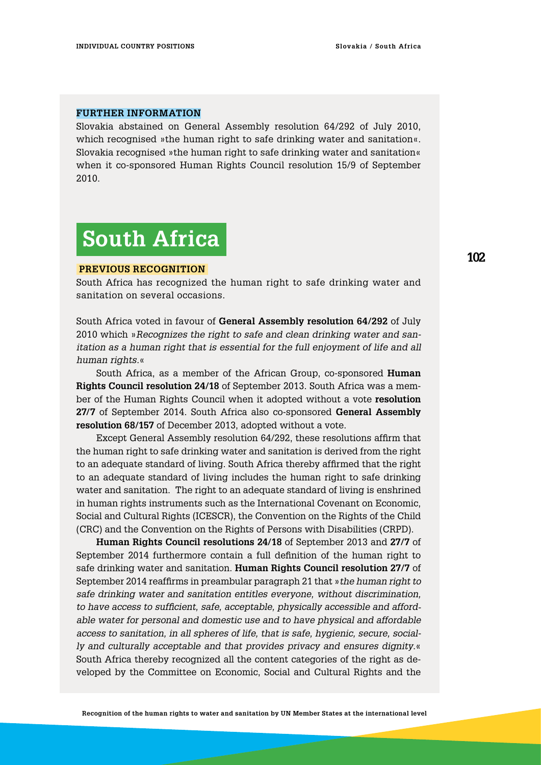### FURTHER INFORMATION

Slovakia abstained on General Assembly resolution 64/292 of July 2010, which recognised »the human right to safe drinking water and sanitation«. Slovakia recognised »the human right to safe drinking water and sanitation« when it co-sponsored Human Rights Council resolution 15/9 of September 2010.

# South Africa

### PREVIOUS RECOGNITION

South Africa has recognized the human right to safe drinking water and sanitation on several occasions.

South Africa voted in favour of **General Assembly resolution 64/292** of July 2010 which »*Recognizes the right to safe and clean drinking water and sanitation as a human right that is essential for the full enjoyment of life and all human rights.*«

South Africa, as a member of the African Group, co-sponsored **Human Rights Council resolution 24/18** of September 2013. South Africa was a member of the Human Rights Council when it adopted without a vote **resolution 27/7** of September 2014. South Africa also co-sponsored **General Assembly resolution 68/157** of December 2013, adopted without a vote.

Except General Assembly resolution 64/292, these resolutions affirm that the human right to safe drinking water and sanitation is derived from the right to an adequate standard of living. South Africa thereby affirmed that the right to an adequate standard of living includes the human right to safe drinking water and sanitation. The right to an adequate standard of living is enshrined in human rights instruments such as the International Covenant on Economic, Social and Cultural Rights (ICESCR), the Convention on the Rights of the Child (CRC) and the Convention on the Rights of Persons with Disabilities (CRPD).

**Human Rights Council resolutions 24/18** of September 2013 and **27/7** of September 2014 furthermore contain a full definition of the human right to safe drinking water and sanitation. **Human Rights Council resolution 27/7** of September 2014 reaffirms in preambular paragraph 21 that »*the human right to safe drinking water and sanitation entitles everyone, without discrimination, to have access to sufficient, safe, acceptable, physically accessible and affordable water for personal and domestic use and to have physical and affordable access to sanitation, in all spheres of life, that is safe, hygienic, secure, socially and culturally acceptable and that provides privacy and ensures dignity.*« South Africa thereby recognized all the content categories of the right as developed by the Committee on Economic, Social and Cultural Rights and the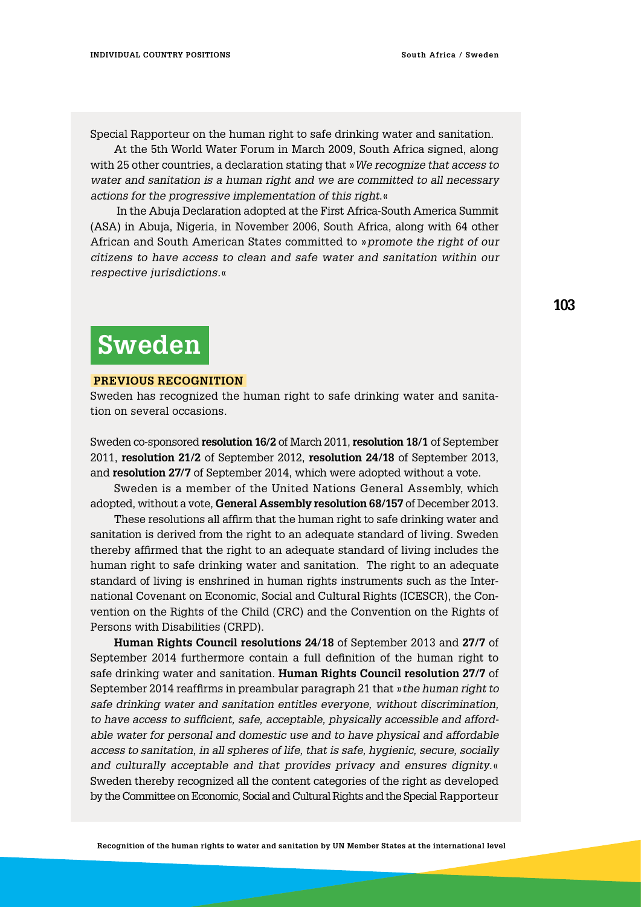Special Rapporteur on the human right to safe drinking water and sanitation.

At the 5th World Water Forum in March 2009, South Africa signed, along with 25 other countries, a declaration stating that »*We recognize that access to water and sanitation is a human right and we are committed to all necessary actions for the progressive implementation of this right.*«

In the Abuja Declaration adopted at the First Africa-South America Summit (ASA) in Abuja, Nigeria, in November 2006, South Africa, along with 64 other African and South American States committed to »*promote the right of our citizens to have access to clean and safe water and sanitation within our respective jurisdictions.*«

# Sweden

## PREVIOUS RECOGNITION

Sweden has recognized the human right to safe drinking water and sanitation on several occasions.

Sweden co-sponsored **resolution 16/2** of March 2011, **resolution 18/1** of September 2011, **resolution 21/2** of September 2012, **resolution 24/18** of September 2013, and **resolution 27/7** of September 2014, which were adopted without a vote.

Sweden is a member of the United Nations General Assembly, which adopted, without a vote, **General Assembly resolution 68/157** of December 2013.

These resolutions all affirm that the human right to safe drinking water and sanitation is derived from the right to an adequate standard of living. Sweden thereby affirmed that the right to an adequate standard of living includes the human right to safe drinking water and sanitation. The right to an adequate standard of living is enshrined in human rights instruments such as the International Covenant on Economic, Social and Cultural Rights (ICESCR), the Convention on the Rights of the Child (CRC) and the Convention on the Rights of Persons with Disabilities (CRPD).

**Human Rights Council resolutions 24/18** of September 2013 and **27/7** of September 2014 furthermore contain a full definition of the human right to safe drinking water and sanitation. **Human Rights Council resolution 27/7** of September 2014 reaffirms in preambular paragraph 21 that »*the human right to safe drinking water and sanitation entitles everyone, without discrimination, to have access to sufficient, safe, acceptable, physically accessible and affordable water for personal and domestic use and to have physical and affordable access to sanitation, in all spheres of life, that is safe, hygienic, secure, socially and culturally acceptable and that provides privacy and ensures dignity.*« Sweden thereby recognized all the content categories of the right as developed by the Committee on Economic, Social and Cultural Rights and the Special Rapporteur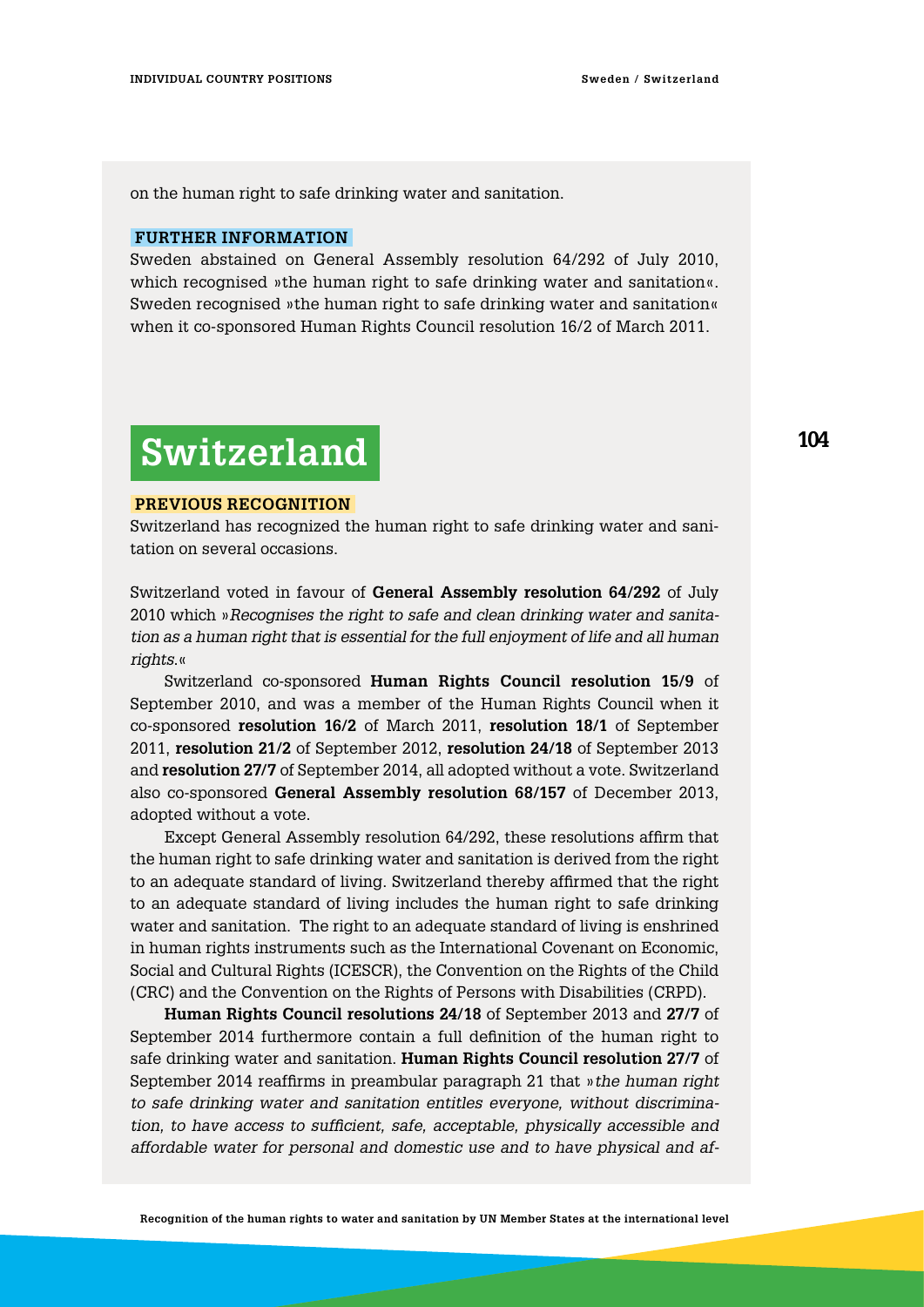on the human right to safe drinking water and sanitation.

### FURTHER INFORMATION

Sweden abstained on General Assembly resolution 64/292 of July 2010, which recognised »the human right to safe drinking water and sanitation«. Sweden recognised »the human right to safe drinking water and sanitation« when it co-sponsored Human Rights Council resolution 16/2 of March 2011.

## Switzerland

### PREVIOUS RECOGNITION

Switzerland has recognized the human right to safe drinking water and sanitation on several occasions.

Switzerland voted in favour of **General Assembly resolution 64/292** of July 2010 which »*Recognises the right to safe and clean drinking water and sanitation as a human right that is essential for the full enjoyment of life and all human rights.*«

Switzerland co-sponsored **Human Rights Council resolution 15/9** of September 2010, and was a member of the Human Rights Council when it co-sponsored **resolution 16/2** of March 2011, **resolution 18/1** of September 2011, **resolution 21/2** of September 2012, **resolution 24/18** of September 2013 and **resolution 27/7** of September 2014, all adopted without a vote. Switzerland also co-sponsored **General Assembly resolution 68/157** of December 2013, adopted without a vote.

Except General Assembly resolution 64/292, these resolutions affirm that the human right to safe drinking water and sanitation is derived from the right to an adequate standard of living. Switzerland thereby affirmed that the right to an adequate standard of living includes the human right to safe drinking water and sanitation. The right to an adequate standard of living is enshrined in human rights instruments such as the International Covenant on Economic, Social and Cultural Rights (ICESCR), the Convention on the Rights of the Child (CRC) and the Convention on the Rights of Persons with Disabilities (CRPD).

**Human Rights Council resolutions 24/18** of September 2013 and **27/7** of September 2014 furthermore contain a full definition of the human right to safe drinking water and sanitation. **Human Rights Council resolution 27/7** of September 2014 reaffirms in preambular paragraph 21 that »*the human right to safe drinking water and sanitation entitles everyone, without discrimination, to have access to sufficient, safe, acceptable, physically accessible and affordable water for personal and domestic use and to have physical and af-*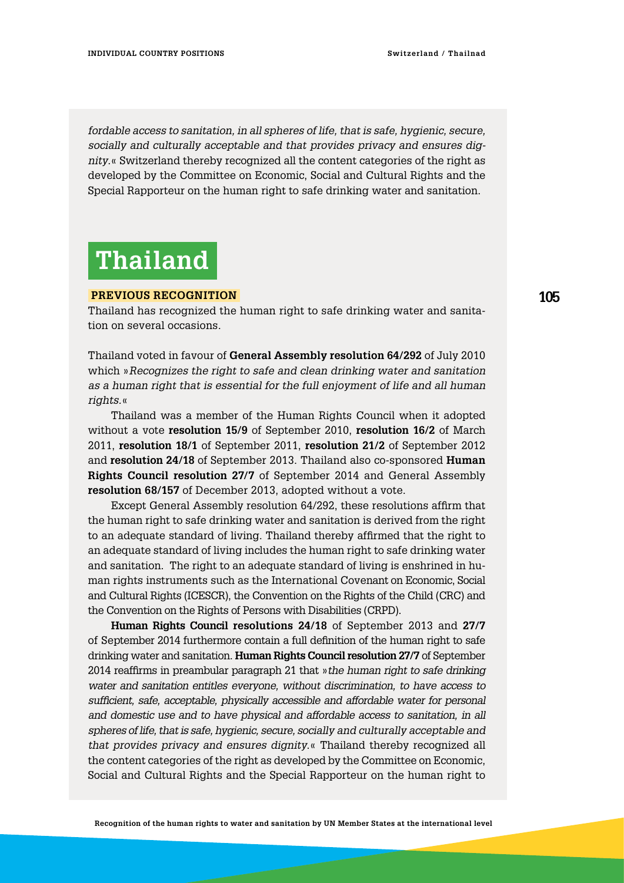*fordable access to sanitation, in all spheres of life, that is safe, hygienic, secure, socially and culturally acceptable and that provides privacy and ensures dignity.*« Switzerland thereby recognized all the content categories of the right as developed by the Committee on Economic, Social and Cultural Rights and the Special Rapporteur on the human right to safe drinking water and sanitation.

# Thailand

### PREVIOUS RECOGNITION

Thailand has recognized the human right to safe drinking water and sanitation on several occasions.

Thailand voted in favour of **General Assembly resolution 64/292** of July 2010 which »*Recognizes the right to safe and clean drinking water and sanitation as a human right that is essential for the full enjoyment of life and all human rights.*«

Thailand was a member of the Human Rights Council when it adopted without a vote **resolution 15/9** of September 2010, **resolution 16/2** of March 2011, **resolution 18/1** of September 2011, **resolution 21/2** of September 2012 and **resolution 24/18** of September 2013. Thailand also co-sponsored **Human Rights Council resolution 27/7** of September 2014 and General Assembly **resolution 68/157** of December 2013, adopted without a vote.

Except General Assembly resolution 64/292, these resolutions affirm that the human right to safe drinking water and sanitation is derived from the right to an adequate standard of living. Thailand thereby affirmed that the right to an adequate standard of living includes the human right to safe drinking water and sanitation. The right to an adequate standard of living is enshrined in human rights instruments such as the International Covenant on Economic, Social and Cultural Rights (ICESCR), the Convention on the Rights of the Child (CRC) and the Convention on the Rights of Persons with Disabilities (CRPD).

**Human Rights Council resolutions 24/18** of September 2013 and **27/7** of September 2014 furthermore contain a full definition of the human right to safe drinking water and sanitation. **Human Rights Council resolution 27/7** of September 2014 reaffirms in preambular paragraph 21 that »*the human right to safe drinking water and sanitation entitles everyone, without discrimination, to have access to sufficient, safe, acceptable, physically accessible and affordable water for personal and domestic use and to have physical and affordable access to sanitation, in all spheres of life, that is safe, hygienic, secure, socially and culturally acceptable and that provides privacy and ensures dignity.*« Thailand thereby recognized all the content categories of the right as developed by the Committee on Economic, Social and Cultural Rights and the Special Rapporteur on the human right to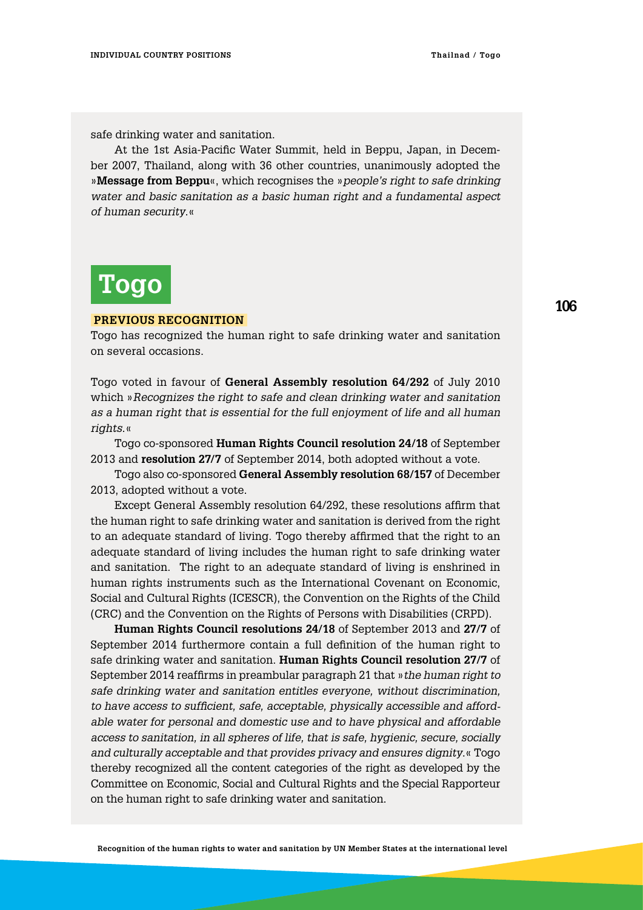safe drinking water and sanitation.

At the 1st Asia-Pacific Water Summit, held in Beppu, Japan, in December 2007, Thailand, along with 36 other countries, unanimously adopted the »**Message from Beppu**«, which recognises the »*people's right to safe drinking water and basic sanitation as a basic human right and a fundamental aspect of human security.*«

# Togo

## PREVIOUS RECOGNITION

Togo has recognized the human right to safe drinking water and sanitation on several occasions.

Togo voted in favour of **General Assembly resolution 64/292** of July 2010 which »*Recognizes the right to safe and clean drinking water and sanitation as a human right that is essential for the full enjoyment of life and all human rights.*«

Togo co-sponsored **Human Rights Council resolution 24/18** of September 2013 and **resolution 27/7** of September 2014, both adopted without a vote.

Togo also co-sponsored **General Assembly resolution 68/157** of December 2013, adopted without a vote.

Except General Assembly resolution 64/292, these resolutions affirm that the human right to safe drinking water and sanitation is derived from the right to an adequate standard of living. Togo thereby affirmed that the right to an adequate standard of living includes the human right to safe drinking water and sanitation. The right to an adequate standard of living is enshrined in human rights instruments such as the International Covenant on Economic, Social and Cultural Rights (ICESCR), the Convention on the Rights of the Child (CRC) and the Convention on the Rights of Persons with Disabilities (CRPD).

**Human Rights Council resolutions 24/18** of September 2013 and **27/7** of September 2014 furthermore contain a full definition of the human right to safe drinking water and sanitation. **Human Rights Council resolution 27/7** of September 2014 reaffirms in preambular paragraph 21 that »*the human right to safe drinking water and sanitation entitles everyone, without discrimination, to have access to sufficient, safe, acceptable, physically accessible and affordable water for personal and domestic use and to have physical and affordable access to sanitation, in all spheres of life, that is safe, hygienic, secure, socially and culturally acceptable and that provides privacy and ensures dignity.*« Togo thereby recognized all the content categories of the right as developed by the Committee on Economic, Social and Cultural Rights and the Special Rapporteur on the human right to safe drinking water and sanitation.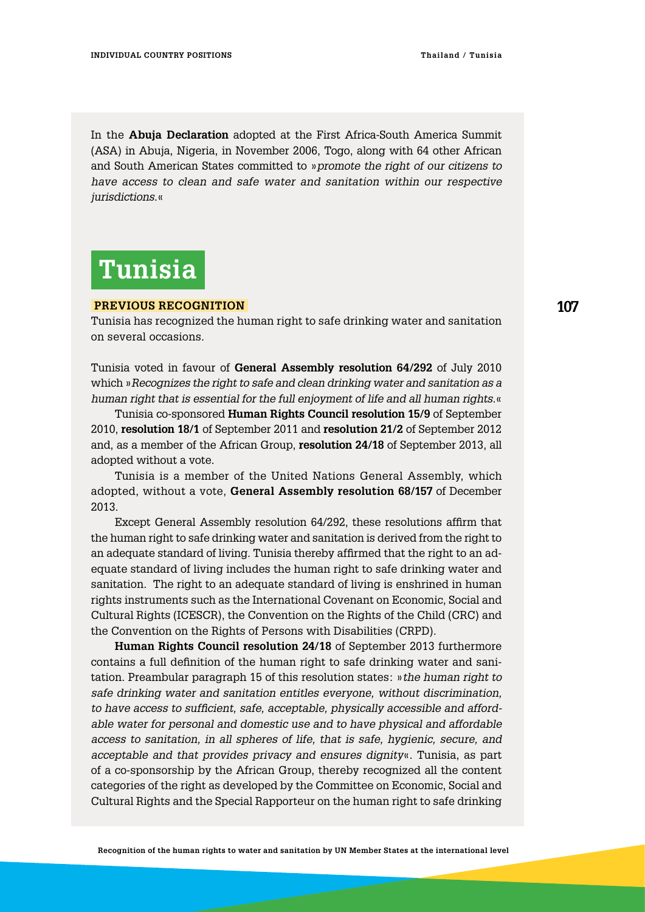In the **Abuja Declaration** adopted at the First Africa-South America Summit (ASA) in Abuja, Nigeria, in November 2006, Togo, along with 64 other African and South American States committed to »*promote the right of our citizens to have access to clean and safe water and sanitation within our respective jurisdictions.*«

# Tunisia

## PREVIOUS RECOGNITION

Tunisia has recognized the human right to safe drinking water and sanitation on several occasions.

Tunisia voted in favour of **General Assembly resolution 64/292** of July 2010 which »*Recognizes the right to safe and clean drinking water and sanitation as a human right that is essential for the full enjoyment of life and all human rights.*«

Tunisia co-sponsored **Human Rights Council resolution 15/9** of September 2010, **resolution 18/1** of September 2011 and **resolution 21/2** of September 2012 and, as a member of the African Group, **resolution 24/18** of September 2013, all adopted without a vote.

Tunisia is a member of the United Nations General Assembly, which adopted, without a vote, **General Assembly resolution 68/157** of December 2013.

Except General Assembly resolution 64/292, these resolutions affirm that the human right to safe drinking water and sanitation is derived from the right to an adequate standard of living. Tunisia thereby affirmed that the right to an adequate standard of living includes the human right to safe drinking water and sanitation. The right to an adequate standard of living is enshrined in human rights instruments such as the International Covenant on Economic, Social and Cultural Rights (ICESCR), the Convention on the Rights of the Child (CRC) and the Convention on the Rights of Persons with Disabilities (CRPD).

**Human Rights Council resolution 24/18** of September 2013 furthermore contains a full definition of the human right to safe drinking water and sanitation. Preambular paragraph 15 of this resolution states: »*the human right to safe drinking water and sanitation entitles everyone, without discrimination, to have access to sufficient, safe, acceptable, physically accessible and affordable water for personal and domestic use and to have physical and affordable access to sanitation, in all spheres of life, that is safe, hygienic, secure, and acceptable and that provides privacy and ensures dignity*«. Tunisia, as part of a co-sponsorship by the African Group, thereby recognized all the content categories of the right as developed by the Committee on Economic, Social and Cultural Rights and the Special Rapporteur on the human right to safe drinking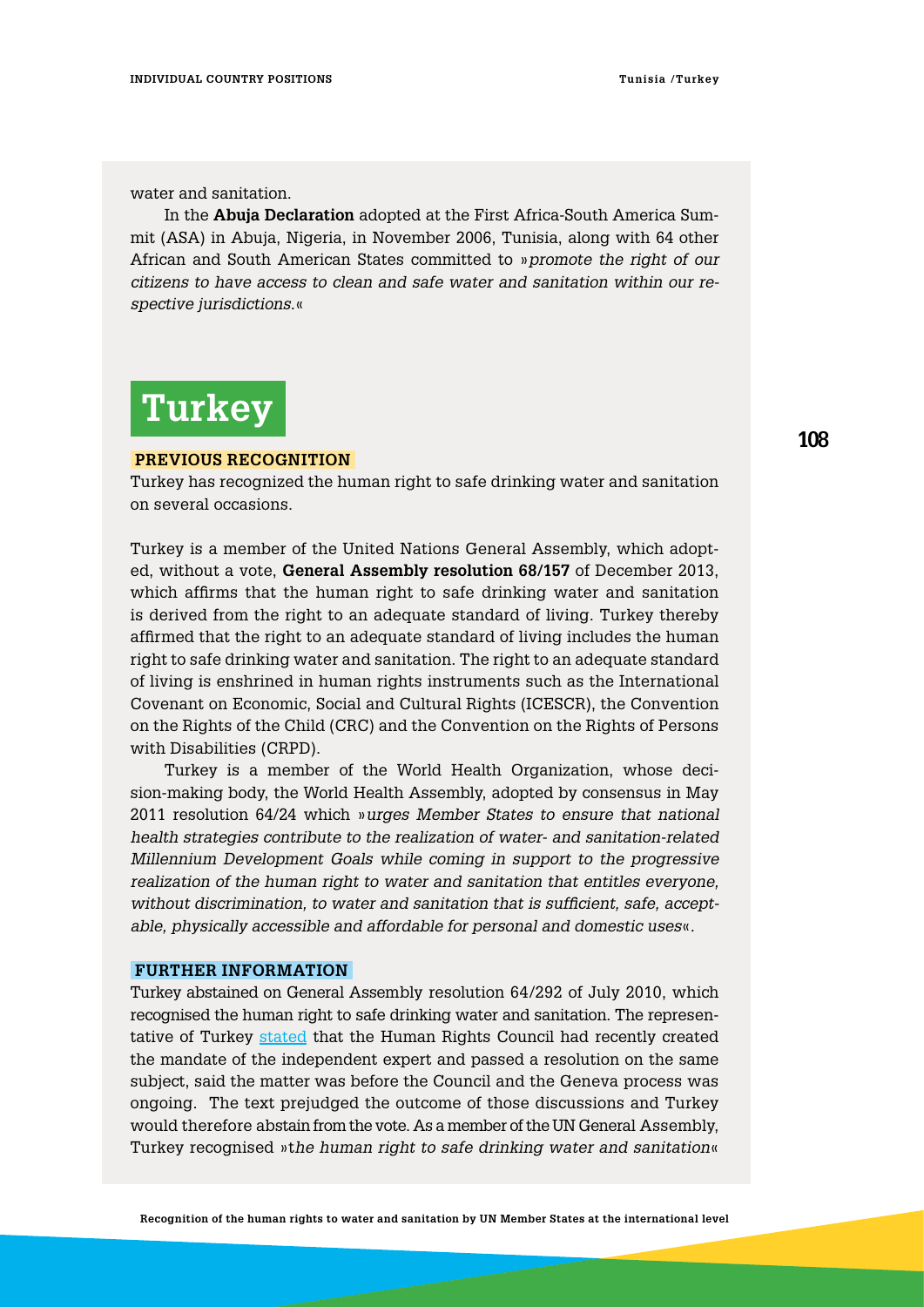water and sanitation.

In the **Abuja Declaration** adopted at the First Africa-South America Summit (ASA) in Abuja, Nigeria, in November 2006, Tunisia, along with 64 other African and South American States committed to »*promote the right of our citizens to have access to clean and safe water and sanitation within our respective jurisdictions.*«

# Turkey

## PREVIOUS RECOGNITION

Turkey has recognized the human right to safe drinking water and sanitation on several occasions.

Turkey is a member of the United Nations General Assembly, which adopted, without a vote, **General Assembly resolution 68/157** of December 2013, which affirms that the human right to safe drinking water and sanitation is derived from the right to an adequate standard of living. Turkey thereby affirmed that the right to an adequate standard of living includes the human right to safe drinking water and sanitation. The right to an adequate standard of living is enshrined in human rights instruments such as the International Covenant on Economic, Social and Cultural Rights (ICESCR), the Convention on the Rights of the Child (CRC) and the Convention on the Rights of Persons with Disabilities (CRPD).

Turkey is a member of the World Health Organization, whose decision-making body, the World Health Assembly, adopted by consensus in May 2011 resolution 64/24 which »*urges Member States to ensure that national health strategies contribute to the realization of water- and sanitation-related Millennium Development Goals while coming in support to the progressive realization of the human right to water and sanitation that entitles everyone, without discrimination, to water and sanitation that is sufficient, safe, acceptable, physically accessible and affordable for personal and domestic uses*«.

## FURTHER INFORMATION

Turkey abstained on General Assembly resolution 64/292 of July 2010, which recognised the human right to safe drinking water and sanitation. The representative of Turkey stated that the Human Rights Council had recently created the mandate of the independent expert and passed a resolution on the same subject, said the matter was before the Council and the Geneva process was ongoing. The text prejudged the outcome of those discussions and Turkey would therefore abstain from the vote. As a member of the UN General Assembly, Turkey recognised »t*he human right to safe drinking water and sanitation*«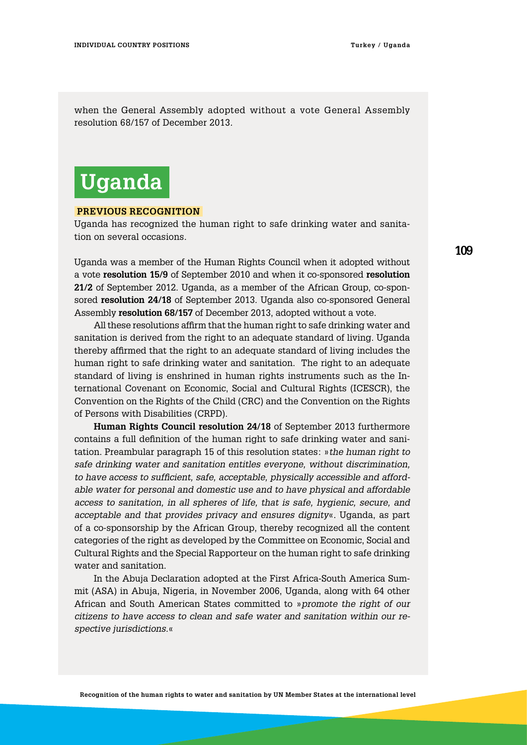when the General Assembly adopted without a vote General Assembly resolution 68/157 of December 2013.

# Uganda

## PREVIOUS RECOGNITION

Uganda has recognized the human right to safe drinking water and sanitation on several occasions.

Uganda was a member of the Human Rights Council when it adopted without a vote **resolution 15/9** of September 2010 and when it co-sponsored **resolution 21/2** of September 2012. Uganda, as a member of the African Group, co-sponsored **resolution 24/18** of September 2013. Uganda also co-sponsored General Assembly **resolution 68/157** of December 2013, adopted without a vote.

All these resolutions affirm that the human right to safe drinking water and sanitation is derived from the right to an adequate standard of living. Uganda thereby affirmed that the right to an adequate standard of living includes the human right to safe drinking water and sanitation. The right to an adequate standard of living is enshrined in human rights instruments such as the International Covenant on Economic, Social and Cultural Rights (ICESCR), the Convention on the Rights of the Child (CRC) and the Convention on the Rights of Persons with Disabilities (CRPD).

**Human Rights Council resolution 24/18** of September 2013 furthermore contains a full definition of the human right to safe drinking water and sanitation. Preambular paragraph 15 of this resolution states: »*the human right to safe drinking water and sanitation entitles everyone, without discrimination, to have access to sufficient, safe, acceptable, physically accessible and affordable water for personal and domestic use and to have physical and affordable access to sanitation, in all spheres of life, that is safe, hygienic, secure, and acceptable and that provides privacy and ensures dignity*«. Uganda, as part of a co-sponsorship by the African Group, thereby recognized all the content categories of the right as developed by the Committee on Economic, Social and Cultural Rights and the Special Rapporteur on the human right to safe drinking water and sanitation.

In the Abuja Declaration adopted at the First Africa-South America Summit (ASA) in Abuja, Nigeria, in November 2006, Uganda, along with 64 other African and South American States committed to »*promote the right of our citizens to have access to clean and safe water and sanitation within our respective jurisdictions.*«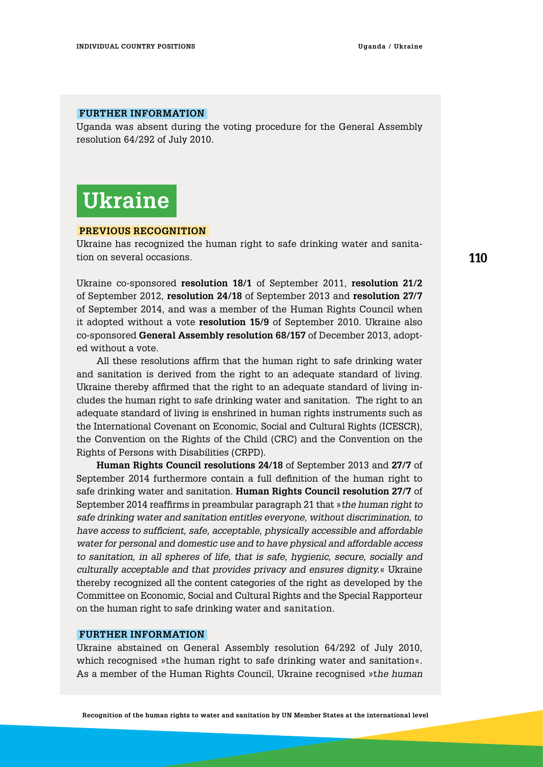**FURTHER INFORMATION**

Uganda was absent during the voting procedure for the General Assembly resolution 64/292 of July 2010.

# Ukraine

**PREVIOUS RECOGNITION**

Ukraine has recognized the human right to safe drinking water and sanitation on several occasions.

Ukraine co-sponsored **resolution 18/1** of September 2011, **resolution 21/2** of September 2012, **resolution 24/18** of September 2013 and **resolution 27/7** of September 2014, and was a member of the Human Rights Council when it adopted without a vote **resolution 15/9** of September 2010. Ukraine also co-sponsored **General Assembly resolution 68/157** of December 2013, adopted without a vote.

All these resolutions affirm that the human right to safe drinking water and sanitation is derived from the right to an adequate standard of living. Ukraine thereby affirmed that the right to an adequate standard of living includes the human right to safe drinking water and sanitation. The right to an adequate standard of living is enshrined in human rights instruments such as the International Covenant on Economic, Social and Cultural Rights (ICESCR), the Convention on the Rights of the Child (CRC) and the Convention on the Rights of Persons with Disabilities (CRPD).

**Human Rights Council resolutions 24/18** of September 2013 and **27/7** of September 2014 furthermore contain a full definition of the human right to safe drinking water and sanitation. **Human Rights Council resolution 27/7** of September 2014 reaffirms in preambular paragraph 21 that »*the human right to safe drinking water and sanitation entitles everyone, without discrimination, to have access to sufficient, safe, acceptable, physically accessible and affordable water for personal and domestic use and to have physical and affordable access to sanitation, in all spheres of life, that is safe, hygienic, secure, socially and culturally acceptable and that provides privacy and ensures dignity.*« Ukraine thereby recognized all the content categories of the right as developed by the Committee on Economic, Social and Cultural Rights and the Special Rapporteur on the human right to safe drinking water and sanitation.

**FURTHER INFORMATION**

Ukraine abstained on General Assembly resolution 64/292 of July 2010, which recognised »the human right to safe drinking water and sanitation«. As a member of the Human Rights Council, Ukraine recognised »t*he human*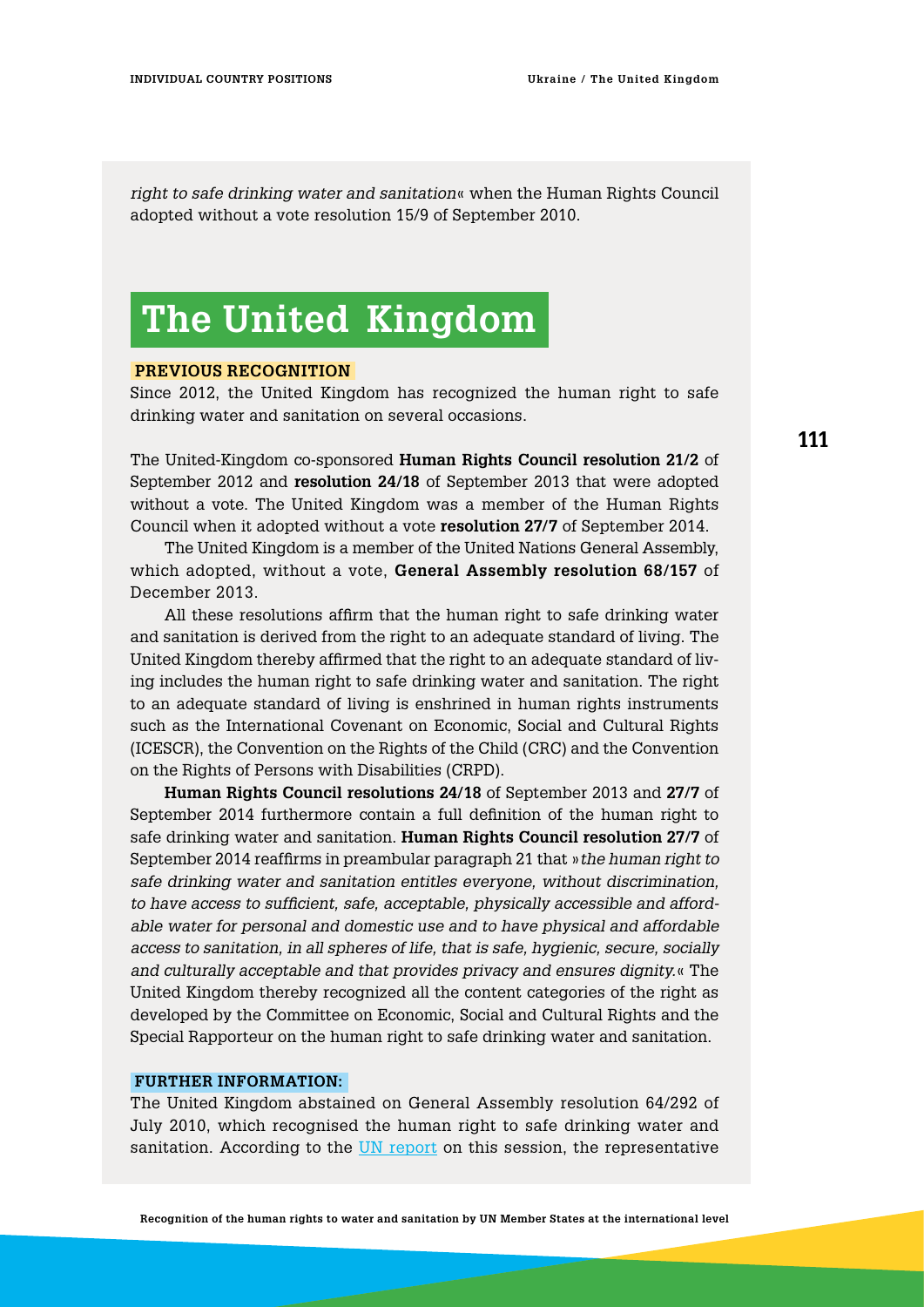*right to safe drinking water and sanitation*« when the Human Rights Council adopted without a vote resolution 15/9 of September 2010.

# The United Kingdom

**PREVIOUS RECOGNITION**

Since 2012, the United Kingdom has recognized the human right to safe drinking water and sanitation on several occasions.

The United-Kingdom co-sponsored **Human Rights Council resolution 21/2** of September 2012 and **resolution 24/18** of September 2013 that were adopted without a vote. The United Kingdom was a member of the Human Rights Council when it adopted without a vote **resolution 27/7** of September 2014.

The United Kingdom is a member of the United Nations General Assembly, which adopted, without a vote, **General Assembly resolution 68/157** of December 2013.

All these resolutions affirm that the human right to safe drinking water and sanitation is derived from the right to an adequate standard of living. The United Kingdom thereby affirmed that the right to an adequate standard of living includes the human right to safe drinking water and sanitation. The right to an adequate standard of living is enshrined in human rights instruments such as the International Covenant on Economic, Social and Cultural Rights (ICESCR), the Convention on the Rights of the Child (CRC) and the Convention on the Rights of Persons with Disabilities (CRPD).

**Human Rights Council resolutions 24/18** of September 2013 and **27/7** of September 2014 furthermore contain a full definition of the human right to safe drinking water and sanitation. **Human Rights Council resolution 27/7** of September 2014 reaffirms in preambular paragraph 21 that »*the human right to safe drinking water and sanitation entitles everyone, without discrimination, to have access to sufficient, safe, acceptable, physically accessible and affordable water for personal and domestic use and to have physical and affordable access to sanitation, in all spheres of life, that is safe, hygienic, secure, socially and culturally acceptable and that provides privacy and ensures dignity.*« The United Kingdom thereby recognized all the content categories of the right as developed by the Committee on Economic, Social and Cultural Rights and the Special Rapporteur on the human right to safe drinking water and sanitation.

**FURTHER INFORMATION:**

The United Kingdom abstained on General Assembly resolution 64/292 of July 2010, which recognised the human right to safe drinking water and sanitation. According to the UN report on this session, the representative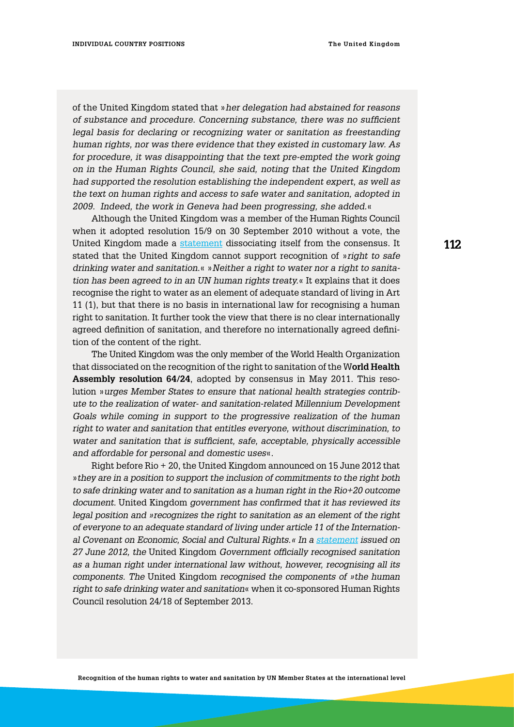of the United Kingdom stated that »*her delegation had abstained for reasons of substance and procedure. Concerning substance, there was no sufficient legal basis for declaring or recognizing water or sanitation as freestanding human rights, nor was there evidence that they existed in customary law. As for procedure, it was disappointing that the text pre-empted the work going on in the Human Rights Council, she said, noting that the United Kingdom had supported the resolution establishing the independent expert, as well as the text on human rights and access to safe water and sanitation, adopted in 2009. Indeed, the work in Geneva had been progressing, she added.*«

Although the United Kingdom was a member of the Human Rights Council when it adopted resolution 15/9 on 30 September 2010 without a vote, the United Kingdom made a statement dissociating itself from the consensus. It stated that the United Kingdom cannot support recognition of »*right to safe drinking water and sanitation.*« »*Neither a right to water nor a right to sanitation has been agreed to in an UN human rights treaty.*« It explains that it does recognise the right to water as an element of adequate standard of living in Art 11 (1), but that there is no basis in international law for recognising a human right to sanitation. It further took the view that there is no clear internationally agreed definition of sanitation, and therefore no internationally agreed definition of the content of the right.

The United Kingdom was the only member of the World Health Organization that dissociated on the recognition of the right to sanitation of the **World Health Assembly resolution 64/24**, adopted by consensus in May 2011. This resolution »*urges Member States to ensure that national health strategies contribute to the realization of water- and sanitation-related Millennium Development Goals while coming in support to the progressive realization of the human right to water and sanitation that entitles everyone, without discrimination, to water and sanitation that is sufficient, safe, acceptable, physically accessible and affordable for personal and domestic uses*«.

Right before Rio + 20, the United Kingdom announced on 15 June 2012 that »*they are in a position to support the inclusion of commitments to the right both to safe drinking water and to sanitation as a human right in the Rio+20 outcome document.* United Kingdom *government has confirmed that it has reviewed its legal position and »recognizes the right to sanitation as an element of the right of everyone to an adequate standard of living under article 11 of the International Covenant on Economic, Social and Cultural Rights.« In a statement issued on 27 June 2012, the* United Kingdom *Government officially recognised sanitation as a human right under international law without, however, recognising all its components. The* United Kingdom *recognised the components of »the human right to safe drinking water and sanitation*« when it co-sponsored Human Rights Council resolution 24/18 of September 2013.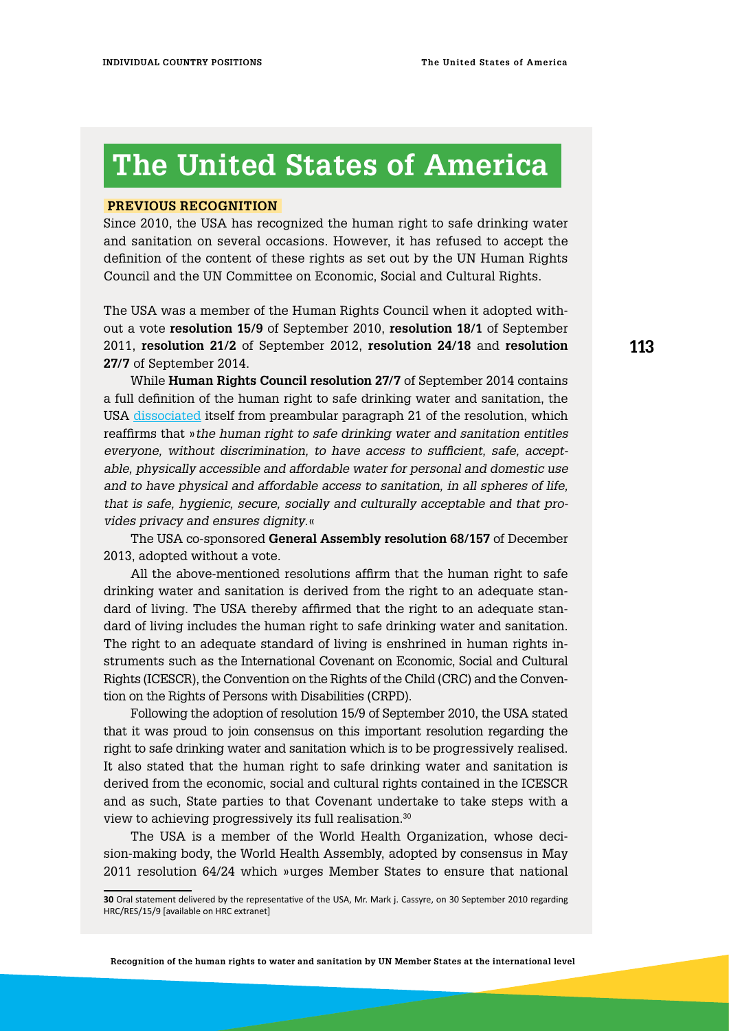# The United States of America

**PREVIOUS RECOGNITION**

Since 2010, the USA has recognized the human right to safe drinking water and sanitation on several occasions. However, it has refused to accept the definition of the content of these rights as set out by the UN Human Rights Council and the UN Committee on Economic, Social and Cultural Rights.

The USA was a member of the Human Rights Council when it adopted without a vote **resolution 15/9** of September 2010, **resolution 18/1** of September 2011, **resolution 21/2** of September 2012, **resolution 24/18** and **resolution 27/7** of September 2014.

While **Human Rights Council resolution 27/7** of September 2014 contains a full definition of the human right to safe drinking water and sanitation, the USA dissociated itself from preambular paragraph 21 of the resolution, which reaffirms that »*the human right to safe drinking water and sanitation entitles everyone, without discrimination, to have access to sufficient, safe, acceptable, physically accessible and affordable water for personal and domestic use and to have physical and affordable access to sanitation, in all spheres of life, that is safe, hygienic, secure, socially and culturally acceptable and that provides privacy and ensures dignity.*«

The USA co-sponsored **General Assembly resolution 68/157** of December 2013, adopted without a vote.

All the above-mentioned resolutions affirm that the human right to safe drinking water and sanitation is derived from the right to an adequate standard of living. The USA thereby affirmed that the right to an adequate standard of living includes the human right to safe drinking water and sanitation. The right to an adequate standard of living is enshrined in human rights instruments such as the International Covenant on Economic, Social and Cultural Rights (ICESCR), the Convention on the Rights of the Child (CRC) and the Convention on the Rights of Persons with Disabilities (CRPD).

Following the adoption of resolution 15/9 of September 2010, the USA stated that it was proud to join consensus on this important resolution regarding the right to safe drinking water and sanitation which is to be progressively realised. It also stated that the human right to safe drinking water and sanitation is derived from the economic, social and cultural rights contained in the ICESCR and as such, State parties to that Covenant undertake to take steps with a view to achieving progressively its full realisation.[30]

The USA is a member of the World Health Organization, whose decision-making body, the World Health Assembly, adopted by consensus in May 2011 resolution 64/24 which »urges Member States to ensure that national

[30] Oral statement delivered by the representative of the USA, Mr. Mark j. Cassyre, on 30 September 2010 regarding HRC/RES/15/9 [available on HRC extranet]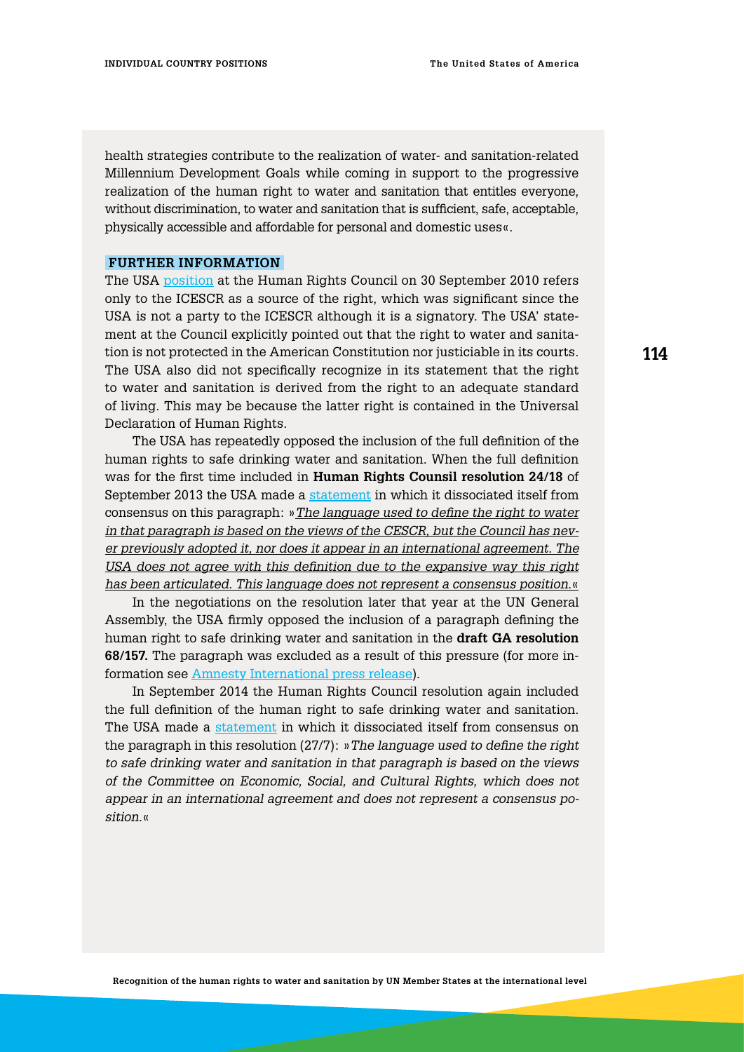health strategies contribute to the realization of water- and sanitation-related Millennium Development Goals while coming in support to the progressive realization of the human right to water and sanitation that entitles everyone, without discrimination, to water and sanitation that is sufficient, safe, acceptable, physically accessible and affordable for personal and domestic uses«.

**FURTHER INFORMATION**

The USA position at the Human Rights Council on 30 September 2010 refers only to the ICESCR as a source of the right, which was significant since the USA is not a party to the ICESCR although it is a signatory. The USA' statement at the Council explicitly pointed out that the right to water and sanitation is not protected in the American Constitution nor justiciable in its courts. The USA also did not specifically recognize in its statement that the right to water and sanitation is derived from the right to an adequate standard of living. This may be because the latter right is contained in the Universal Declaration of Human Rights.

The USA has repeatedly opposed the inclusion of the full definition of the human rights to safe drinking water and sanitation. When the full definition was for the first time included in **Human Rights Counsil resolution 24/18** of September 2013 the USA made a statement in which it dissociated itself from consensus on this paragraph: »*The language used to define the right to water in that paragraph is based on the views of the CESCR, but the Council has never previously adopted it, nor does it appear in an international agreement. The USA does not agree with this definition due to the expansive way this right has been articulated. This language does not represent a consensus position.*«

In the negotiations on the resolution later that year at the UN General Assembly, the USA firmly opposed the inclusion of a paragraph defining the human right to safe drinking water and sanitation in the **draft GA resolution 68/157.** The paragraph was excluded as a result of this pressure (for more information see Amnesty International press release).

In September 2014 the Human Rights Council resolution again included the full definition of the human right to safe drinking water and sanitation. The USA made a statement in which it dissociated itself from consensus on the paragraph in this resolution (27/7): »*The language used to define the right to safe drinking water and sanitation in that paragraph is based on the views of the Committee on Economic, Social, and Cultural Rights, which does not appear in an international agreement and does not represent a consensus position.*«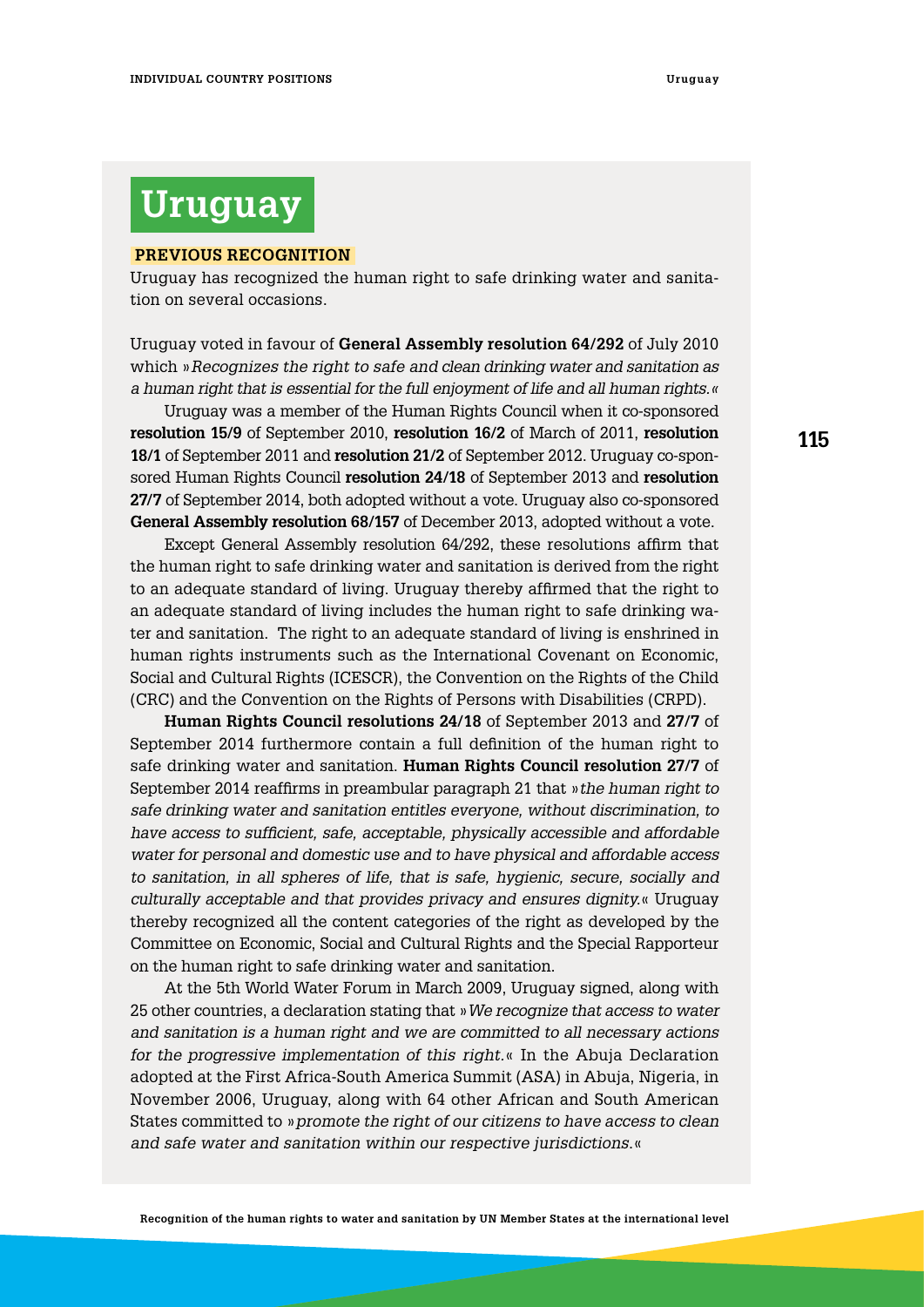# Uruguay

**PREVIOUS RECOGNITION**

Uruguay has recognized the human right to safe drinking water and sanitation on several occasions.

Uruguay voted in favour of **General Assembly resolution 64/292** of July 2010 which »*Recognizes the right to safe and clean drinking water and sanitation as a human right that is essential for the full enjoyment of life and all human rights.*«

Uruguay was a member of the Human Rights Council when it co-sponsored **resolution 15/9** of September 2010, **resolution 16/2** of March of 2011, **resolution 18/1** of September 2011 and **resolution 21/2** of September 2012. Uruguay co-sponsored Human Rights Council **resolution 24/18** of September 2013 and **resolution 27/7** of September 2014, both adopted without a vote. Uruguay also co-sponsored **General Assembly resolution 68/157** of December 2013, adopted without a vote.

Except General Assembly resolution 64/292, these resolutions affirm that the human right to safe drinking water and sanitation is derived from the right to an adequate standard of living. Uruguay thereby affirmed that the right to an adequate standard of living includes the human right to safe drinking water and sanitation. The right to an adequate standard of living is enshrined in human rights instruments such as the International Covenant on Economic, Social and Cultural Rights (ICESCR), the Convention on the Rights of the Child (CRC) and the Convention on the Rights of Persons with Disabilities (CRPD).

**Human Rights Council resolutions 24/18** of September 2013 and **27/7** of September 2014 furthermore contain a full definition of the human right to safe drinking water and sanitation. **Human Rights Council resolution 27/7** of September 2014 reaffirms in preambular paragraph 21 that »*the human right to safe drinking water and sanitation entitles everyone, without discrimination, to have access to sufficient, safe, acceptable, physically accessible and affordable water for personal and domestic use and to have physical and affordable access to sanitation, in all spheres of life, that is safe, hygienic, secure, socially and culturally acceptable and that provides privacy and ensures dignity.*« Uruguay thereby recognized all the content categories of the right as developed by the Committee on Economic, Social and Cultural Rights and the Special Rapporteur on the human right to safe drinking water and sanitation.

At the 5th World Water Forum in March 2009, Uruguay signed, along with 25 other countries, a declaration stating that »*We recognize that access to water and sanitation is a human right and we are committed to all necessary actions for the progressive implementation of this right.*« In the Abuja Declaration adopted at the First Africa-South America Summit (ASA) in Abuja, Nigeria, in November 2006, Uruguay, along with 64 other African and South American States committed to »*promote the right of our citizens to have access to clean and safe water and sanitation within our respective jurisdictions.*«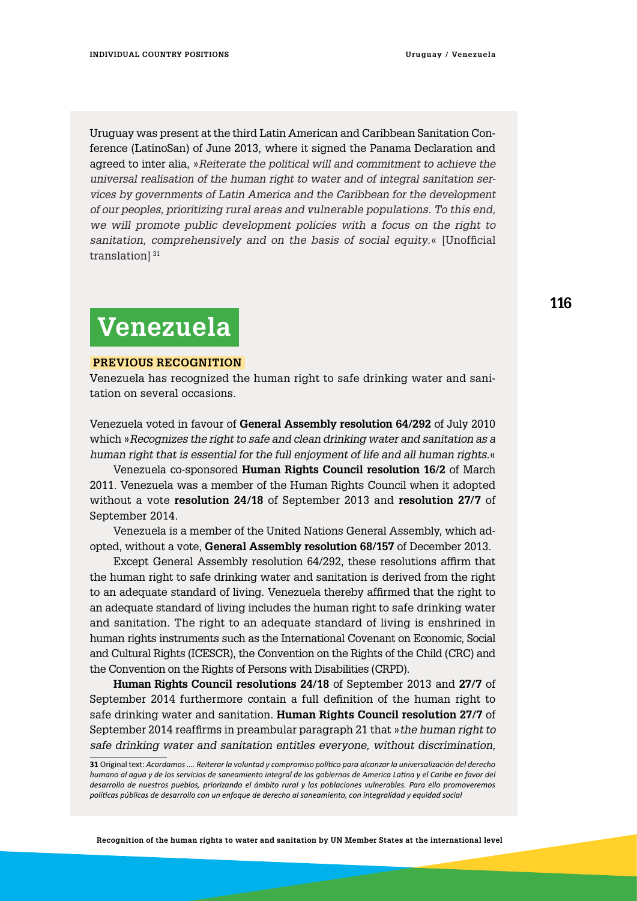Uruguay was present at the third Latin American and Caribbean Sanitation Conference (LatinoSan) of June 2013, where it signed the Panama Declaration and agreed to inter alia, »*Reiterate the political will and commitment to achieve the universal realisation of the human right to water and of integral sanitation services by governments of Latin America and the Caribbean for the development of our peoples, prioritizing rural areas and vulnerable populations. To this end, we will promote public development policies with a focus on the right to sanitation, comprehensively and on the basis of social equity.*« [Unofficial translation] [31]

# Venezuela

## PREVIOUS RECOGNITION

Venezuela has recognized the human right to safe drinking water and sanitation on several occasions.

Venezuela voted in favour of **General Assembly resolution 64/292** of July 2010 which »*Recognizes the right to safe and clean drinking water and sanitation as a human right that is essential for the full enjoyment of life and all human rights.*«

Venezuela co-sponsored **Human Rights Council resolution 16/2** of March 2011. Venezuela was a member of the Human Rights Council when it adopted without a vote **resolution 24/18** of September 2013 and **resolution 27/7** of September 2014.

Venezuela is a member of the United Nations General Assembly, which adopted, without a vote, **General Assembly resolution 68/157** of December 2013.

Except General Assembly resolution 64/292, these resolutions affirm that the human right to safe drinking water and sanitation is derived from the right to an adequate standard of living. Venezuela thereby affirmed that the right to an adequate standard of living includes the human right to safe drinking water and sanitation. The right to an adequate standard of living is enshrined in human rights instruments such as the International Covenant on Economic, Social and Cultural Rights (ICESCR), the Convention on the Rights of the Child (CRC) and the Convention on the Rights of Persons with Disabilities (CRPD).

**Human Rights Council resolutions 24/18** of September 2013 and **27/7** of September 2014 furthermore contain a full definition of the human right to safe drinking water and sanitation. **Human Rights Council resolution 27/7** of September 2014 reaffirms in preambular paragraph 21 that »*the human right to safe drinking water and sanitation entitles everyone, without discrimination,*

---

**31** Original text: *Acordamos …. Reiterar la voluntad y compromiso político para alcanzar la universalización del derecho humano al agua y de los servicios de saneamiento integral de los gobiernos de America Latina y el Caribe en favor del desarrollo de nuestros pueblos, priorizando el ámbito rural y las poblaciones vulnerables. Para ello promoveremos políticas públicas de desarrollo con un enfoque de derecho al saneamiento, con integralidad y equidad social*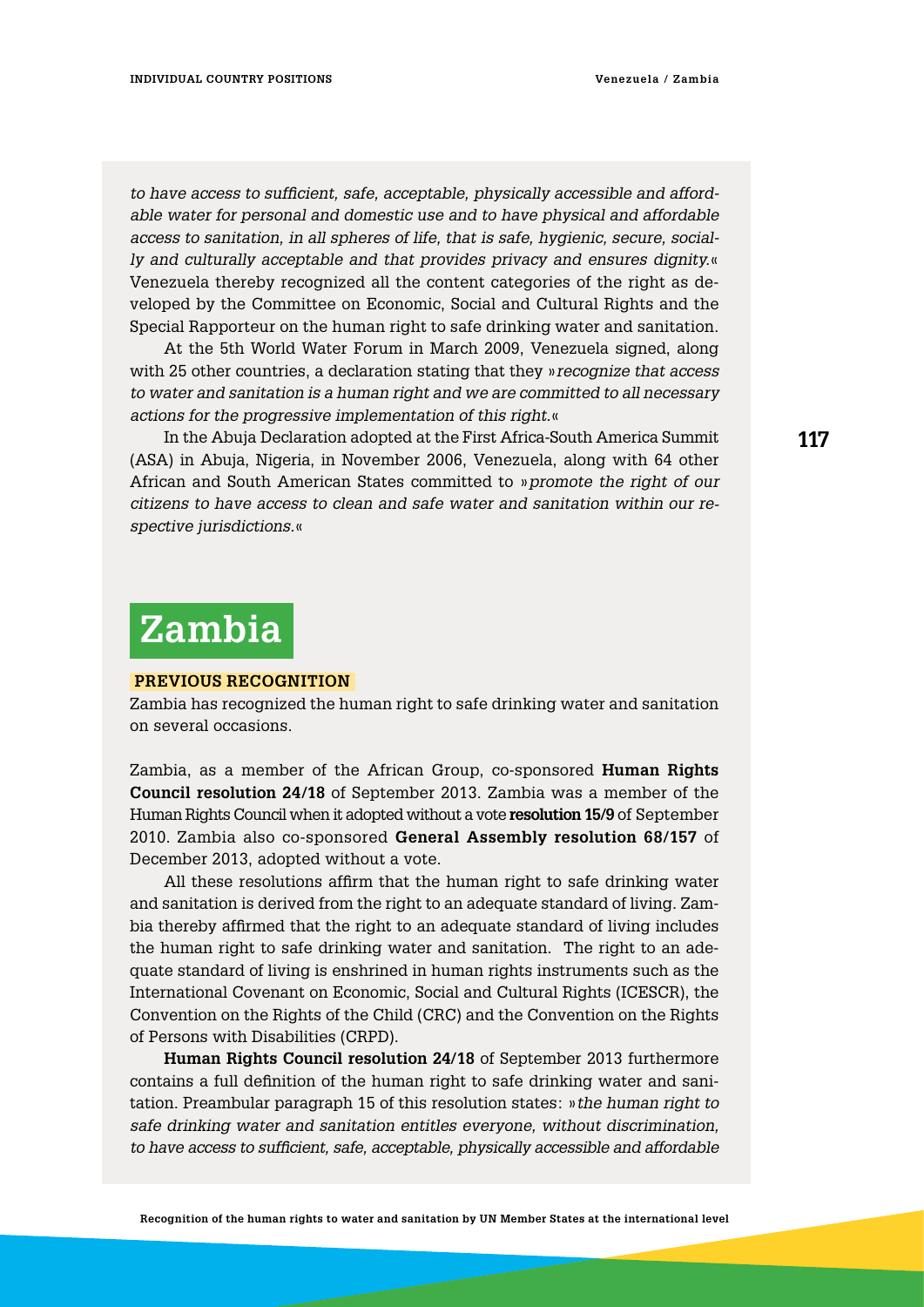*to have access to sufficient, safe, acceptable, physically accessible and affordable water for personal and domestic use and to have physical and affordable access to sanitation, in all spheres of life, that is safe, hygienic, secure, socially and culturally acceptable and that provides privacy and ensures dignity.*« Venezuela thereby recognized all the content categories of the right as developed by the Committee on Economic, Social and Cultural Rights and the Special Rapporteur on the human right to safe drinking water and sanitation.

At the 5th World Water Forum in March 2009, Venezuela signed, along with 25 other countries, a declaration stating that they »*recognize that access to water and sanitation is a human right and we are committed to all necessary actions for the progressive implementation of this right.*«

In the Abuja Declaration adopted at the First Africa-South America Summit (ASA) in Abuja, Nigeria, in November 2006, Venezuela, along with 64 other African and South American States committed to »*promote the right of our citizens to have access to clean and safe water and sanitation within our respective jurisdictions.*«

# Zambia

## PREVIOUS RECOGNITION

Zambia has recognized the human right to safe drinking water and sanitation on several occasions.

Zambia, as a member of the African Group, co-sponsored **Human Rights Council resolution 24/18** of September 2013. Zambia was a member of the Human Rights Council when it adopted without a vote **resolution 15/9** of September 2010. Zambia also co-sponsored **General Assembly resolution 68/157** of December 2013, adopted without a vote.

All these resolutions affirm that the human right to safe drinking water and sanitation is derived from the right to an adequate standard of living. Zambia thereby affirmed that the right to an adequate standard of living includes the human right to safe drinking water and sanitation. The right to an adequate standard of living is enshrined in human rights instruments such as the International Covenant on Economic, Social and Cultural Rights (ICESCR), the Convention on the Rights of the Child (CRC) and the Convention on the Rights of Persons with Disabilities (CRPD).

**Human Rights Council resolution 24/18** of September 2013 furthermore contains a full definition of the human right to safe drinking water and sanitation. Preambular paragraph 15 of this resolution states: »*the human right to safe drinking water and sanitation entitles everyone, without discrimination, to have access to sufficient, safe, acceptable, physically accessible and affordable*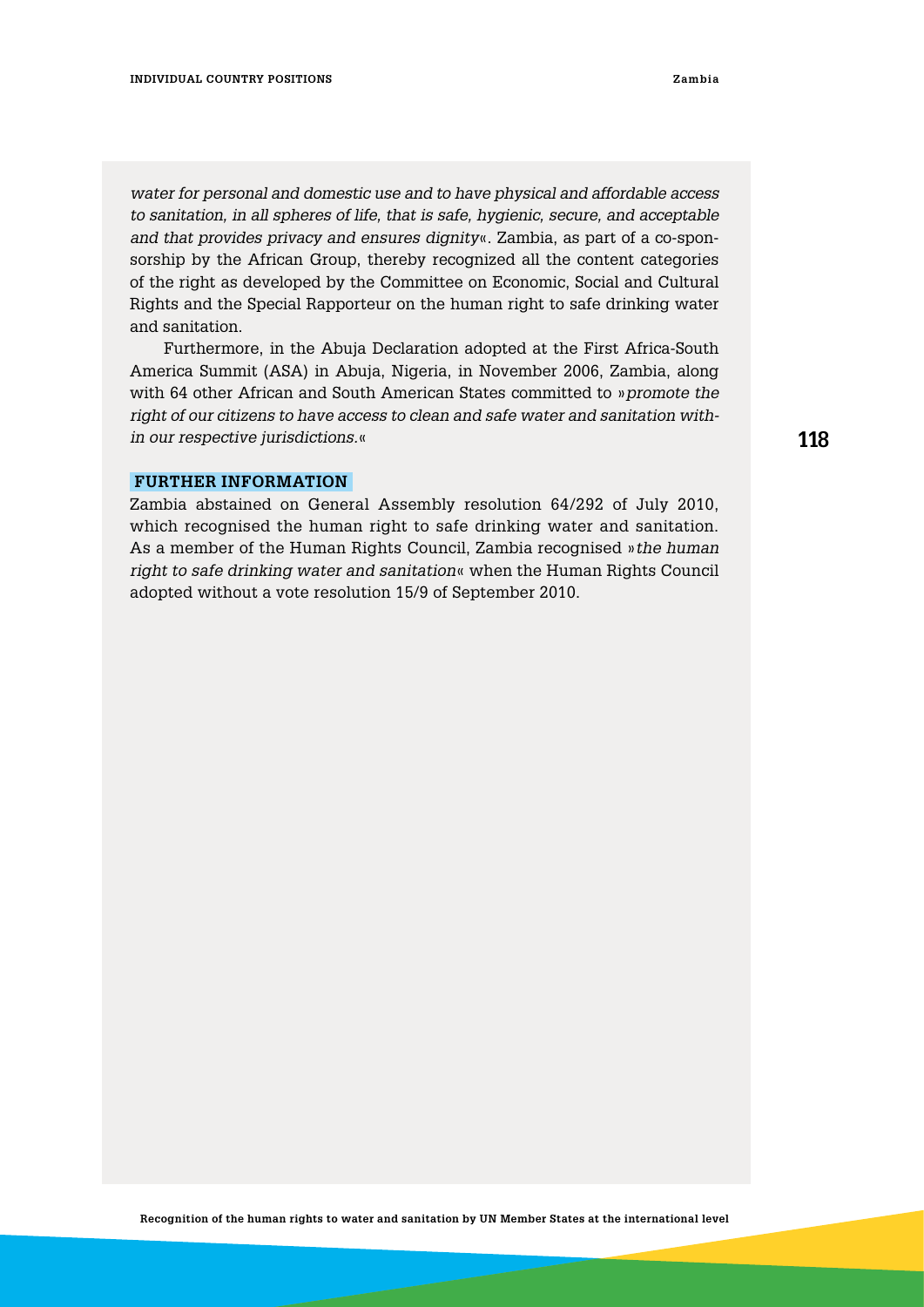*water for personal and domestic use and to have physical and affordable access to sanitation, in all spheres of life, that is safe, hygienic, secure, and acceptable and that provides privacy and ensures dignity*«. Zambia, as part of a co-sponsorship by the African Group, thereby recognized all the content categories of the right as developed by the Committee on Economic, Social and Cultural Rights and the Special Rapporteur on the human right to safe drinking water and sanitation.

Furthermore, in the Abuja Declaration adopted at the First Africa-South America Summit (ASA) in Abuja, Nigeria, in November 2006, Zambia, along with 64 other African and South American States committed to »*promote the right of our citizens to have access to clean and safe water and sanitation within our respective jurisdictions.*«

**FURTHER INFORMATION**

Zambia abstained on General Assembly resolution 64/292 of July 2010, which recognised the human right to safe drinking water and sanitation. As a member of the Human Rights Council, Zambia recognised »*the human right to safe drinking water and sanitation*« when the Human Rights Council adopted without a vote resolution 15/9 of September 2010.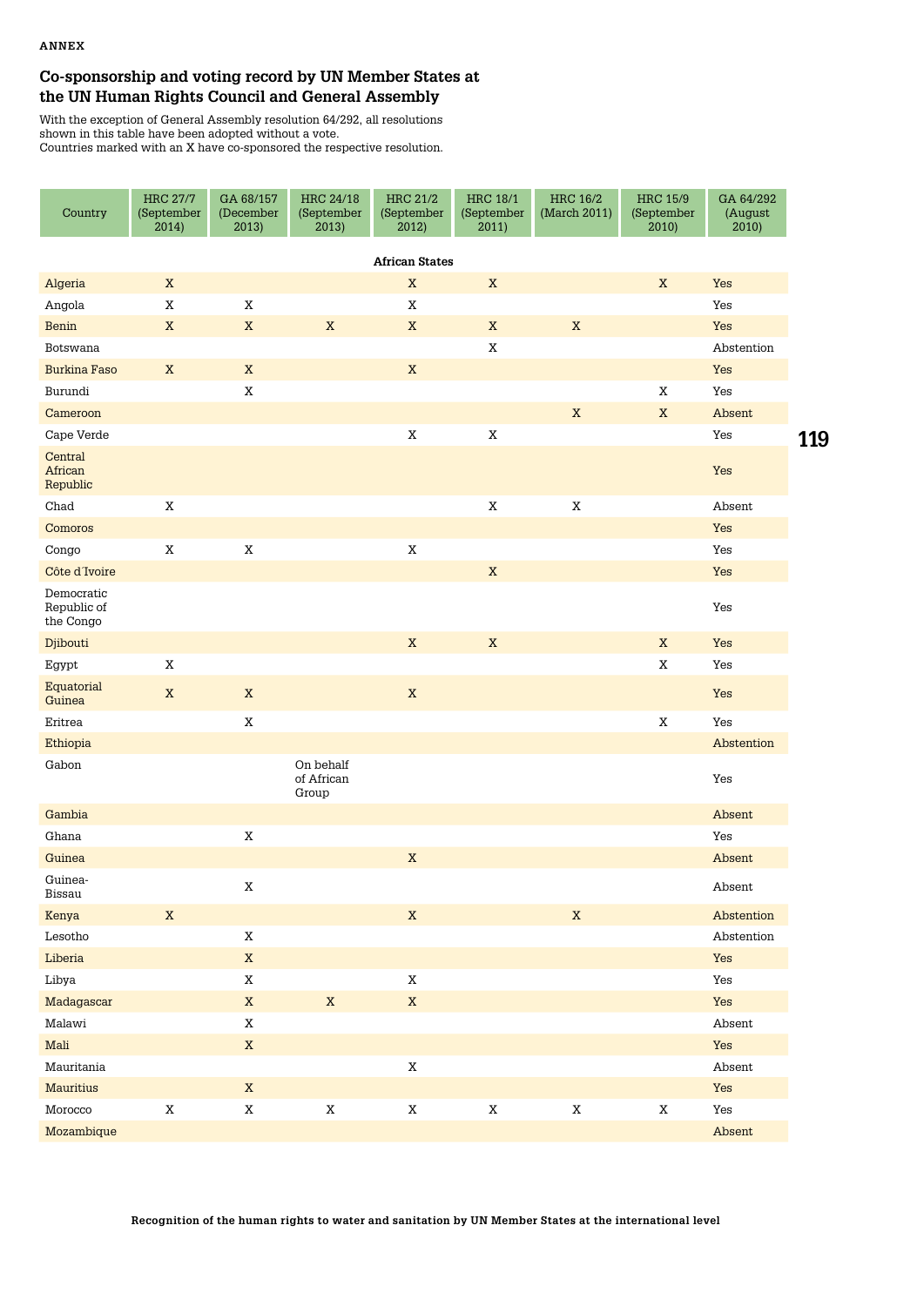**ANNEX**

## Co-sponsorship and voting record by UN Member States at the UN Human Rights Council and General Assembly

With the exception of General Assembly resolution 64/292, all resolutions shown in this table have been adopted without a vote.
Countries marked with an X have co-sponsored the respective resolution.

| Country | HRC 27/7 (September 2014) | GA 68/157 (December 2013) | HRC 24/18 (September 2013) | HRC 21/2 (September 2012) | HRC 18/1 (September 2011) | HRC 16/2 (March 2011) | HRC 15/9 (September 2010) | GA 64/292 (August 2010) |
|---|---|---|---|---|---|---|---|---|
| **African States** | | | | | | | | |
| Algeria | X | | | X | X | | X | Yes |
| Angola | X | X | | X | | | | Yes |
| Benin | X | X | X | X | X | X | | Yes |
| Botswana | | | | | X | | | Abstention |
| Burkina Faso | X | X | | X | | | | Yes |
| Burundi | | X | | | | | X | Yes |
| Cameroon | | | | | | X | X | Absent |
| Cape Verde | | | | X | X | | | Yes |
| Central African Republic | | | | | | | | Yes |
| Chad | X | | | | X | X | | Absent |
| Comoros | | | | | | | | Yes |
| Congo | X | X | | X | | | | Yes |
| Côte d´Ivoire | | | | | X | | | Yes |
| Democratic Republic of the Congo | | | | | | | | Yes |
| Djibouti | | | | X | X | | X | Yes |
| Egypt | X | | | | | | X | Yes |
| Equatorial Guinea | X | X | | X | | | | Yes |
| Eritrea | | X | | | | | X | Yes |
| Ethiopia | | | | | | | | Abstention |
| Gabon | | | On behalf of African Group | | | | | Yes |
| Gambia | | | | | | | | Absent |
| Ghana | | X | | | | | | Yes |
| Guinea | | | | X | | | | Absent |
| Guinea-Bissau | | X | | | | | | Absent |
| Kenya | X | | | X | | X | | Abstention |
| Lesotho | | X | | | | | | Abstention |
| Liberia | | X | | | | | | Yes |
| Libya | | X | | X | | | | Yes |
| Madagascar | | X | X | X | | | | Yes |
| Malawi | | X | | | | | | Absent |
| Mali | | X | | | | | | Yes |
| Mauritania | | | | X | | | | Absent |
| Mauritius | | X | | | | | | Yes |
| Morocco | X | X | X | X | X | X | X | Yes |
| Mozambique | | | | | | | | Absent |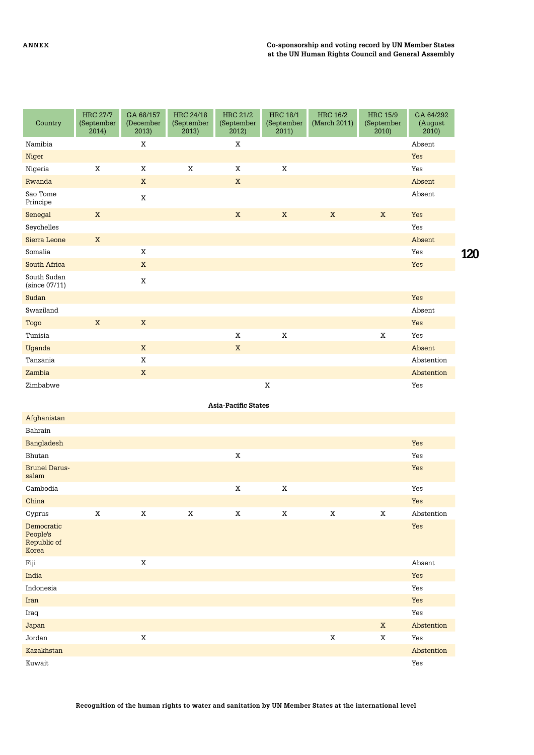| Country | HRC 27/7 (September 2014) | GA 68/157 (December 2013) | HRC 24/18 (September 2013) | HRC 21/2 (September 2012) | HRC 18/1 (September 2011) | HRC 16/2 (March 2011) | HRC 15/9 (September 2010) | GA 64/292 (August 2010) |
|---|---|---|---|---|---|---|---|---|
| Namibia | | X | | X | | | | Absent |
| Niger | | | | | | | | Yes |
| Nigeria | X | X | X | X | X | | | Yes |
| Rwanda | | X | | X | | | | Absent |
| Sao Tome Principe | | X | | | | | | Absent |
| Senegal | X | | | X | X | X | X | Yes |
| Seychelles | | | | | | | | Yes |
| Sierra Leone | X | | | | | | | Absent |
| Somalia | | X | | | | | | Yes |
| South Africa | | X | | | | | | Yes |
| South Sudan (since 07/11) | | X | | | | | | |
| Sudan | | | | | | | | Yes |
| Swaziland | | | | | | | | Absent |
| Togo | X | X | | | | | | Yes |
| Tunisia | | | | X | X | | X | Yes |
| Uganda | | X | | X | | | | Absent |
| Tanzania | | X | | | | | | Abstention |
| Zambia | | X | | | | | | Abstention |
| Zimbabwe | | | | | X | | | Yes |
| **Asia-Pacific States** | | | | | | | | |
| Afghanistan | | | | | | | | |
| Bahrain | | | | | | | | |
| Bangladesh | | | | | | | | Yes |
| Bhutan | | | | X | | | | Yes |
| Brunei Darus-salam | | | | | | | | Yes |
| Cambodia | | | | X | X | | | Yes |
| China | | | | | | | | Yes |
| Cyprus | X | X | X | X | X | X | X | Abstention |
| Democratic People's Republic of Korea | | | | | | | | Yes |
| Fiji | | X | | | | | | Absent |
| India | | | | | | | | Yes |
| Indonesia | | | | | | | | Yes |
| Iran | | | | | | | | Yes |
| Iraq | | | | | | | | Yes |
| Japan | | | | | | | X | Abstention |
| Jordan | | X | | | | X | X | Yes |
| Kazakhstan | | | | | | | | Abstention |
| Kuwait | | | | | | | | Yes |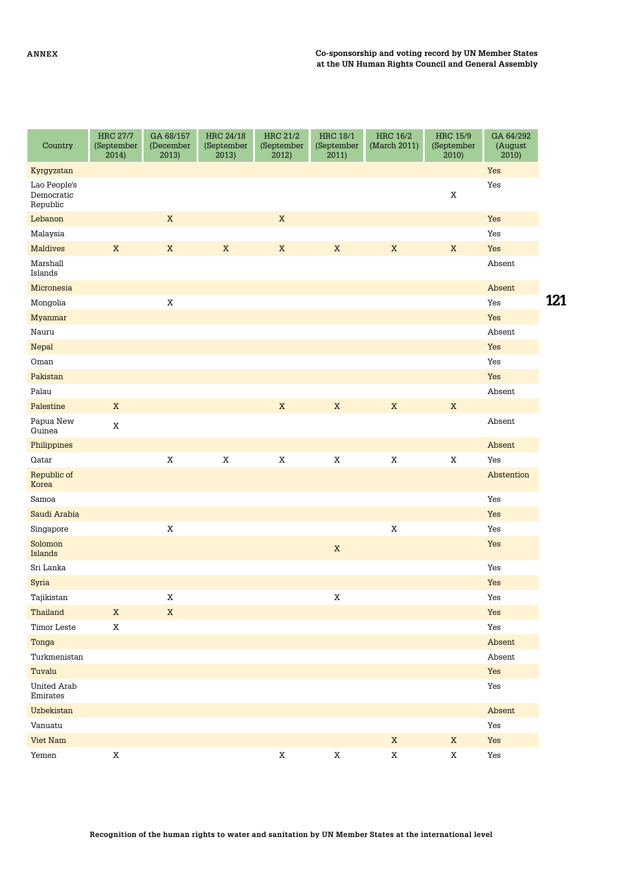| Country | HRC 27/7 (September 2014) | GA 68/157 (December 2013) | HRC 24/18 (September 2013) | HRC 21/2 (September 2012) | HRC 18/1 (September 2011) | HRC 16/2 (March 2011) | HRC 15/9 (September 2010) | GA 64/292 (August 2010) |
|---|---|---|---|---|---|---|---|---|
| Kyrgyzstan | | | | | | | | Yes |
| Lao People's Democratic Republic | | | | | | | X | Yes |
| Lebanon | | X | | X | | | | Yes |
| Malaysia | | | | | | | | Yes |
| Maldives | X | X | X | X | X | X | X | Yes |
| Marshall Islands | | | | | | | | Absent |
| Micronesia | | | | | | | | Absent |
| Mongolia | | X | | | | | | Yes |
| Myanmar | | | | | | | | Yes |
| Nauru | | | | | | | | Absent |
| Nepal | | | | | | | | Yes |
| Oman | | | | | | | | Yes |
| Pakistan | | | | | | | | Yes |
| Palau | | | | | | | | Absent |
| Palestine | X | | | X | X | X | X | |
| Papua New Guinea | X | | | | | | | Absent |
| Philippines | | | | | | | | Absent |
| Qatar | | X | X | X | X | X | X | Yes |
| Republic of Korea | | | | | | | | Abstention |
| Samoa | | | | | | | | Yes |
| Saudi Arabia | | | | | | | | Yes |
| Singapore | | X | | | | X | | Yes |
| Solomon Islands | | | | | X | | | Yes |
| Sri Lanka | | | | | | | | Yes |
| Syria | | | | | | | | Yes |
| Tajikistan | | X | | | X | | | Yes |
| Thailand | X | X | | | | | | Yes |
| Timor Leste | X | | | | | | | Yes |
| Tonga | | | | | | | | Absent |
| Turkmenistan | | | | | | | | Absent |
| Tuvalu | | | | | | | | Yes |
| United Arab Emirates | | | | | | | | Yes |
| Uzbekistan | | | | | | | | Absent |
| Vanuatu | | | | | | | | Yes |
| Viet Nam | | | | | | X | X | Yes |
| Yemen | X | | | X | X | X | X | Yes |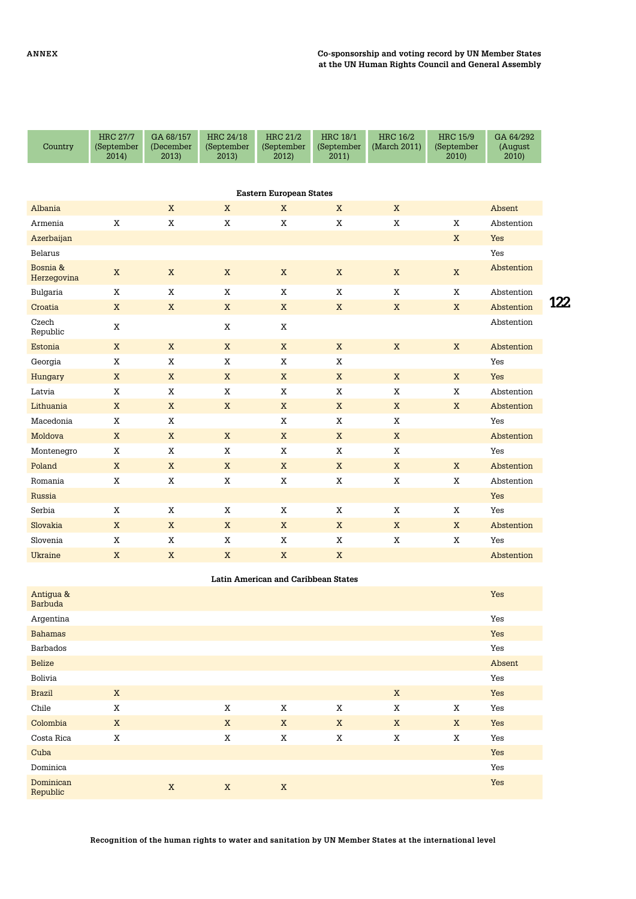| Country | HRC 27/7 (September 2014) | GA 68/157 (December 2013) | HRC 24/18 (September 2013) | HRC 21/2 (September 2012) | HRC 18/1 (September 2011) | HRC 16/2 (March 2011) | HRC 15/9 (September 2010) | GA 64/292 (August 2010) |
|---|---|---|---|---|---|---|---|---|
| **Eastern European States** | | | | | | | | |
| Albania | | X | X | X | X | X | | Absent |
| Armenia | X | X | X | X | X | X | X | Abstention |
| Azerbaijan | | | | | | | X | Yes |
| Belarus | | | | | | | | Yes |
| Bosnia & Herzegovina | X | X | X | X | X | X | X | Abstention |
| Bulgaria | X | X | X | X | X | X | X | Abstention |
| Croatia | X | X | X | X | X | X | X | Abstention |
| Czech Republic | X | | X | X | | | | Abstention |
| Estonia | X | X | X | X | X | X | X | Abstention |
| Georgia | X | X | X | X | X | | | Yes |
| Hungary | X | X | X | X | X | X | X | Yes |
| Latvia | X | X | X | X | X | X | X | Abstention |
| Lithuania | X | X | X | X | X | X | X | Abstention |
| Macedonia | X | X | | X | X | X | | Yes |
| Moldova | X | X | X | X | X | X | | Abstention |
| Montenegro | X | X | X | X | X | X | | Yes |
| Poland | X | X | X | X | X | X | X | Abstention |
| Romania | X | X | X | X | X | X | X | Abstention |
| Russia | | | | | | | | Yes |
| Serbia | X | X | X | X | X | X | X | Yes |
| Slovakia | X | X | X | X | X | X | X | Abstention |
| Slovenia | X | X | X | X | X | X | X | Yes |
| Ukraine | X | X | X | X | X | | | Abstention |
| **Latin American and Caribbean States** | | | | | | | | |
| Antigua & Barbuda | | | | | | | | Yes |
| Argentina | | | | | | | | Yes |
| Bahamas | | | | | | | | Yes |
| Barbados | | | | | | | | Yes |
| Belize | | | | | | | | Absent |
| Bolivia | | | | | | | | Yes |
| Brazil | X | | | | | X | | Yes |
| Chile | X | | X | X | X | X | X | Yes |
| Colombia | X | | X | X | X | X | X | Yes |
| Costa Rica | X | | X | X | X | X | X | Yes |
| Cuba | | | | | | | | Yes |
| Dominica | | | | | | | | Yes |
| Dominican Republic | | X | X | X | | | | Yes |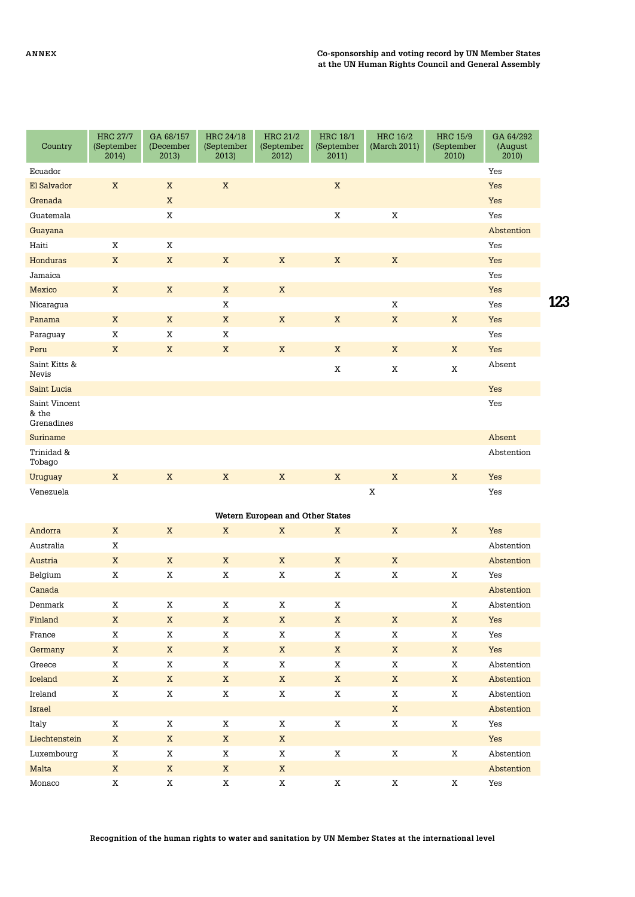| Country | HRC 27/7 (September 2014) | GA 68/157 (December 2013) | HRC 24/18 (September 2013) | HRC 21/2 (September 2012) | HRC 18/1 (September 2011) | HRC 16/2 (March 2011) | HRC 15/9 (September 2010) | GA 64/292 (August 2010) |
|---|---|---|---|---|---|---|---|---|
| Ecuador | | | | | | | | Yes |
| El Salvador | X | X | X | | X | | | Yes |
| Grenada | | X | | | | | | Yes |
| Guatemala | | X | | | X | X | | Yes |
| Guayana | | | | | | | | Abstention |
| Haiti | X | X | | | | | | Yes |
| Honduras | X | X | X | X | X | X | | Yes |
| Jamaica | | | | | | | | Yes |
| Mexico | X | X | X | X | | | | Yes |
| Nicaragua | | | X | | | X | | Yes |
| Panama | X | X | X | X | X | X | X | Yes |
| Paraguay | X | X | X | | | | | Yes |
| Peru | X | X | X | X | X | X | X | Yes |
| Saint Kitts & Nevis | | | | | X | X | X | Absent |
| Saint Lucia | | | | | | | | Yes |
| Saint Vincent & the Grenadines | | | | | | | | Yes |
| Suriname | | | | | | | | Absent |
| Trinidad & Tobago | | | | | | | | Abstention |
| Uruguay | X | X | X | X | X | X | X | Yes |
| Venezuela | | | | | | X | | Yes |
| **Wetern European and Other States** | | | | | | | | |
| Andorra | X | X | X | X | X | X | X | Yes |
| Australia | X | | | | | | | Abstention |
| Austria | X | X | X | X | X | X | | Abstention |
| Belgium | X | X | X | X | X | X | X | Yes |
| Canada | | | | | | | | Abstention |
| Denmark | X | X | X | X | X | | X | Abstention |
| Finland | X | X | X | X | X | X | X | Yes |
| France | X | X | X | X | X | X | X | Yes |
| Germany | X | X | X | X | X | X | X | Yes |
| Greece | X | X | X | X | X | X | X | Abstention |
| Iceland | X | X | X | X | X | X | X | Abstention |
| Ireland | X | X | X | X | X | X | X | Abstention |
| Israel | | | | | | X | | Abstention |
| Italy | X | X | X | X | X | X | X | Yes |
| Liechtenstein | X | X | X | X | | | | Yes |
| Luxembourg | X | X | X | X | X | X | X | Abstention |
| Malta | X | X | X | X | | | | Abstention |
| Monaco | X | X | X | X | X | X | X | Yes |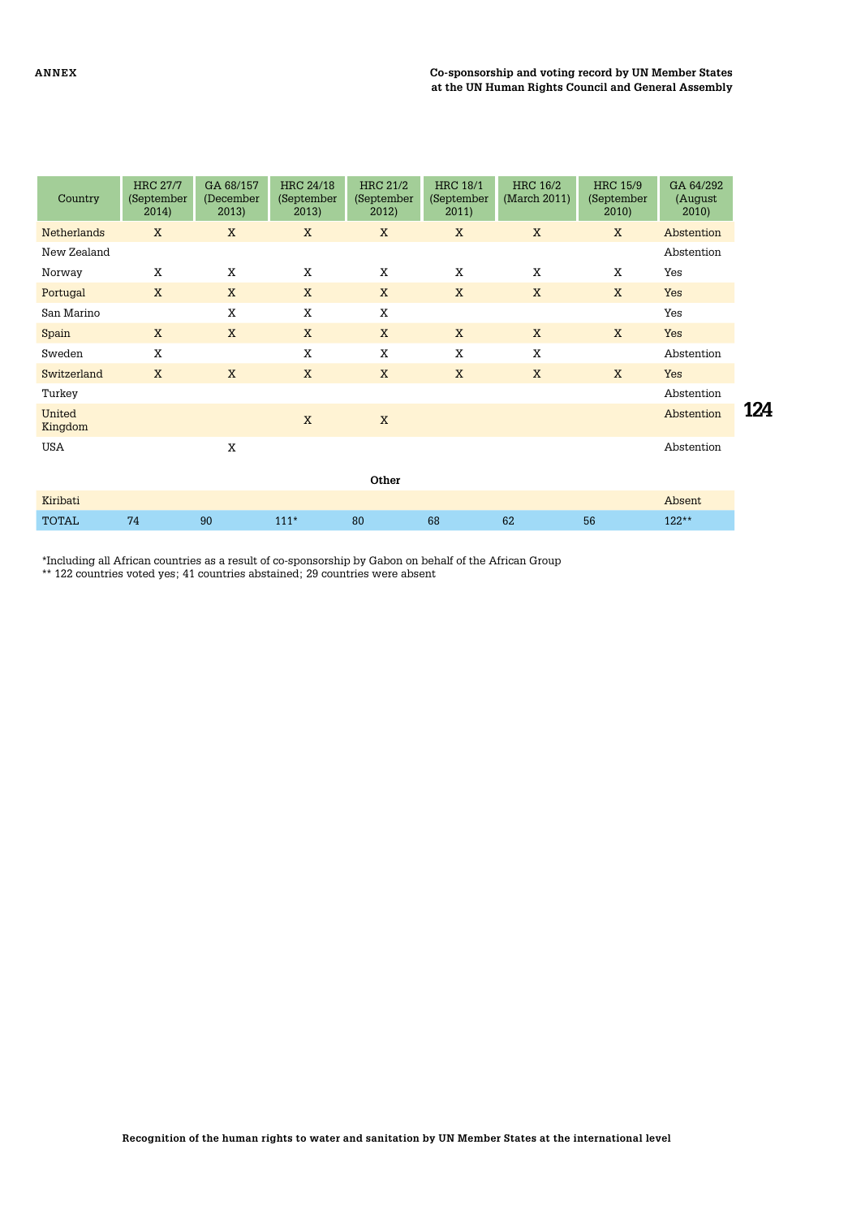| Country | HRC 27/7 (September 2014) | GA 68/157 (December 2013) | HRC 24/18 (September 2013) | HRC 21/2 (September 2012) | HRC 18/1 (September 2011) | HRC 16/2 (March 2011) | HRC 15/9 (September 2010) | GA 64/292 (August 2010) |
|---|---|---|---|---|---|---|---|---|
| Netherlands | X | X | X | X | X | X | X | Abstention |
| New Zealand | | | | | | | | Abstention |
| Norway | X | X | X | X | X | X | X | Yes |
| Portugal | X | X | X | X | X | X | X | Yes |
| San Marino | | X | X | X | | | | Yes |
| Spain | X | X | X | X | X | X | X | Yes |
| Sweden | X | | X | X | X | X | | Abstention |
| Switzerland | X | X | X | X | X | X | X | Yes |
| Turkey | | | | | | | | Abstention |
| United Kingdom | | | X | X | | | | Abstention |
| USA | | X | | | | | | Abstention |
| **Other** | | | | | | | | |
| Kiribati | | | | | | | | Absent |
| TOTAL | 74 | 90 | 111* | 80 | 68 | 62 | 56 | 122** |

*Including all African countries as a result of co-sponsorship by Gabon on behalf of the African Group
** 122 countries voted yes; 41 countries abstained; 29 countries were absent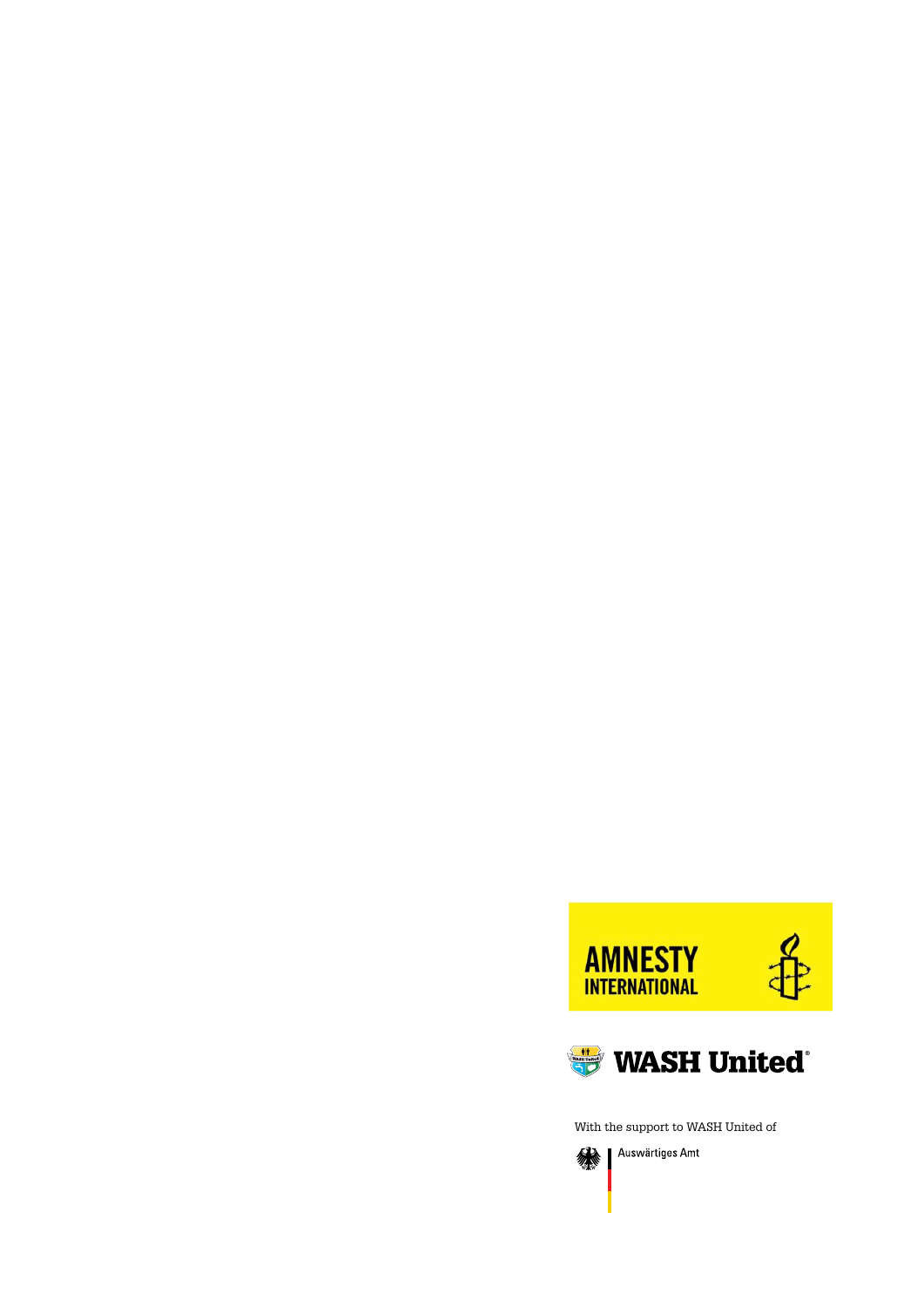AMNESTY INTERNATIONAL

WASH United

With the support to WASH United of

Auswärtiges Amt